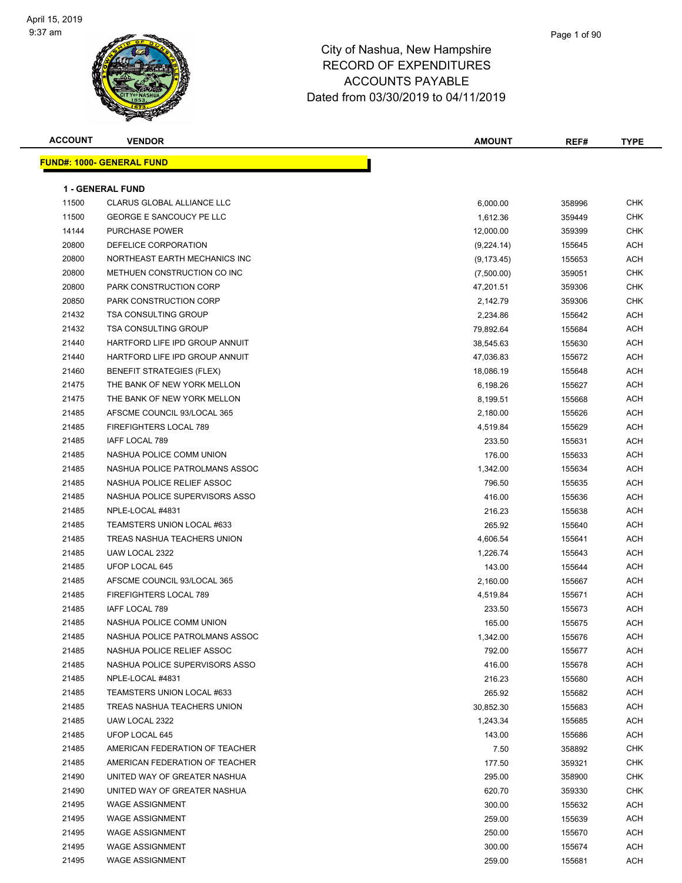# City of Nashua, New Hampshire
## RECORD OF EXPENDITURES
## ACCOUNTS PAYABLE
## Dated from 03/30/2019 to 04/11/2019

| ACCOUNT | VENDOR | AMOUNT | REF# | TYPE |
|---|---|---|---|---|

**FUND#: 1000- GENERAL FUND**

**1 - GENERAL FUND**

| ACCOUNT | VENDOR | AMOUNT | REF# | TYPE |
|---|---|---|---|---|
| 11500 | CLARUS GLOBAL ALLIANCE LLC | 6,000.00 | 358996 | CHK |
| 11500 | GEORGE E SANCOUCY PE LLC | 1,612.36 | 359449 | CHK |
| 14144 | PURCHASE POWER | 12,000.00 | 359399 | CHK |
| 20800 | DEFELICE CORPORATION | (9,224.14) | 155645 | ACH |
| 20800 | NORTHEAST EARTH MECHANICS INC | (9,173.45) | 155653 | ACH |
| 20800 | METHUEN CONSTRUCTION CO INC | (7,500.00) | 359051 | CHK |
| 20800 | PARK CONSTRUCTION CORP | 47,201.51 | 359306 | CHK |
| 20850 | PARK CONSTRUCTION CORP | 2,142.79 | 359306 | CHK |
| 21432 | TSA CONSULTING GROUP | 2,234.86 | 155642 | ACH |
| 21432 | TSA CONSULTING GROUP | 79,892.64 | 155684 | ACH |
| 21440 | HARTFORD LIFE IPD GROUP ANNUIT | 38,545.63 | 155630 | ACH |
| 21440 | HARTFORD LIFE IPD GROUP ANNUIT | 47,036.83 | 155672 | ACH |
| 21460 | BENEFIT STRATEGIES (FLEX) | 18,086.19 | 155648 | ACH |
| 21475 | THE BANK OF NEW YORK MELLON | 6,198.26 | 155627 | ACH |
| 21475 | THE BANK OF NEW YORK MELLON | 8,199.51 | 155668 | ACH |
| 21485 | AFSCME COUNCIL 93/LOCAL 365 | 2,180.00 | 155626 | ACH |
| 21485 | FIREFIGHTERS LOCAL 789 | 4,519.84 | 155629 | ACH |
| 21485 | IAFF LOCAL 789 | 233.50 | 155631 | ACH |
| 21485 | NASHUA POLICE COMM UNION | 176.00 | 155633 | ACH |
| 21485 | NASHUA POLICE PATROLMANS ASSOC | 1,342.00 | 155634 | ACH |
| 21485 | NASHUA POLICE RELIEF ASSOC | 796.50 | 155635 | ACH |
| 21485 | NASHUA POLICE SUPERVISORS ASSO | 416.00 | 155636 | ACH |
| 21485 | NPLE-LOCAL #4831 | 216.23 | 155638 | ACH |
| 21485 | TEAMSTERS UNION LOCAL #633 | 265.92 | 155640 | ACH |
| 21485 | TREAS NASHUA TEACHERS UNION | 4,606.54 | 155641 | ACH |
| 21485 | UAW LOCAL 2322 | 1,226.74 | 155643 | ACH |
| 21485 | UFOP LOCAL 645 | 143.00 | 155644 | ACH |
| 21485 | AFSCME COUNCIL 93/LOCAL 365 | 2,160.00 | 155667 | ACH |
| 21485 | FIREFIGHTERS LOCAL 789 | 4,519.84 | 155671 | ACH |
| 21485 | IAFF LOCAL 789 | 233.50 | 155673 | ACH |
| 21485 | NASHUA POLICE COMM UNION | 165.00 | 155675 | ACH |
| 21485 | NASHUA POLICE PATROLMANS ASSOC | 1,342.00 | 155676 | ACH |
| 21485 | NASHUA POLICE RELIEF ASSOC | 792.00 | 155677 | ACH |
| 21485 | NASHUA POLICE SUPERVISORS ASSO | 416.00 | 155678 | ACH |
| 21485 | NPLE-LOCAL #4831 | 216.23 | 155680 | ACH |
| 21485 | TEAMSTERS UNION LOCAL #633 | 265.92 | 155682 | ACH |
| 21485 | TREAS NASHUA TEACHERS UNION | 30,852.30 | 155683 | ACH |
| 21485 | UAW LOCAL 2322 | 1,243.34 | 155685 | ACH |
| 21485 | UFOP LOCAL 645 | 143.00 | 155686 | ACH |
| 21485 | AMERICAN FEDERATION OF TEACHER | 7.50 | 358892 | CHK |
| 21485 | AMERICAN FEDERATION OF TEACHER | 177.50 | 359321 | CHK |
| 21490 | UNITED WAY OF GREATER NASHUA | 295.00 | 358900 | CHK |
| 21490 | UNITED WAY OF GREATER NASHUA | 620.70 | 359330 | CHK |
| 21495 | WAGE ASSIGNMENT | 300.00 | 155632 | ACH |
| 21495 | WAGE ASSIGNMENT | 259.00 | 155639 | ACH |
| 21495 | WAGE ASSIGNMENT | 250.00 | 155670 | ACH |
| 21495 | WAGE ASSIGNMENT | 300.00 | 155674 | ACH |
| 21495 | WAGE ASSIGNMENT | 259.00 | 155681 | ACH |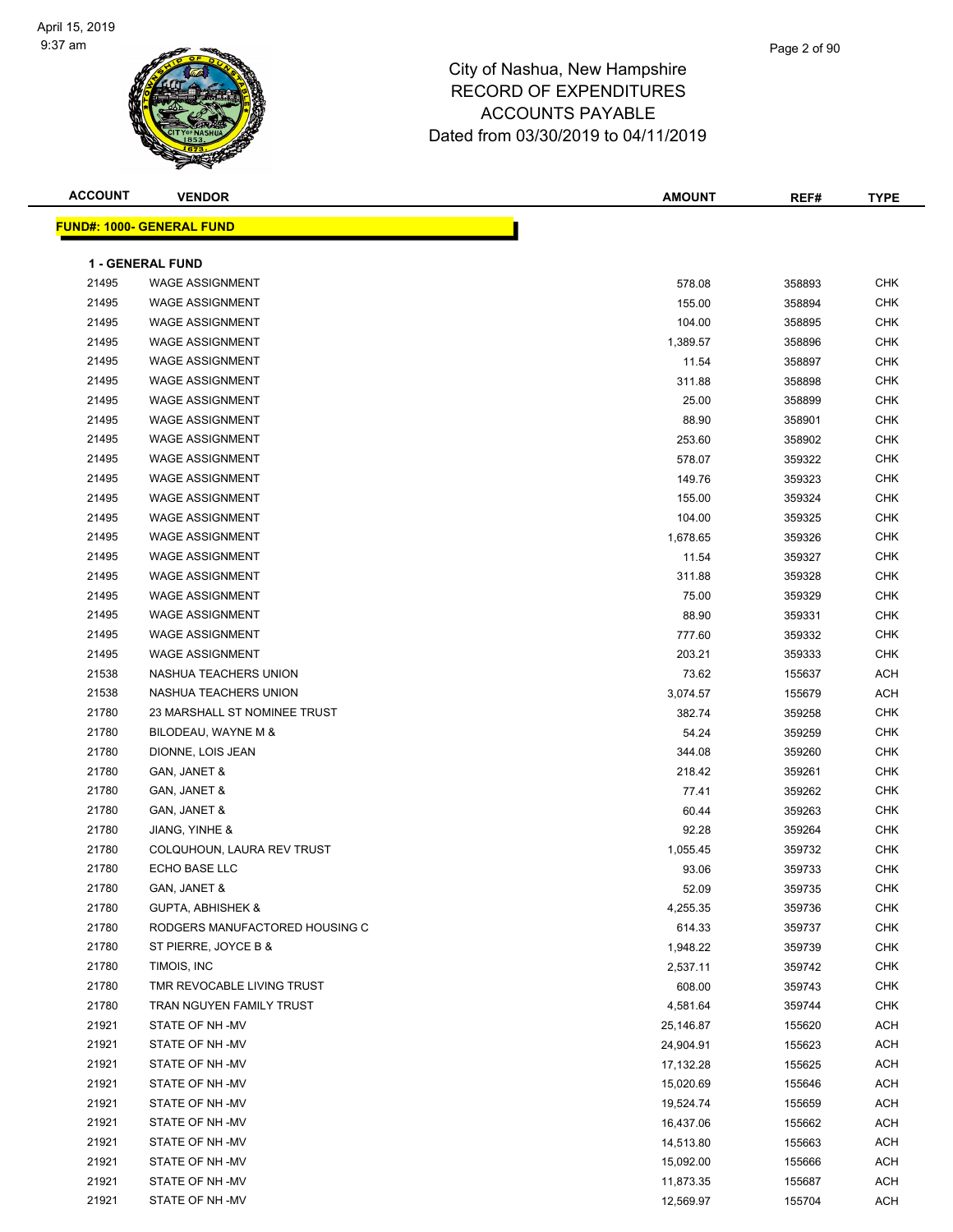# City of Nashua, New Hampshire
## RECORD OF EXPENDITURES
## ACCOUNTS PAYABLE
## Dated from 03/30/2019 to 04/11/2019

April 15, 2019
9:37 am

| ACCOUNT | VENDOR | AMOUNT | REF# | TYPE |
|---|---|---|---|---|
| **FUND#: 1000- GENERAL FUND** | | | | |
| **1 - GENERAL FUND** | | | | |
| 21495 | WAGE ASSIGNMENT | 578.08 | 358893 | CHK |
| 21495 | WAGE ASSIGNMENT | 155.00 | 358894 | CHK |
| 21495 | WAGE ASSIGNMENT | 104.00 | 358895 | CHK |
| 21495 | WAGE ASSIGNMENT | 1,389.57 | 358896 | CHK |
| 21495 | WAGE ASSIGNMENT | 11.54 | 358897 | CHK |
| 21495 | WAGE ASSIGNMENT | 311.88 | 358898 | CHK |
| 21495 | WAGE ASSIGNMENT | 25.00 | 358899 | CHK |
| 21495 | WAGE ASSIGNMENT | 88.90 | 358901 | CHK |
| 21495 | WAGE ASSIGNMENT | 253.60 | 358902 | CHK |
| 21495 | WAGE ASSIGNMENT | 578.07 | 359322 | CHK |
| 21495 | WAGE ASSIGNMENT | 149.76 | 359323 | CHK |
| 21495 | WAGE ASSIGNMENT | 155.00 | 359324 | CHK |
| 21495 | WAGE ASSIGNMENT | 104.00 | 359325 | CHK |
| 21495 | WAGE ASSIGNMENT | 1,678.65 | 359326 | CHK |
| 21495 | WAGE ASSIGNMENT | 11.54 | 359327 | CHK |
| 21495 | WAGE ASSIGNMENT | 311.88 | 359328 | CHK |
| 21495 | WAGE ASSIGNMENT | 75.00 | 359329 | CHK |
| 21495 | WAGE ASSIGNMENT | 88.90 | 359331 | CHK |
| 21495 | WAGE ASSIGNMENT | 777.60 | 359332 | CHK |
| 21495 | WAGE ASSIGNMENT | 203.21 | 359333 | CHK |
| 21538 | NASHUA TEACHERS UNION | 73.62 | 155637 | ACH |
| 21538 | NASHUA TEACHERS UNION | 3,074.57 | 155679 | ACH |
| 21780 | 23 MARSHALL ST NOMINEE TRUST | 382.74 | 359258 | CHK |
| 21780 | BILODEAU, WAYNE M & | 54.24 | 359259 | CHK |
| 21780 | DIONNE, LOIS JEAN | 344.08 | 359260 | CHK |
| 21780 | GAN, JANET & | 218.42 | 359261 | CHK |
| 21780 | GAN, JANET & | 77.41 | 359262 | CHK |
| 21780 | GAN, JANET & | 60.44 | 359263 | CHK |
| 21780 | JIANG, YINHE & | 92.28 | 359264 | CHK |
| 21780 | COLQUHOUN, LAURA REV TRUST | 1,055.45 | 359732 | CHK |
| 21780 | ECHO BASE LLC | 93.06 | 359733 | CHK |
| 21780 | GAN, JANET & | 52.09 | 359735 | CHK |
| 21780 | GUPTA, ABHISHEK & | 4,255.35 | 359736 | CHK |
| 21780 | RODGERS MANUFACTORED HOUSING C | 614.33 | 359737 | CHK |
| 21780 | ST PIERRE, JOYCE B & | 1,948.22 | 359739 | CHK |
| 21780 | TIMOIS, INC | 2,537.11 | 359742 | CHK |
| 21780 | TMR REVOCABLE LIVING TRUST | 608.00 | 359743 | CHK |
| 21780 | TRAN NGUYEN FAMILY TRUST | 4,581.64 | 359744 | CHK |
| 21921 | STATE OF NH -MV | 25,146.87 | 155620 | ACH |
| 21921 | STATE OF NH -MV | 24,904.91 | 155623 | ACH |
| 21921 | STATE OF NH -MV | 17,132.28 | 155625 | ACH |
| 21921 | STATE OF NH -MV | 15,020.69 | 155646 | ACH |
| 21921 | STATE OF NH -MV | 19,524.74 | 155659 | ACH |
| 21921 | STATE OF NH -MV | 16,437.06 | 155662 | ACH |
| 21921 | STATE OF NH -MV | 14,513.80 | 155663 | ACH |
| 21921 | STATE OF NH -MV | 15,092.00 | 155666 | ACH |
| 21921 | STATE OF NH -MV | 11,873.35 | 155687 | ACH |
| 21921 | STATE OF NH -MV | 12,569.97 | 155704 | ACH |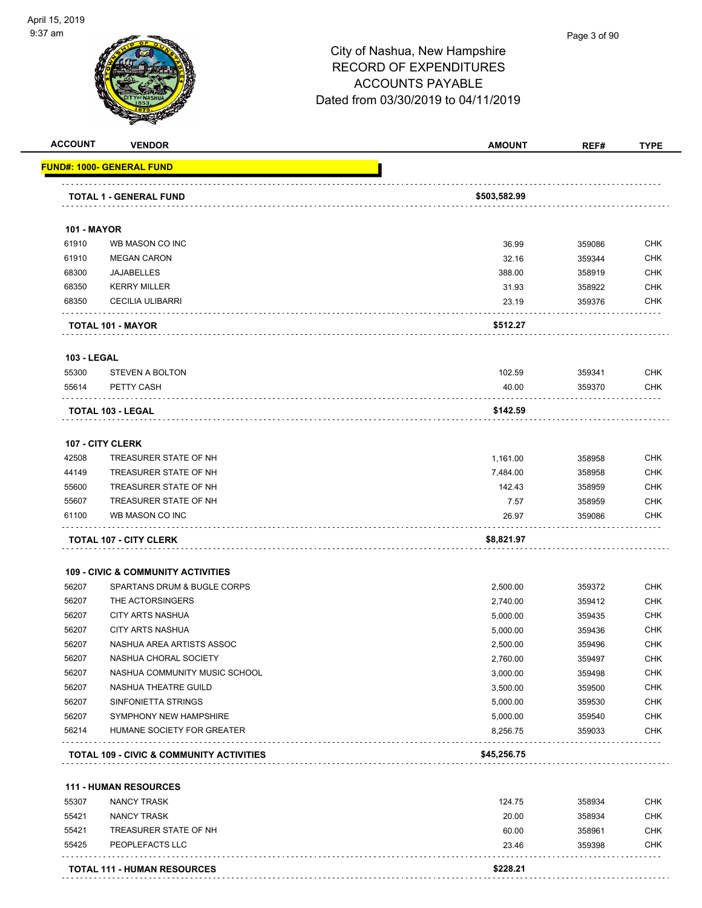# City of Nashua, New Hampshire
# RECORD OF EXPENDITURES
# ACCOUNTS PAYABLE
# Dated from 03/30/2019 to 04/11/2019

| ACCOUNT | VENDOR | AMOUNT | REF# | TYPE |
|---|---|---|---|---|
| **FUND#: 1000- GENERAL FUND** | | | | |
| | **TOTAL 1 - GENERAL FUND** | **$503,582.99** | | |
| **101 - MAYOR** | | | | |
| 61910 | WB MASON CO INC | 36.99 | 359086 | CHK |
| 61910 | MEGAN CARON | 32.16 | 359344 | CHK |
| 68300 | JAJABELLES | 388.00 | 358919 | CHK |
| 68350 | KERRY MILLER | 31.93 | 358922 | CHK |
| 68350 | CECILIA ULIBARRI | 23.19 | 359376 | CHK |
| | **TOTAL 101 - MAYOR** | **$512.27** | | |
| **103 - LEGAL** | | | | |
| 55300 | STEVEN A BOLTON | 102.59 | 359341 | CHK |
| 55614 | PETTY CASH | 40.00 | 359370 | CHK |
| | **TOTAL 103 - LEGAL** | **$142.59** | | |
| **107 - CITY CLERK** | | | | |
| 42508 | TREASURER STATE OF NH | 1,161.00 | 358958 | CHK |
| 44149 | TREASURER STATE OF NH | 7,484.00 | 358958 | CHK |
| 55600 | TREASURER STATE OF NH | 142.43 | 358959 | CHK |
| 55607 | TREASURER STATE OF NH | 7.57 | 358959 | CHK |
| 61100 | WB MASON CO INC | 26.97 | 359086 | CHK |
| | **TOTAL 107 - CITY CLERK** | **$8,821.97** | | |
| **109 - CIVIC & COMMUNITY ACTIVITIES** | | | | |
| 56207 | SPARTANS DRUM & BUGLE CORPS | 2,500.00 | 359372 | CHK |
| 56207 | THE ACTORSINGERS | 2,740.00 | 359412 | CHK |
| 56207 | CITY ARTS NASHUA | 5,000.00 | 359435 | CHK |
| 56207 | CITY ARTS NASHUA | 5,000.00 | 359436 | CHK |
| 56207 | NASHUA AREA ARTISTS ASSOC | 2,500.00 | 359496 | CHK |
| 56207 | NASHUA CHORAL SOCIETY | 2,760.00 | 359497 | CHK |
| 56207 | NASHUA COMMUNITY MUSIC SCHOOL | 3,000.00 | 359498 | CHK |
| 56207 | NASHUA THEATRE GUILD | 3,500.00 | 359500 | CHK |
| 56207 | SINFONIETTA STRINGS | 5,000.00 | 359530 | CHK |
| 56207 | SYMPHONY NEW HAMPSHIRE | 5,000.00 | 359540 | CHK |
| 56214 | HUMANE SOCIETY FOR GREATER | 8,256.75 | 359033 | CHK |
| | **TOTAL 109 - CIVIC & COMMUNITY ACTIVITIES** | **$45,256.75** | | |
| **111 - HUMAN RESOURCES** | | | | |
| 55307 | NANCY TRASK | 124.75 | 358934 | CHK |
| 55421 | NANCY TRASK | 20.00 | 358934 | CHK |
| 55421 | TREASURER STATE OF NH | 60.00 | 358961 | CHK |
| 55425 | PEOPLEFACTS LLC | 23.46 | 359398 | CHK |
| | **TOTAL 111 - HUMAN RESOURCES** | **$228.21** | | |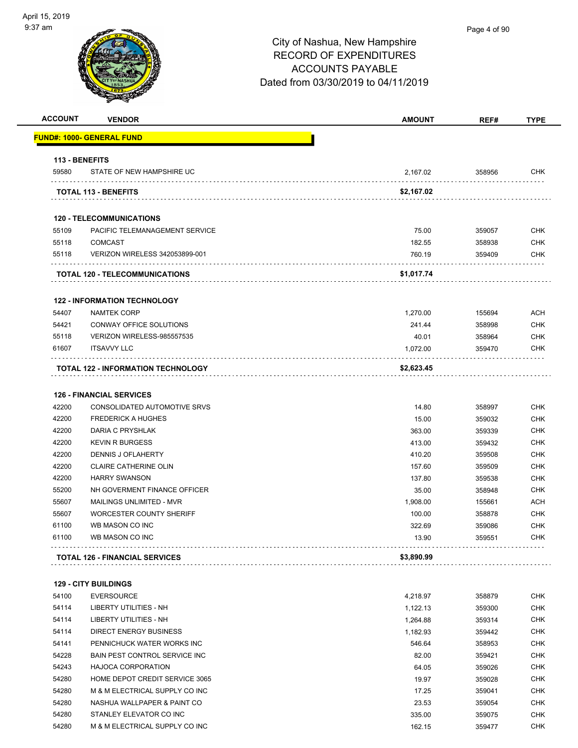# City of Nashua, New Hampshire
## RECORD OF EXPENDITURES
## ACCOUNTS PAYABLE
## Dated from 03/30/2019 to 04/11/2019

| ACCOUNT | VENDOR | AMOUNT | REF# | TYPE |
|---|---|---|---|---|
| **FUND#: 1000- GENERAL FUND** | | | | |
| **113 - BENEFITS** | | | | |
| 59580 | STATE OF NEW HAMPSHIRE UC | 2,167.02 | 358956 | CHK |
| | **TOTAL 113 - BENEFITS** | **$2,167.02** | | |
| **120 - TELECOMMUNICATIONS** | | | | |
| 55109 | PACIFIC TELEMANAGEMENT SERVICE | 75.00 | 359057 | CHK |
| 55118 | COMCAST | 182.55 | 358938 | CHK |
| 55118 | VERIZON WIRELESS 342053899-001 | 760.19 | 359409 | CHK |
| | **TOTAL 120 - TELECOMMUNICATIONS** | **$1,017.74** | | |
| **122 - INFORMATION TECHNOLOGY** | | | | |
| 54407 | NAMTEK CORP | 1,270.00 | 155694 | ACH |
| 54421 | CONWAY OFFICE SOLUTIONS | 241.44 | 358998 | CHK |
| 55118 | VERIZON WIRELESS-985557535 | 40.01 | 358964 | CHK |
| 61607 | ITSAVVY LLC | 1,072.00 | 359470 | CHK |
| | **TOTAL 122 - INFORMATION TECHNOLOGY** | **$2,623.45** | | |
| **126 - FINANCIAL SERVICES** | | | | |
| 42200 | CONSOLIDATED AUTOMOTIVE SRVS | 14.80 | 358997 | CHK |
| 42200 | FREDERICK A HUGHES | 15.00 | 359032 | CHK |
| 42200 | DARIA C PRYSHLAK | 363.00 | 359339 | CHK |
| 42200 | KEVIN R BURGESS | 413.00 | 359432 | CHK |
| 42200 | DENNIS J OFLAHERTY | 410.20 | 359508 | CHK |
| 42200 | CLAIRE CATHERINE OLIN | 157.60 | 359509 | CHK |
| 42200 | HARRY SWANSON | 137.80 | 359538 | CHK |
| 55200 | NH GOVERMENT FINANCE OFFICER | 35.00 | 358948 | CHK |
| 55607 | MAILINGS UNLIMITED - MVR | 1,908.00 | 155661 | ACH |
| 55607 | WORCESTER COUNTY SHERIFF | 100.00 | 358878 | CHK |
| 61100 | WB MASON CO INC | 322.69 | 359086 | CHK |
| 61100 | WB MASON CO INC | 13.90 | 359551 | CHK |
| | **TOTAL 126 - FINANCIAL SERVICES** | **$3,890.99** | | |
| **129 - CITY BUILDINGS** | | | | |
| 54100 | EVERSOURCE | 4,218.97 | 358879 | CHK |
| 54114 | LIBERTY UTILITIES - NH | 1,122.13 | 359300 | CHK |
| 54114 | LIBERTY UTILITIES - NH | 1,264.88 | 359314 | CHK |
| 54114 | DIRECT ENERGY BUSINESS | 1,182.93 | 359442 | CHK |
| 54141 | PENNICHUCK WATER WORKS INC | 546.64 | 358953 | CHK |
| 54228 | BAIN PEST CONTROL SERVICE INC | 82.00 | 359421 | CHK |
| 54243 | HAJOCA CORPORATION | 64.05 | 359026 | CHK |
| 54280 | HOME DEPOT CREDIT SERVICE 3065 | 19.97 | 359028 | CHK |
| 54280 | M & M ELECTRICAL SUPPLY CO INC | 17.25 | 359041 | CHK |
| 54280 | NASHUA WALLPAPER & PAINT CO | 23.53 | 359054 | CHK |
| 54280 | STANLEY ELEVATOR CO INC | 335.00 | 359075 | CHK |
| 54280 | M & M ELECTRICAL SUPPLY CO INC | 162.15 | 359477 | CHK |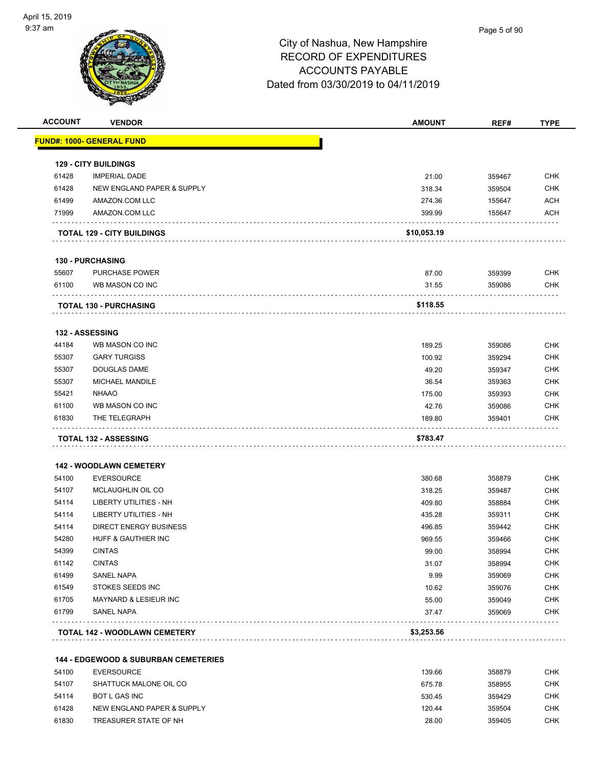City of Nashua, New Hampshire
RECORD OF EXPENDITURES
ACCOUNTS PAYABLE
Dated from 03/30/2019 to 04/11/2019

| ACCOUNT | VENDOR | AMOUNT | REF# | TYPE |
|---|---|---|---|---|
| **FUND#: 1000- GENERAL FUND** | | | | |
| **129 - CITY BUILDINGS** | | | | |
| 61428 | IMPERIAL DADE | 21.00 | 359467 | CHK |
| 61428 | NEW ENGLAND PAPER & SUPPLY | 318.34 | 359504 | CHK |
| 61499 | AMAZON.COM LLC | 274.36 | 155647 | ACH |
| 71999 | AMAZON.COM LLC | 399.99 | 155647 | ACH |
| **TOTAL 129 - CITY BUILDINGS** | | **$10,053.19** | | |
| **130 - PURCHASING** | | | | |
| 55607 | PURCHASE POWER | 87.00 | 359399 | CHK |
| 61100 | WB MASON CO INC | 31.55 | 359086 | CHK |
| **TOTAL 130 - PURCHASING** | | **$118.55** | | |
| **132 - ASSESSING** | | | | |
| 44184 | WB MASON CO INC | 189.25 | 359086 | CHK |
| 55307 | GARY TURGISS | 100.92 | 359294 | CHK |
| 55307 | DOUGLAS DAME | 49.20 | 359347 | CHK |
| 55307 | MICHAEL MANDILE | 36.54 | 359363 | CHK |
| 55421 | NHAAO | 175.00 | 359393 | CHK |
| 61100 | WB MASON CO INC | 42.76 | 359086 | CHK |
| 61830 | THE TELEGRAPH | 189.80 | 359401 | CHK |
| **TOTAL 132 - ASSESSING** | | **$783.47** | | |
| **142 - WOODLAWN CEMETERY** | | | | |
| 54100 | EVERSOURCE | 380.68 | 358879 | CHK |
| 54107 | MCLAUGHLIN OIL CO | 318.25 | 359487 | CHK |
| 54114 | LIBERTY UTILITIES - NH | 409.80 | 358884 | CHK |
| 54114 | LIBERTY UTILITIES - NH | 435.28 | 359311 | CHK |
| 54114 | DIRECT ENERGY BUSINESS | 496.85 | 359442 | CHK |
| 54280 | HUFF & GAUTHIER INC | 969.55 | 359466 | CHK |
| 54399 | CINTAS | 99.00 | 358994 | CHK |
| 61142 | CINTAS | 31.07 | 358994 | CHK |
| 61499 | SANEL NAPA | 9.99 | 359069 | CHK |
| 61549 | STOKES SEEDS INC | 10.62 | 359076 | CHK |
| 61705 | MAYNARD & LESIEUR INC | 55.00 | 359049 | CHK |
| 61799 | SANEL NAPA | 37.47 | 359069 | CHK |
| **TOTAL 142 - WOODLAWN CEMETERY** | | **$3,253.56** | | |
| **144 - EDGEWOOD & SUBURBAN CEMETERIES** | | | | |
| 54100 | EVERSOURCE | 139.66 | 358879 | CHK |
| 54107 | SHATTUCK MALONE OIL CO | 675.78 | 358955 | CHK |
| 54114 | BOT L GAS INC | 530.45 | 359429 | CHK |
| 61428 | NEW ENGLAND PAPER & SUPPLY | 120.44 | 359504 | CHK |
| 61830 | TREASURER STATE OF NH | 28.00 | 359405 | CHK |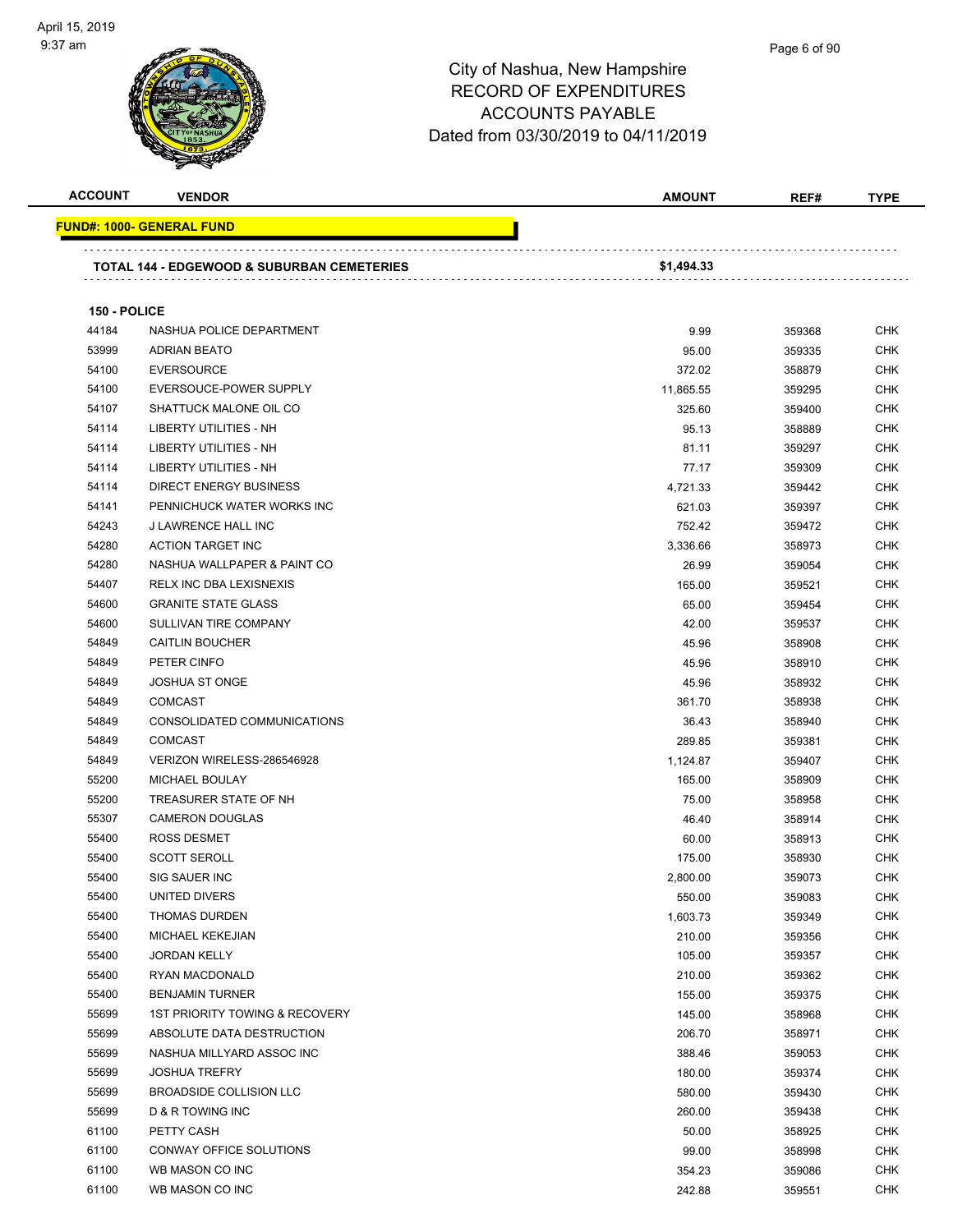# City of Nashua, New Hampshire
## RECORD OF EXPENDITURES
## ACCOUNTS PAYABLE
## Dated from 03/30/2019 to 04/11/2019

| ACCOUNT | VENDOR | AMOUNT | REF# | TYPE |
|---|---|---|---|---|
| **FUND#: 1000- GENERAL FUND** | | | | |
| | **TOTAL 144 - EDGEWOOD & SUBURBAN CEMETERIES** | **$1,494.33** | | |
| **150 - POLICE** | | | | |
| 44184 | NASHUA POLICE DEPARTMENT | 9.99 | 359368 | CHK |
| 53999 | ADRIAN BEATO | 95.00 | 359335 | CHK |
| 54100 | EVERSOURCE | 372.02 | 358879 | CHK |
| 54100 | EVERSOUCE-POWER SUPPLY | 11,865.55 | 359295 | CHK |
| 54107 | SHATTUCK MALONE OIL CO | 325.60 | 359400 | CHK |
| 54114 | LIBERTY UTILITIES - NH | 95.13 | 358889 | CHK |
| 54114 | LIBERTY UTILITIES - NH | 81.11 | 359297 | CHK |
| 54114 | LIBERTY UTILITIES - NH | 77.17 | 359309 | CHK |
| 54114 | DIRECT ENERGY BUSINESS | 4,721.33 | 359442 | CHK |
| 54141 | PENNICHUCK WATER WORKS INC | 621.03 | 359397 | CHK |
| 54243 | J LAWRENCE HALL INC | 752.42 | 359472 | CHK |
| 54280 | ACTION TARGET INC | 3,336.66 | 358973 | CHK |
| 54280 | NASHUA WALLPAPER & PAINT CO | 26.99 | 359054 | CHK |
| 54407 | RELX INC DBA LEXISNEXIS | 165.00 | 359521 | CHK |
| 54600 | GRANITE STATE GLASS | 65.00 | 359454 | CHK |
| 54600 | SULLIVAN TIRE COMPANY | 42.00 | 359537 | CHK |
| 54849 | CAITLIN BOUCHER | 45.96 | 358908 | CHK |
| 54849 | PETER CINFO | 45.96 | 358910 | CHK |
| 54849 | JOSHUA ST ONGE | 45.96 | 358932 | CHK |
| 54849 | COMCAST | 361.70 | 358938 | CHK |
| 54849 | CONSOLIDATED COMMUNICATIONS | 36.43 | 358940 | CHK |
| 54849 | COMCAST | 289.85 | 359381 | CHK |
| 54849 | VERIZON WIRELESS-286546928 | 1,124.87 | 359407 | CHK |
| 55200 | MICHAEL BOULAY | 165.00 | 358909 | CHK |
| 55200 | TREASURER STATE OF NH | 75.00 | 358958 | CHK |
| 55307 | CAMERON DOUGLAS | 46.40 | 358914 | CHK |
| 55400 | ROSS DESMET | 60.00 | 358913 | CHK |
| 55400 | SCOTT SEROLL | 175.00 | 358930 | CHK |
| 55400 | SIG SAUER INC | 2,800.00 | 359073 | CHK |
| 55400 | UNITED DIVERS | 550.00 | 359083 | CHK |
| 55400 | THOMAS DURDEN | 1,603.73 | 359349 | CHK |
| 55400 | MICHAEL KEKEJIAN | 210.00 | 359356 | CHK |
| 55400 | JORDAN KELLY | 105.00 | 359357 | CHK |
| 55400 | RYAN MACDONALD | 210.00 | 359362 | CHK |
| 55400 | BENJAMIN TURNER | 155.00 | 359375 | CHK |
| 55699 | 1ST PRIORITY TOWING & RECOVERY | 145.00 | 358968 | CHK |
| 55699 | ABSOLUTE DATA DESTRUCTION | 206.70 | 358971 | CHK |
| 55699 | NASHUA MILLYARD ASSOC INC | 388.46 | 359053 | CHK |
| 55699 | JOSHUA TREFRY | 180.00 | 359374 | CHK |
| 55699 | BROADSIDE COLLISION LLC | 580.00 | 359430 | CHK |
| 55699 | D & R TOWING INC | 260.00 | 359438 | CHK |
| 61100 | PETTY CASH | 50.00 | 358925 | CHK |
| 61100 | CONWAY OFFICE SOLUTIONS | 99.00 | 358998 | CHK |
| 61100 | WB MASON CO INC | 354.23 | 359086 | CHK |
| 61100 | WB MASON CO INC | 242.88 | 359551 | CHK |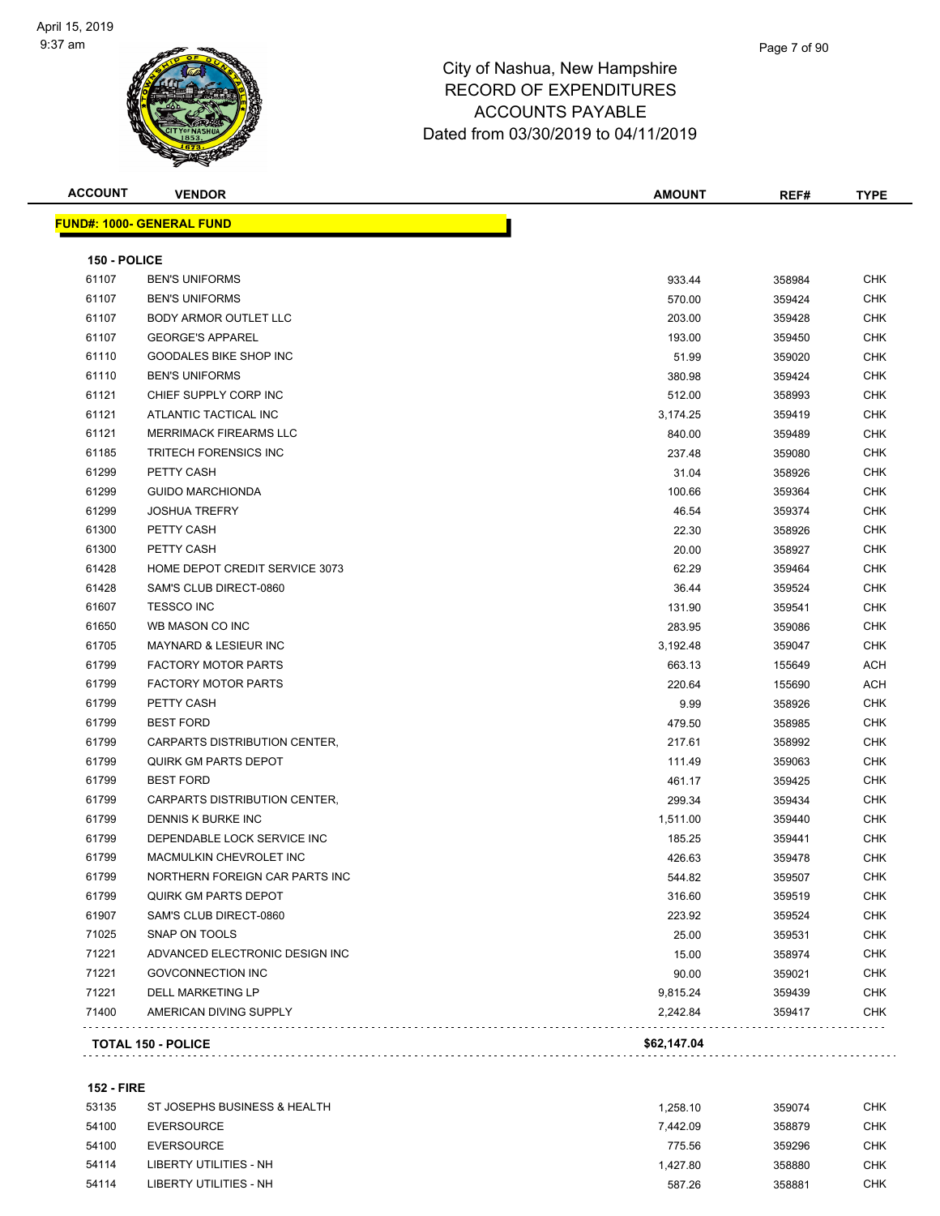# City of Nashua, New Hampshire
# RECORD OF EXPENDITURES
# ACCOUNTS PAYABLE
# Dated from 03/30/2019 to 04/11/2019

## FUND#: 1000- GENERAL FUND

### 150 - POLICE

| ACCOUNT | VENDOR | AMOUNT | REF# | TYPE |
|---|---|---|---|---|
| 61107 | BEN'S UNIFORMS | 933.44 | 358984 | CHK |
| 61107 | BEN'S UNIFORMS | 570.00 | 359424 | CHK |
| 61107 | BODY ARMOR OUTLET LLC | 203.00 | 359428 | CHK |
| 61107 | GEORGE'S APPAREL | 193.00 | 359450 | CHK |
| 61110 | GOODALES BIKE SHOP INC | 51.99 | 359020 | CHK |
| 61110 | BEN'S UNIFORMS | 380.98 | 359424 | CHK |
| 61121 | CHIEF SUPPLY CORP INC | 512.00 | 358993 | CHK |
| 61121 | ATLANTIC TACTICAL INC | 3,174.25 | 359419 | CHK |
| 61121 | MERRIMACK FIREARMS LLC | 840.00 | 359489 | CHK |
| 61185 | TRITECH FORENSICS INC | 237.48 | 359080 | CHK |
| 61299 | PETTY CASH | 31.04 | 358926 | CHK |
| 61299 | GUIDO MARCHIONDA | 100.66 | 359364 | CHK |
| 61299 | JOSHUA TREFRY | 46.54 | 359374 | CHK |
| 61300 | PETTY CASH | 22.30 | 358926 | CHK |
| 61300 | PETTY CASH | 20.00 | 358927 | CHK |
| 61428 | HOME DEPOT CREDIT SERVICE 3073 | 62.29 | 359464 | CHK |
| 61428 | SAM'S CLUB DIRECT-0860 | 36.44 | 359524 | CHK |
| 61607 | TESSCO INC | 131.90 | 359541 | CHK |
| 61650 | WB MASON CO INC | 283.95 | 359086 | CHK |
| 61705 | MAYNARD & LESIEUR INC | 3,192.48 | 359047 | CHK |
| 61799 | FACTORY MOTOR PARTS | 663.13 | 155649 | ACH |
| 61799 | FACTORY MOTOR PARTS | 220.64 | 155690 | ACH |
| 61799 | PETTY CASH | 9.99 | 358926 | CHK |
| 61799 | BEST FORD | 479.50 | 358985 | CHK |
| 61799 | CARPARTS DISTRIBUTION CENTER, | 217.61 | 358992 | CHK |
| 61799 | QUIRK GM PARTS DEPOT | 111.49 | 359063 | CHK |
| 61799 | BEST FORD | 461.17 | 359425 | CHK |
| 61799 | CARPARTS DISTRIBUTION CENTER, | 299.34 | 359434 | CHK |
| 61799 | DENNIS K BURKE INC | 1,511.00 | 359440 | CHK |
| 61799 | DEPENDABLE LOCK SERVICE INC | 185.25 | 359441 | CHK |
| 61799 | MACMULKIN CHEVROLET INC | 426.63 | 359478 | CHK |
| 61799 | NORTHERN FOREIGN CAR PARTS INC | 544.82 | 359507 | CHK |
| 61799 | QUIRK GM PARTS DEPOT | 316.60 | 359519 | CHK |
| 61907 | SAM'S CLUB DIRECT-0860 | 223.92 | 359524 | CHK |
| 71025 | SNAP ON TOOLS | 25.00 | 359531 | CHK |
| 71221 | ADVANCED ELECTRONIC DESIGN INC | 15.00 | 358974 | CHK |
| 71221 | GOVCONNECTION INC | 90.00 | 359021 | CHK |
| 71221 | DELL MARKETING LP | 9,815.24 | 359439 | CHK |
| 71400 | AMERICAN DIVING SUPPLY | 2,242.84 | 359417 | CHK |
| | **TOTAL 150 - POLICE** | **$62,147.04** | | |

### 152 - FIRE

| ACCOUNT | VENDOR | AMOUNT | REF# | TYPE |
|---|---|---|---|---|
| 53135 | ST JOSEPHS BUSINESS & HEALTH | 1,258.10 | 359074 | CHK |
| 54100 | EVERSOURCE | 7,442.09 | 358879 | CHK |
| 54100 | EVERSOURCE | 775.56 | 359296 | CHK |
| 54114 | LIBERTY UTILITIES - NH | 1,427.80 | 358880 | CHK |
| 54114 | LIBERTY UTILITIES - NH | 587.26 | 358881 | CHK |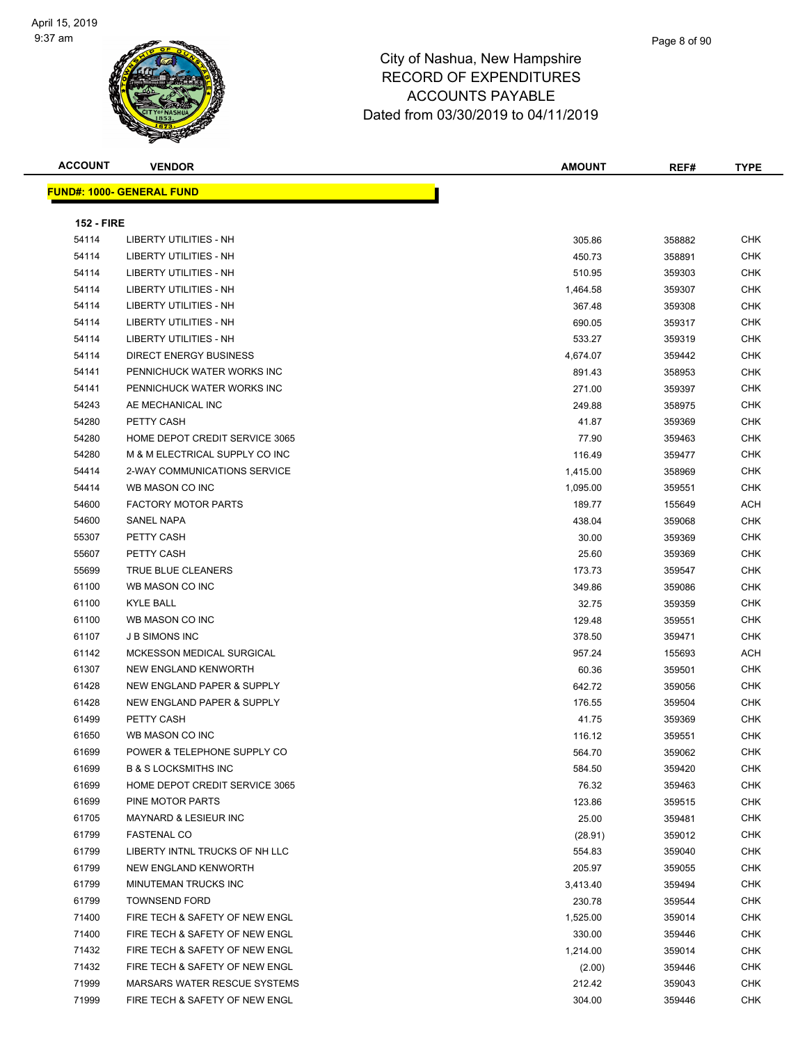# City of Nashua, New Hampshire
## RECORD OF EXPENDITURES
## ACCOUNTS PAYABLE
## Dated from 03/30/2019 to 04/11/2019

| ACCOUNT | VENDOR | AMOUNT | REF# | TYPE |
|---|---|---|---|---|
| **FUND#: 1000- GENERAL FUND** | | | | |
| **152 - FIRE** | | | | |
| 54114 | LIBERTY UTILITIES - NH | 305.86 | 358882 | CHK |
| 54114 | LIBERTY UTILITIES - NH | 450.73 | 358891 | CHK |
| 54114 | LIBERTY UTILITIES - NH | 510.95 | 359303 | CHK |
| 54114 | LIBERTY UTILITIES - NH | 1,464.58 | 359307 | CHK |
| 54114 | LIBERTY UTILITIES - NH | 367.48 | 359308 | CHK |
| 54114 | LIBERTY UTILITIES - NH | 690.05 | 359317 | CHK |
| 54114 | LIBERTY UTILITIES - NH | 533.27 | 359319 | CHK |
| 54114 | DIRECT ENERGY BUSINESS | 4,674.07 | 359442 | CHK |
| 54141 | PENNICHUCK WATER WORKS INC | 891.43 | 358953 | CHK |
| 54141 | PENNICHUCK WATER WORKS INC | 271.00 | 359397 | CHK |
| 54243 | AE MECHANICAL INC | 249.88 | 358975 | CHK |
| 54280 | PETTY CASH | 41.87 | 359369 | CHK |
| 54280 | HOME DEPOT CREDIT SERVICE 3065 | 77.90 | 359463 | CHK |
| 54280 | M & M ELECTRICAL SUPPLY CO INC | 116.49 | 359477 | CHK |
| 54414 | 2-WAY COMMUNICATIONS SERVICE | 1,415.00 | 358969 | CHK |
| 54414 | WB MASON CO INC | 1,095.00 | 359551 | CHK |
| 54600 | FACTORY MOTOR PARTS | 189.77 | 155649 | ACH |
| 54600 | SANEL NAPA | 438.04 | 359068 | CHK |
| 55307 | PETTY CASH | 30.00 | 359369 | CHK |
| 55607 | PETTY CASH | 25.60 | 359369 | CHK |
| 55699 | TRUE BLUE CLEANERS | 173.73 | 359547 | CHK |
| 61100 | WB MASON CO INC | 349.86 | 359086 | CHK |
| 61100 | KYLE BALL | 32.75 | 359359 | CHK |
| 61100 | WB MASON CO INC | 129.48 | 359551 | CHK |
| 61107 | J B SIMONS INC | 378.50 | 359471 | CHK |
| 61142 | MCKESSON MEDICAL SURGICAL | 957.24 | 155693 | ACH |
| 61307 | NEW ENGLAND KENWORTH | 60.36 | 359501 | CHK |
| 61428 | NEW ENGLAND PAPER & SUPPLY | 642.72 | 359056 | CHK |
| 61428 | NEW ENGLAND PAPER & SUPPLY | 176.55 | 359504 | CHK |
| 61499 | PETTY CASH | 41.75 | 359369 | CHK |
| 61650 | WB MASON CO INC | 116.12 | 359551 | CHK |
| 61699 | POWER & TELEPHONE SUPPLY CO | 564.70 | 359062 | CHK |
| 61699 | B & S LOCKSMITHS INC | 584.50 | 359420 | CHK |
| 61699 | HOME DEPOT CREDIT SERVICE 3065 | 76.32 | 359463 | CHK |
| 61699 | PINE MOTOR PARTS | 123.86 | 359515 | CHK |
| 61705 | MAYNARD & LESIEUR INC | 25.00 | 359481 | CHK |
| 61799 | FASTENAL CO | (28.91) | 359012 | CHK |
| 61799 | LIBERTY INTNL TRUCKS OF NH LLC | 554.83 | 359040 | CHK |
| 61799 | NEW ENGLAND KENWORTH | 205.97 | 359055 | CHK |
| 61799 | MINUTEMAN TRUCKS INC | 3,413.40 | 359494 | CHK |
| 61799 | TOWNSEND FORD | 230.78 | 359544 | CHK |
| 71400 | FIRE TECH & SAFETY OF NEW ENGL | 1,525.00 | 359014 | CHK |
| 71400 | FIRE TECH & SAFETY OF NEW ENGL | 330.00 | 359446 | CHK |
| 71432 | FIRE TECH & SAFETY OF NEW ENGL | 1,214.00 | 359014 | CHK |
| 71432 | FIRE TECH & SAFETY OF NEW ENGL | (2.00) | 359446 | CHK |
| 71999 | MARSARS WATER RESCUE SYSTEMS | 212.42 | 359043 | CHK |
| 71999 | FIRE TECH & SAFETY OF NEW ENGL | 304.00 | 359446 | CHK |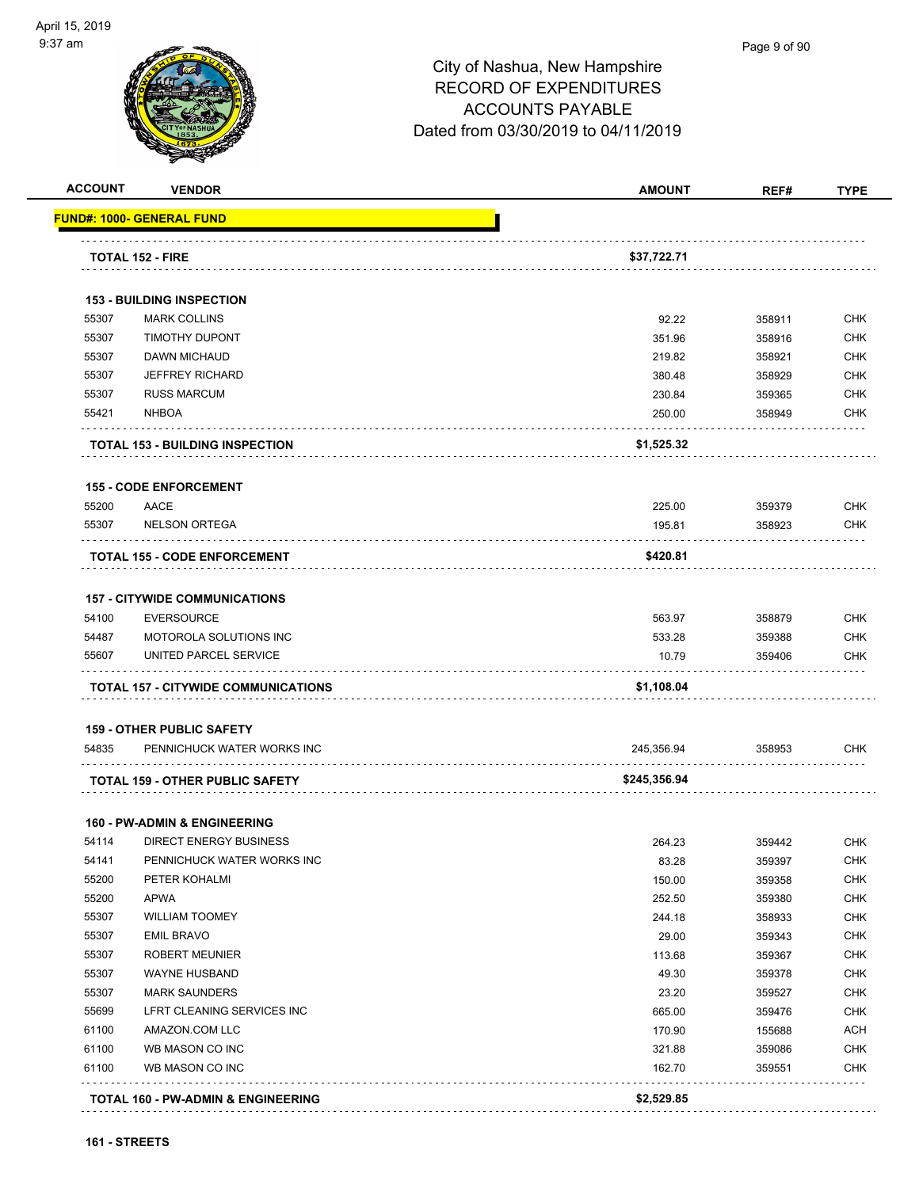# City of Nashua, New Hampshire
# RECORD OF EXPENDITURES
# ACCOUNTS PAYABLE
# Dated from 03/30/2019 to 04/11/2019

| ACCOUNT | VENDOR | AMOUNT | REF# | TYPE |
|---|---|---|---|---|
| **FUND#: 1000- GENERAL FUND** | | | | |
| | **TOTAL 152 - FIRE** | **$37,722.71** | | |
| | **153 - BUILDING INSPECTION** | | | |
| 55307 | MARK COLLINS | 92.22 | 358911 | CHK |
| 55307 | TIMOTHY DUPONT | 351.96 | 358916 | CHK |
| 55307 | DAWN MICHAUD | 219.82 | 358921 | CHK |
| 55307 | JEFFREY RICHARD | 380.48 | 358929 | CHK |
| 55307 | RUSS MARCUM | 230.84 | 359365 | CHK |
| 55421 | NHBOA | 250.00 | 358949 | CHK |
| | **TOTAL 153 - BUILDING INSPECTION** | **$1,525.32** | | |
| | **155 - CODE ENFORCEMENT** | | | |
| 55200 | AACE | 225.00 | 359379 | CHK |
| 55307 | NELSON ORTEGA | 195.81 | 358923 | CHK |
| | **TOTAL 155 - CODE ENFORCEMENT** | **$420.81** | | |
| | **157 - CITYWIDE COMMUNICATIONS** | | | |
| 54100 | EVERSOURCE | 563.97 | 358879 | CHK |
| 54487 | MOTOROLA SOLUTIONS INC | 533.28 | 359388 | CHK |
| 55607 | UNITED PARCEL SERVICE | 10.79 | 359406 | CHK |
| | **TOTAL 157 - CITYWIDE COMMUNICATIONS** | **$1,108.04** | | |
| | **159 - OTHER PUBLIC SAFETY** | | | |
| 54835 | PENNICHUCK WATER WORKS INC | 245,356.94 | 358953 | CHK |
| | **TOTAL 159 - OTHER PUBLIC SAFETY** | **$245,356.94** | | |
| | **160 - PW-ADMIN & ENGINEERING** | | | |
| 54114 | DIRECT ENERGY BUSINESS | 264.23 | 359442 | CHK |
| 54141 | PENNICHUCK WATER WORKS INC | 83.28 | 359397 | CHK |
| 55200 | PETER KOHALMI | 150.00 | 359358 | CHK |
| 55200 | APWA | 252.50 | 359380 | CHK |
| 55307 | WILLIAM TOOMEY | 244.18 | 358933 | CHK |
| 55307 | EMIL BRAVO | 29.00 | 359343 | CHK |
| 55307 | ROBERT MEUNIER | 113.68 | 359367 | CHK |
| 55307 | WAYNE HUSBAND | 49.30 | 359378 | CHK |
| 55307 | MARK SAUNDERS | 23.20 | 359527 | CHK |
| 55699 | LFRT CLEANING SERVICES INC | 665.00 | 359476 | CHK |
| 61100 | AMAZON.COM LLC | 170.90 | 155688 | ACH |
| 61100 | WB MASON CO INC | 321.88 | 359086 | CHK |
| 61100 | WB MASON CO INC | 162.70 | 359551 | CHK |
| | **TOTAL 160 - PW-ADMIN & ENGINEERING** | **$2,529.85** | | |

**161 - STREETS**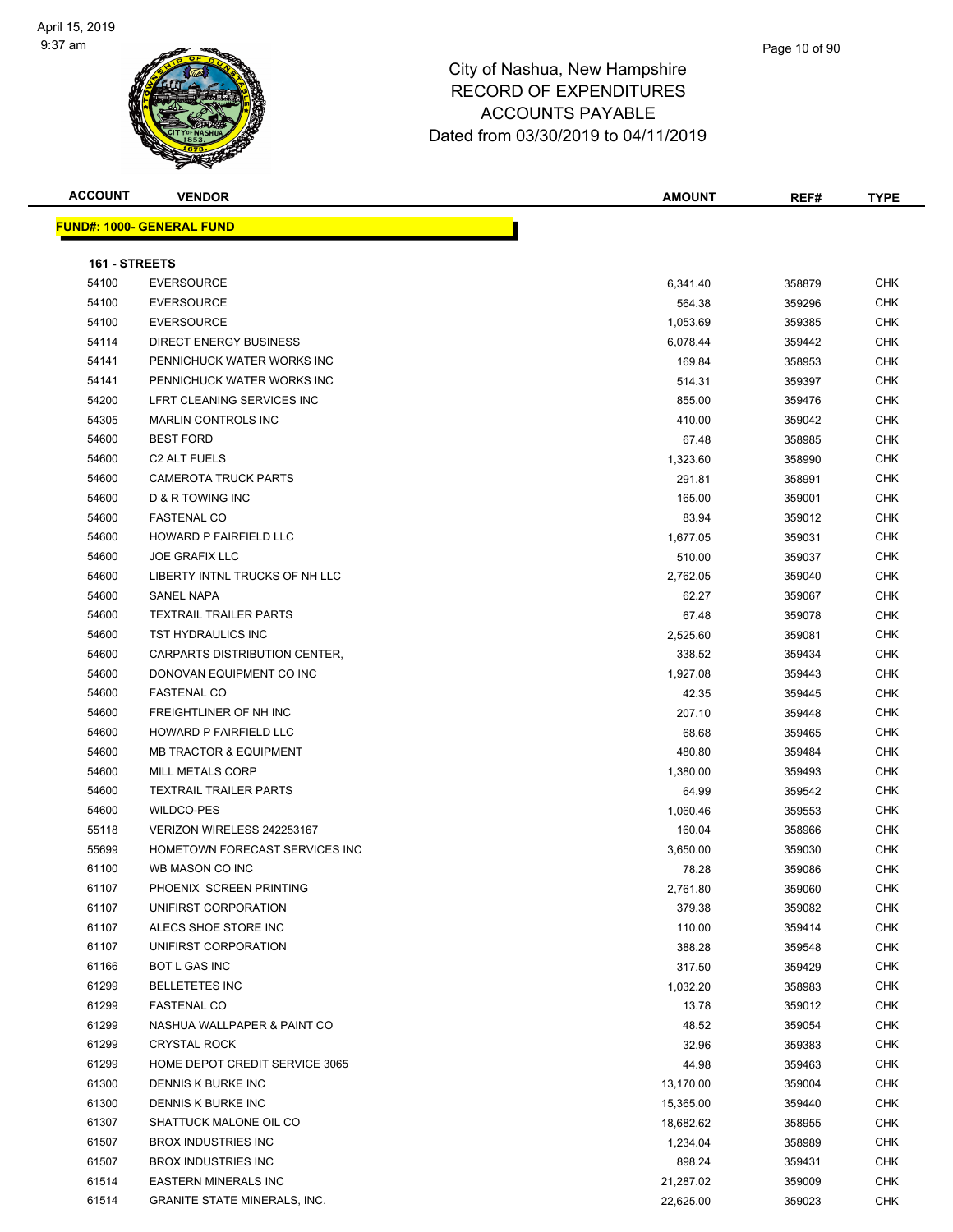# City of Nashua, New Hampshire
## RECORD OF EXPENDITURES
## ACCOUNTS PAYABLE
## Dated from 03/30/2019 to 04/11/2019

| ACCOUNT | VENDOR | AMOUNT | REF# | TYPE |
|---|---|---|---|---|
| **FUND#: 1000- GENERAL FUND** | | | | |
| **161 - STREETS** | | | | |
| 54100 | EVERSOURCE | 6,341.40 | 358879 | CHK |
| 54100 | EVERSOURCE | 564.38 | 359296 | CHK |
| 54100 | EVERSOURCE | 1,053.69 | 359385 | CHK |
| 54114 | DIRECT ENERGY BUSINESS | 6,078.44 | 359442 | CHK |
| 54141 | PENNICHUCK WATER WORKS INC | 169.84 | 358953 | CHK |
| 54141 | PENNICHUCK WATER WORKS INC | 514.31 | 359397 | CHK |
| 54200 | LFRT CLEANING SERVICES INC | 855.00 | 359476 | CHK |
| 54305 | MARLIN CONTROLS INC | 410.00 | 359042 | CHK |
| 54600 | BEST FORD | 67.48 | 358985 | CHK |
| 54600 | C2 ALT FUELS | 1,323.60 | 358990 | CHK |
| 54600 | CAMEROTA TRUCK PARTS | 291.81 | 358991 | CHK |
| 54600 | D & R TOWING INC | 165.00 | 359001 | CHK |
| 54600 | FASTENAL CO | 83.94 | 359012 | CHK |
| 54600 | HOWARD P FAIRFIELD LLC | 1,677.05 | 359031 | CHK |
| 54600 | JOE GRAFIX LLC | 510.00 | 359037 | CHK |
| 54600 | LIBERTY INTNL TRUCKS OF NH LLC | 2,762.05 | 359040 | CHK |
| 54600 | SANEL NAPA | 62.27 | 359067 | CHK |
| 54600 | TEXTRAIL TRAILER PARTS | 67.48 | 359078 | CHK |
| 54600 | TST HYDRAULICS INC | 2,525.60 | 359081 | CHK |
| 54600 | CARPARTS DISTRIBUTION CENTER, | 338.52 | 359434 | CHK |
| 54600 | DONOVAN EQUIPMENT CO INC | 1,927.08 | 359443 | CHK |
| 54600 | FASTENAL CO | 42.35 | 359445 | CHK |
| 54600 | FREIGHTLINER OF NH INC | 207.10 | 359448 | CHK |
| 54600 | HOWARD P FAIRFIELD LLC | 68.68 | 359465 | CHK |
| 54600 | MB TRACTOR & EQUIPMENT | 480.80 | 359484 | CHK |
| 54600 | MILL METALS CORP | 1,380.00 | 359493 | CHK |
| 54600 | TEXTRAIL TRAILER PARTS | 64.99 | 359542 | CHK |
| 54600 | WILDCO-PES | 1,060.46 | 359553 | CHK |
| 55118 | VERIZON WIRELESS 242253167 | 160.04 | 358966 | CHK |
| 55699 | HOMETOWN FORECAST SERVICES INC | 3,650.00 | 359030 | CHK |
| 61100 | WB MASON CO INC | 78.28 | 359086 | CHK |
| 61107 | PHOENIX SCREEN PRINTING | 2,761.80 | 359060 | CHK |
| 61107 | UNIFIRST CORPORATION | 379.38 | 359082 | CHK |
| 61107 | ALECS SHOE STORE INC | 110.00 | 359414 | CHK |
| 61107 | UNIFIRST CORPORATION | 388.28 | 359548 | CHK |
| 61166 | BOT L GAS INC | 317.50 | 359429 | CHK |
| 61299 | BELLETETES INC | 1,032.20 | 358983 | CHK |
| 61299 | FASTENAL CO | 13.78 | 359012 | CHK |
| 61299 | NASHUA WALLPAPER & PAINT CO | 48.52 | 359054 | CHK |
| 61299 | CRYSTAL ROCK | 32.96 | 359383 | CHK |
| 61299 | HOME DEPOT CREDIT SERVICE 3065 | 44.98 | 359463 | CHK |
| 61300 | DENNIS K BURKE INC | 13,170.00 | 359004 | CHK |
| 61300 | DENNIS K BURKE INC | 15,365.00 | 359440 | CHK |
| 61307 | SHATTUCK MALONE OIL CO | 18,682.62 | 358955 | CHK |
| 61507 | BROX INDUSTRIES INC | 1,234.04 | 358989 | CHK |
| 61507 | BROX INDUSTRIES INC | 898.24 | 359431 | CHK |
| 61514 | EASTERN MINERALS INC | 21,287.02 | 359009 | CHK |
| 61514 | GRANITE STATE MINERALS, INC. | 22,625.00 | 359023 | CHK |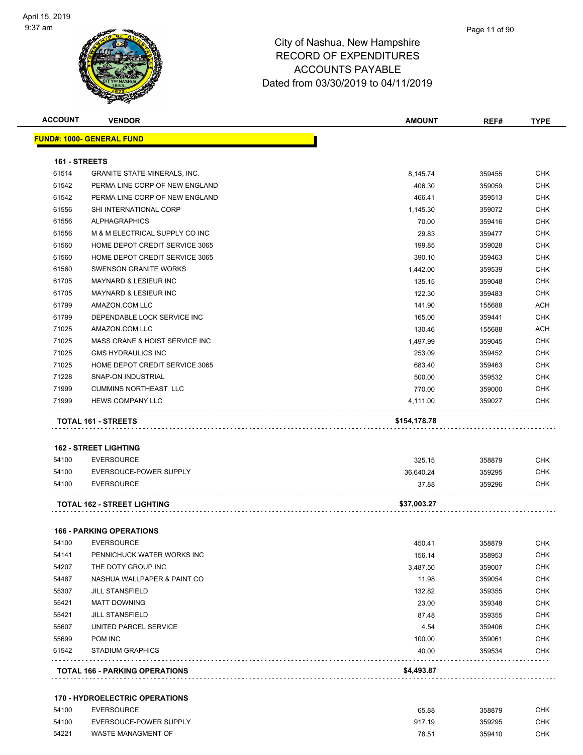City of Nashua, New Hampshire
RECORD OF EXPENDITURES
ACCOUNTS PAYABLE
Dated from 03/30/2019 to 04/11/2019

| ACCOUNT | VENDOR | AMOUNT | REF# | TYPE |
|---|---|---|---|---|

**FUND#: 1000- GENERAL FUND**

**161 - STREETS**

| ACCOUNT | VENDOR | AMOUNT | REF# | TYPE |
|---|---|---|---|---|
| 61514 | GRANITE STATE MINERALS, INC. | 8,145.74 | 359455 | CHK |
| 61542 | PERMA LINE CORP OF NEW ENGLAND | 406.30 | 359059 | CHK |
| 61542 | PERMA LINE CORP OF NEW ENGLAND | 466.41 | 359513 | CHK |
| 61556 | SHI INTERNATIONAL CORP | 1,145.30 | 359072 | CHK |
| 61556 | ALPHAGRAPHICS | 70.00 | 359416 | CHK |
| 61556 | M & M ELECTRICAL SUPPLY CO INC | 29.83 | 359477 | CHK |
| 61560 | HOME DEPOT CREDIT SERVICE 3065 | 199.85 | 359028 | CHK |
| 61560 | HOME DEPOT CREDIT SERVICE 3065 | 390.10 | 359463 | CHK |
| 61560 | SWENSON GRANITE WORKS | 1,442.00 | 359539 | CHK |
| 61705 | MAYNARD & LESIEUR INC | 135.15 | 359048 | CHK |
| 61705 | MAYNARD & LESIEUR INC | 122.30 | 359483 | CHK |
| 61799 | AMAZON.COM LLC | 141.90 | 155688 | ACH |
| 61799 | DEPENDABLE LOCK SERVICE INC | 165.00 | 359441 | CHK |
| 71025 | AMAZON.COM LLC | 130.46 | 155688 | ACH |
| 71025 | MASS CRANE & HOIST SERVICE INC | 1,497.99 | 359045 | CHK |
| 71025 | GMS HYDRAULICS INC | 253.09 | 359452 | CHK |
| 71025 | HOME DEPOT CREDIT SERVICE 3065 | 683.40 | 359463 | CHK |
| 71228 | SNAP-ON INDUSTRIAL | 500.00 | 359532 | CHK |
| 71999 | CUMMINS NORTHEAST LLC | 770.00 | 359000 | CHK |
| 71999 | HEWS COMPANY LLC | 4,111.00 | 359027 | CHK |
| | **TOTAL 161 - STREETS** | **$154,178.78** | | |

**162 - STREET LIGHTING**

| ACCOUNT | VENDOR | AMOUNT | REF# | TYPE |
|---|---|---|---|---|
| 54100 | EVERSOURCE | 325.15 | 358879 | CHK |
| 54100 | EVERSOUCE-POWER SUPPLY | 36,640.24 | 359295 | CHK |
| 54100 | EVERSOURCE | 37.88 | 359296 | CHK |
| | **TOTAL 162 - STREET LIGHTING** | **$37,003.27** | | |

**166 - PARKING OPERATIONS**

| ACCOUNT | VENDOR | AMOUNT | REF# | TYPE |
|---|---|---|---|---|
| 54100 | EVERSOURCE | 450.41 | 358879 | CHK |
| 54141 | PENNICHUCK WATER WORKS INC | 156.14 | 358953 | CHK |
| 54207 | THE DOTY GROUP INC | 3,487.50 | 359007 | CHK |
| 54487 | NASHUA WALLPAPER & PAINT CO | 11.98 | 359054 | CHK |
| 55307 | JILL STANSFIELD | 132.82 | 359355 | CHK |
| 55421 | MATT DOWNING | 23.00 | 359348 | CHK |
| 55421 | JILL STANSFIELD | 87.48 | 359355 | CHK |
| 55607 | UNITED PARCEL SERVICE | 4.54 | 359406 | CHK |
| 55699 | POM INC | 100.00 | 359061 | CHK |
| 61542 | STADIUM GRAPHICS | 40.00 | 359534 | CHK |
| | **TOTAL 166 - PARKING OPERATIONS** | **$4,493.87** | | |

**170 - HYDROELECTRIC OPERATIONS**

| ACCOUNT | VENDOR | AMOUNT | REF# | TYPE |
|---|---|---|---|---|
| 54100 | EVERSOURCE | 65.88 | 358879 | CHK |
| 54100 | EVERSOUCE-POWER SUPPLY | 917.19 | 359295 | CHK |
| 54221 | WASTE MANAGMENT OF | 78.51 | 359410 | CHK |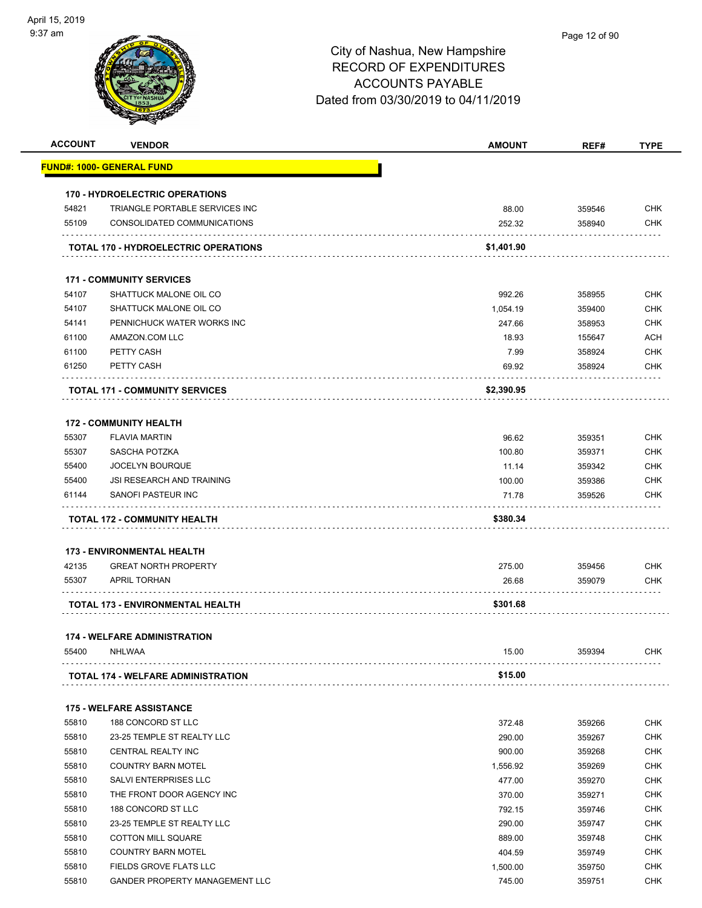# City of Nashua, New Hampshire
# RECORD OF EXPENDITURES
# ACCOUNTS PAYABLE
# Dated from 03/30/2019 to 04/11/2019

| ACCOUNT | VENDOR | AMOUNT | REF# | TYPE |
|---|---|---|---|---|
| **FUND#: 1000- GENERAL FUND** | | | | |
| **170 - HYDROELECTRIC OPERATIONS** | | | | |
| 54821 | TRIANGLE PORTABLE SERVICES INC | 88.00 | 359546 | CHK |
| 55109 | CONSOLIDATED COMMUNICATIONS | 252.32 | 358940 | CHK |
| | **TOTAL 170 - HYDROELECTRIC OPERATIONS** | **$1,401.90** | | |
| **171 - COMMUNITY SERVICES** | | | | |
| 54107 | SHATTUCK MALONE OIL CO | 992.26 | 358955 | CHK |
| 54107 | SHATTUCK MALONE OIL CO | 1,054.19 | 359400 | CHK |
| 54141 | PENNICHUCK WATER WORKS INC | 247.66 | 358953 | CHK |
| 61100 | AMAZON.COM LLC | 18.93 | 155647 | ACH |
| 61100 | PETTY CASH | 7.99 | 358924 | CHK |
| 61250 | PETTY CASH | 69.92 | 358924 | CHK |
| | **TOTAL 171 - COMMUNITY SERVICES** | **$2,390.95** | | |
| **172 - COMMUNITY HEALTH** | | | | |
| 55307 | FLAVIA MARTIN | 96.62 | 359351 | CHK |
| 55307 | SASCHA POTZKA | 100.80 | 359371 | CHK |
| 55400 | JOCELYN BOURQUE | 11.14 | 359342 | CHK |
| 55400 | JSI RESEARCH AND TRAINING | 100.00 | 359386 | CHK |
| 61144 | SANOFI PASTEUR INC | 71.78 | 359526 | CHK |
| | **TOTAL 172 - COMMUNITY HEALTH** | **$380.34** | | |
| **173 - ENVIRONMENTAL HEALTH** | | | | |
| 42135 | GREAT NORTH PROPERTY | 275.00 | 359456 | CHK |
| 55307 | APRIL TORHAN | 26.68 | 359079 | CHK |
| | **TOTAL 173 - ENVIRONMENTAL HEALTH** | **$301.68** | | |
| **174 - WELFARE ADMINISTRATION** | | | | |
| 55400 | NHLWAA | 15.00 | 359394 | CHK |
| | **TOTAL 174 - WELFARE ADMINISTRATION** | **$15.00** | | |
| **175 - WELFARE ASSISTANCE** | | | | |
| 55810 | 188 CONCORD ST LLC | 372.48 | 359266 | CHK |
| 55810 | 23-25 TEMPLE ST REALTY LLC | 290.00 | 359267 | CHK |
| 55810 | CENTRAL REALTY INC | 900.00 | 359268 | CHK |
| 55810 | COUNTRY BARN MOTEL | 1,556.92 | 359269 | CHK |
| 55810 | SALVI ENTERPRISES LLC | 477.00 | 359270 | CHK |
| 55810 | THE FRONT DOOR AGENCY INC | 370.00 | 359271 | CHK |
| 55810 | 188 CONCORD ST LLC | 792.15 | 359746 | CHK |
| 55810 | 23-25 TEMPLE ST REALTY LLC | 290.00 | 359747 | CHK |
| 55810 | COTTON MILL SQUARE | 889.00 | 359748 | CHK |
| 55810 | COUNTRY BARN MOTEL | 404.59 | 359749 | CHK |
| 55810 | FIELDS GROVE FLATS LLC | 1,500.00 | 359750 | CHK |
| 55810 | GANDER PROPERTY MANAGEMENT LLC | 745.00 | 359751 | CHK |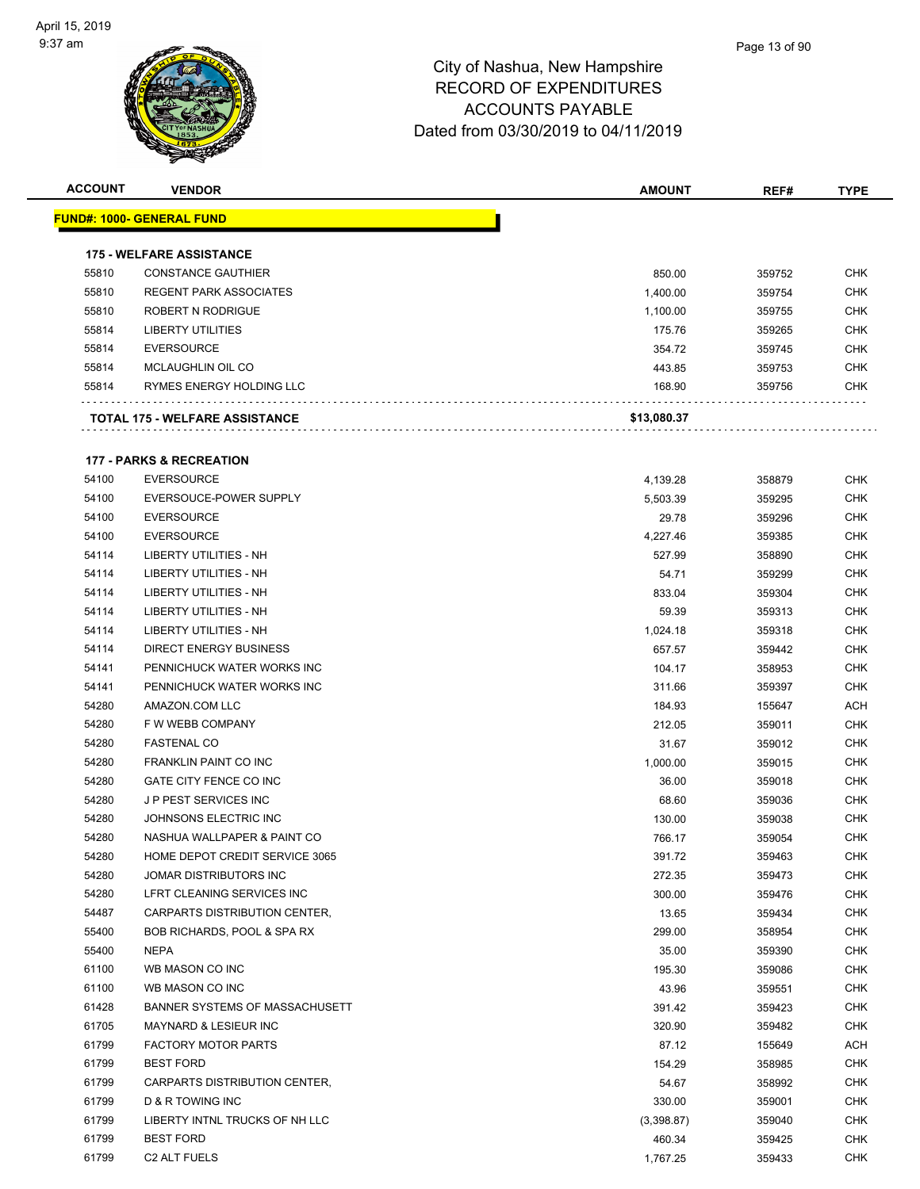# City of Nashua, New Hampshire
## RECORD OF EXPENDITURES
## ACCOUNTS PAYABLE
## Dated from 03/30/2019 to 04/11/2019

| ACCOUNT | VENDOR | AMOUNT | REF# | TYPE |
|---|---|---|---|---|
| **FUND#: 1000- GENERAL FUND** | | | | |
| **175 - WELFARE ASSISTANCE** | | | | |
| 55810 | CONSTANCE GAUTHIER | 850.00 | 359752 | CHK |
| 55810 | REGENT PARK ASSOCIATES | 1,400.00 | 359754 | CHK |
| 55810 | ROBERT N RODRIGUE | 1,100.00 | 359755 | CHK |
| 55814 | LIBERTY UTILITIES | 175.76 | 359265 | CHK |
| 55814 | EVERSOURCE | 354.72 | 359745 | CHK |
| 55814 | MCLAUGHLIN OIL CO | 443.85 | 359753 | CHK |
| 55814 | RYMES ENERGY HOLDING LLC | 168.90 | 359756 | CHK |
| **TOTAL 175 - WELFARE ASSISTANCE** | | **$13,080.37** | | |
| **177 - PARKS & RECREATION** | | | | |
| 54100 | EVERSOURCE | 4,139.28 | 358879 | CHK |
| 54100 | EVERSOUCE-POWER SUPPLY | 5,503.39 | 359295 | CHK |
| 54100 | EVERSOURCE | 29.78 | 359296 | CHK |
| 54100 | EVERSOURCE | 4,227.46 | 359385 | CHK |
| 54114 | LIBERTY UTILITIES - NH | 527.99 | 358890 | CHK |
| 54114 | LIBERTY UTILITIES - NH | 54.71 | 359299 | CHK |
| 54114 | LIBERTY UTILITIES - NH | 833.04 | 359304 | CHK |
| 54114 | LIBERTY UTILITIES - NH | 59.39 | 359313 | CHK |
| 54114 | LIBERTY UTILITIES - NH | 1,024.18 | 359318 | CHK |
| 54114 | DIRECT ENERGY BUSINESS | 657.57 | 359442 | CHK |
| 54141 | PENNICHUCK WATER WORKS INC | 104.17 | 358953 | CHK |
| 54141 | PENNICHUCK WATER WORKS INC | 311.66 | 359397 | CHK |
| 54280 | AMAZON.COM LLC | 184.93 | 155647 | ACH |
| 54280 | F W WEBB COMPANY | 212.05 | 359011 | CHK |
| 54280 | FASTENAL CO | 31.67 | 359012 | CHK |
| 54280 | FRANKLIN PAINT CO INC | 1,000.00 | 359015 | CHK |
| 54280 | GATE CITY FENCE CO INC | 36.00 | 359018 | CHK |
| 54280 | J P PEST SERVICES INC | 68.60 | 359036 | CHK |
| 54280 | JOHNSONS ELECTRIC INC | 130.00 | 359038 | CHK |
| 54280 | NASHUA WALLPAPER & PAINT CO | 766.17 | 359054 | CHK |
| 54280 | HOME DEPOT CREDIT SERVICE 3065 | 391.72 | 359463 | CHK |
| 54280 | JOMAR DISTRIBUTORS INC | 272.35 | 359473 | CHK |
| 54280 | LFRT CLEANING SERVICES INC | 300.00 | 359476 | CHK |
| 54487 | CARPARTS DISTRIBUTION CENTER, | 13.65 | 359434 | CHK |
| 55400 | BOB RICHARDS, POOL & SPA RX | 299.00 | 358954 | CHK |
| 55400 | NEPA | 35.00 | 359390 | CHK |
| 61100 | WB MASON CO INC | 195.30 | 359086 | CHK |
| 61100 | WB MASON CO INC | 43.96 | 359551 | CHK |
| 61428 | BANNER SYSTEMS OF MASSACHUSETT | 391.42 | 359423 | CHK |
| 61705 | MAYNARD & LESIEUR INC | 320.90 | 359482 | CHK |
| 61799 | FACTORY MOTOR PARTS | 87.12 | 155649 | ACH |
| 61799 | BEST FORD | 154.29 | 358985 | CHK |
| 61799 | CARPARTS DISTRIBUTION CENTER, | 54.67 | 358992 | CHK |
| 61799 | D & R TOWING INC | 330.00 | 359001 | CHK |
| 61799 | LIBERTY INTNL TRUCKS OF NH LLC | (3,398.87) | 359040 | CHK |
| 61799 | BEST FORD | 460.34 | 359425 | CHK |
| 61799 | C2 ALT FUELS | 1,767.25 | 359433 | CHK |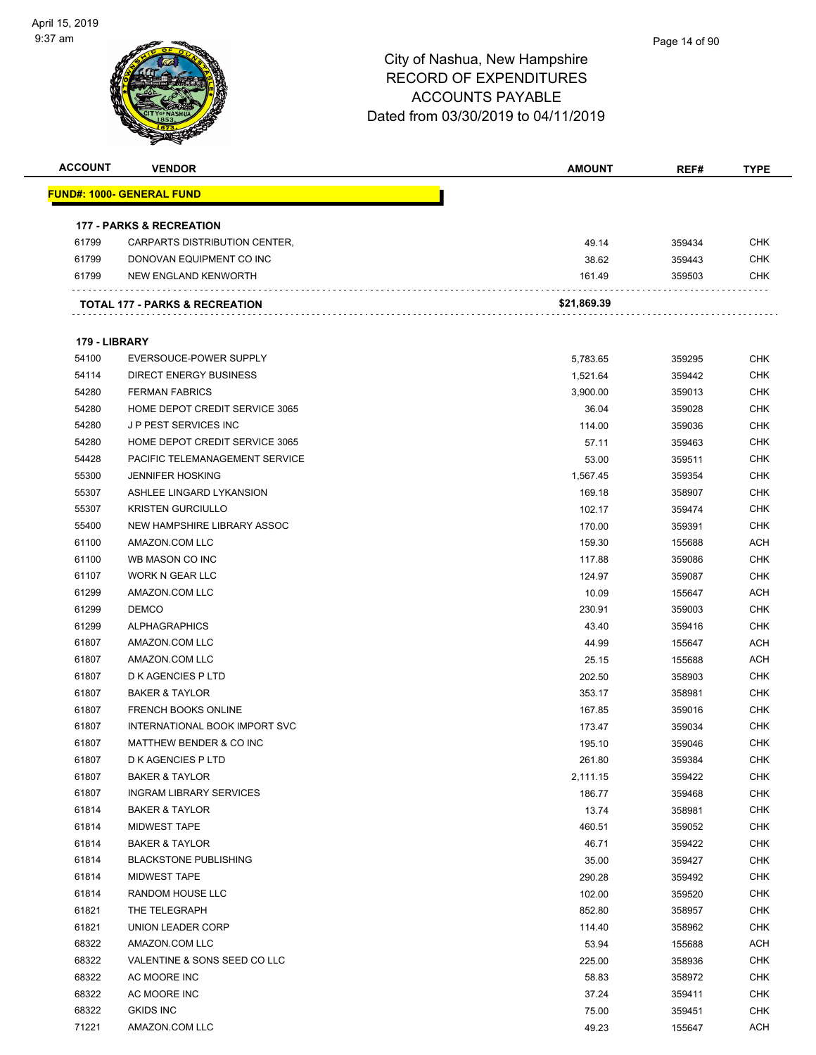City of Nashua, New Hampshire
RECORD OF EXPENDITURES
ACCOUNTS PAYABLE
Dated from 03/30/2019 to 04/11/2019

| ACCOUNT | VENDOR | AMOUNT | REF# | TYPE |
|---|---|---|---|---|
| **FUND#: 1000- GENERAL FUND** | | | | |
| **177 - PARKS & RECREATION** | | | | |
| 61799 | CARPARTS DISTRIBUTION CENTER, | 49.14 | 359434 | CHK |
| 61799 | DONOVAN EQUIPMENT CO INC | 38.62 | 359443 | CHK |
| 61799 | NEW ENGLAND KENWORTH | 161.49 | 359503 | CHK |
| **TOTAL 177 - PARKS & RECREATION** | | **$21,869.39** | | |
| **179 - LIBRARY** | | | | |
| 54100 | EVERSOUCE-POWER SUPPLY | 5,783.65 | 359295 | CHK |
| 54114 | DIRECT ENERGY BUSINESS | 1,521.64 | 359442 | CHK |
| 54280 | FERMAN FABRICS | 3,900.00 | 359013 | CHK |
| 54280 | HOME DEPOT CREDIT SERVICE 3065 | 36.04 | 359028 | CHK |
| 54280 | J P PEST SERVICES INC | 114.00 | 359036 | CHK |
| 54280 | HOME DEPOT CREDIT SERVICE 3065 | 57.11 | 359463 | CHK |
| 54428 | PACIFIC TELEMANAGEMENT SERVICE | 53.00 | 359511 | CHK |
| 55300 | JENNIFER HOSKING | 1,567.45 | 359354 | CHK |
| 55307 | ASHLEE LINGARD LYKANSION | 169.18 | 358907 | CHK |
| 55307 | KRISTEN GURCIULLO | 102.17 | 359474 | CHK |
| 55400 | NEW HAMPSHIRE LIBRARY ASSOC | 170.00 | 359391 | CHK |
| 61100 | AMAZON.COM LLC | 159.30 | 155688 | ACH |
| 61100 | WB MASON CO INC | 117.88 | 359086 | CHK |
| 61107 | WORK N GEAR LLC | 124.97 | 359087 | CHK |
| 61299 | AMAZON.COM LLC | 10.09 | 155647 | ACH |
| 61299 | DEMCO | 230.91 | 359003 | CHK |
| 61299 | ALPHAGRAPHICS | 43.40 | 359416 | CHK |
| 61807 | AMAZON.COM LLC | 44.99 | 155647 | ACH |
| 61807 | AMAZON.COM LLC | 25.15 | 155688 | ACH |
| 61807 | D K AGENCIES P LTD | 202.50 | 358903 | CHK |
| 61807 | BAKER & TAYLOR | 353.17 | 358981 | CHK |
| 61807 | FRENCH BOOKS ONLINE | 167.85 | 359016 | CHK |
| 61807 | INTERNATIONAL BOOK IMPORT SVC | 173.47 | 359034 | CHK |
| 61807 | MATTHEW BENDER & CO INC | 195.10 | 359046 | CHK |
| 61807 | D K AGENCIES P LTD | 261.80 | 359384 | CHK |
| 61807 | BAKER & TAYLOR | 2,111.15 | 359422 | CHK |
| 61807 | INGRAM LIBRARY SERVICES | 186.77 | 359468 | CHK |
| 61814 | BAKER & TAYLOR | 13.74 | 358981 | CHK |
| 61814 | MIDWEST TAPE | 460.51 | 359052 | CHK |
| 61814 | BAKER & TAYLOR | 46.71 | 359422 | CHK |
| 61814 | BLACKSTONE PUBLISHING | 35.00 | 359427 | CHK |
| 61814 | MIDWEST TAPE | 290.28 | 359492 | CHK |
| 61814 | RANDOM HOUSE LLC | 102.00 | 359520 | CHK |
| 61821 | THE TELEGRAPH | 852.80 | 358957 | CHK |
| 61821 | UNION LEADER CORP | 114.40 | 358962 | CHK |
| 68322 | AMAZON.COM LLC | 53.94 | 155688 | ACH |
| 68322 | VALENTINE & SONS SEED CO LLC | 225.00 | 358936 | CHK |
| 68322 | AC MOORE INC | 58.83 | 358972 | CHK |
| 68322 | AC MOORE INC | 37.24 | 359411 | CHK |
| 68322 | GKIDS INC | 75.00 | 359451 | CHK |
| 71221 | AMAZON.COM LLC | 49.23 | 155647 | ACH |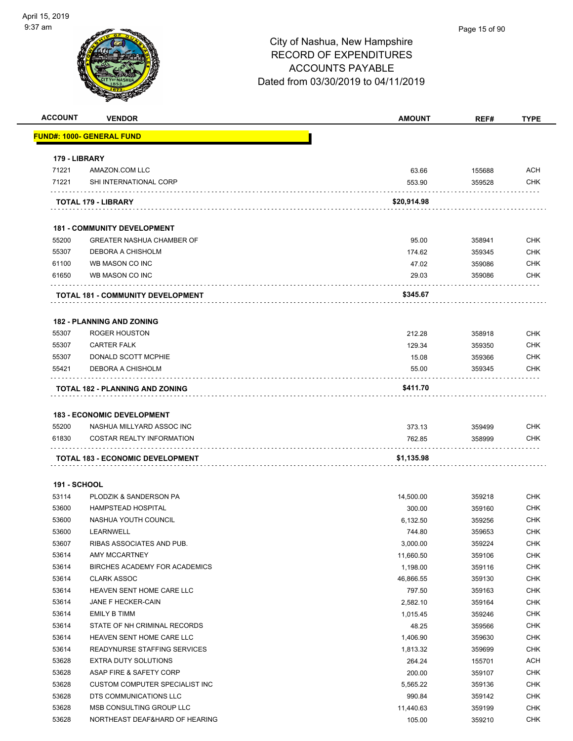# City of Nashua, New Hampshire
## RECORD OF EXPENDITURES
## ACCOUNTS PAYABLE
## Dated from 03/30/2019 to 04/11/2019

| ACCOUNT | VENDOR | AMOUNT | REF# | TYPE |
|---|---|---|---|---|
| **FUND#: 1000- GENERAL FUND** | | | | |
| **179 - LIBRARY** | | | | |
| 71221 | AMAZON.COM LLC | 63.66 | 155688 | ACH |
| 71221 | SHI INTERNATIONAL CORP | 553.90 | 359528 | CHK |
| | **TOTAL 179 - LIBRARY** | **$20,914.98** | | |
| **181 - COMMUNITY DEVELOPMENT** | | | | |
| 55200 | GREATER NASHUA CHAMBER OF | 95.00 | 358941 | CHK |
| 55307 | DEBORA A CHISHOLM | 174.62 | 359345 | CHK |
| 61100 | WB MASON CO INC | 47.02 | 359086 | CHK |
| 61650 | WB MASON CO INC | 29.03 | 359086 | CHK |
| | **TOTAL 181 - COMMUNITY DEVELOPMENT** | **$345.67** | | |
| **182 - PLANNING AND ZONING** | | | | |
| 55307 | ROGER HOUSTON | 212.28 | 358918 | CHK |
| 55307 | CARTER FALK | 129.34 | 359350 | CHK |
| 55307 | DONALD SCOTT MCPHIE | 15.08 | 359366 | CHK |
| 55421 | DEBORA A CHISHOLM | 55.00 | 359345 | CHK |
| | **TOTAL 182 - PLANNING AND ZONING** | **$411.70** | | |
| **183 - ECONOMIC DEVELOPMENT** | | | | |
| 55200 | NASHUA MILLYARD ASSOC INC | 373.13 | 359499 | CHK |
| 61830 | COSTAR REALTY INFORMATION | 762.85 | 358999 | CHK |
| | **TOTAL 183 - ECONOMIC DEVELOPMENT** | **$1,135.98** | | |
| **191 - SCHOOL** | | | | |
| 53114 | PLODZIK & SANDERSON PA | 14,500.00 | 359218 | CHK |
| 53600 | HAMPSTEAD HOSPITAL | 300.00 | 359160 | CHK |
| 53600 | NASHUA YOUTH COUNCIL | 6,132.50 | 359256 | CHK |
| 53600 | LEARNWELL | 744.80 | 359653 | CHK |
| 53607 | RIBAS ASSOCIATES AND PUB. | 3,000.00 | 359224 | CHK |
| 53614 | AMY MCCARTNEY | 11,660.50 | 359106 | CHK |
| 53614 | BIRCHES ACADEMY FOR ACADEMICS | 1,198.00 | 359116 | CHK |
| 53614 | CLARK ASSOC | 46,866.55 | 359130 | CHK |
| 53614 | HEAVEN SENT HOME CARE LLC | 797.50 | 359163 | CHK |
| 53614 | JANE F HECKER-CAIN | 2,582.10 | 359164 | CHK |
| 53614 | EMILY B TIMM | 1,015.45 | 359246 | CHK |
| 53614 | STATE OF NH CRIMINAL RECORDS | 48.25 | 359566 | CHK |
| 53614 | HEAVEN SENT HOME CARE LLC | 1,406.90 | 359630 | CHK |
| 53614 | READYNURSE STAFFING SERVICES | 1,813.32 | 359699 | CHK |
| 53628 | EXTRA DUTY SOLUTIONS | 264.24 | 155701 | ACH |
| 53628 | ASAP FIRE & SAFETY CORP | 200.00 | 359107 | CHK |
| 53628 | CUSTOM COMPUTER SPECIALIST INC | 5,565.22 | 359136 | CHK |
| 53628 | DTS COMMUNICATIONS LLC | 990.84 | 359142 | CHK |
| 53628 | MSB CONSULTING GROUP LLC | 11,440.63 | 359199 | CHK |
| 53628 | NORTHEAST DEAF&HARD OF HEARING | 105.00 | 359210 | CHK |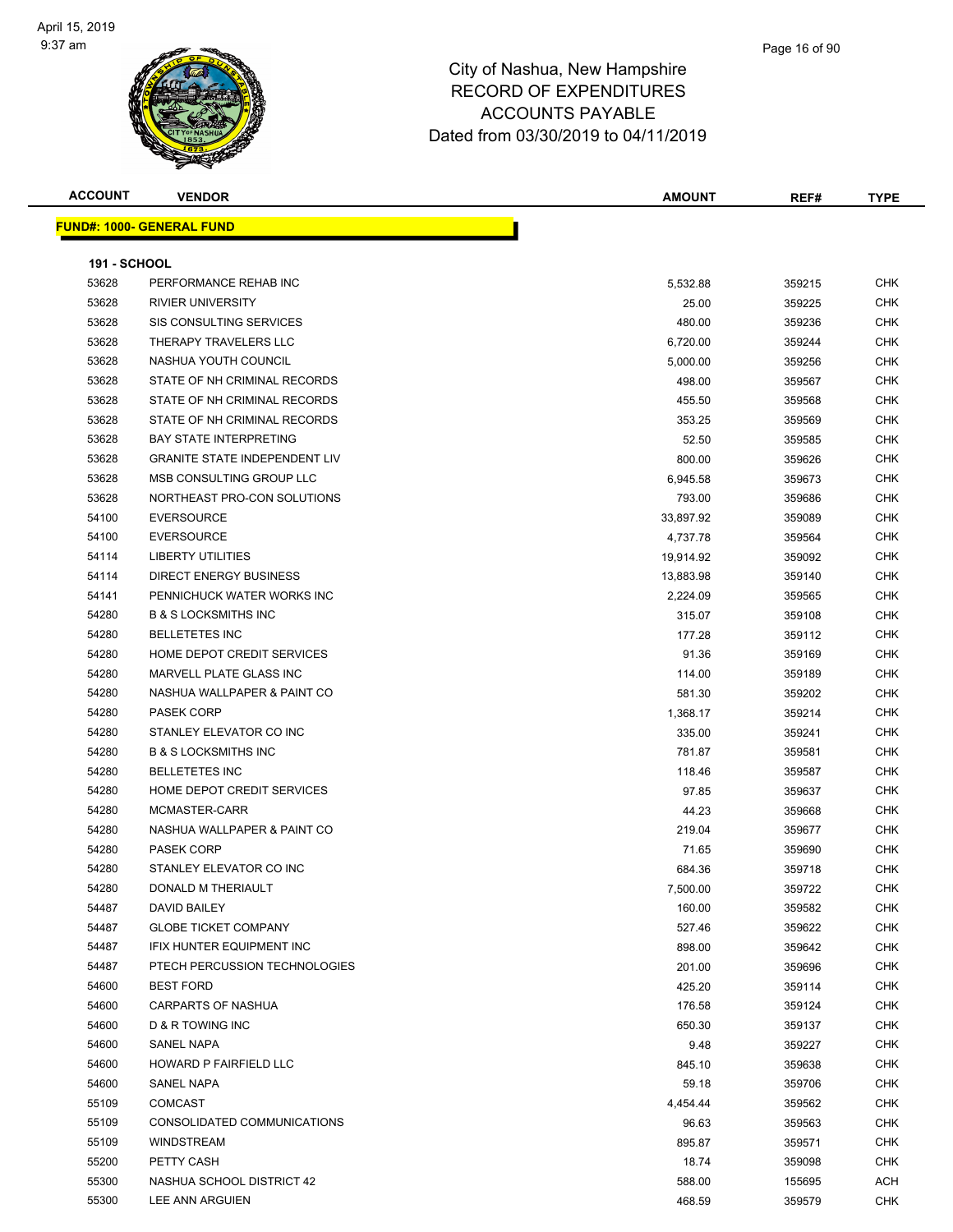# City of Nashua, New Hampshire
## RECORD OF EXPENDITURES
## ACCOUNTS PAYABLE
## Dated from 03/30/2019 to 04/11/2019

| ACCOUNT | VENDOR | AMOUNT | REF# | TYPE |
|---|---|---|---|---|
| **FUND#: 1000- GENERAL FUND** | | | | |
| **191 - SCHOOL** | | | | |
| 53628 | PERFORMANCE REHAB INC | 5,532.88 | 359215 | CHK |
| 53628 | RIVIER UNIVERSITY | 25.00 | 359225 | CHK |
| 53628 | SIS CONSULTING SERVICES | 480.00 | 359236 | CHK |
| 53628 | THERAPY TRAVELERS LLC | 6,720.00 | 359244 | CHK |
| 53628 | NASHUA YOUTH COUNCIL | 5,000.00 | 359256 | CHK |
| 53628 | STATE OF NH CRIMINAL RECORDS | 498.00 | 359567 | CHK |
| 53628 | STATE OF NH CRIMINAL RECORDS | 455.50 | 359568 | CHK |
| 53628 | STATE OF NH CRIMINAL RECORDS | 353.25 | 359569 | CHK |
| 53628 | BAY STATE INTERPRETING | 52.50 | 359585 | CHK |
| 53628 | GRANITE STATE INDEPENDENT LIV | 800.00 | 359626 | CHK |
| 53628 | MSB CONSULTING GROUP LLC | 6,945.58 | 359673 | CHK |
| 53628 | NORTHEAST PRO-CON SOLUTIONS | 793.00 | 359686 | CHK |
| 54100 | EVERSOURCE | 33,897.92 | 359089 | CHK |
| 54100 | EVERSOURCE | 4,737.78 | 359564 | CHK |
| 54114 | LIBERTY UTILITIES | 19,914.92 | 359092 | CHK |
| 54114 | DIRECT ENERGY BUSINESS | 13,883.98 | 359140 | CHK |
| 54141 | PENNICHUCK WATER WORKS INC | 2,224.09 | 359565 | CHK |
| 54280 | B & S LOCKSMITHS INC | 315.07 | 359108 | CHK |
| 54280 | BELLETETES INC | 177.28 | 359112 | CHK |
| 54280 | HOME DEPOT CREDIT SERVICES | 91.36 | 359169 | CHK |
| 54280 | MARVELL PLATE GLASS INC | 114.00 | 359189 | CHK |
| 54280 | NASHUA WALLPAPER & PAINT CO | 581.30 | 359202 | CHK |
| 54280 | PASEK CORP | 1,368.17 | 359214 | CHK |
| 54280 | STANLEY ELEVATOR CO INC | 335.00 | 359241 | CHK |
| 54280 | B & S LOCKSMITHS INC | 781.87 | 359581 | CHK |
| 54280 | BELLETETES INC | 118.46 | 359587 | CHK |
| 54280 | HOME DEPOT CREDIT SERVICES | 97.85 | 359637 | CHK |
| 54280 | MCMASTER-CARR | 44.23 | 359668 | CHK |
| 54280 | NASHUA WALLPAPER & PAINT CO | 219.04 | 359677 | CHK |
| 54280 | PASEK CORP | 71.65 | 359690 | CHK |
| 54280 | STANLEY ELEVATOR CO INC | 684.36 | 359718 | CHK |
| 54280 | DONALD M THERIAULT | 7,500.00 | 359722 | CHK |
| 54487 | DAVID BAILEY | 160.00 | 359582 | CHK |
| 54487 | GLOBE TICKET COMPANY | 527.46 | 359622 | CHK |
| 54487 | IFIX HUNTER EQUIPMENT INC | 898.00 | 359642 | CHK |
| 54487 | PTECH PERCUSSION TECHNOLOGIES | 201.00 | 359696 | CHK |
| 54600 | BEST FORD | 425.20 | 359114 | CHK |
| 54600 | CARPARTS OF NASHUA | 176.58 | 359124 | CHK |
| 54600 | D & R TOWING INC | 650.30 | 359137 | CHK |
| 54600 | SANEL NAPA | 9.48 | 359227 | CHK |
| 54600 | HOWARD P FAIRFIELD LLC | 845.10 | 359638 | CHK |
| 54600 | SANEL NAPA | 59.18 | 359706 | CHK |
| 55109 | COMCAST | 4,454.44 | 359562 | CHK |
| 55109 | CONSOLIDATED COMMUNICATIONS | 96.63 | 359563 | CHK |
| 55109 | WINDSTREAM | 895.87 | 359571 | CHK |
| 55200 | PETTY CASH | 18.74 | 359098 | CHK |
| 55300 | NASHUA SCHOOL DISTRICT 42 | 588.00 | 155695 | ACH |
| 55300 | LEE ANN ARGUIEN | 468.59 | 359579 | CHK |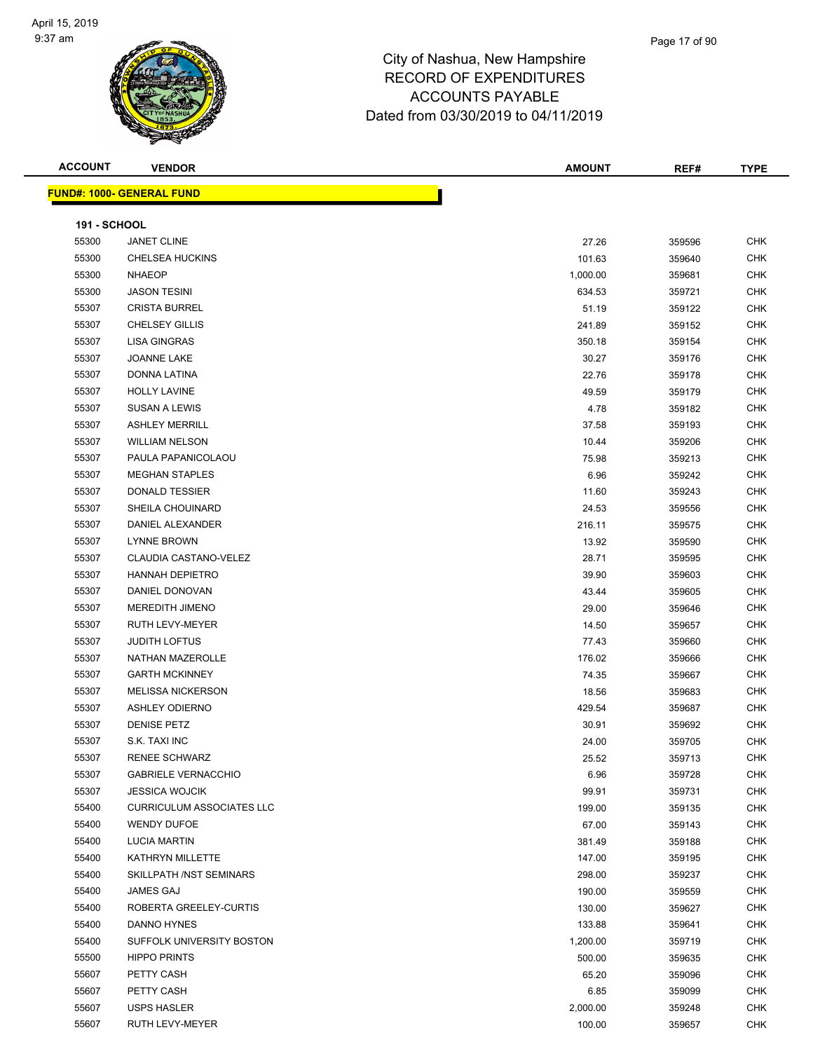City of Nashua, New Hampshire
RECORD OF EXPENDITURES
ACCOUNTS PAYABLE
Dated from 03/30/2019 to 04/11/2019

| ACCOUNT | VENDOR | AMOUNT | REF# | TYPE |
|---|---|---|---|---|

**FUND#: 1000- GENERAL FUND**

**191 - SCHOOL**

| ACCOUNT | VENDOR | AMOUNT | REF# | TYPE |
|---|---|---|---|---|
| 55300 | JANET CLINE | 27.26 | 359596 | CHK |
| 55300 | CHELSEA HUCKINS | 101.63 | 359640 | CHK |
| 55300 | NHAEOP | 1,000.00 | 359681 | CHK |
| 55300 | JASON TESINI | 634.53 | 359721 | CHK |
| 55307 | CRISTA BURREL | 51.19 | 359122 | CHK |
| 55307 | CHELSEY GILLIS | 241.89 | 359152 | CHK |
| 55307 | LISA GINGRAS | 350.18 | 359154 | CHK |
| 55307 | JOANNE LAKE | 30.27 | 359176 | CHK |
| 55307 | DONNA LATINA | 22.76 | 359178 | CHK |
| 55307 | HOLLY LAVINE | 49.59 | 359179 | CHK |
| 55307 | SUSAN A LEWIS | 4.78 | 359182 | CHK |
| 55307 | ASHLEY MERRILL | 37.58 | 359193 | CHK |
| 55307 | WILLIAM NELSON | 10.44 | 359206 | CHK |
| 55307 | PAULA PAPANICOLAOU | 75.98 | 359213 | CHK |
| 55307 | MEGHAN STAPLES | 6.96 | 359242 | CHK |
| 55307 | DONALD TESSIER | 11.60 | 359243 | CHK |
| 55307 | SHEILA CHOUINARD | 24.53 | 359556 | CHK |
| 55307 | DANIEL ALEXANDER | 216.11 | 359575 | CHK |
| 55307 | LYNNE BROWN | 13.92 | 359590 | CHK |
| 55307 | CLAUDIA CASTANO-VELEZ | 28.71 | 359595 | CHK |
| 55307 | HANNAH DEPIETRO | 39.90 | 359603 | CHK |
| 55307 | DANIEL DONOVAN | 43.44 | 359605 | CHK |
| 55307 | MEREDITH JIMENO | 29.00 | 359646 | CHK |
| 55307 | RUTH LEVY-MEYER | 14.50 | 359657 | CHK |
| 55307 | JUDITH LOFTUS | 77.43 | 359660 | CHK |
| 55307 | NATHAN MAZEROLLE | 176.02 | 359666 | CHK |
| 55307 | GARTH MCKINNEY | 74.35 | 359667 | CHK |
| 55307 | MELISSA NICKERSON | 18.56 | 359683 | CHK |
| 55307 | ASHLEY ODIERNO | 429.54 | 359687 | CHK |
| 55307 | DENISE PETZ | 30.91 | 359692 | CHK |
| 55307 | S.K. TAXI INC | 24.00 | 359705 | CHK |
| 55307 | RENEE SCHWARZ | 25.52 | 359713 | CHK |
| 55307 | GABRIELE VERNACCHIO | 6.96 | 359728 | CHK |
| 55307 | JESSICA WOJCIK | 99.91 | 359731 | CHK |
| 55400 | CURRICULUM ASSOCIATES LLC | 199.00 | 359135 | CHK |
| 55400 | WENDY DUFOE | 67.00 | 359143 | CHK |
| 55400 | LUCIA MARTIN | 381.49 | 359188 | CHK |
| 55400 | KATHRYN MILLETTE | 147.00 | 359195 | CHK |
| 55400 | SKILLPATH /NST SEMINARS | 298.00 | 359237 | CHK |
| 55400 | JAMES GAJ | 190.00 | 359559 | CHK |
| 55400 | ROBERTA GREELEY-CURTIS | 130.00 | 359627 | CHK |
| 55400 | DANNO HYNES | 133.88 | 359641 | CHK |
| 55400 | SUFFOLK UNIVERSITY BOSTON | 1,200.00 | 359719 | CHK |
| 55500 | HIPPO PRINTS | 500.00 | 359635 | CHK |
| 55607 | PETTY CASH | 65.20 | 359096 | CHK |
| 55607 | PETTY CASH | 6.85 | 359099 | CHK |
| 55607 | USPS HASLER | 2,000.00 | 359248 | CHK |
| 55607 | RUTH LEVY-MEYER | 100.00 | 359657 | CHK |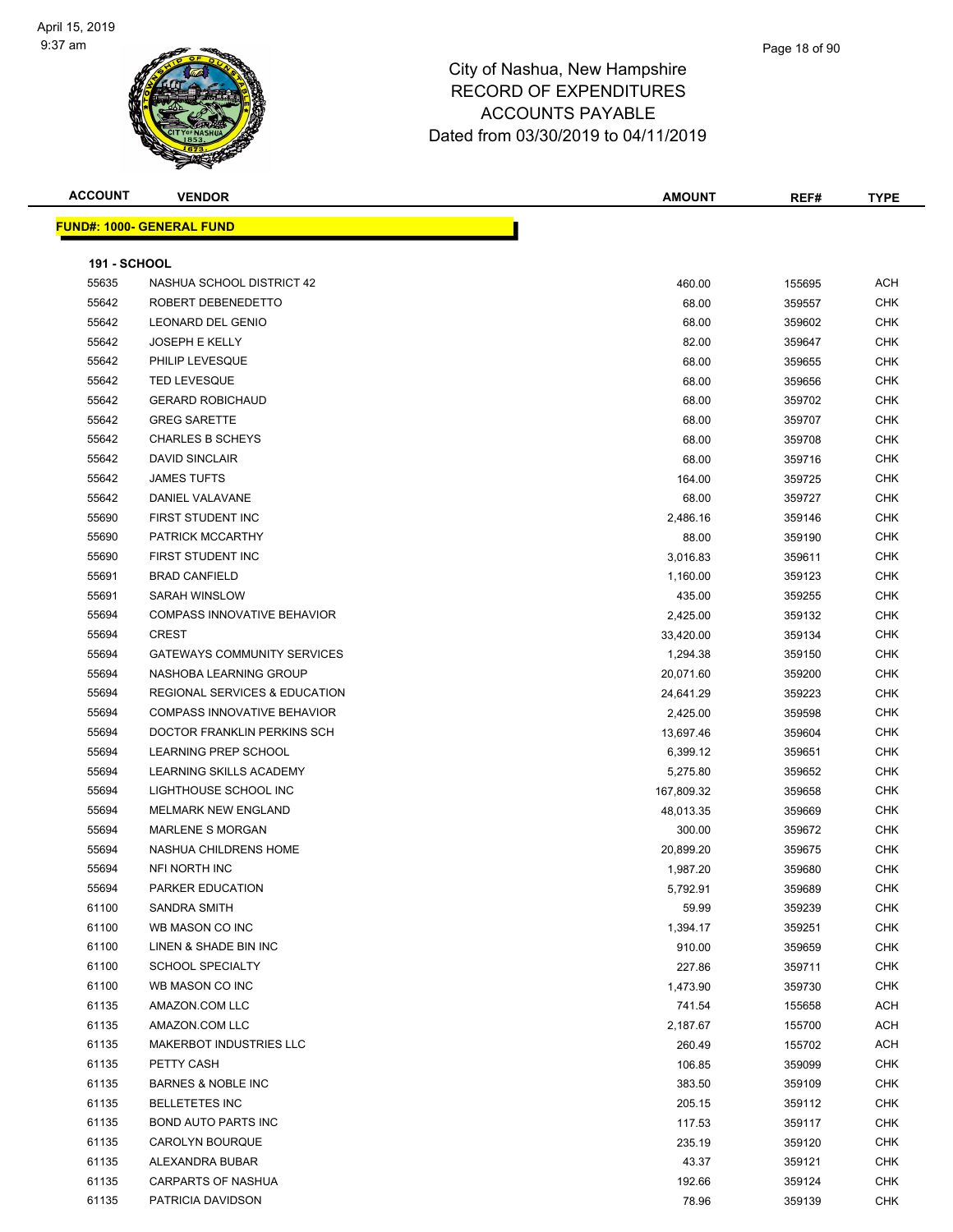# City of Nashua, New Hampshire
## RECORD OF EXPENDITURES
## ACCOUNTS PAYABLE
## Dated from 03/30/2019 to 04/11/2019

| ACCOUNT | VENDOR | AMOUNT | REF# | TYPE |
|---|---|---|---|---|

**FUND#: 1000- GENERAL FUND**

**191 - SCHOOL**

| ACCOUNT | VENDOR | AMOUNT | REF# | TYPE |
|---|---|---|---|---|
| 55635 | NASHUA SCHOOL DISTRICT 42 | 460.00 | 155695 | ACH |
| 55642 | ROBERT DEBENEDETTO | 68.00 | 359557 | CHK |
| 55642 | LEONARD DEL GENIO | 68.00 | 359602 | CHK |
| 55642 | JOSEPH E KELLY | 82.00 | 359647 | CHK |
| 55642 | PHILIP LEVESQUE | 68.00 | 359655 | CHK |
| 55642 | TED LEVESQUE | 68.00 | 359656 | CHK |
| 55642 | GERARD ROBICHAUD | 68.00 | 359702 | CHK |
| 55642 | GREG SARETTE | 68.00 | 359707 | CHK |
| 55642 | CHARLES B SCHEYS | 68.00 | 359708 | CHK |
| 55642 | DAVID SINCLAIR | 68.00 | 359716 | CHK |
| 55642 | JAMES TUFTS | 164.00 | 359725 | CHK |
| 55642 | DANIEL VALAVANE | 68.00 | 359727 | CHK |
| 55690 | FIRST STUDENT INC | 2,486.16 | 359146 | CHK |
| 55690 | PATRICK MCCARTHY | 88.00 | 359190 | CHK |
| 55690 | FIRST STUDENT INC | 3,016.83 | 359611 | CHK |
| 55691 | BRAD CANFIELD | 1,160.00 | 359123 | CHK |
| 55691 | SARAH WINSLOW | 435.00 | 359255 | CHK |
| 55694 | COMPASS INNOVATIVE BEHAVIOR | 2,425.00 | 359132 | CHK |
| 55694 | CREST | 33,420.00 | 359134 | CHK |
| 55694 | GATEWAYS COMMUNITY SERVICES | 1,294.38 | 359150 | CHK |
| 55694 | NASHOBA LEARNING GROUP | 20,071.60 | 359200 | CHK |
| 55694 | REGIONAL SERVICES & EDUCATION | 24,641.29 | 359223 | CHK |
| 55694 | COMPASS INNOVATIVE BEHAVIOR | 2,425.00 | 359598 | CHK |
| 55694 | DOCTOR FRANKLIN PERKINS SCH | 13,697.46 | 359604 | CHK |
| 55694 | LEARNING PREP SCHOOL | 6,399.12 | 359651 | CHK |
| 55694 | LEARNING SKILLS ACADEMY | 5,275.80 | 359652 | CHK |
| 55694 | LIGHTHOUSE SCHOOL INC | 167,809.32 | 359658 | CHK |
| 55694 | MELMARK NEW ENGLAND | 48,013.35 | 359669 | CHK |
| 55694 | MARLENE S MORGAN | 300.00 | 359672 | CHK |
| 55694 | NASHUA CHILDRENS HOME | 20,899.20 | 359675 | CHK |
| 55694 | NFI NORTH INC | 1,987.20 | 359680 | CHK |
| 55694 | PARKER EDUCATION | 5,792.91 | 359689 | CHK |
| 61100 | SANDRA SMITH | 59.99 | 359239 | CHK |
| 61100 | WB MASON CO INC | 1,394.17 | 359251 | CHK |
| 61100 | LINEN & SHADE BIN INC | 910.00 | 359659 | CHK |
| 61100 | SCHOOL SPECIALTY | 227.86 | 359711 | CHK |
| 61100 | WB MASON CO INC | 1,473.90 | 359730 | CHK |
| 61135 | AMAZON.COM LLC | 741.54 | 155658 | ACH |
| 61135 | AMAZON.COM LLC | 2,187.67 | 155700 | ACH |
| 61135 | MAKERBOT INDUSTRIES LLC | 260.49 | 155702 | ACH |
| 61135 | PETTY CASH | 106.85 | 359099 | CHK |
| 61135 | BARNES & NOBLE INC | 383.50 | 359109 | CHK |
| 61135 | BELLETETES INC | 205.15 | 359112 | CHK |
| 61135 | BOND AUTO PARTS INC | 117.53 | 359117 | CHK |
| 61135 | CAROLYN BOURQUE | 235.19 | 359120 | CHK |
| 61135 | ALEXANDRA BUBAR | 43.37 | 359121 | CHK |
| 61135 | CARPARTS OF NASHUA | 192.66 | 359124 | CHK |
| 61135 | PATRICIA DAVIDSON | 78.96 | 359139 | CHK |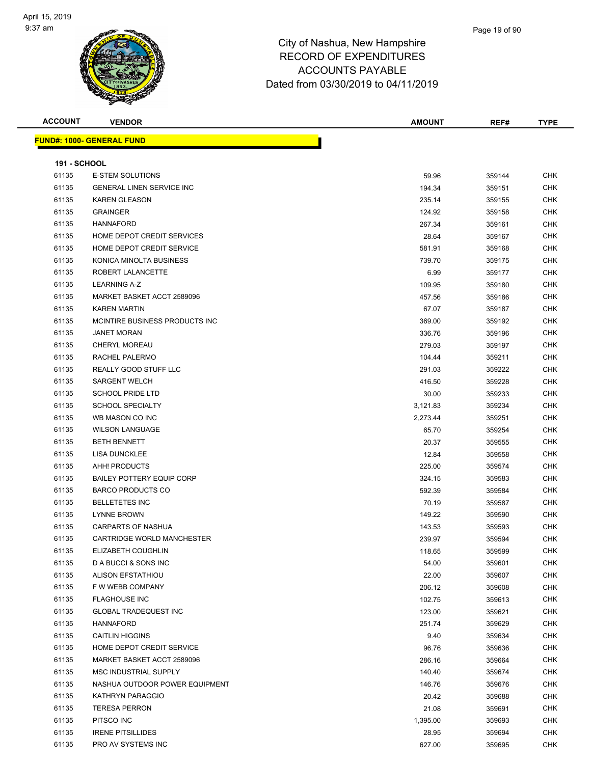# City of Nashua, New Hampshire
# RECORD OF EXPENDITURES
# ACCOUNTS PAYABLE
# Dated from 03/30/2019 to 04/11/2019

**FUND#: 1000- GENERAL FUND**

**191 - SCHOOL**

| ACCOUNT | VENDOR | AMOUNT | REF# | TYPE |
|---|---|---|---|---|
| 61135 | E-STEM SOLUTIONS | 59.96 | 359144 | CHK |
| 61135 | GENERAL LINEN SERVICE INC | 194.34 | 359151 | CHK |
| 61135 | KAREN GLEASON | 235.14 | 359155 | CHK |
| 61135 | GRAINGER | 124.92 | 359158 | CHK |
| 61135 | HANNAFORD | 267.34 | 359161 | CHK |
| 61135 | HOME DEPOT CREDIT SERVICES | 28.64 | 359167 | CHK |
| 61135 | HOME DEPOT CREDIT SERVICE | 581.91 | 359168 | CHK |
| 61135 | KONICA MINOLTA BUSINESS | 739.70 | 359175 | CHK |
| 61135 | ROBERT LALANCETTE | 6.99 | 359177 | CHK |
| 61135 | LEARNING A-Z | 109.95 | 359180 | CHK |
| 61135 | MARKET BASKET ACCT 2589096 | 457.56 | 359186 | CHK |
| 61135 | KAREN MARTIN | 67.07 | 359187 | CHK |
| 61135 | MCINTIRE BUSINESS PRODUCTS INC | 369.00 | 359192 | CHK |
| 61135 | JANET MORAN | 336.76 | 359196 | CHK |
| 61135 | CHERYL MOREAU | 279.03 | 359197 | CHK |
| 61135 | RACHEL PALERMO | 104.44 | 359211 | CHK |
| 61135 | REALLY GOOD STUFF LLC | 291.03 | 359222 | CHK |
| 61135 | SARGENT WELCH | 416.50 | 359228 | CHK |
| 61135 | SCHOOL PRIDE LTD | 30.00 | 359233 | CHK |
| 61135 | SCHOOL SPECIALTY | 3,121.83 | 359234 | CHK |
| 61135 | WB MASON CO INC | 2,273.44 | 359251 | CHK |
| 61135 | WILSON LANGUAGE | 65.70 | 359254 | CHK |
| 61135 | BETH BENNETT | 20.37 | 359555 | CHK |
| 61135 | LISA DUNCKLEE | 12.84 | 359558 | CHK |
| 61135 | AHH! PRODUCTS | 225.00 | 359574 | CHK |
| 61135 | BAILEY POTTERY EQUIP CORP | 324.15 | 359583 | CHK |
| 61135 | BARCO PRODUCTS CO | 592.39 | 359584 | CHK |
| 61135 | BELLETETES INC | 70.19 | 359587 | CHK |
| 61135 | LYNNE BROWN | 149.22 | 359590 | CHK |
| 61135 | CARPARTS OF NASHUA | 143.53 | 359593 | CHK |
| 61135 | CARTRIDGE WORLD MANCHESTER | 239.97 | 359594 | CHK |
| 61135 | ELIZABETH COUGHLIN | 118.65 | 359599 | CHK |
| 61135 | D A BUCCI & SONS INC | 54.00 | 359601 | CHK |
| 61135 | ALISON EFSTATHIOU | 22.00 | 359607 | CHK |
| 61135 | F W WEBB COMPANY | 206.12 | 359608 | CHK |
| 61135 | FLAGHOUSE INC | 102.75 | 359613 | CHK |
| 61135 | GLOBAL TRADEQUEST INC | 123.00 | 359621 | CHK |
| 61135 | HANNAFORD | 251.74 | 359629 | CHK |
| 61135 | CAITLIN HIGGINS | 9.40 | 359634 | CHK |
| 61135 | HOME DEPOT CREDIT SERVICE | 96.76 | 359636 | CHK |
| 61135 | MARKET BASKET ACCT 2589096 | 286.16 | 359664 | CHK |
| 61135 | MSC INDUSTRIAL SUPPLY | 140.40 | 359674 | CHK |
| 61135 | NASHUA OUTDOOR POWER EQUIPMENT | 146.76 | 359676 | CHK |
| 61135 | KATHRYN PARAGGIO | 20.42 | 359688 | CHK |
| 61135 | TERESA PERRON | 21.08 | 359691 | CHK |
| 61135 | PITSCO INC | 1,395.00 | 359693 | CHK |
| 61135 | IRENE PITSILLIDES | 28.95 | 359694 | CHK |
| 61135 | PRO AV SYSTEMS INC | 627.00 | 359695 | CHK |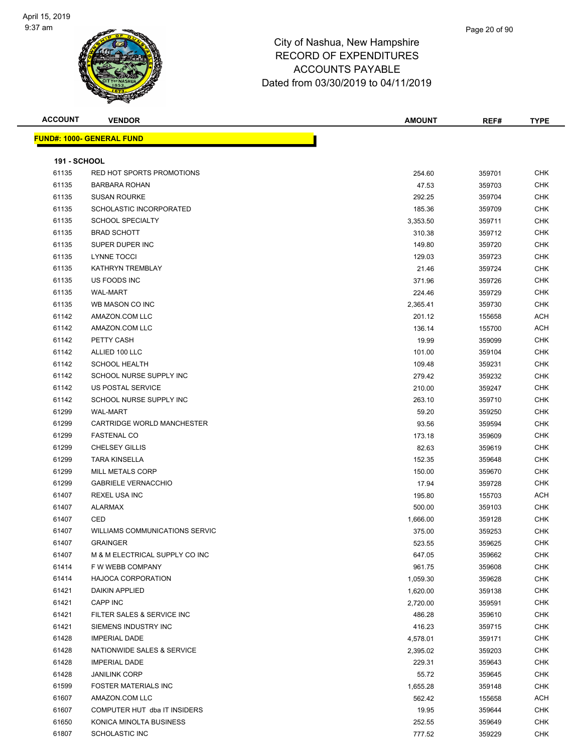# City of Nashua, New Hampshire
# RECORD OF EXPENDITURES
# ACCOUNTS PAYABLE
# Dated from 03/30/2019 to 04/11/2019

| ACCOUNT | VENDOR | AMOUNT | REF# | TYPE |
|---|---|---|---|---|
| **FUND#: 1000- GENERAL FUND** | | | | |
| **191 - SCHOOL** | | | | |
| 61135 | RED HOT SPORTS PROMOTIONS | 254.60 | 359701 | CHK |
| 61135 | BARBARA ROHAN | 47.53 | 359703 | CHK |
| 61135 | SUSAN ROURKE | 292.25 | 359704 | CHK |
| 61135 | SCHOLASTIC INCORPORATED | 185.36 | 359709 | CHK |
| 61135 | SCHOOL SPECIALTY | 3,353.50 | 359711 | CHK |
| 61135 | BRAD SCHOTT | 310.38 | 359712 | CHK |
| 61135 | SUPER DUPER INC | 149.80 | 359720 | CHK |
| 61135 | LYNNE TOCCI | 129.03 | 359723 | CHK |
| 61135 | KATHRYN TREMBLAY | 21.46 | 359724 | CHK |
| 61135 | US FOODS INC | 371.96 | 359726 | CHK |
| 61135 | WAL-MART | 224.46 | 359729 | CHK |
| 61135 | WB MASON CO INC | 2,365.41 | 359730 | CHK |
| 61142 | AMAZON.COM LLC | 201.12 | 155658 | ACH |
| 61142 | AMAZON.COM LLC | 136.14 | 155700 | ACH |
| 61142 | PETTY CASH | 19.99 | 359099 | CHK |
| 61142 | ALLIED 100 LLC | 101.00 | 359104 | CHK |
| 61142 | SCHOOL HEALTH | 109.48 | 359231 | CHK |
| 61142 | SCHOOL NURSE SUPPLY INC | 279.42 | 359232 | CHK |
| 61142 | US POSTAL SERVICE | 210.00 | 359247 | CHK |
| 61142 | SCHOOL NURSE SUPPLY INC | 263.10 | 359710 | CHK |
| 61299 | WAL-MART | 59.20 | 359250 | CHK |
| 61299 | CARTRIDGE WORLD MANCHESTER | 93.56 | 359594 | CHK |
| 61299 | FASTENAL CO | 173.18 | 359609 | CHK |
| 61299 | CHELSEY GILLIS | 82.63 | 359619 | CHK |
| 61299 | TARA KINSELLA | 152.35 | 359648 | CHK |
| 61299 | MILL METALS CORP | 150.00 | 359670 | CHK |
| 61299 | GABRIELE VERNACCHIO | 17.94 | 359728 | CHK |
| 61407 | REXEL USA INC | 195.80 | 155703 | ACH |
| 61407 | ALARMAX | 500.00 | 359103 | CHK |
| 61407 | CED | 1,666.00 | 359128 | CHK |
| 61407 | WILLIAMS COMMUNICATIONS SERVIC | 375.00 | 359253 | CHK |
| 61407 | GRAINGER | 523.55 | 359625 | CHK |
| 61407 | M & M ELECTRICAL SUPPLY CO INC | 647.05 | 359662 | CHK |
| 61414 | F W WEBB COMPANY | 961.75 | 359608 | CHK |
| 61414 | HAJOCA CORPORATION | 1,059.30 | 359628 | CHK |
| 61421 | DAIKIN APPLIED | 1,620.00 | 359138 | CHK |
| 61421 | CAPP INC | 2,720.00 | 359591 | CHK |
| 61421 | FILTER SALES & SERVICE INC | 486.28 | 359610 | CHK |
| 61421 | SIEMENS INDUSTRY INC | 416.23 | 359715 | CHK |
| 61428 | IMPERIAL DADE | 4,578.01 | 359171 | CHK |
| 61428 | NATIONWIDE SALES & SERVICE | 2,395.02 | 359203 | CHK |
| 61428 | IMPERIAL DADE | 229.31 | 359643 | CHK |
| 61428 | JANILINK CORP | 55.72 | 359645 | CHK |
| 61599 | FOSTER MATERIALS INC | 1,655.28 | 359148 | CHK |
| 61607 | AMAZON.COM LLC | 562.42 | 155658 | ACH |
| 61607 | COMPUTER HUT dba IT INSIDERS | 19.95 | 359644 | CHK |
| 61650 | KONICA MINOLTA BUSINESS | 252.55 | 359649 | CHK |
| 61807 | SCHOLASTIC INC | 777.52 | 359229 | CHK |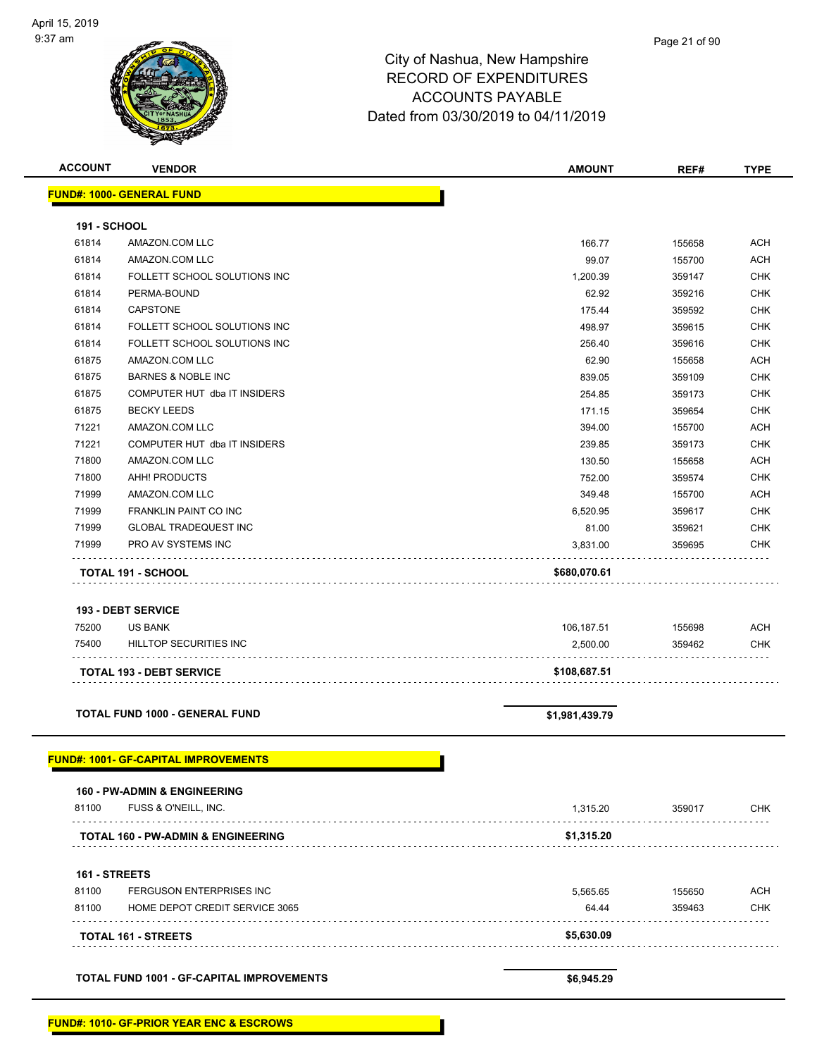# City of Nashua, New Hampshire
## RECORD OF EXPENDITURES
## ACCOUNTS PAYABLE
## Dated from 03/30/2019 to 04/11/2019

| ACCOUNT | VENDOR | AMOUNT | REF# | TYPE |
|---|---|---|---|---|
| **FUND#: 1000- GENERAL FUND** | | | | |
| **191 - SCHOOL** | | | | |
| 61814 | AMAZON.COM LLC | 166.77 | 155658 | ACH |
| 61814 | AMAZON.COM LLC | 99.07 | 155700 | ACH |
| 61814 | FOLLETT SCHOOL SOLUTIONS INC | 1,200.39 | 359147 | CHK |
| 61814 | PERMA-BOUND | 62.92 | 359216 | CHK |
| 61814 | CAPSTONE | 175.44 | 359592 | CHK |
| 61814 | FOLLETT SCHOOL SOLUTIONS INC | 498.97 | 359615 | CHK |
| 61814 | FOLLETT SCHOOL SOLUTIONS INC | 256.40 | 359616 | CHK |
| 61875 | AMAZON.COM LLC | 62.90 | 155658 | ACH |
| 61875 | BARNES & NOBLE INC | 839.05 | 359109 | CHK |
| 61875 | COMPUTER HUT dba IT INSIDERS | 254.85 | 359173 | CHK |
| 61875 | BECKY LEEDS | 171.15 | 359654 | CHK |
| 71221 | AMAZON.COM LLC | 394.00 | 155700 | ACH |
| 71221 | COMPUTER HUT dba IT INSIDERS | 239.85 | 359173 | CHK |
| 71800 | AMAZON.COM LLC | 130.50 | 155658 | ACH |
| 71800 | AHH! PRODUCTS | 752.00 | 359574 | CHK |
| 71999 | AMAZON.COM LLC | 349.48 | 155700 | ACH |
| 71999 | FRANKLIN PAINT CO INC | 6,520.95 | 359617 | CHK |
| 71999 | GLOBAL TRADEQUEST INC | 81.00 | 359621 | CHK |
| 71999 | PRO AV SYSTEMS INC | 3,831.00 | 359695 | CHK |
| | **TOTAL 191 - SCHOOL** | **$680,070.61** | | |
| **193 - DEBT SERVICE** | | | | |
| 75200 | US BANK | 106,187.51 | 155698 | ACH |
| 75400 | HILLTOP SECURITIES INC | 2,500.00 | 359462 | CHK |
| | **TOTAL 193 - DEBT SERVICE** | **$108,687.51** | | |
| | **TOTAL FUND 1000 - GENERAL FUND** | **$1,981,439.79** | | |
| **FUND#: 1001- GF-CAPITAL IMPROVEMENTS** | | | | |
| **160 - PW-ADMIN & ENGINEERING** | | | | |
| 81100 | FUSS & O'NEILL, INC. | 1,315.20 | 359017 | CHK |
| | **TOTAL 160 - PW-ADMIN & ENGINEERING** | **$1,315.20** | | |
| **161 - STREETS** | | | | |
| 81100 | FERGUSON ENTERPRISES INC | 5,565.65 | 155650 | ACH |
| 81100 | HOME DEPOT CREDIT SERVICE 3065 | 64.44 | 359463 | CHK |
| | **TOTAL 161 - STREETS** | **$5,630.09** | | |
| | **TOTAL FUND 1001 - GF-CAPITAL IMPROVEMENTS** | **$6,945.29** | | |

**FUND#: 1010- GF-PRIOR YEAR ENC & ESCROWS**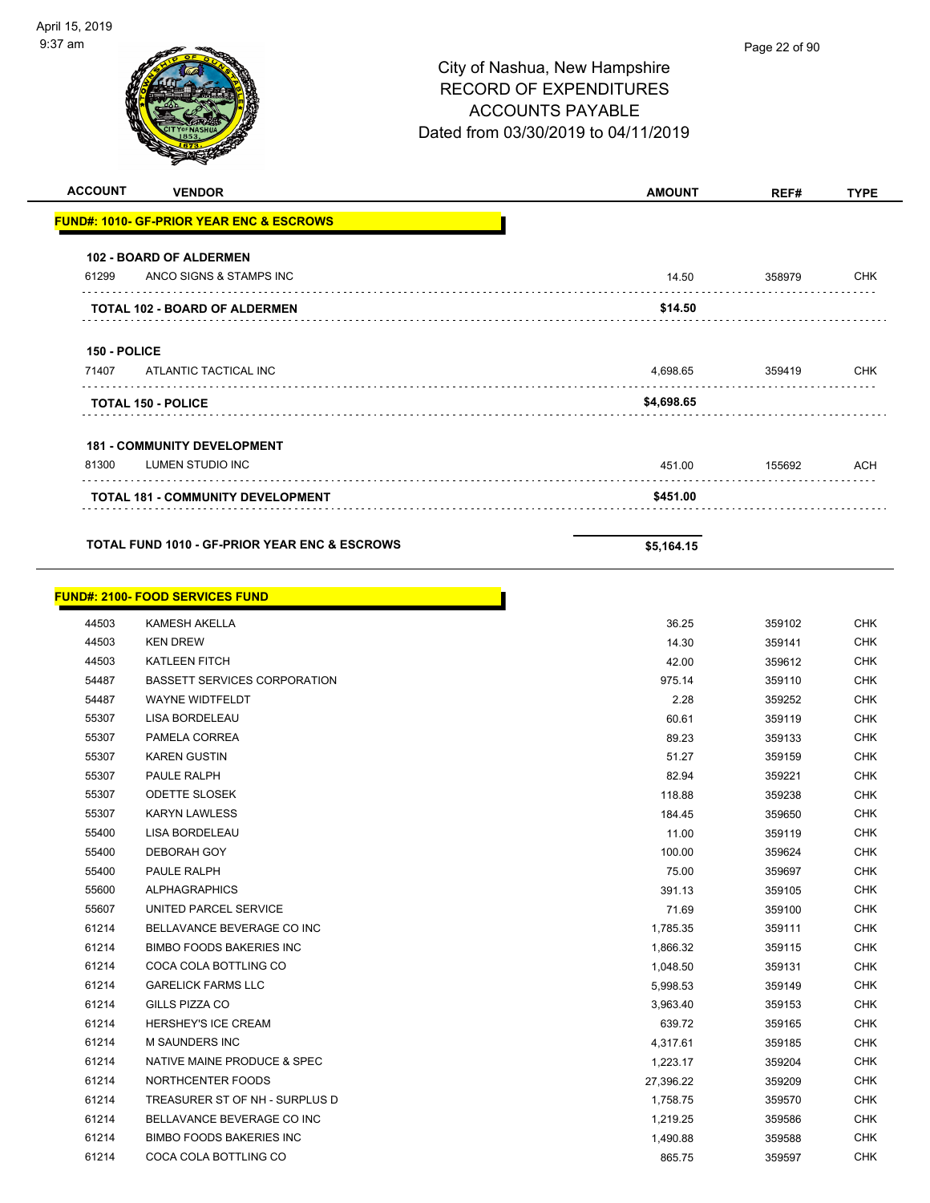April 15, 2019
9:37 am

# City of Nashua, New Hampshire
## RECORD OF EXPENDITURES
## ACCOUNTS PAYABLE
## Dated from 03/30/2019 to 04/11/2019

| ACCOUNT | VENDOR | AMOUNT | REF# | TYPE |
|---|---|---|---|---|
| **FUND#: 1010- GF-PRIOR YEAR ENC & ESCROWS** | | | | |
| **102 - BOARD OF ALDERMEN** | | | | |
| 61299 | ANCO SIGNS & STAMPS INC | 14.50 | 358979 | CHK |
| | **TOTAL 102 - BOARD OF ALDERMEN** | **$14.50** | | |
| **150 - POLICE** | | | | |
| 71407 | ATLANTIC TACTICAL INC | 4,698.65 | 359419 | CHK |
| | **TOTAL 150 - POLICE** | **$4,698.65** | | |
| **181 - COMMUNITY DEVELOPMENT** | | | | |
| 81300 | LUMEN STUDIO INC | 451.00 | 155692 | ACH |
| | **TOTAL 181 - COMMUNITY DEVELOPMENT** | **$451.00** | | |
| | **TOTAL FUND 1010 - GF-PRIOR YEAR ENC & ESCROWS** | **$5,164.15** | | |

| ACCOUNT | VENDOR | AMOUNT | REF# | TYPE |
|---|---|---|---|---|
| **FUND#: 2100- FOOD SERVICES FUND** | | | | |
| 44503 | KAMESH AKELLA | 36.25 | 359102 | CHK |
| 44503 | KEN DREW | 14.30 | 359141 | CHK |
| 44503 | KATLEEN FITCH | 42.00 | 359612 | CHK |
| 54487 | BASSETT SERVICES CORPORATION | 975.14 | 359110 | CHK |
| 54487 | WAYNE WIDTFELDT | 2.28 | 359252 | CHK |
| 55307 | LISA BORDELEAU | 60.61 | 359119 | CHK |
| 55307 | PAMELA CORREA | 89.23 | 359133 | CHK |
| 55307 | KAREN GUSTIN | 51.27 | 359159 | CHK |
| 55307 | PAULE RALPH | 82.94 | 359221 | CHK |
| 55307 | ODETTE SLOSEK | 118.88 | 359238 | CHK |
| 55307 | KARYN LAWLESS | 184.45 | 359650 | CHK |
| 55400 | LISA BORDELEAU | 11.00 | 359119 | CHK |
| 55400 | DEBORAH GOY | 100.00 | 359624 | CHK |
| 55400 | PAULE RALPH | 75.00 | 359697 | CHK |
| 55600 | ALPHAGRAPHICS | 391.13 | 359105 | CHK |
| 55607 | UNITED PARCEL SERVICE | 71.69 | 359100 | CHK |
| 61214 | BELLAVANCE BEVERAGE CO INC | 1,785.35 | 359111 | CHK |
| 61214 | BIMBO FOODS BAKERIES INC | 1,866.32 | 359115 | CHK |
| 61214 | COCA COLA BOTTLING CO | 1,048.50 | 359131 | CHK |
| 61214 | GARELICK FARMS LLC | 5,998.53 | 359149 | CHK |
| 61214 | GILLS PIZZA CO | 3,963.40 | 359153 | CHK |
| 61214 | HERSHEY'S ICE CREAM | 639.72 | 359165 | CHK |
| 61214 | M SAUNDERS INC | 4,317.61 | 359185 | CHK |
| 61214 | NATIVE MAINE PRODUCE & SPEC | 1,223.17 | 359204 | CHK |
| 61214 | NORTHCENTER FOODS | 27,396.22 | 359209 | CHK |
| 61214 | TREASURER ST OF NH - SURPLUS D | 1,758.75 | 359570 | CHK |
| 61214 | BELLAVANCE BEVERAGE CO INC | 1,219.25 | 359586 | CHK |
| 61214 | BIMBO FOODS BAKERIES INC | 1,490.88 | 359588 | CHK |
| 61214 | COCA COLA BOTTLING CO | 865.75 | 359597 | CHK |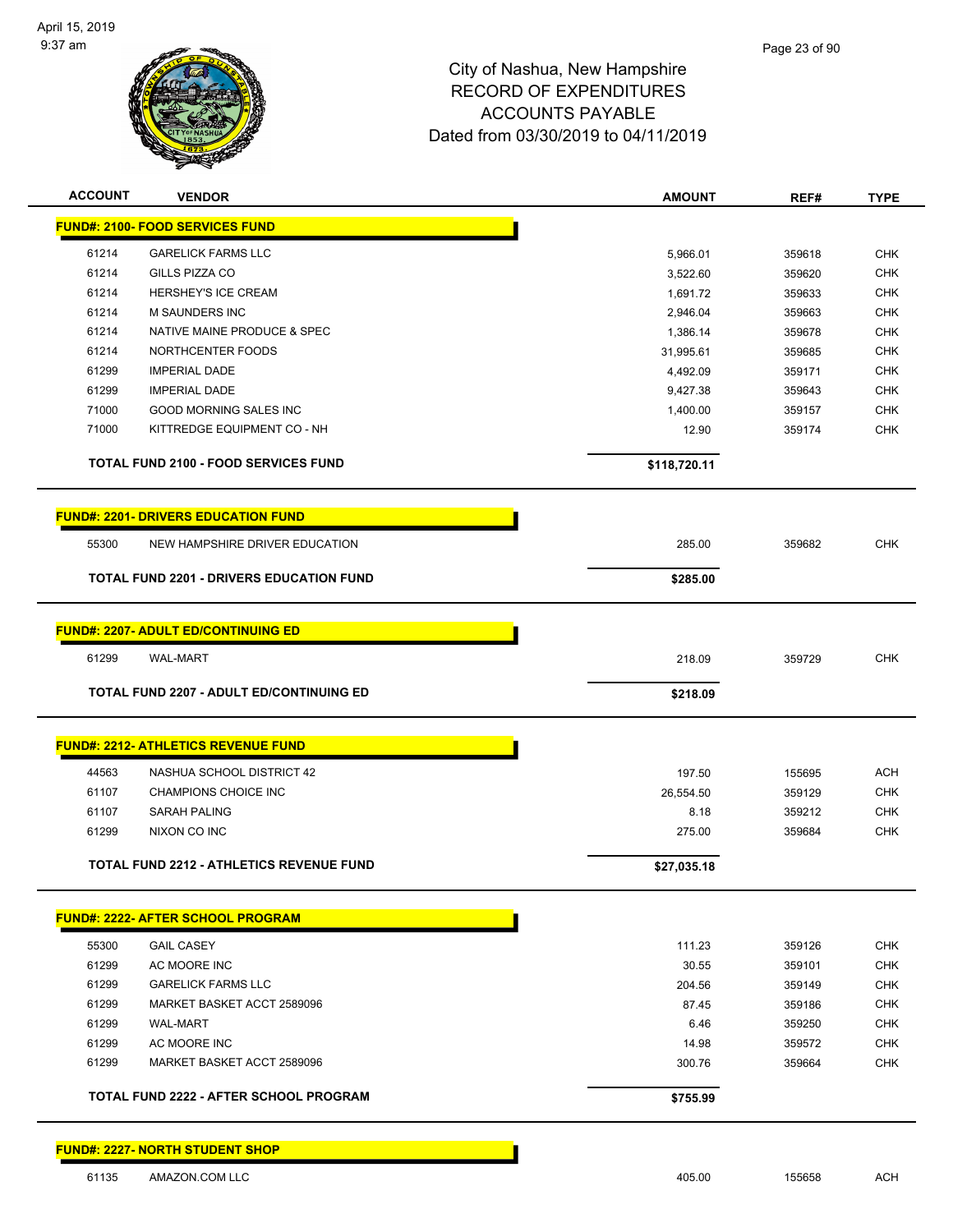City of Nashua, New Hampshire
RECORD OF EXPENDITURES
ACCOUNTS PAYABLE
Dated from 03/30/2019 to 04/11/2019

| ACCOUNT | VENDOR | AMOUNT | REF# | TYPE |
|---|---|---|---|---|
| **FUND#: 2100- FOOD SERVICES FUND** | | | | |
| 61214 | GARELICK FARMS LLC | 5,966.01 | 359618 | CHK |
| 61214 | GILLS PIZZA CO | 3,522.60 | 359620 | CHK |
| 61214 | HERSHEY'S ICE CREAM | 1,691.72 | 359633 | CHK |
| 61214 | M SAUNDERS INC | 2,946.04 | 359663 | CHK |
| 61214 | NATIVE MAINE PRODUCE & SPEC | 1,386.14 | 359678 | CHK |
| 61214 | NORTHCENTER FOODS | 31,995.61 | 359685 | CHK |
| 61299 | IMPERIAL DADE | 4,492.09 | 359171 | CHK |
| 61299 | IMPERIAL DADE | 9,427.38 | 359643 | CHK |
| 71000 | GOOD MORNING SALES INC | 1,400.00 | 359157 | CHK |
| 71000 | KITTREDGE EQUIPMENT CO - NH | 12.90 | 359174 | CHK |
| | **TOTAL FUND 2100 - FOOD SERVICES FUND** | **$118,720.11** | | |
| **FUND#: 2201- DRIVERS EDUCATION FUND** | | | | |
| 55300 | NEW HAMPSHIRE DRIVER EDUCATION | 285.00 | 359682 | CHK |
| | **TOTAL FUND 2201 - DRIVERS EDUCATION FUND** | **$285.00** | | |
| **FUND#: 2207- ADULT ED/CONTINUING ED** | | | | |
| 61299 | WAL-MART | 218.09 | 359729 | CHK |
| | **TOTAL FUND 2207 - ADULT ED/CONTINUING ED** | **$218.09** | | |
| **FUND#: 2212- ATHLETICS REVENUE FUND** | | | | |
| 44563 | NASHUA SCHOOL DISTRICT 42 | 197.50 | 155695 | ACH |
| 61107 | CHAMPIONS CHOICE INC | 26,554.50 | 359129 | CHK |
| 61107 | SARAH PALING | 8.18 | 359212 | CHK |
| 61299 | NIXON CO INC | 275.00 | 359684 | CHK |
| | **TOTAL FUND 2212 - ATHLETICS REVENUE FUND** | **$27,035.18** | | |
| **FUND#: 2222- AFTER SCHOOL PROGRAM** | | | | |
| 55300 | GAIL CASEY | 111.23 | 359126 | CHK |
| 61299 | AC MOORE INC | 30.55 | 359101 | CHK |
| 61299 | GARELICK FARMS LLC | 204.56 | 359149 | CHK |
| 61299 | MARKET BASKET ACCT 2589096 | 87.45 | 359186 | CHK |
| 61299 | WAL-MART | 6.46 | 359250 | CHK |
| 61299 | AC MOORE INC | 14.98 | 359572 | CHK |
| 61299 | MARKET BASKET ACCT 2589096 | 300.76 | 359664 | CHK |
| | **TOTAL FUND 2222 - AFTER SCHOOL PROGRAM** | **$755.99** | | |
| **FUND#: 2227- NORTH STUDENT SHOP** | | | | |
| 61135 | AMAZON.COM LLC | 405.00 | 155658 | ACH |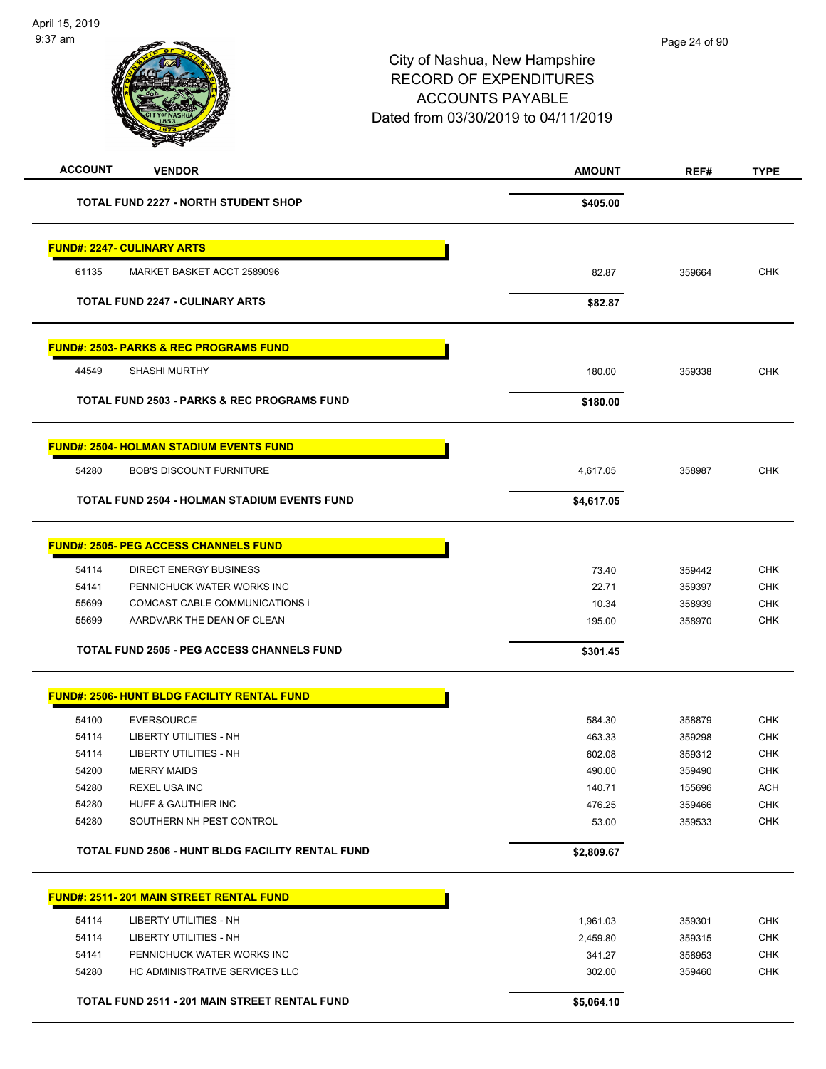# City of Nashua, New Hampshire
## RECORD OF EXPENDITURES
## ACCOUNTS PAYABLE
## Dated from 03/30/2019 to 04/11/2019

| ACCOUNT | VENDOR | AMOUNT | REF# | TYPE |
|---|---|---|---|---|
| | **TOTAL FUND 2227 - NORTH STUDENT SHOP** | **$405.00** | | |
| **FUND#: 2247- CULINARY ARTS** | | | | |
| 61135 | MARKET BASKET ACCT 2589096 | 82.87 | 359664 | CHK |
| | **TOTAL FUND 2247 - CULINARY ARTS** | **$82.87** | | |
| **FUND#: 2503- PARKS & REC PROGRAMS FUND** | | | | |
| 44549 | SHASHI MURTHY | 180.00 | 359338 | CHK |
| | **TOTAL FUND 2503 - PARKS & REC PROGRAMS FUND** | **$180.00** | | |
| **FUND#: 2504- HOLMAN STADIUM EVENTS FUND** | | | | |
| 54280 | BOB'S DISCOUNT FURNITURE | 4,617.05 | 358987 | CHK |
| | **TOTAL FUND 2504 - HOLMAN STADIUM EVENTS FUND** | **$4,617.05** | | |
| **FUND#: 2505- PEG ACCESS CHANNELS FUND** | | | | |
| 54114 | DIRECT ENERGY BUSINESS | 73.40 | 359442 | CHK |
| 54141 | PENNICHUCK WATER WORKS INC | 22.71 | 359397 | CHK |
| 55699 | COMCAST CABLE COMMUNICATIONS i | 10.34 | 358939 | CHK |
| 55699 | AARDVARK THE DEAN OF CLEAN | 195.00 | 358970 | CHK |
| | **TOTAL FUND 2505 - PEG ACCESS CHANNELS FUND** | **$301.45** | | |
| **FUND#: 2506- HUNT BLDG FACILITY RENTAL FUND** | | | | |
| 54100 | EVERSOURCE | 584.30 | 358879 | CHK |
| 54114 | LIBERTY UTILITIES - NH | 463.33 | 359298 | CHK |
| 54114 | LIBERTY UTILITIES - NH | 602.08 | 359312 | CHK |
| 54200 | MERRY MAIDS | 490.00 | 359490 | CHK |
| 54280 | REXEL USA INC | 140.71 | 155696 | ACH |
| 54280 | HUFF & GAUTHIER INC | 476.25 | 359466 | CHK |
| 54280 | SOUTHERN NH PEST CONTROL | 53.00 | 359533 | CHK |
| | **TOTAL FUND 2506 - HUNT BLDG FACILITY RENTAL FUND** | **$2,809.67** | | |
| **FUND#: 2511- 201 MAIN STREET RENTAL FUND** | | | | |
| 54114 | LIBERTY UTILITIES - NH | 1,961.03 | 359301 | CHK |
| 54114 | LIBERTY UTILITIES - NH | 2,459.80 | 359315 | CHK |
| 54141 | PENNICHUCK WATER WORKS INC | 341.27 | 358953 | CHK |
| 54280 | HC ADMINISTRATIVE SERVICES LLC | 302.00 | 359460 | CHK |
| | **TOTAL FUND 2511 - 201 MAIN STREET RENTAL FUND** | **$5,064.10** | | |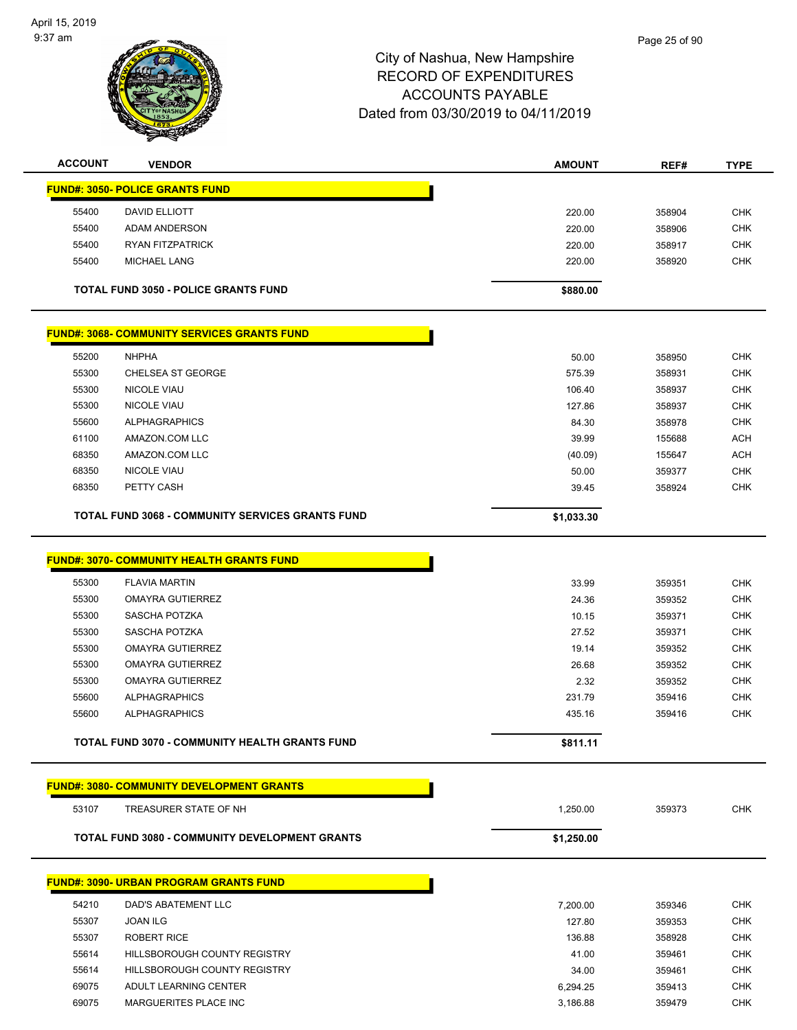# City of Nashua, New Hampshire
## RECORD OF EXPENDITURES
## ACCOUNTS PAYABLE
## Dated from 03/30/2019 to 04/11/2019

| ACCOUNT | VENDOR | AMOUNT | REF# | TYPE |
|---|---|---|---|---|
| **FUND#: 3050- POLICE GRANTS FUND** | | | | |
| 55400 | DAVID ELLIOTT | 220.00 | 358904 | CHK |
| 55400 | ADAM ANDERSON | 220.00 | 358906 | CHK |
| 55400 | RYAN FITZPATRICK | 220.00 | 358917 | CHK |
| 55400 | MICHAEL LANG | 220.00 | 358920 | CHK |
| | **TOTAL FUND 3050 - POLICE GRANTS FUND** | **$880.00** | | |
| **FUND#: 3068- COMMUNITY SERVICES GRANTS FUND** | | | | |
| 55200 | NHPHA | 50.00 | 358950 | CHK |
| 55300 | CHELSEA ST GEORGE | 575.39 | 358931 | CHK |
| 55300 | NICOLE VIAU | 106.40 | 358937 | CHK |
| 55300 | NICOLE VIAU | 127.86 | 358937 | CHK |
| 55600 | ALPHAGRAPHICS | 84.30 | 358978 | CHK |
| 61100 | AMAZON.COM LLC | 39.99 | 155688 | ACH |
| 68350 | AMAZON.COM LLC | (40.09) | 155647 | ACH |
| 68350 | NICOLE VIAU | 50.00 | 359377 | CHK |
| 68350 | PETTY CASH | 39.45 | 358924 | CHK |
| | **TOTAL FUND 3068 - COMMUNITY SERVICES GRANTS FUND** | **$1,033.30** | | |
| **FUND#: 3070- COMMUNITY HEALTH GRANTS FUND** | | | | |
| 55300 | FLAVIA MARTIN | 33.99 | 359351 | CHK |
| 55300 | OMAYRA GUTIERREZ | 24.36 | 359352 | CHK |
| 55300 | SASCHA POTZKA | 10.15 | 359371 | CHK |
| 55300 | SASCHA POTZKA | 27.52 | 359371 | CHK |
| 55300 | OMAYRA GUTIERREZ | 19.14 | 359352 | CHK |
| 55300 | OMAYRA GUTIERREZ | 26.68 | 359352 | CHK |
| 55300 | OMAYRA GUTIERREZ | 2.32 | 359352 | CHK |
| 55600 | ALPHAGRAPHICS | 231.79 | 359416 | CHK |
| 55600 | ALPHAGRAPHICS | 435.16 | 359416 | CHK |
| | **TOTAL FUND 3070 - COMMUNITY HEALTH GRANTS FUND** | **$811.11** | | |
| **FUND#: 3080- COMMUNITY DEVELOPMENT GRANTS** | | | | |
| 53107 | TREASURER STATE OF NH | 1,250.00 | 359373 | CHK |
| | **TOTAL FUND 3080 - COMMUNITY DEVELOPMENT GRANTS** | **$1,250.00** | | |
| **FUND#: 3090- URBAN PROGRAM GRANTS FUND** | | | | |
| 54210 | DAD'S ABATEMENT LLC | 7,200.00 | 359346 | CHK |
| 55307 | JOAN ILG | 127.80 | 359353 | CHK |
| 55307 | ROBERT RICE | 136.88 | 358928 | CHK |
| 55614 | HILLSBOROUGH COUNTY REGISTRY | 41.00 | 359461 | CHK |
| 55614 | HILLSBOROUGH COUNTY REGISTRY | 34.00 | 359461 | CHK |
| 69075 | ADULT LEARNING CENTER | 6,294.25 | 359413 | CHK |
| 69075 | MARGUERITES PLACE INC | 3,186.88 | 359479 | CHK |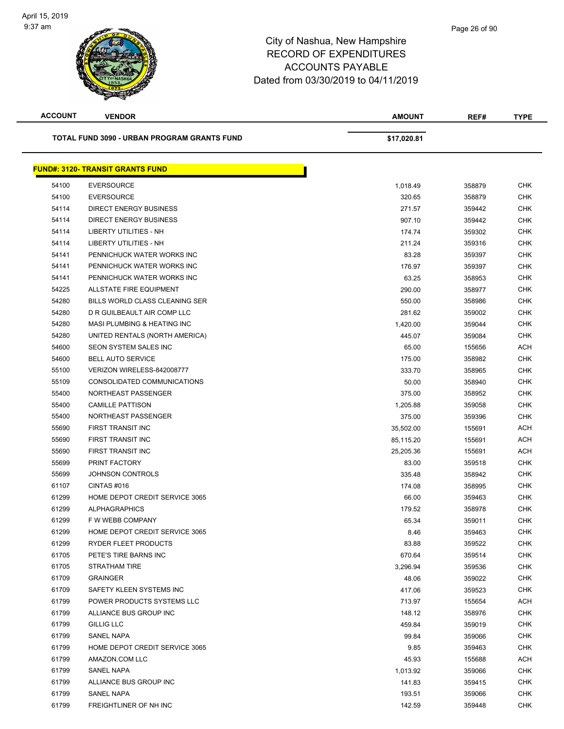City of Nashua, New Hampshire
RECORD OF EXPENDITURES
ACCOUNTS PAYABLE
Dated from 03/30/2019 to 04/11/2019

| ACCOUNT | VENDOR | AMOUNT | REF# | TYPE |
|---|---|---|---|---|
| | **TOTAL FUND 3090 - URBAN PROGRAM GRANTS FUND** | **$17,020.81** | | |

**FUND#: 3120- TRANSIT GRANTS FUND**

| ACCOUNT | VENDOR | AMOUNT | REF# | TYPE |
|---|---|---|---|---|
| 54100 | EVERSOURCE | 1,018.49 | 358879 | CHK |
| 54100 | EVERSOURCE | 320.65 | 358879 | CHK |
| 54114 | DIRECT ENERGY BUSINESS | 271.57 | 359442 | CHK |
| 54114 | DIRECT ENERGY BUSINESS | 907.10 | 359442 | CHK |
| 54114 | LIBERTY UTILITIES - NH | 174.74 | 359302 | CHK |
| 54114 | LIBERTY UTILITIES - NH | 211.24 | 359316 | CHK |
| 54141 | PENNICHUCK WATER WORKS INC | 83.28 | 359397 | CHK |
| 54141 | PENNICHUCK WATER WORKS INC | 176.97 | 359397 | CHK |
| 54141 | PENNICHUCK WATER WORKS INC | 63.25 | 358953 | CHK |
| 54225 | ALLSTATE FIRE EQUIPMENT | 290.00 | 358977 | CHK |
| 54280 | BILLS WORLD CLASS CLEANING SER | 550.00 | 358986 | CHK |
| 54280 | D R GUILBEAULT AIR COMP LLC | 281.62 | 359002 | CHK |
| 54280 | MASI PLUMBING & HEATING INC | 1,420.00 | 359044 | CHK |
| 54280 | UNITED RENTALS (NORTH AMERICA) | 445.07 | 359084 | CHK |
| 54600 | SEON SYSTEM SALES INC | 65.00 | 155656 | ACH |
| 54600 | BELL AUTO SERVICE | 175.00 | 358982 | CHK |
| 55100 | VERIZON WIRELESS-842008777 | 333.70 | 358965 | CHK |
| 55109 | CONSOLIDATED COMMUNICATIONS | 50.00 | 358940 | CHK |
| 55400 | NORTHEAST PASSENGER | 375.00 | 358952 | CHK |
| 55400 | CAMILLE PATTISON | 1,205.88 | 359058 | CHK |
| 55400 | NORTHEAST PASSENGER | 375.00 | 359396 | CHK |
| 55690 | FIRST TRANSIT INC | 35,502.00 | 155691 | ACH |
| 55690 | FIRST TRANSIT INC | 85,115.20 | 155691 | ACH |
| 55690 | FIRST TRANSIT INC | 25,205.36 | 155691 | ACH |
| 55699 | PRINT FACTORY | 83.00 | 359518 | CHK |
| 55699 | JOHNSON CONTROLS | 335.48 | 358942 | CHK |
| 61107 | CINTAS #016 | 174.08 | 358995 | CHK |
| 61299 | HOME DEPOT CREDIT SERVICE 3065 | 66.00 | 359463 | CHK |
| 61299 | ALPHAGRAPHICS | 179.52 | 358978 | CHK |
| 61299 | F W WEBB COMPANY | 65.34 | 359011 | CHK |
| 61299 | HOME DEPOT CREDIT SERVICE 3065 | 8.46 | 359463 | CHK |
| 61299 | RYDER FLEET PRODUCTS | 83.88 | 359522 | CHK |
| 61705 | PETE'S TIRE BARNS INC | 670.64 | 359514 | CHK |
| 61705 | STRATHAM TIRE | 3,296.94 | 359536 | CHK |
| 61709 | GRAINGER | 48.06 | 359022 | CHK |
| 61709 | SAFETY KLEEN SYSTEMS INC | 417.06 | 359523 | CHK |
| 61799 | POWER PRODUCTS SYSTEMS LLC | 713.97 | 155654 | ACH |
| 61799 | ALLIANCE BUS GROUP INC | 148.12 | 358976 | CHK |
| 61799 | GILLIG LLC | 459.84 | 359019 | CHK |
| 61799 | SANEL NAPA | 99.84 | 359066 | CHK |
| 61799 | HOME DEPOT CREDIT SERVICE 3065 | 9.85 | 359463 | CHK |
| 61799 | AMAZON.COM LLC | 45.93 | 155688 | ACH |
| 61799 | SANEL NAPA | 1,013.92 | 359066 | CHK |
| 61799 | ALLIANCE BUS GROUP INC | 141.83 | 359415 | CHK |
| 61799 | SANEL NAPA | 193.51 | 359066 | CHK |
| 61799 | FREIGHTLINER OF NH INC | 142.59 | 359448 | CHK |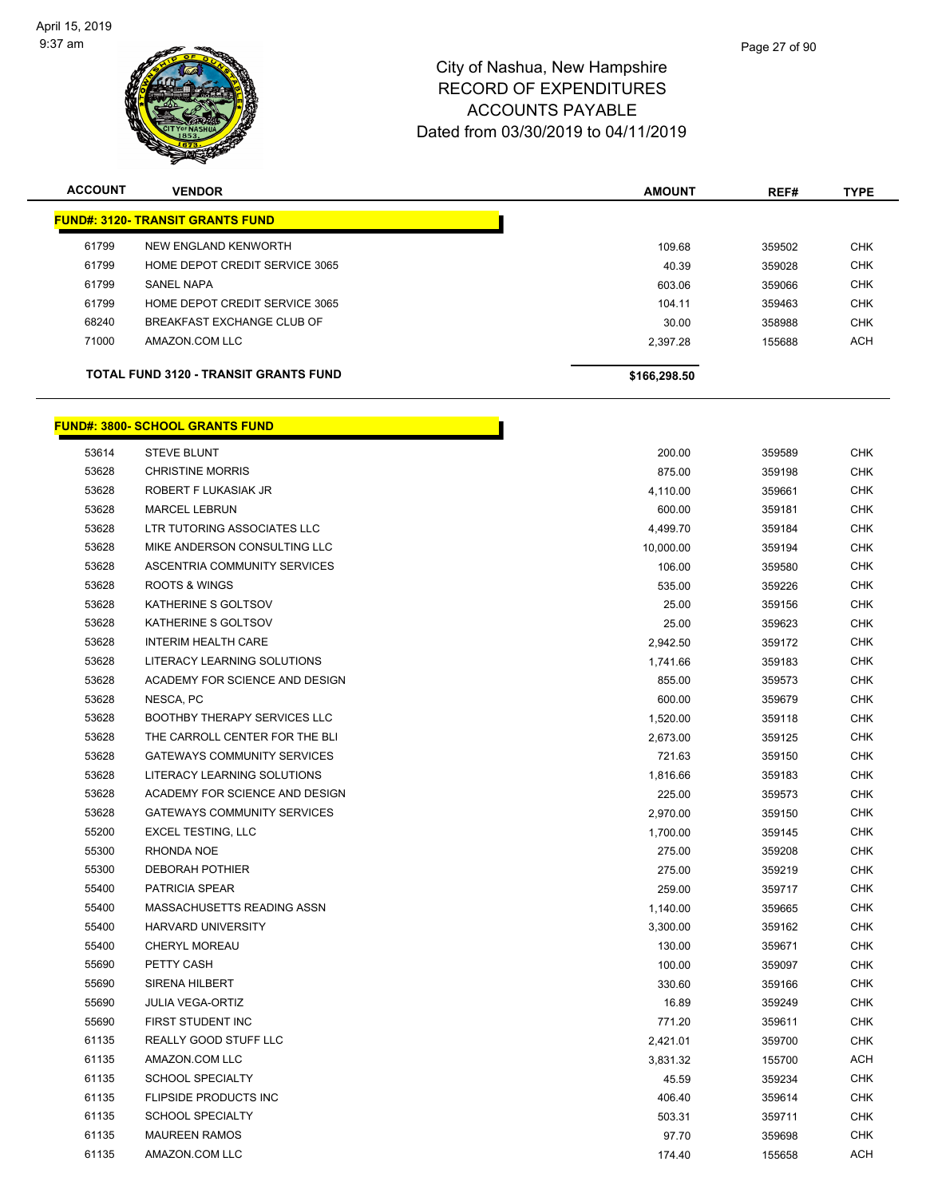# City of Nashua, New Hampshire
## RECORD OF EXPENDITURES
## ACCOUNTS PAYABLE
## Dated from 03/30/2019 to 04/11/2019

| ACCOUNT | VENDOR | AMOUNT | REF# | TYPE |
|---|---|---|---|---|
| **FUND#: 3120- TRANSIT GRANTS FUND** | | | | |
| 61799 | NEW ENGLAND KENWORTH | 109.68 | 359502 | CHK |
| 61799 | HOME DEPOT CREDIT SERVICE 3065 | 40.39 | 359028 | CHK |
| 61799 | SANEL NAPA | 603.06 | 359066 | CHK |
| 61799 | HOME DEPOT CREDIT SERVICE 3065 | 104.11 | 359463 | CHK |
| 68240 | BREAKFAST EXCHANGE CLUB OF | 30.00 | 358988 | CHK |
| 71000 | AMAZON.COM LLC | 2,397.28 | 155688 | ACH |
| | **TOTAL FUND 3120 - TRANSIT GRANTS FUND** | **$166,298.50** | | |

| ACCOUNT | VENDOR | AMOUNT | REF# | TYPE |
|---|---|---|---|---|
| **FUND#: 3800- SCHOOL GRANTS FUND** | | | | |
| 53614 | STEVE BLUNT | 200.00 | 359589 | CHK |
| 53628 | CHRISTINE MORRIS | 875.00 | 359198 | CHK |
| 53628 | ROBERT F LUKASIAK JR | 4,110.00 | 359661 | CHK |
| 53628 | MARCEL LEBRUN | 600.00 | 359181 | CHK |
| 53628 | LTR TUTORING ASSOCIATES LLC | 4,499.70 | 359184 | CHK |
| 53628 | MIKE ANDERSON CONSULTING LLC | 10,000.00 | 359194 | CHK |
| 53628 | ASCENTRIA COMMUNITY SERVICES | 106.00 | 359580 | CHK |
| 53628 | ROOTS & WINGS | 535.00 | 359226 | CHK |
| 53628 | KATHERINE S GOLTSOV | 25.00 | 359156 | CHK |
| 53628 | KATHERINE S GOLTSOV | 25.00 | 359623 | CHK |
| 53628 | INTERIM HEALTH CARE | 2,942.50 | 359172 | CHK |
| 53628 | LITERACY LEARNING SOLUTIONS | 1,741.66 | 359183 | CHK |
| 53628 | ACADEMY FOR SCIENCE AND DESIGN | 855.00 | 359573 | CHK |
| 53628 | NESCA, PC | 600.00 | 359679 | CHK |
| 53628 | BOOTHBY THERAPY SERVICES LLC | 1,520.00 | 359118 | CHK |
| 53628 | THE CARROLL CENTER FOR THE BLI | 2,673.00 | 359125 | CHK |
| 53628 | GATEWAYS COMMUNITY SERVICES | 721.63 | 359150 | CHK |
| 53628 | LITERACY LEARNING SOLUTIONS | 1,816.66 | 359183 | CHK |
| 53628 | ACADEMY FOR SCIENCE AND DESIGN | 225.00 | 359573 | CHK |
| 53628 | GATEWAYS COMMUNITY SERVICES | 2,970.00 | 359150 | CHK |
| 55200 | EXCEL TESTING, LLC | 1,700.00 | 359145 | CHK |
| 55300 | RHONDA NOE | 275.00 | 359208 | CHK |
| 55300 | DEBORAH POTHIER | 275.00 | 359219 | CHK |
| 55400 | PATRICIA SPEAR | 259.00 | 359717 | CHK |
| 55400 | MASSACHUSETTS READING ASSN | 1,140.00 | 359665 | CHK |
| 55400 | HARVARD UNIVERSITY | 3,300.00 | 359162 | CHK |
| 55400 | CHERYL MOREAU | 130.00 | 359671 | CHK |
| 55690 | PETTY CASH | 100.00 | 359097 | CHK |
| 55690 | SIRENA HILBERT | 330.60 | 359166 | CHK |
| 55690 | JULIA VEGA-ORTIZ | 16.89 | 359249 | CHK |
| 55690 | FIRST STUDENT INC | 771.20 | 359611 | CHK |
| 61135 | REALLY GOOD STUFF LLC | 2,421.01 | 359700 | CHK |
| 61135 | AMAZON.COM LLC | 3,831.32 | 155700 | ACH |
| 61135 | SCHOOL SPECIALTY | 45.59 | 359234 | CHK |
| 61135 | FLIPSIDE PRODUCTS INC | 406.40 | 359614 | CHK |
| 61135 | SCHOOL SPECIALTY | 503.31 | 359711 | CHK |
| 61135 | MAUREEN RAMOS | 97.70 | 359698 | CHK |
| 61135 | AMAZON.COM LLC | 174.40 | 155658 | ACH |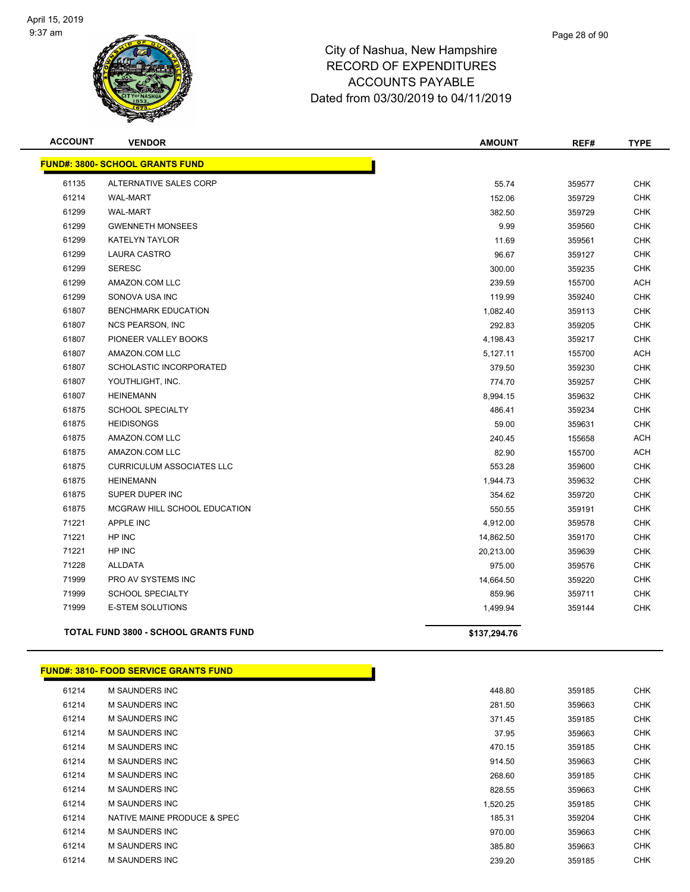City of Nashua, New Hampshire
RECORD OF EXPENDITURES
ACCOUNTS PAYABLE
Dated from 03/30/2019 to 04/11/2019

| ACCOUNT | VENDOR | AMOUNT | REF# | TYPE |
|---|---|---|---|---|
| **FUND#: 3800- SCHOOL GRANTS FUND** | | | | |
| 61135 | ALTERNATIVE SALES CORP | 55.74 | 359577 | CHK |
| 61214 | WAL-MART | 152.06 | 359729 | CHK |
| 61299 | WAL-MART | 382.50 | 359729 | CHK |
| 61299 | GWENNETH MONSEES | 9.99 | 359560 | CHK |
| 61299 | KATELYN TAYLOR | 11.69 | 359561 | CHK |
| 61299 | LAURA CASTRO | 96.67 | 359127 | CHK |
| 61299 | SERESC | 300.00 | 359235 | CHK |
| 61299 | AMAZON.COM LLC | 239.59 | 155700 | ACH |
| 61299 | SONOVA USA INC | 119.99 | 359240 | CHK |
| 61807 | BENCHMARK EDUCATION | 1,082.40 | 359113 | CHK |
| 61807 | NCS PEARSON, INC | 292.83 | 359205 | CHK |
| 61807 | PIONEER VALLEY BOOKS | 4,198.43 | 359217 | CHK |
| 61807 | AMAZON.COM LLC | 5,127.11 | 155700 | ACH |
| 61807 | SCHOLASTIC INCORPORATED | 379.50 | 359230 | CHK |
| 61807 | YOUTHLIGHT, INC. | 774.70 | 359257 | CHK |
| 61807 | HEINEMANN | 8,994.15 | 359632 | CHK |
| 61875 | SCHOOL SPECIALTY | 486.41 | 359234 | CHK |
| 61875 | HEIDISONGS | 59.00 | 359631 | CHK |
| 61875 | AMAZON.COM LLC | 240.45 | 155658 | ACH |
| 61875 | AMAZON.COM LLC | 82.90 | 155700 | ACH |
| 61875 | CURRICULUM ASSOCIATES LLC | 553.28 | 359600 | CHK |
| 61875 | HEINEMANN | 1,944.73 | 359632 | CHK |
| 61875 | SUPER DUPER INC | 354.62 | 359720 | CHK |
| 61875 | MCGRAW HILL SCHOOL EDUCATION | 550.55 | 359191 | CHK |
| 71221 | APPLE INC | 4,912.00 | 359578 | CHK |
| 71221 | HP INC | 14,862.50 | 359170 | CHK |
| 71221 | HP INC | 20,213.00 | 359639 | CHK |
| 71228 | ALLDATA | 975.00 | 359576 | CHK |
| 71999 | PRO AV SYSTEMS INC | 14,664.50 | 359220 | CHK |
| 71999 | SCHOOL SPECIALTY | 859.96 | 359711 | CHK |
| 71999 | E-STEM SOLUTIONS | 1,499.94 | 359144 | CHK |
| **TOTAL FUND 3800 - SCHOOL GRANTS FUND** | | **$137,294.76** | | |

| ACCOUNT | VENDOR | AMOUNT | REF# | TYPE |
|---|---|---|---|---|
| **FUND#: 3810- FOOD SERVICE GRANTS FUND** | | | | |
| 61214 | M SAUNDERS INC | 448.80 | 359185 | CHK |
| 61214 | M SAUNDERS INC | 281.50 | 359663 | CHK |
| 61214 | M SAUNDERS INC | 371.45 | 359185 | CHK |
| 61214 | M SAUNDERS INC | 37.95 | 359663 | CHK |
| 61214 | M SAUNDERS INC | 470.15 | 359185 | CHK |
| 61214 | M SAUNDERS INC | 914.50 | 359663 | CHK |
| 61214 | M SAUNDERS INC | 268.60 | 359185 | CHK |
| 61214 | M SAUNDERS INC | 828.55 | 359663 | CHK |
| 61214 | M SAUNDERS INC | 1,520.25 | 359185 | CHK |
| 61214 | NATIVE MAINE PRODUCE & SPEC | 185.31 | 359204 | CHK |
| 61214 | M SAUNDERS INC | 970.00 | 359663 | CHK |
| 61214 | M SAUNDERS INC | 385.80 | 359663 | CHK |
| 61214 | M SAUNDERS INC | 239.20 | 359185 | CHK |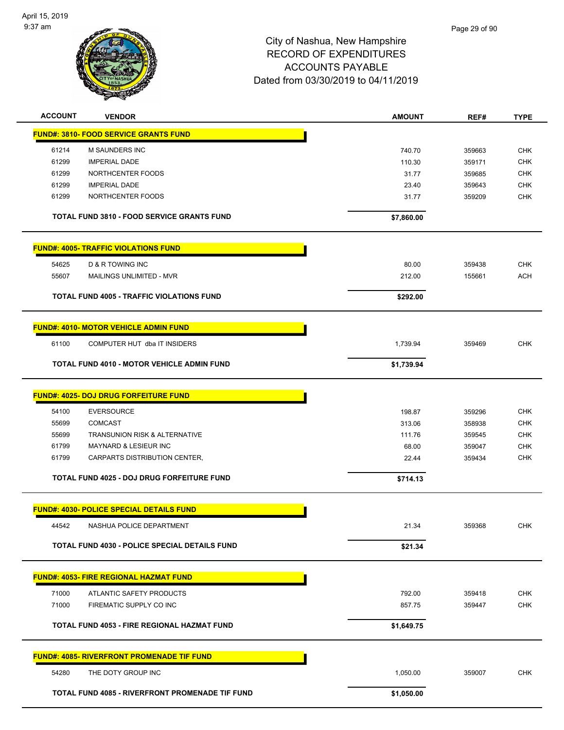City of Nashua, New Hampshire
RECORD OF EXPENDITURES
ACCOUNTS PAYABLE
Dated from 03/30/2019 to 04/11/2019

| ACCOUNT | VENDOR | AMOUNT | REF# | TYPE |
|---|---|---|---|---|
| **FUND#: 3810- FOOD SERVICE GRANTS FUND** | | | | |
| 61214 | M SAUNDERS INC | 740.70 | 359663 | CHK |
| 61299 | IMPERIAL DADE | 110.30 | 359171 | CHK |
| 61299 | NORTHCENTER FOODS | 31.77 | 359685 | CHK |
| 61299 | IMPERIAL DADE | 23.40 | 359643 | CHK |
| 61299 | NORTHCENTER FOODS | 31.77 | 359209 | CHK |
| | **TOTAL FUND 3810 - FOOD SERVICE GRANTS FUND** | **$7,860.00** | | |
| **FUND#: 4005- TRAFFIC VIOLATIONS FUND** | | | | |
| 54625 | D & R TOWING INC | 80.00 | 359438 | CHK |
| 55607 | MAILINGS UNLIMITED - MVR | 212.00 | 155661 | ACH |
| | **TOTAL FUND 4005 - TRAFFIC VIOLATIONS FUND** | **$292.00** | | |
| **FUND#: 4010- MOTOR VEHICLE ADMIN FUND** | | | | |
| 61100 | COMPUTER HUT dba IT INSIDERS | 1,739.94 | 359469 | CHK |
| | **TOTAL FUND 4010 - MOTOR VEHICLE ADMIN FUND** | **$1,739.94** | | |
| **FUND#: 4025- DOJ DRUG FORFEITURE FUND** | | | | |
| 54100 | EVERSOURCE | 198.87 | 359296 | CHK |
| 55699 | COMCAST | 313.06 | 358938 | CHK |
| 55699 | TRANSUNION RISK & ALTERNATIVE | 111.76 | 359545 | CHK |
| 61799 | MAYNARD & LESIEUR INC | 68.00 | 359047 | CHK |
| 61799 | CARPARTS DISTRIBUTION CENTER, | 22.44 | 359434 | CHK |
| | **TOTAL FUND 4025 - DOJ DRUG FORFEITURE FUND** | **$714.13** | | |
| **FUND#: 4030- POLICE SPECIAL DETAILS FUND** | | | | |
| 44542 | NASHUA POLICE DEPARTMENT | 21.34 | 359368 | CHK |
| | **TOTAL FUND 4030 - POLICE SPECIAL DETAILS FUND** | **$21.34** | | |
| **FUND#: 4053- FIRE REGIONAL HAZMAT FUND** | | | | |
| 71000 | ATLANTIC SAFETY PRODUCTS | 792.00 | 359418 | CHK |
| 71000 | FIREMATIC SUPPLY CO INC | 857.75 | 359447 | CHK |
| | **TOTAL FUND 4053 - FIRE REGIONAL HAZMAT FUND** | **$1,649.75** | | |
| **FUND#: 4085- RIVERFRONT PROMENADE TIF FUND** | | | | |
| 54280 | THE DOTY GROUP INC | 1,050.00 | 359007 | CHK |
| | **TOTAL FUND 4085 - RIVERFRONT PROMENADE TIF FUND** | **$1,050.00** | | |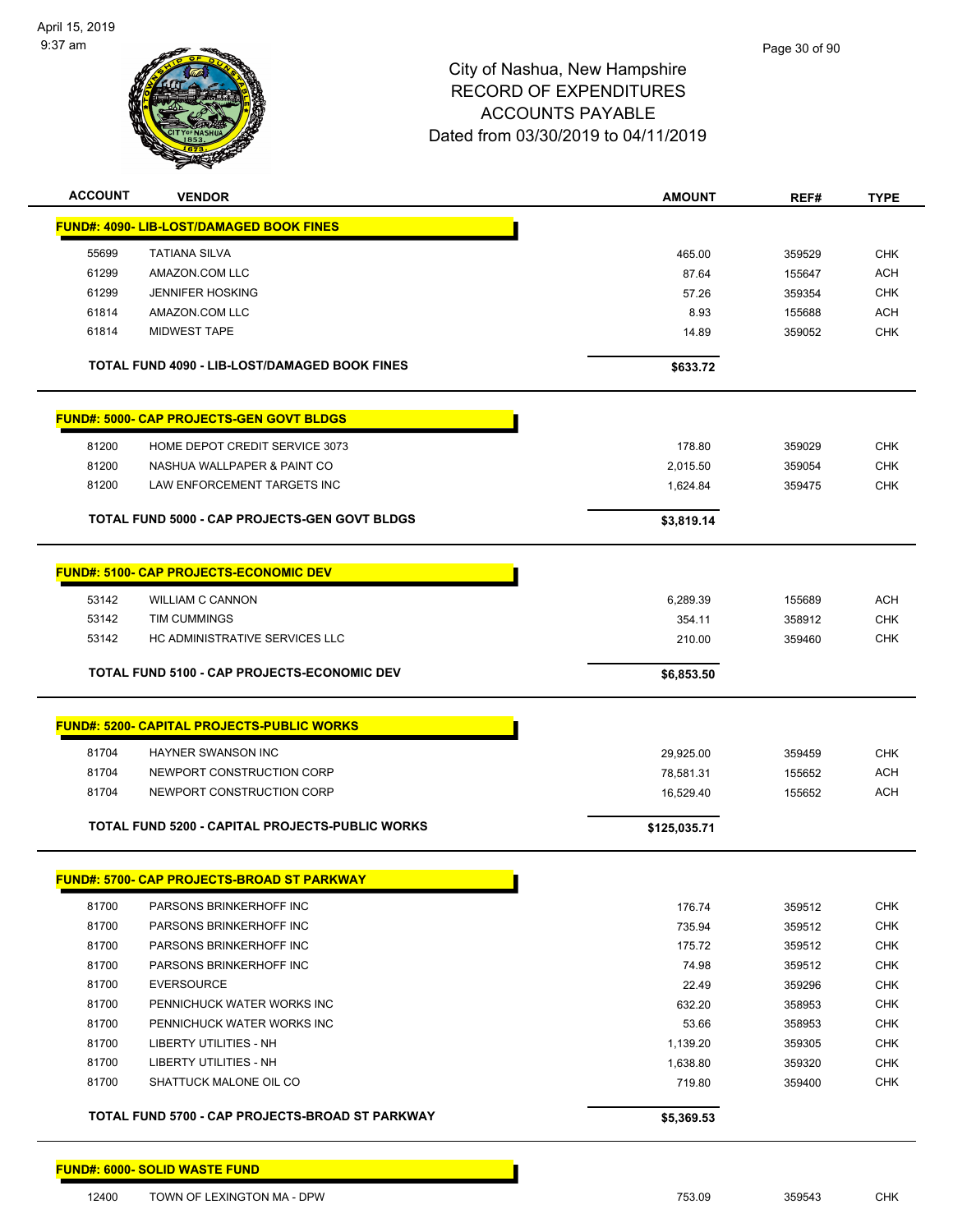City of Nashua, New Hampshire
RECORD OF EXPENDITURES
ACCOUNTS PAYABLE
Dated from 03/30/2019 to 04/11/2019

| ACCOUNT | VENDOR | AMOUNT | REF# | TYPE |
|---|---|---|---|---|
| **FUND#: 4090- LIB-LOST/DAMAGED BOOK FINES** | | | | |
| 55699 | TATIANA SILVA | 465.00 | 359529 | CHK |
| 61299 | AMAZON.COM LLC | 87.64 | 155647 | ACH |
| 61299 | JENNIFER HOSKING | 57.26 | 359354 | CHK |
| 61814 | AMAZON.COM LLC | 8.93 | 155688 | ACH |
| 61814 | MIDWEST TAPE | 14.89 | 359052 | CHK |
| | **TOTAL FUND 4090 - LIB-LOST/DAMAGED BOOK FINES** | **$633.72** | | |
| **FUND#: 5000- CAP PROJECTS-GEN GOVT BLDGS** | | | | |
| 81200 | HOME DEPOT CREDIT SERVICE 3073 | 178.80 | 359029 | CHK |
| 81200 | NASHUA WALLPAPER & PAINT CO | 2,015.50 | 359054 | CHK |
| 81200 | LAW ENFORCEMENT TARGETS INC | 1,624.84 | 359475 | CHK |
| | **TOTAL FUND 5000 - CAP PROJECTS-GEN GOVT BLDGS** | **$3,819.14** | | |
| **FUND#: 5100- CAP PROJECTS-ECONOMIC DEV** | | | | |
| 53142 | WILLIAM C CANNON | 6,289.39 | 155689 | ACH |
| 53142 | TIM CUMMINGS | 354.11 | 358912 | CHK |
| 53142 | HC ADMINISTRATIVE SERVICES LLC | 210.00 | 359460 | CHK |
| | **TOTAL FUND 5100 - CAP PROJECTS-ECONOMIC DEV** | **$6,853.50** | | |
| **FUND#: 5200- CAPITAL PROJECTS-PUBLIC WORKS** | | | | |
| 81704 | HAYNER SWANSON INC | 29,925.00 | 359459 | CHK |
| 81704 | NEWPORT CONSTRUCTION CORP | 78,581.31 | 155652 | ACH |
| 81704 | NEWPORT CONSTRUCTION CORP | 16,529.40 | 155652 | ACH |
| | **TOTAL FUND 5200 - CAPITAL PROJECTS-PUBLIC WORKS** | **$125,035.71** | | |
| **FUND#: 5700- CAP PROJECTS-BROAD ST PARKWAY** | | | | |
| 81700 | PARSONS BRINKERHOFF INC | 176.74 | 359512 | CHK |
| 81700 | PARSONS BRINKERHOFF INC | 735.94 | 359512 | CHK |
| 81700 | PARSONS BRINKERHOFF INC | 175.72 | 359512 | CHK |
| 81700 | PARSONS BRINKERHOFF INC | 74.98 | 359512 | CHK |
| 81700 | EVERSOURCE | 22.49 | 359296 | CHK |
| 81700 | PENNICHUCK WATER WORKS INC | 632.20 | 358953 | CHK |
| 81700 | PENNICHUCK WATER WORKS INC | 53.66 | 358953 | CHK |
| 81700 | LIBERTY UTILITIES - NH | 1,139.20 | 359305 | CHK |
| 81700 | LIBERTY UTILITIES - NH | 1,638.80 | 359320 | CHK |
| 81700 | SHATTUCK MALONE OIL CO | 719.80 | 359400 | CHK |
| | **TOTAL FUND 5700 - CAP PROJECTS-BROAD ST PARKWAY** | **$5,369.53** | | |
| **FUND#: 6000- SOLID WASTE FUND** | | | | |
| 12400 | TOWN OF LEXINGTON MA - DPW | 753.09 | 359543 | CHK |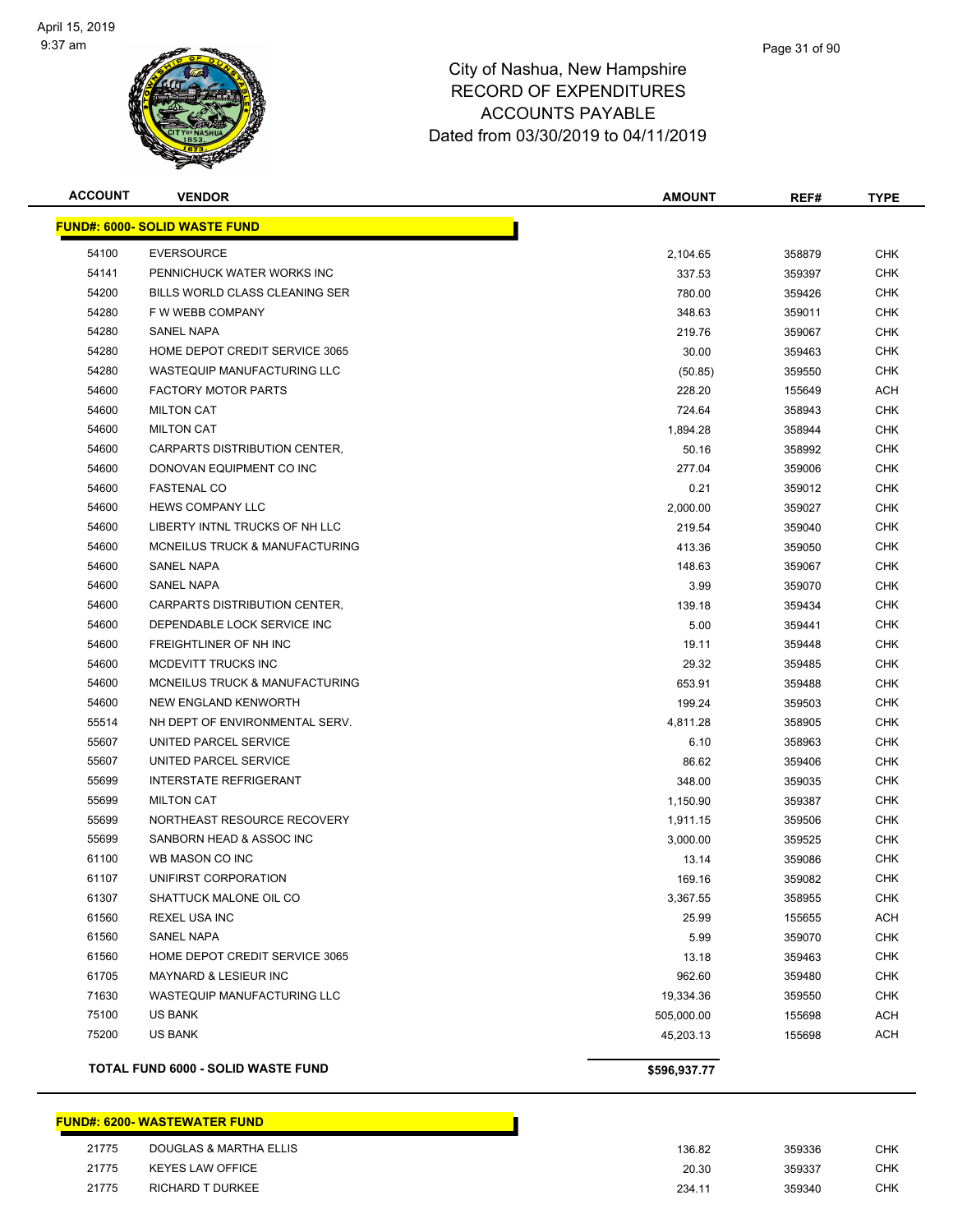# City of Nashua, New Hampshire
# RECORD OF EXPENDITURES
# ACCOUNTS PAYABLE
# Dated from 03/30/2019 to 04/11/2019

| ACCOUNT | VENDOR | AMOUNT | REF# | TYPE |
|---|---|---|---|---|
| **FUND#: 6000- SOLID WASTE FUND** | | | | |
| 54100 | EVERSOURCE | 2,104.65 | 358879 | CHK |
| 54141 | PENNICHUCK WATER WORKS INC | 337.53 | 359397 | CHK |
| 54200 | BILLS WORLD CLASS CLEANING SER | 780.00 | 359426 | CHK |
| 54280 | F W WEBB COMPANY | 348.63 | 359011 | CHK |
| 54280 | SANEL NAPA | 219.76 | 359067 | CHK |
| 54280 | HOME DEPOT CREDIT SERVICE 3065 | 30.00 | 359463 | CHK |
| 54280 | WASTEQUIP MANUFACTURING LLC | (50.85) | 359550 | CHK |
| 54600 | FACTORY MOTOR PARTS | 228.20 | 155649 | ACH |
| 54600 | MILTON CAT | 724.64 | 358943 | CHK |
| 54600 | MILTON CAT | 1,894.28 | 358944 | CHK |
| 54600 | CARPARTS DISTRIBUTION CENTER, | 50.16 | 358992 | CHK |
| 54600 | DONOVAN EQUIPMENT CO INC | 277.04 | 359006 | CHK |
| 54600 | FASTENAL CO | 0.21 | 359012 | CHK |
| 54600 | HEWS COMPANY LLC | 2,000.00 | 359027 | CHK |
| 54600 | LIBERTY INTNL TRUCKS OF NH LLC | 219.54 | 359040 | CHK |
| 54600 | MCNEILUS TRUCK & MANUFACTURING | 413.36 | 359050 | CHK |
| 54600 | SANEL NAPA | 148.63 | 359067 | CHK |
| 54600 | SANEL NAPA | 3.99 | 359070 | CHK |
| 54600 | CARPARTS DISTRIBUTION CENTER, | 139.18 | 359434 | CHK |
| 54600 | DEPENDABLE LOCK SERVICE INC | 5.00 | 359441 | CHK |
| 54600 | FREIGHTLINER OF NH INC | 19.11 | 359448 | CHK |
| 54600 | MCDEVITT TRUCKS INC | 29.32 | 359485 | CHK |
| 54600 | MCNEILUS TRUCK & MANUFACTURING | 653.91 | 359488 | CHK |
| 54600 | NEW ENGLAND KENWORTH | 199.24 | 359503 | CHK |
| 55514 | NH DEPT OF ENVIRONMENTAL SERV. | 4,811.28 | 358905 | CHK |
| 55607 | UNITED PARCEL SERVICE | 6.10 | 358963 | CHK |
| 55607 | UNITED PARCEL SERVICE | 86.62 | 359406 | CHK |
| 55699 | INTERSTATE REFRIGERANT | 348.00 | 359035 | CHK |
| 55699 | MILTON CAT | 1,150.90 | 359387 | CHK |
| 55699 | NORTHEAST RESOURCE RECOVERY | 1,911.15 | 359506 | CHK |
| 55699 | SANBORN HEAD & ASSOC INC | 3,000.00 | 359525 | CHK |
| 61100 | WB MASON CO INC | 13.14 | 359086 | CHK |
| 61107 | UNIFIRST CORPORATION | 169.16 | 359082 | CHK |
| 61307 | SHATTUCK MALONE OIL CO | 3,367.55 | 358955 | CHK |
| 61560 | REXEL USA INC | 25.99 | 155655 | ACH |
| 61560 | SANEL NAPA | 5.99 | 359070 | CHK |
| 61560 | HOME DEPOT CREDIT SERVICE 3065 | 13.18 | 359463 | CHK |
| 61705 | MAYNARD & LESIEUR INC | 962.60 | 359480 | CHK |
| 71630 | WASTEQUIP MANUFACTURING LLC | 19,334.36 | 359550 | CHK |
| 75100 | US BANK | 505,000.00 | 155698 | ACH |
| 75200 | US BANK | 45,203.13 | 155698 | ACH |
| | **TOTAL FUND 6000 - SOLID WASTE FUND** | **$596,937.77** | | |

| ACCOUNT | VENDOR | AMOUNT | REF# | TYPE |
|---|---|---|---|---|
| **FUND#: 6200- WASTEWATER FUND** | | | | |
| 21775 | DOUGLAS & MARTHA ELLIS | 136.82 | 359336 | CHK |
| 21775 | KEYES LAW OFFICE | 20.30 | 359337 | CHK |
| 21775 | RICHARD T DURKEE | 234.11 | 359340 | CHK |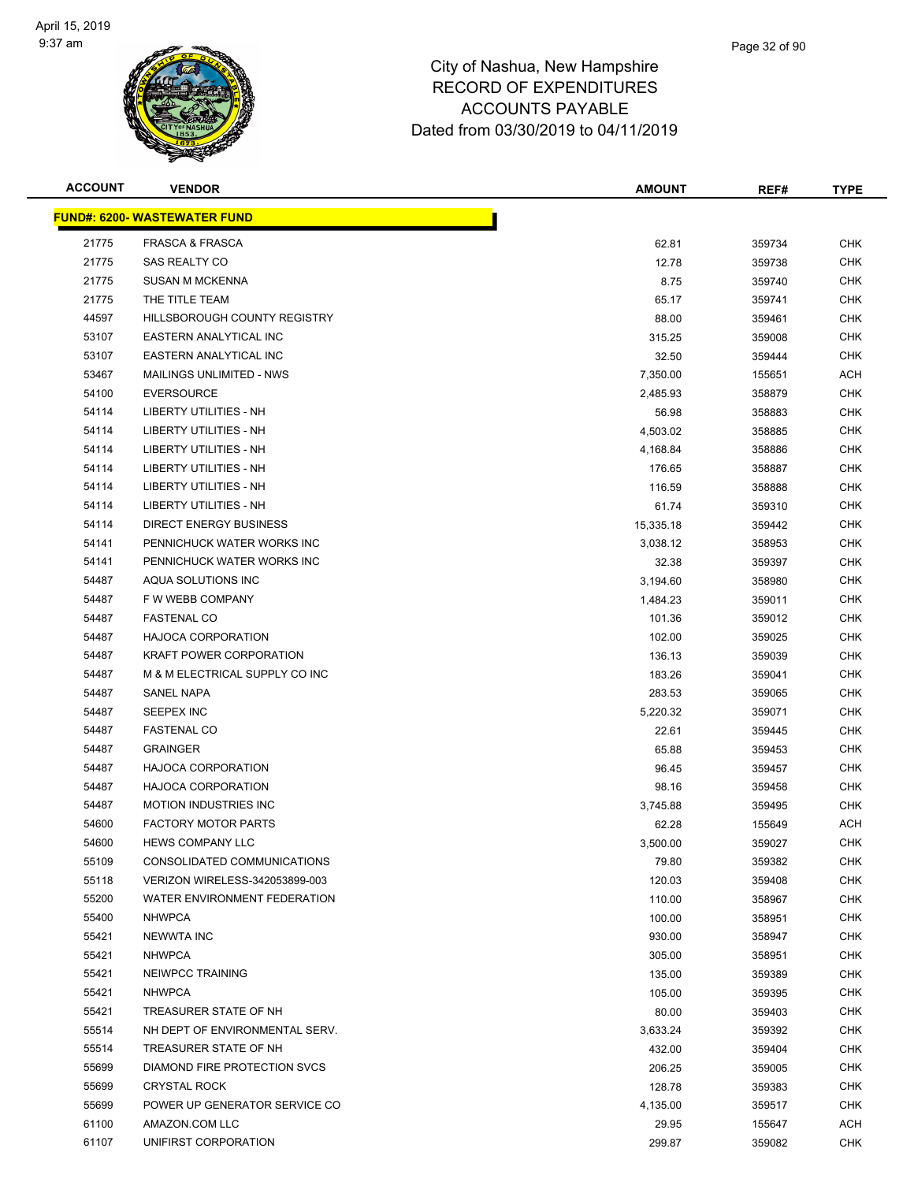City of Nashua, New Hampshire
RECORD OF EXPENDITURES
ACCOUNTS PAYABLE
Dated from 03/30/2019 to 04/11/2019

| ACCOUNT | VENDOR | AMOUNT | REF# | TYPE |
|---|---|---|---|---|
| **FUND#: 6200- WASTEWATER FUND** | | | | |
| 21775 | FRASCA & FRASCA | 62.81 | 359734 | CHK |
| 21775 | SAS REALTY CO | 12.78 | 359738 | CHK |
| 21775 | SUSAN M MCKENNA | 8.75 | 359740 | CHK |
| 21775 | THE TITLE TEAM | 65.17 | 359741 | CHK |
| 44597 | HILLSBOROUGH COUNTY REGISTRY | 88.00 | 359461 | CHK |
| 53107 | EASTERN ANALYTICAL INC | 315.25 | 359008 | CHK |
| 53107 | EASTERN ANALYTICAL INC | 32.50 | 359444 | CHK |
| 53467 | MAILINGS UNLIMITED - NWS | 7,350.00 | 155651 | ACH |
| 54100 | EVERSOURCE | 2,485.93 | 358879 | CHK |
| 54114 | LIBERTY UTILITIES - NH | 56.98 | 358883 | CHK |
| 54114 | LIBERTY UTILITIES - NH | 4,503.02 | 358885 | CHK |
| 54114 | LIBERTY UTILITIES - NH | 4,168.84 | 358886 | CHK |
| 54114 | LIBERTY UTILITIES - NH | 176.65 | 358887 | CHK |
| 54114 | LIBERTY UTILITIES - NH | 116.59 | 358888 | CHK |
| 54114 | LIBERTY UTILITIES - NH | 61.74 | 359310 | CHK |
| 54114 | DIRECT ENERGY BUSINESS | 15,335.18 | 359442 | CHK |
| 54141 | PENNICHUCK WATER WORKS INC | 3,038.12 | 358953 | CHK |
| 54141 | PENNICHUCK WATER WORKS INC | 32.38 | 359397 | CHK |
| 54487 | AQUA SOLUTIONS INC | 3,194.60 | 358980 | CHK |
| 54487 | F W WEBB COMPANY | 1,484.23 | 359011 | CHK |
| 54487 | FASTENAL CO | 101.36 | 359012 | CHK |
| 54487 | HAJOCA CORPORATION | 102.00 | 359025 | CHK |
| 54487 | KRAFT POWER CORPORATION | 136.13 | 359039 | CHK |
| 54487 | M & M ELECTRICAL SUPPLY CO INC | 183.26 | 359041 | CHK |
| 54487 | SANEL NAPA | 283.53 | 359065 | CHK |
| 54487 | SEEPEX INC | 5,220.32 | 359071 | CHK |
| 54487 | FASTENAL CO | 22.61 | 359445 | CHK |
| 54487 | GRAINGER | 65.88 | 359453 | CHK |
| 54487 | HAJOCA CORPORATION | 96.45 | 359457 | CHK |
| 54487 | HAJOCA CORPORATION | 98.16 | 359458 | CHK |
| 54487 | MOTION INDUSTRIES INC | 3,745.88 | 359495 | CHK |
| 54600 | FACTORY MOTOR PARTS | 62.28 | 155649 | ACH |
| 54600 | HEWS COMPANY LLC | 3,500.00 | 359027 | CHK |
| 55109 | CONSOLIDATED COMMUNICATIONS | 79.80 | 359382 | CHK |
| 55118 | VERIZON WIRELESS-342053899-003 | 120.03 | 359408 | CHK |
| 55200 | WATER ENVIRONMENT FEDERATION | 110.00 | 358967 | CHK |
| 55400 | NHWPCA | 100.00 | 358951 | CHK |
| 55421 | NEWWTA INC | 930.00 | 358947 | CHK |
| 55421 | NHWPCA | 305.00 | 358951 | CHK |
| 55421 | NEIWPCC TRAINING | 135.00 | 359389 | CHK |
| 55421 | NHWPCA | 105.00 | 359395 | CHK |
| 55421 | TREASURER STATE OF NH | 80.00 | 359403 | CHK |
| 55514 | NH DEPT OF ENVIRONMENTAL SERV. | 3,633.24 | 359392 | CHK |
| 55514 | TREASURER STATE OF NH | 432.00 | 359404 | CHK |
| 55699 | DIAMOND FIRE PROTECTION SVCS | 206.25 | 359005 | CHK |
| 55699 | CRYSTAL ROCK | 128.78 | 359383 | CHK |
| 55699 | POWER UP GENERATOR SERVICE CO | 4,135.00 | 359517 | CHK |
| 61100 | AMAZON.COM LLC | 29.95 | 155647 | ACH |
| 61107 | UNIFIRST CORPORATION | 299.87 | 359082 | CHK |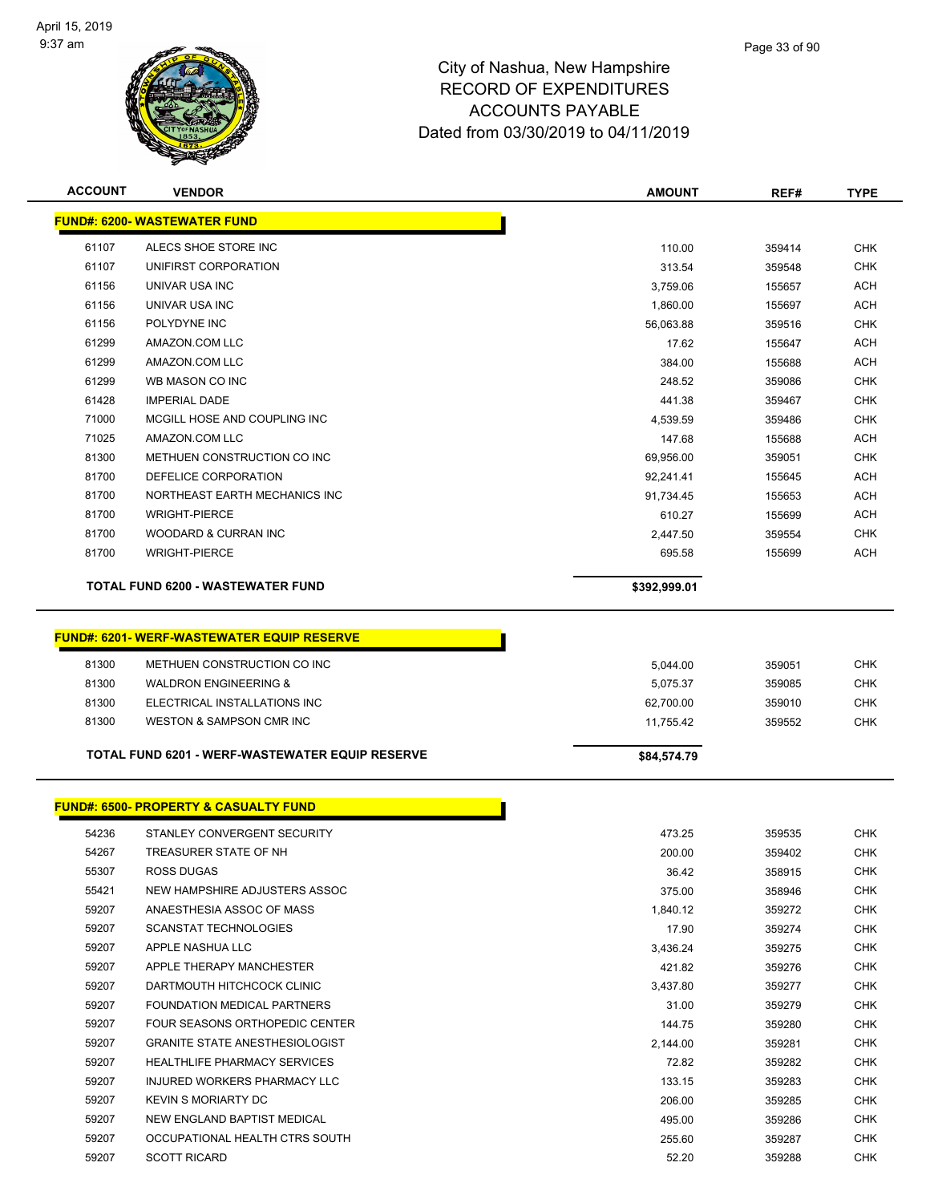# City of Nashua, New Hampshire
# RECORD OF EXPENDITURES
# ACCOUNTS PAYABLE
# Dated from 03/30/2019 to 04/11/2019

| ACCOUNT | VENDOR | AMOUNT | REF# | TYPE |
|---|---|---|---|---|
| **FUND#: 6200- WASTEWATER FUND** | | | | |
| 61107 | ALECS SHOE STORE INC | 110.00 | 359414 | CHK |
| 61107 | UNIFIRST CORPORATION | 313.54 | 359548 | CHK |
| 61156 | UNIVAR USA INC | 3,759.06 | 155657 | ACH |
| 61156 | UNIVAR USA INC | 1,860.00 | 155697 | ACH |
| 61156 | POLYDYNE INC | 56,063.88 | 359516 | CHK |
| 61299 | AMAZON.COM LLC | 17.62 | 155647 | ACH |
| 61299 | AMAZON.COM LLC | 384.00 | 155688 | ACH |
| 61299 | WB MASON CO INC | 248.52 | 359086 | CHK |
| 61428 | IMPERIAL DADE | 441.38 | 359467 | CHK |
| 71000 | MCGILL HOSE AND COUPLING INC | 4,539.59 | 359486 | CHK |
| 71025 | AMAZON.COM LLC | 147.68 | 155688 | ACH |
| 81300 | METHUEN CONSTRUCTION CO INC | 69,956.00 | 359051 | CHK |
| 81700 | DEFELICE CORPORATION | 92,241.41 | 155645 | ACH |
| 81700 | NORTHEAST EARTH MECHANICS INC | 91,734.45 | 155653 | ACH |
| 81700 | WRIGHT-PIERCE | 610.27 | 155699 | ACH |
| 81700 | WOODARD & CURRAN INC | 2,447.50 | 359554 | CHK |
| 81700 | WRIGHT-PIERCE | 695.58 | 155699 | ACH |
| | **TOTAL FUND 6200 - WASTEWATER FUND** | **$392,999.01** | | |

| ACCOUNT | VENDOR | AMOUNT | REF# | TYPE |
|---|---|---|---|---|
| **FUND#: 6201- WERF-WASTEWATER EQUIP RESERVE** | | | | |
| 81300 | METHUEN CONSTRUCTION CO INC | 5,044.00 | 359051 | CHK |
| 81300 | WALDRON ENGINEERING & | 5,075.37 | 359085 | CHK |
| 81300 | ELECTRICAL INSTALLATIONS INC | 62,700.00 | 359010 | CHK |
| 81300 | WESTON & SAMPSON CMR INC | 11,755.42 | 359552 | CHK |
| | **TOTAL FUND 6201 - WERF-WASTEWATER EQUIP RESERVE** | **$84,574.79** | | |

| ACCOUNT | VENDOR | AMOUNT | REF# | TYPE |
|---|---|---|---|---|
| **FUND#: 6500- PROPERTY & CASUALTY FUND** | | | | |
| 54236 | STANLEY CONVERGENT SECURITY | 473.25 | 359535 | CHK |
| 54267 | TREASURER STATE OF NH | 200.00 | 359402 | CHK |
| 55307 | ROSS DUGAS | 36.42 | 358915 | CHK |
| 55421 | NEW HAMPSHIRE ADJUSTERS ASSOC | 375.00 | 358946 | CHK |
| 59207 | ANAESTHESIA ASSOC OF MASS | 1,840.12 | 359272 | CHK |
| 59207 | SCANSTAT TECHNOLOGIES | 17.90 | 359274 | CHK |
| 59207 | APPLE NASHUA LLC | 3,436.24 | 359275 | CHK |
| 59207 | APPLE THERAPY MANCHESTER | 421.82 | 359276 | CHK |
| 59207 | DARTMOUTH HITCHCOCK CLINIC | 3,437.80 | 359277 | CHK |
| 59207 | FOUNDATION MEDICAL PARTNERS | 31.00 | 359279 | CHK |
| 59207 | FOUR SEASONS ORTHOPEDIC CENTER | 144.75 | 359280 | CHK |
| 59207 | GRANITE STATE ANESTHESIOLOGIST | 2,144.00 | 359281 | CHK |
| 59207 | HEALTHLIFE PHARMACY SERVICES | 72.82 | 359282 | CHK |
| 59207 | INJURED WORKERS PHARMACY LLC | 133.15 | 359283 | CHK |
| 59207 | KEVIN S MORIARTY DC | 206.00 | 359285 | CHK |
| 59207 | NEW ENGLAND BAPTIST MEDICAL | 495.00 | 359286 | CHK |
| 59207 | OCCUPATIONAL HEALTH CTRS SOUTH | 255.60 | 359287 | CHK |
| 59207 | SCOTT RICARD | 52.20 | 359288 | CHK |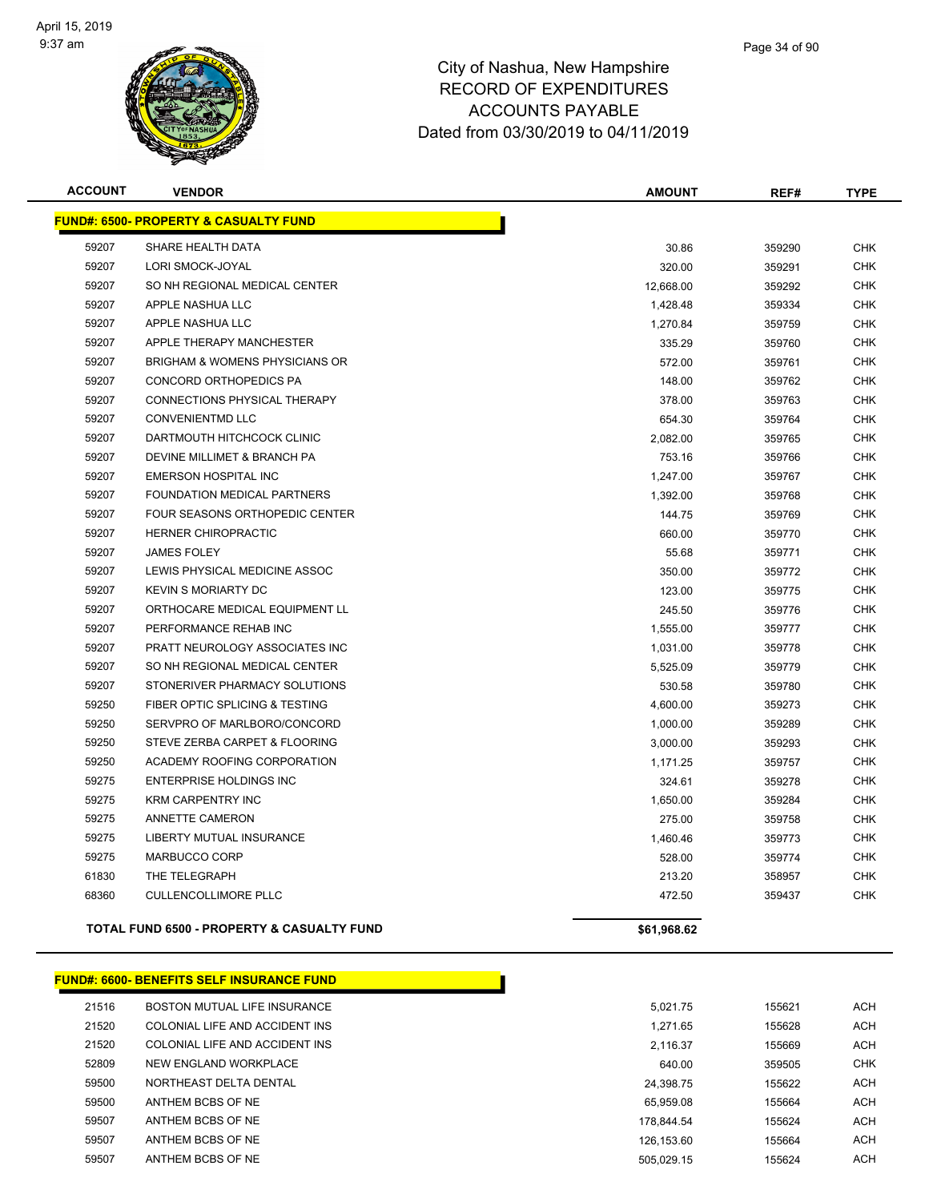# City of Nashua, New Hampshire
## RECORD OF EXPENDITURES
## ACCOUNTS PAYABLE
## Dated from 03/30/2019 to 04/11/2019

| ACCOUNT | VENDOR | AMOUNT | REF# | TYPE |
|---|---|---|---|---|
| **FUND#: 6500- PROPERTY & CASUALTY FUND** | | | | |
| 59207 | SHARE HEALTH DATA | 30.86 | 359290 | CHK |
| 59207 | LORI SMOCK-JOYAL | 320.00 | 359291 | CHK |
| 59207 | SO NH REGIONAL MEDICAL CENTER | 12,668.00 | 359292 | CHK |
| 59207 | APPLE NASHUA LLC | 1,428.48 | 359334 | CHK |
| 59207 | APPLE NASHUA LLC | 1,270.84 | 359759 | CHK |
| 59207 | APPLE THERAPY MANCHESTER | 335.29 | 359760 | CHK |
| 59207 | BRIGHAM & WOMENS PHYSICIANS OR | 572.00 | 359761 | CHK |
| 59207 | CONCORD ORTHOPEDICS PA | 148.00 | 359762 | CHK |
| 59207 | CONNECTIONS PHYSICAL THERAPY | 378.00 | 359763 | CHK |
| 59207 | CONVENIENTMD LLC | 654.30 | 359764 | CHK |
| 59207 | DARTMOUTH HITCHCOCK CLINIC | 2,082.00 | 359765 | CHK |
| 59207 | DEVINE MILLIMET & BRANCH PA | 753.16 | 359766 | CHK |
| 59207 | EMERSON HOSPITAL INC | 1,247.00 | 359767 | CHK |
| 59207 | FOUNDATION MEDICAL PARTNERS | 1,392.00 | 359768 | CHK |
| 59207 | FOUR SEASONS ORTHOPEDIC CENTER | 144.75 | 359769 | CHK |
| 59207 | HERNER CHIROPRACTIC | 660.00 | 359770 | CHK |
| 59207 | JAMES FOLEY | 55.68 | 359771 | CHK |
| 59207 | LEWIS PHYSICAL MEDICINE ASSOC | 350.00 | 359772 | CHK |
| 59207 | KEVIN S MORIARTY DC | 123.00 | 359775 | CHK |
| 59207 | ORTHOCARE MEDICAL EQUIPMENT LL | 245.50 | 359776 | CHK |
| 59207 | PERFORMANCE REHAB INC | 1,555.00 | 359777 | CHK |
| 59207 | PRATT NEUROLOGY ASSOCIATES INC | 1,031.00 | 359778 | CHK |
| 59207 | SO NH REGIONAL MEDICAL CENTER | 5,525.09 | 359779 | CHK |
| 59207 | STONERIVER PHARMACY SOLUTIONS | 530.58 | 359780 | CHK |
| 59250 | FIBER OPTIC SPLICING & TESTING | 4,600.00 | 359273 | CHK |
| 59250 | SERVPRO OF MARLBORO/CONCORD | 1,000.00 | 359289 | CHK |
| 59250 | STEVE ZERBA CARPET & FLOORING | 3,000.00 | 359293 | CHK |
| 59250 | ACADEMY ROOFING CORPORATION | 1,171.25 | 359757 | CHK |
| 59275 | ENTERPRISE HOLDINGS INC | 324.61 | 359278 | CHK |
| 59275 | KRM CARPENTRY INC | 1,650.00 | 359284 | CHK |
| 59275 | ANNETTE CAMERON | 275.00 | 359758 | CHK |
| 59275 | LIBERTY MUTUAL INSURANCE | 1,460.46 | 359773 | CHK |
| 59275 | MARBUCCO CORP | 528.00 | 359774 | CHK |
| 61830 | THE TELEGRAPH | 213.20 | 358957 | CHK |
| 68360 | CULLENCOLLIMORE PLLC | 472.50 | 359437 | CHK |
| **TOTAL FUND 6500 - PROPERTY & CASUALTY FUND** | | **$61,968.62** | | |

| ACCOUNT | VENDOR | AMOUNT | REF# | TYPE |
|---|---|---|---|---|
| **FUND#: 6600- BENEFITS SELF INSURANCE FUND** | | | | |
| 21516 | BOSTON MUTUAL LIFE INSURANCE | 5,021.75 | 155621 | ACH |
| 21520 | COLONIAL LIFE AND ACCIDENT INS | 1,271.65 | 155628 | ACH |
| 21520 | COLONIAL LIFE AND ACCIDENT INS | 2,116.37 | 155669 | ACH |
| 52809 | NEW ENGLAND WORKPLACE | 640.00 | 359505 | CHK |
| 59500 | NORTHEAST DELTA DENTAL | 24,398.75 | 155622 | ACH |
| 59500 | ANTHEM BCBS OF NE | 65,959.08 | 155664 | ACH |
| 59507 | ANTHEM BCBS OF NE | 178,844.54 | 155624 | ACH |
| 59507 | ANTHEM BCBS OF NE | 126,153.60 | 155664 | ACH |
| 59507 | ANTHEM BCBS OF NE | 505,029.15 | 155624 | ACH |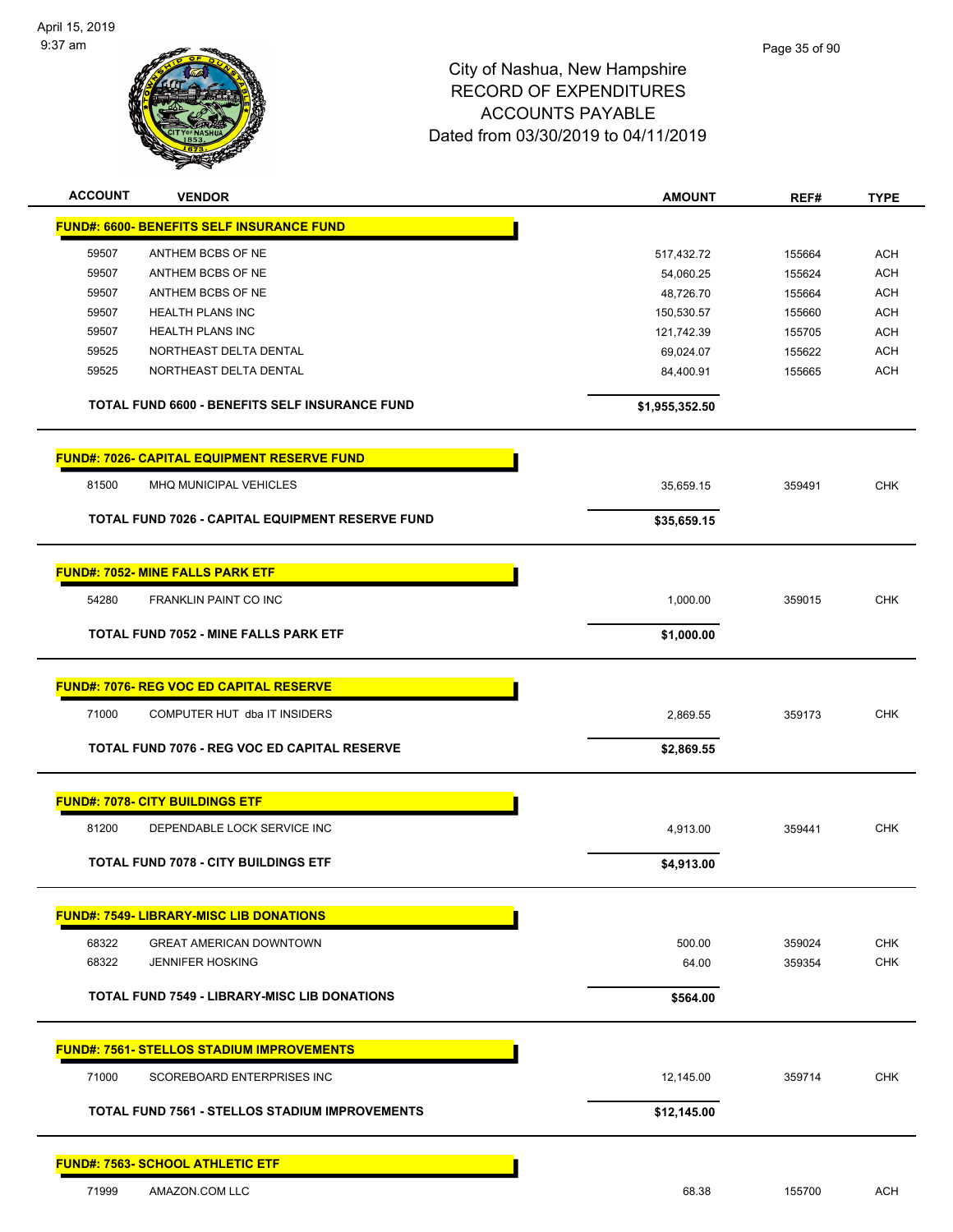# City of Nashua, New Hampshire
## RECORD OF EXPENDITURES
## ACCOUNTS PAYABLE
## Dated from 03/30/2019 to 04/11/2019

| ACCOUNT | VENDOR | AMOUNT | REF# | TYPE |
|---|---|---|---|---|
| **FUND#: 6600- BENEFITS SELF INSURANCE FUND** | | | | |
| 59507 | ANTHEM BCBS OF NE | 517,432.72 | 155664 | ACH |
| 59507 | ANTHEM BCBS OF NE | 54,060.25 | 155624 | ACH |
| 59507 | ANTHEM BCBS OF NE | 48,726.70 | 155664 | ACH |
| 59507 | HEALTH PLANS INC | 150,530.57 | 155660 | ACH |
| 59507 | HEALTH PLANS INC | 121,742.39 | 155705 | ACH |
| 59525 | NORTHEAST DELTA DENTAL | 69,024.07 | 155622 | ACH |
| 59525 | NORTHEAST DELTA DENTAL | 84,400.91 | 155665 | ACH |
| | **TOTAL FUND 6600 - BENEFITS SELF INSURANCE FUND** | **$1,955,352.50** | | |
| **FUND#: 7026- CAPITAL EQUIPMENT RESERVE FUND** | | | | |
| 81500 | MHQ MUNICIPAL VEHICLES | 35,659.15 | 359491 | CHK |
| | **TOTAL FUND 7026 - CAPITAL EQUIPMENT RESERVE FUND** | **$35,659.15** | | |
| **FUND#: 7052- MINE FALLS PARK ETF** | | | | |
| 54280 | FRANKLIN PAINT CO INC | 1,000.00 | 359015 | CHK |
| | **TOTAL FUND 7052 - MINE FALLS PARK ETF** | **$1,000.00** | | |
| **FUND#: 7076- REG VOC ED CAPITAL RESERVE** | | | | |
| 71000 | COMPUTER HUT dba IT INSIDERS | 2,869.55 | 359173 | CHK |
| | **TOTAL FUND 7076 - REG VOC ED CAPITAL RESERVE** | **$2,869.55** | | |
| **FUND#: 7078- CITY BUILDINGS ETF** | | | | |
| 81200 | DEPENDABLE LOCK SERVICE INC | 4,913.00 | 359441 | CHK |
| | **TOTAL FUND 7078 - CITY BUILDINGS ETF** | **$4,913.00** | | |
| **FUND#: 7549- LIBRARY-MISC LIB DONATIONS** | | | | |
| 68322 | GREAT AMERICAN DOWNTOWN | 500.00 | 359024 | CHK |
| 68322 | JENNIFER HOSKING | 64.00 | 359354 | CHK |
| | **TOTAL FUND 7549 - LIBRARY-MISC LIB DONATIONS** | **$564.00** | | |
| **FUND#: 7561- STELLOS STADIUM IMPROVEMENTS** | | | | |
| 71000 | SCOREBOARD ENTERPRISES INC | 12,145.00 | 359714 | CHK |
| | **TOTAL FUND 7561 - STELLOS STADIUM IMPROVEMENTS** | **$12,145.00** | | |
| **FUND#: 7563- SCHOOL ATHLETIC ETF** | | | | |
| 71999 | AMAZON.COM LLC | 68.38 | 155700 | ACH |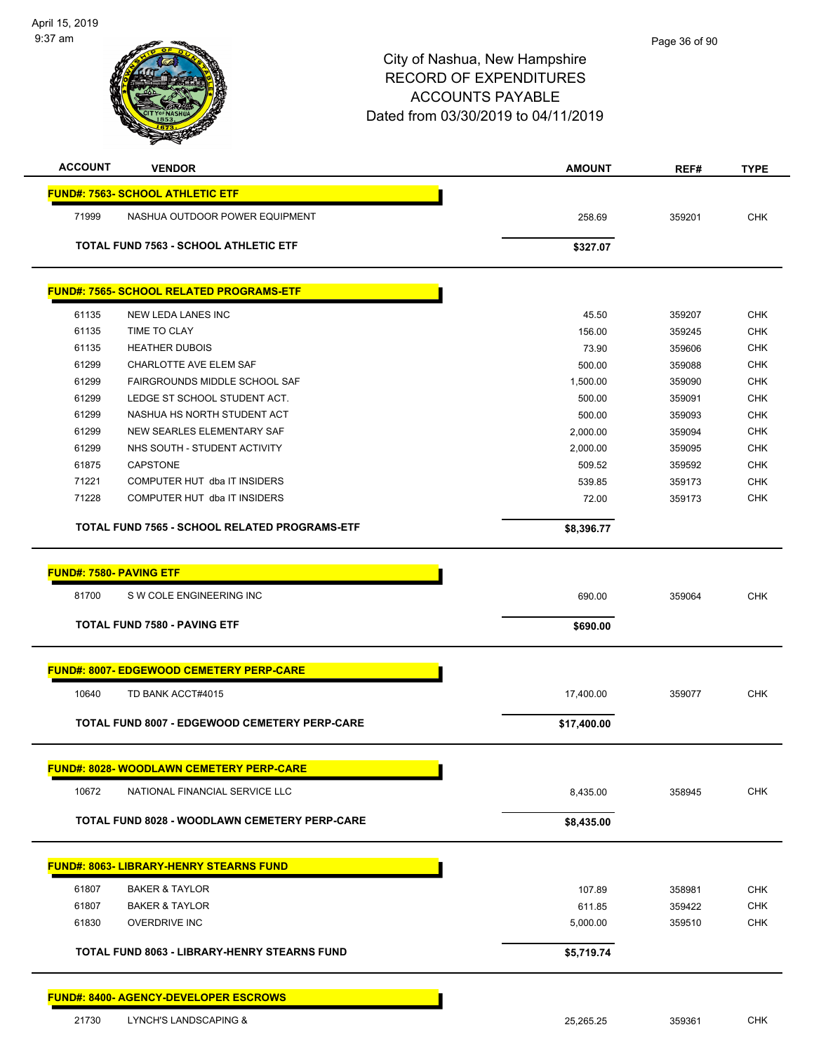City of Nashua, New Hampshire
RECORD OF EXPENDITURES
ACCOUNTS PAYABLE
Dated from 03/30/2019 to 04/11/2019

| ACCOUNT | VENDOR | AMOUNT | REF# | TYPE |
|---|---|---|---|---|
| **FUND#: 7563- SCHOOL ATHLETIC ETF** | | | | |
| 71999 | NASHUA OUTDOOR POWER EQUIPMENT | 258.69 | 359201 | CHK |
| | **TOTAL FUND 7563 - SCHOOL ATHLETIC ETF** | **$327.07** | | |
| **FUND#: 7565- SCHOOL RELATED PROGRAMS-ETF** | | | | |
| 61135 | NEW LEDA LANES INC | 45.50 | 359207 | CHK |
| 61135 | TIME TO CLAY | 156.00 | 359245 | CHK |
| 61135 | HEATHER DUBOIS | 73.90 | 359606 | CHK |
| 61299 | CHARLOTTE AVE ELEM SAF | 500.00 | 359088 | CHK |
| 61299 | FAIRGROUNDS MIDDLE SCHOOL SAF | 1,500.00 | 359090 | CHK |
| 61299 | LEDGE ST SCHOOL STUDENT ACT. | 500.00 | 359091 | CHK |
| 61299 | NASHUA HS NORTH STUDENT ACT | 500.00 | 359093 | CHK |
| 61299 | NEW SEARLES ELEMENTARY SAF | 2,000.00 | 359094 | CHK |
| 61299 | NHS SOUTH - STUDENT ACTIVITY | 2,000.00 | 359095 | CHK |
| 61875 | CAPSTONE | 509.52 | 359592 | CHK |
| 71221 | COMPUTER HUT dba IT INSIDERS | 539.85 | 359173 | CHK |
| 71228 | COMPUTER HUT dba IT INSIDERS | 72.00 | 359173 | CHK |
| | **TOTAL FUND 7565 - SCHOOL RELATED PROGRAMS-ETF** | **$8,396.77** | | |
| **FUND#: 7580- PAVING ETF** | | | | |
| 81700 | S W COLE ENGINEERING INC | 690.00 | 359064 | CHK |
| | **TOTAL FUND 7580 - PAVING ETF** | **$690.00** | | |
| **FUND#: 8007- EDGEWOOD CEMETERY PERP-CARE** | | | | |
| 10640 | TD BANK ACCT#4015 | 17,400.00 | 359077 | CHK |
| | **TOTAL FUND 8007 - EDGEWOOD CEMETERY PERP-CARE** | **$17,400.00** | | |
| **FUND#: 8028- WOODLAWN CEMETERY PERP-CARE** | | | | |
| 10672 | NATIONAL FINANCIAL SERVICE LLC | 8,435.00 | 358945 | CHK |
| | **TOTAL FUND 8028 - WOODLAWN CEMETERY PERP-CARE** | **$8,435.00** | | |
| **FUND#: 8063- LIBRARY-HENRY STEARNS FUND** | | | | |
| 61807 | BAKER & TAYLOR | 107.89 | 358981 | CHK |
| 61807 | BAKER & TAYLOR | 611.85 | 359422 | CHK |
| 61830 | OVERDRIVE INC | 5,000.00 | 359510 | CHK |
| | **TOTAL FUND 8063 - LIBRARY-HENRY STEARNS FUND** | **$5,719.74** | | |
| **FUND#: 8400- AGENCY-DEVELOPER ESCROWS** | | | | |
| 21730 | LYNCH'S LANDSCAPING & | 25,265.25 | 359361 | CHK |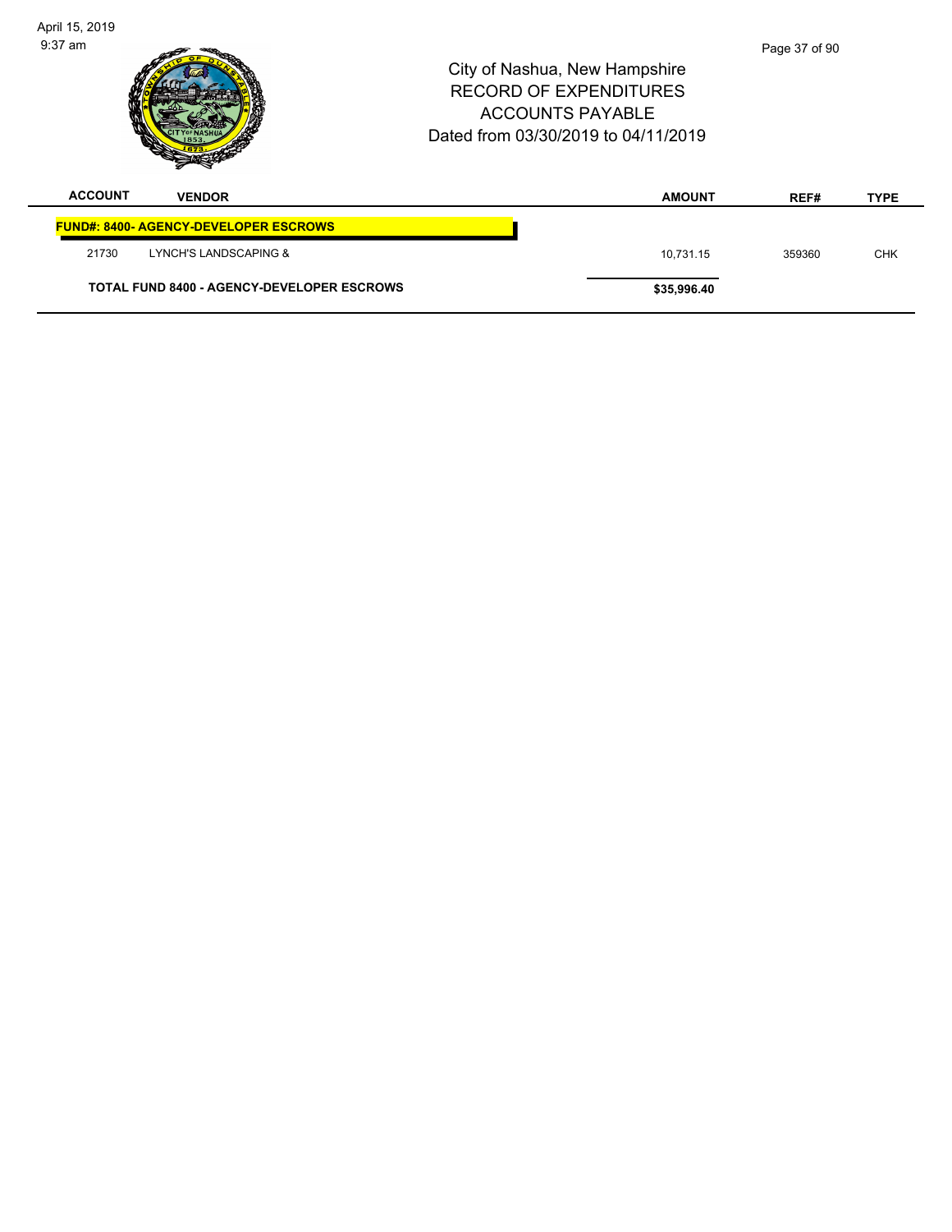| ACCOUNT | VENDOR | AMOUNT | REF# | TYPE |
|---|---|---|---|---|
| **FUND#: 8400- AGENCY-DEVELOPER ESCROWS** | | | | |
| 21730 | LYNCH'S LANDSCAPING & | 10,731.15 | 359360 | CHK |
| **TOTAL FUND 8400 - AGENCY-DEVELOPER ESCROWS** | | **$35,996.40** | | |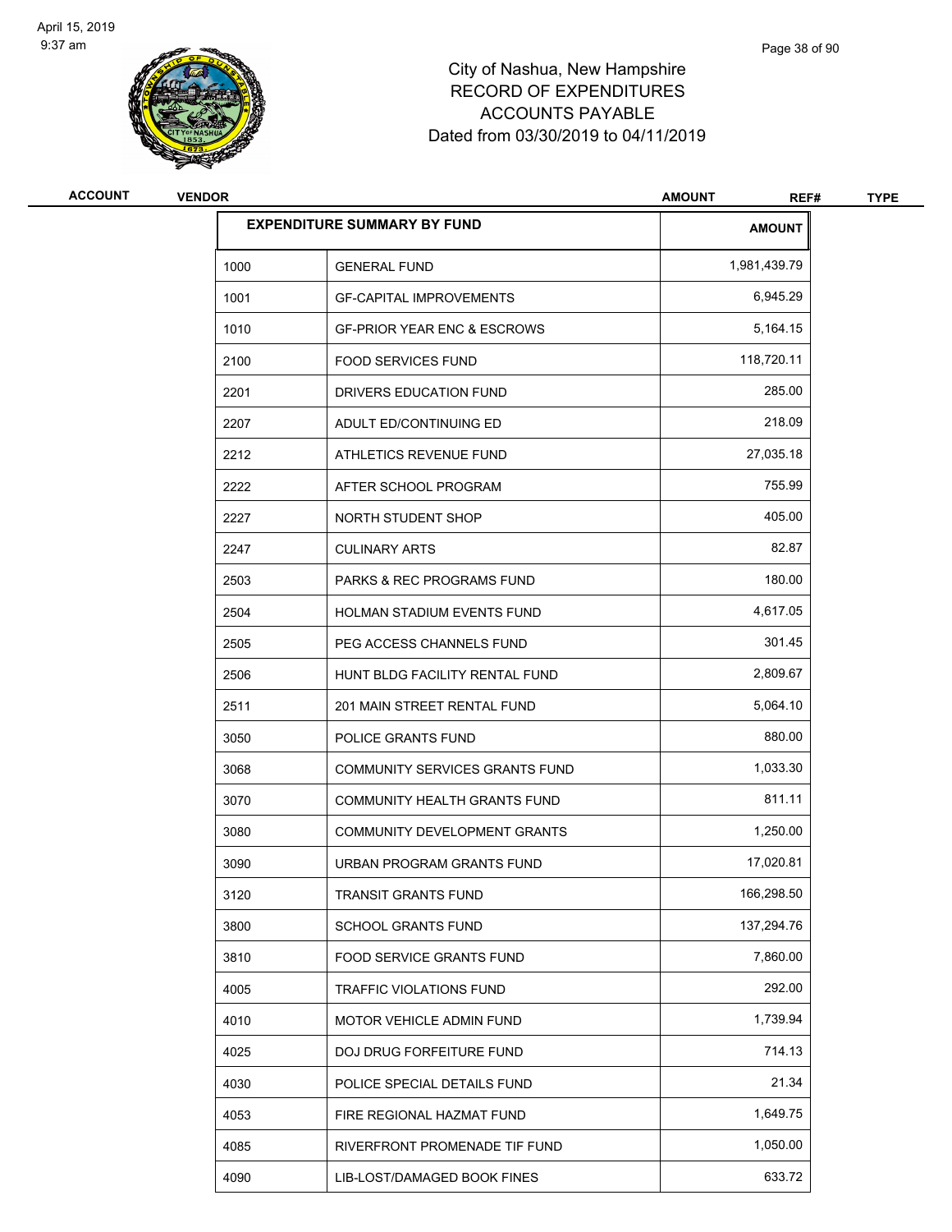# City of Nashua, New Hampshire
## RECORD OF EXPENDITURES
## ACCOUNTS PAYABLE
## Dated from 03/30/2019 to 04/11/2019

| ACCOUNT | VENDOR | AMOUNT | REF# | TYPE |
|---|---|---|---|---|

| EXPENDITURE SUMMARY BY FUND | | AMOUNT |
|---|---|---|
| 1000 | GENERAL FUND | 1,981,439.79 |
| 1001 | GF-CAPITAL IMPROVEMENTS | 6,945.29 |
| 1010 | GF-PRIOR YEAR ENC & ESCROWS | 5,164.15 |
| 2100 | FOOD SERVICES FUND | 118,720.11 |
| 2201 | DRIVERS EDUCATION FUND | 285.00 |
| 2207 | ADULT ED/CONTINUING ED | 218.09 |
| 2212 | ATHLETICS REVENUE FUND | 27,035.18 |
| 2222 | AFTER SCHOOL PROGRAM | 755.99 |
| 2227 | NORTH STUDENT SHOP | 405.00 |
| 2247 | CULINARY ARTS | 82.87 |
| 2503 | PARKS & REC PROGRAMS FUND | 180.00 |
| 2504 | HOLMAN STADIUM EVENTS FUND | 4,617.05 |
| 2505 | PEG ACCESS CHANNELS FUND | 301.45 |
| 2506 | HUNT BLDG FACILITY RENTAL FUND | 2,809.67 |
| 2511 | 201 MAIN STREET RENTAL FUND | 5,064.10 |
| 3050 | POLICE GRANTS FUND | 880.00 |
| 3068 | COMMUNITY SERVICES GRANTS FUND | 1,033.30 |
| 3070 | COMMUNITY HEALTH GRANTS FUND | 811.11 |
| 3080 | COMMUNITY DEVELOPMENT GRANTS | 1,250.00 |
| 3090 | URBAN PROGRAM GRANTS FUND | 17,020.81 |
| 3120 | TRANSIT GRANTS FUND | 166,298.50 |
| 3800 | SCHOOL GRANTS FUND | 137,294.76 |
| 3810 | FOOD SERVICE GRANTS FUND | 7,860.00 |
| 4005 | TRAFFIC VIOLATIONS FUND | 292.00 |
| 4010 | MOTOR VEHICLE ADMIN FUND | 1,739.94 |
| 4025 | DOJ DRUG FORFEITURE FUND | 714.13 |
| 4030 | POLICE SPECIAL DETAILS FUND | 21.34 |
| 4053 | FIRE REGIONAL HAZMAT FUND | 1,649.75 |
| 4085 | RIVERFRONT PROMENADE TIF FUND | 1,050.00 |
| 4090 | LIB-LOST/DAMAGED BOOK FINES | 633.72 |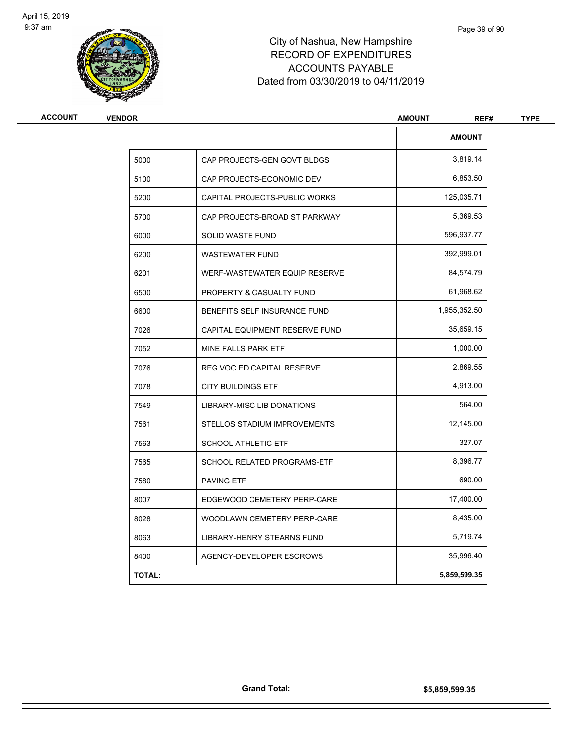# City of Nashua, New Hampshire
## RECORD OF EXPENDITURES
## ACCOUNTS PAYABLE
## Dated from 03/30/2019 to 04/11/2019

| ACCOUNT | VENDOR | AMOUNT | REF# | TYPE |
|---|---|---|---|---|

| | | AMOUNT |
|---|---|---|
| 5000 | CAP PROJECTS-GEN GOVT BLDGS | 3,819.14 |
| 5100 | CAP PROJECTS-ECONOMIC DEV | 6,853.50 |
| 5200 | CAPITAL PROJECTS-PUBLIC WORKS | 125,035.71 |
| 5700 | CAP PROJECTS-BROAD ST PARKWAY | 5,369.53 |
| 6000 | SOLID WASTE FUND | 596,937.77 |
| 6200 | WASTEWATER FUND | 392,999.01 |
| 6201 | WERF-WASTEWATER EQUIP RESERVE | 84,574.79 |
| 6500 | PROPERTY & CASUALTY FUND | 61,968.62 |
| 6600 | BENEFITS SELF INSURANCE FUND | 1,955,352.50 |
| 7026 | CAPITAL EQUIPMENT RESERVE FUND | 35,659.15 |
| 7052 | MINE FALLS PARK ETF | 1,000.00 |
| 7076 | REG VOC ED CAPITAL RESERVE | 2,869.55 |
| 7078 | CITY BUILDINGS ETF | 4,913.00 |
| 7549 | LIBRARY-MISC LIB DONATIONS | 564.00 |
| 7561 | STELLOS STADIUM IMPROVEMENTS | 12,145.00 |
| 7563 | SCHOOL ATHLETIC ETF | 327.07 |
| 7565 | SCHOOL RELATED PROGRAMS-ETF | 8,396.77 |
| 7580 | PAVING ETF | 690.00 |
| 8007 | EDGEWOOD CEMETERY PERP-CARE | 17,400.00 |
| 8028 | WOODLAWN CEMETERY PERP-CARE | 8,435.00 |
| 8063 | LIBRARY-HENRY STEARNS FUND | 5,719.74 |
| 8400 | AGENCY-DEVELOPER ESCROWS | 35,996.40 |
| **TOTAL:** | | **5,859,599.35** |

**Grand Total:** **$5,859,599.35**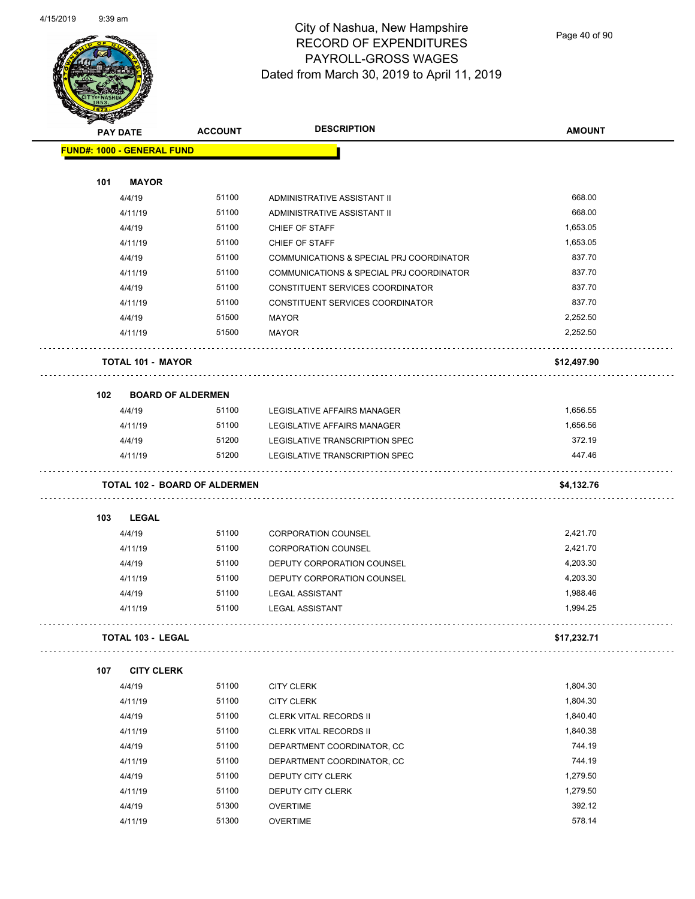# City of Nashua, New Hampshire
## RECORD OF EXPENDITURES
## PAYROLL-GROSS WAGES
### Dated from March 30, 2019 to April 11, 2019

| PAY DATE | ACCOUNT | DESCRIPTION | AMOUNT |
|---|---|---|---|
| **FUND#: 1000 - GENERAL FUND** | | | |
| **101 MAYOR** | | | |
| 4/4/19 | 51100 | ADMINISTRATIVE ASSISTANT II | 668.00 |
| 4/11/19 | 51100 | ADMINISTRATIVE ASSISTANT II | 668.00 |
| 4/4/19 | 51100 | CHIEF OF STAFF | 1,653.05 |
| 4/11/19 | 51100 | CHIEF OF STAFF | 1,653.05 |
| 4/4/19 | 51100 | COMMUNICATIONS & SPECIAL PRJ COORDINATOR | 837.70 |
| 4/11/19 | 51100 | COMMUNICATIONS & SPECIAL PRJ COORDINATOR | 837.70 |
| 4/4/19 | 51100 | CONSTITUENT SERVICES COORDINATOR | 837.70 |
| 4/11/19 | 51100 | CONSTITUENT SERVICES COORDINATOR | 837.70 |
| 4/4/19 | 51500 | MAYOR | 2,252.50 |
| 4/11/19 | 51500 | MAYOR | 2,252.50 |
| **TOTAL 101 - MAYOR** | | | **$12,497.90** |
| **102 BOARD OF ALDERMEN** | | | |
| 4/4/19 | 51100 | LEGISLATIVE AFFAIRS MANAGER | 1,656.55 |
| 4/11/19 | 51100 | LEGISLATIVE AFFAIRS MANAGER | 1,656.56 |
| 4/4/19 | 51200 | LEGISLATIVE TRANSCRIPTION SPEC | 372.19 |
| 4/11/19 | 51200 | LEGISLATIVE TRANSCRIPTION SPEC | 447.46 |
| **TOTAL 102 - BOARD OF ALDERMEN** | | | **$4,132.76** |
| **103 LEGAL** | | | |
| 4/4/19 | 51100 | CORPORATION COUNSEL | 2,421.70 |
| 4/11/19 | 51100 | CORPORATION COUNSEL | 2,421.70 |
| 4/4/19 | 51100 | DEPUTY CORPORATION COUNSEL | 4,203.30 |
| 4/11/19 | 51100 | DEPUTY CORPORATION COUNSEL | 4,203.30 |
| 4/4/19 | 51100 | LEGAL ASSISTANT | 1,988.46 |
| 4/11/19 | 51100 | LEGAL ASSISTANT | 1,994.25 |
| **TOTAL 103 - LEGAL** | | | **$17,232.71** |
| **107 CITY CLERK** | | | |
| 4/4/19 | 51100 | CITY CLERK | 1,804.30 |
| 4/11/19 | 51100 | CITY CLERK | 1,804.30 |
| 4/4/19 | 51100 | CLERK VITAL RECORDS II | 1,840.40 |
| 4/11/19 | 51100 | CLERK VITAL RECORDS II | 1,840.38 |
| 4/4/19 | 51100 | DEPARTMENT COORDINATOR, CC | 744.19 |
| 4/11/19 | 51100 | DEPARTMENT COORDINATOR, CC | 744.19 |
| 4/4/19 | 51100 | DEPUTY CITY CLERK | 1,279.50 |
| 4/11/19 | 51100 | DEPUTY CITY CLERK | 1,279.50 |
| 4/4/19 | 51300 | OVERTIME | 392.12 |
| 4/11/19 | 51300 | OVERTIME | 578.14 |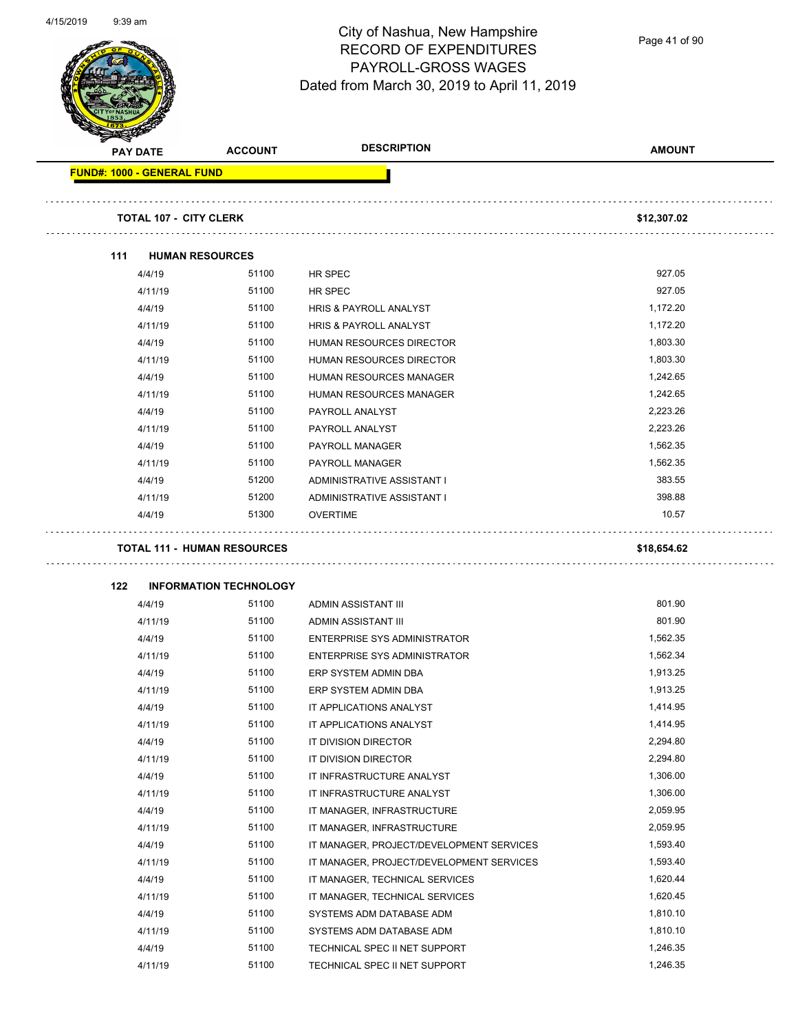# City of Nashua, New Hampshire
## RECORD OF EXPENDITURES
## PAYROLL-GROSS WAGES
## Dated from March 30, 2019 to April 11, 2019

| PAY DATE | ACCOUNT | DESCRIPTION | AMOUNT |
|---|---|---|---|
| **FUND#: 1000 - GENERAL FUND** | | | |
| **TOTAL 107 - CITY CLERK** | | | **$12,307.02** |
| **111 HUMAN RESOURCES** | | | |
| 4/4/19 | 51100 | HR SPEC | 927.05 |
| 4/11/19 | 51100 | HR SPEC | 927.05 |
| 4/4/19 | 51100 | HRIS & PAYROLL ANALYST | 1,172.20 |
| 4/11/19 | 51100 | HRIS & PAYROLL ANALYST | 1,172.20 |
| 4/4/19 | 51100 | HUMAN RESOURCES DIRECTOR | 1,803.30 |
| 4/11/19 | 51100 | HUMAN RESOURCES DIRECTOR | 1,803.30 |
| 4/4/19 | 51100 | HUMAN RESOURCES MANAGER | 1,242.65 |
| 4/11/19 | 51100 | HUMAN RESOURCES MANAGER | 1,242.65 |
| 4/4/19 | 51100 | PAYROLL ANALYST | 2,223.26 |
| 4/11/19 | 51100 | PAYROLL ANALYST | 2,223.26 |
| 4/4/19 | 51100 | PAYROLL MANAGER | 1,562.35 |
| 4/11/19 | 51100 | PAYROLL MANAGER | 1,562.35 |
| 4/4/19 | 51200 | ADMINISTRATIVE ASSISTANT I | 383.55 |
| 4/11/19 | 51200 | ADMINISTRATIVE ASSISTANT I | 398.88 |
| 4/4/19 | 51300 | OVERTIME | 10.57 |
| **TOTAL 111 - HUMAN RESOURCES** | | | **$18,654.62** |
| **122 INFORMATION TECHNOLOGY** | | | |
| 4/4/19 | 51100 | ADMIN ASSISTANT III | 801.90 |
| 4/11/19 | 51100 | ADMIN ASSISTANT III | 801.90 |
| 4/4/19 | 51100 | ENTERPRISE SYS ADMINISTRATOR | 1,562.35 |
| 4/11/19 | 51100 | ENTERPRISE SYS ADMINISTRATOR | 1,562.34 |
| 4/4/19 | 51100 | ERP SYSTEM ADMIN DBA | 1,913.25 |
| 4/11/19 | 51100 | ERP SYSTEM ADMIN DBA | 1,913.25 |
| 4/4/19 | 51100 | IT APPLICATIONS ANALYST | 1,414.95 |
| 4/11/19 | 51100 | IT APPLICATIONS ANALYST | 1,414.95 |
| 4/4/19 | 51100 | IT DIVISION DIRECTOR | 2,294.80 |
| 4/11/19 | 51100 | IT DIVISION DIRECTOR | 2,294.80 |
| 4/4/19 | 51100 | IT INFRASTRUCTURE ANALYST | 1,306.00 |
| 4/11/19 | 51100 | IT INFRASTRUCTURE ANALYST | 1,306.00 |
| 4/4/19 | 51100 | IT MANAGER, INFRASTRUCTURE | 2,059.95 |
| 4/11/19 | 51100 | IT MANAGER, INFRASTRUCTURE | 2,059.95 |
| 4/4/19 | 51100 | IT MANAGER, PROJECT/DEVELOPMENT SERVICES | 1,593.40 |
| 4/11/19 | 51100 | IT MANAGER, PROJECT/DEVELOPMENT SERVICES | 1,593.40 |
| 4/4/19 | 51100 | IT MANAGER, TECHNICAL SERVICES | 1,620.44 |
| 4/11/19 | 51100 | IT MANAGER, TECHNICAL SERVICES | 1,620.45 |
| 4/4/19 | 51100 | SYSTEMS ADM DATABASE ADM | 1,810.10 |
| 4/11/19 | 51100 | SYSTEMS ADM DATABASE ADM | 1,810.10 |
| 4/4/19 | 51100 | TECHNICAL SPEC II NET SUPPORT | 1,246.35 |
| 4/11/19 | 51100 | TECHNICAL SPEC II NET SUPPORT | 1,246.35 |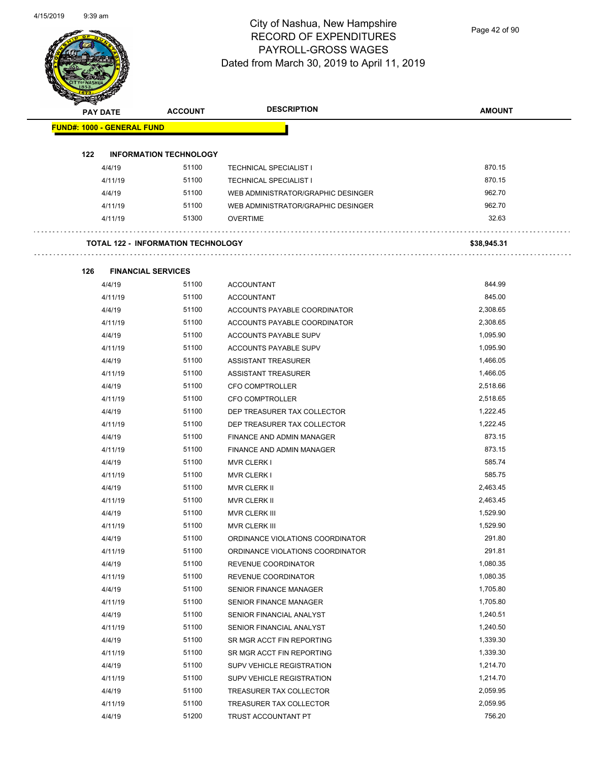# City of Nashua, New Hampshire
## RECORD OF EXPENDITURES
## PAYROLL-GROSS WAGES
## Dated from March 30, 2019 to April 11, 2019

| PAY DATE | ACCOUNT | DESCRIPTION | AMOUNT |
|---|---|---|---|
| **FUND#: 1000 - GENERAL FUND** | | | |
| **122 INFORMATION TECHNOLOGY** | | | |
| 4/4/19 | 51100 | TECHNICAL SPECIALIST I | 870.15 |
| 4/11/19 | 51100 | TECHNICAL SPECIALIST I | 870.15 |
| 4/4/19 | 51100 | WEB ADMINISTRATOR/GRAPHIC DESINGER | 962.70 |
| 4/11/19 | 51100 | WEB ADMINISTRATOR/GRAPHIC DESINGER | 962.70 |
| 4/11/19 | 51300 | OVERTIME | 32.63 |
| **TOTAL 122 - INFORMATION TECHNOLOGY** | | | **$38,945.31** |
| **126 FINANCIAL SERVICES** | | | |
| 4/4/19 | 51100 | ACCOUNTANT | 844.99 |
| 4/11/19 | 51100 | ACCOUNTANT | 845.00 |
| 4/4/19 | 51100 | ACCOUNTS PAYABLE COORDINATOR | 2,308.65 |
| 4/11/19 | 51100 | ACCOUNTS PAYABLE COORDINATOR | 2,308.65 |
| 4/4/19 | 51100 | ACCOUNTS PAYABLE SUPV | 1,095.90 |
| 4/11/19 | 51100 | ACCOUNTS PAYABLE SUPV | 1,095.90 |
| 4/4/19 | 51100 | ASSISTANT TREASURER | 1,466.05 |
| 4/11/19 | 51100 | ASSISTANT TREASURER | 1,466.05 |
| 4/4/19 | 51100 | CFO COMPTROLLER | 2,518.66 |
| 4/11/19 | 51100 | CFO COMPTROLLER | 2,518.65 |
| 4/4/19 | 51100 | DEP TREASURER TAX COLLECTOR | 1,222.45 |
| 4/11/19 | 51100 | DEP TREASURER TAX COLLECTOR | 1,222.45 |
| 4/4/19 | 51100 | FINANCE AND ADMIN MANAGER | 873.15 |
| 4/11/19 | 51100 | FINANCE AND ADMIN MANAGER | 873.15 |
| 4/4/19 | 51100 | MVR CLERK I | 585.74 |
| 4/11/19 | 51100 | MVR CLERK I | 585.75 |
| 4/4/19 | 51100 | MVR CLERK II | 2,463.45 |
| 4/11/19 | 51100 | MVR CLERK II | 2,463.45 |
| 4/4/19 | 51100 | MVR CLERK III | 1,529.90 |
| 4/11/19 | 51100 | MVR CLERK III | 1,529.90 |
| 4/4/19 | 51100 | ORDINANCE VIOLATIONS COORDINATOR | 291.80 |
| 4/11/19 | 51100 | ORDINANCE VIOLATIONS COORDINATOR | 291.81 |
| 4/4/19 | 51100 | REVENUE COORDINATOR | 1,080.35 |
| 4/11/19 | 51100 | REVENUE COORDINATOR | 1,080.35 |
| 4/4/19 | 51100 | SENIOR FINANCE MANAGER | 1,705.80 |
| 4/11/19 | 51100 | SENIOR FINANCE MANAGER | 1,705.80 |
| 4/4/19 | 51100 | SENIOR FINANCIAL ANALYST | 1,240.51 |
| 4/11/19 | 51100 | SENIOR FINANCIAL ANALYST | 1,240.50 |
| 4/4/19 | 51100 | SR MGR ACCT FIN REPORTING | 1,339.30 |
| 4/11/19 | 51100 | SR MGR ACCT FIN REPORTING | 1,339.30 |
| 4/4/19 | 51100 | SUPV VEHICLE REGISTRATION | 1,214.70 |
| 4/11/19 | 51100 | SUPV VEHICLE REGISTRATION | 1,214.70 |
| 4/4/19 | 51100 | TREASURER TAX COLLECTOR | 2,059.95 |
| 4/11/19 | 51100 | TREASURER TAX COLLECTOR | 2,059.95 |
| 4/4/19 | 51200 | TRUST ACCOUNTANT PT | 756.20 |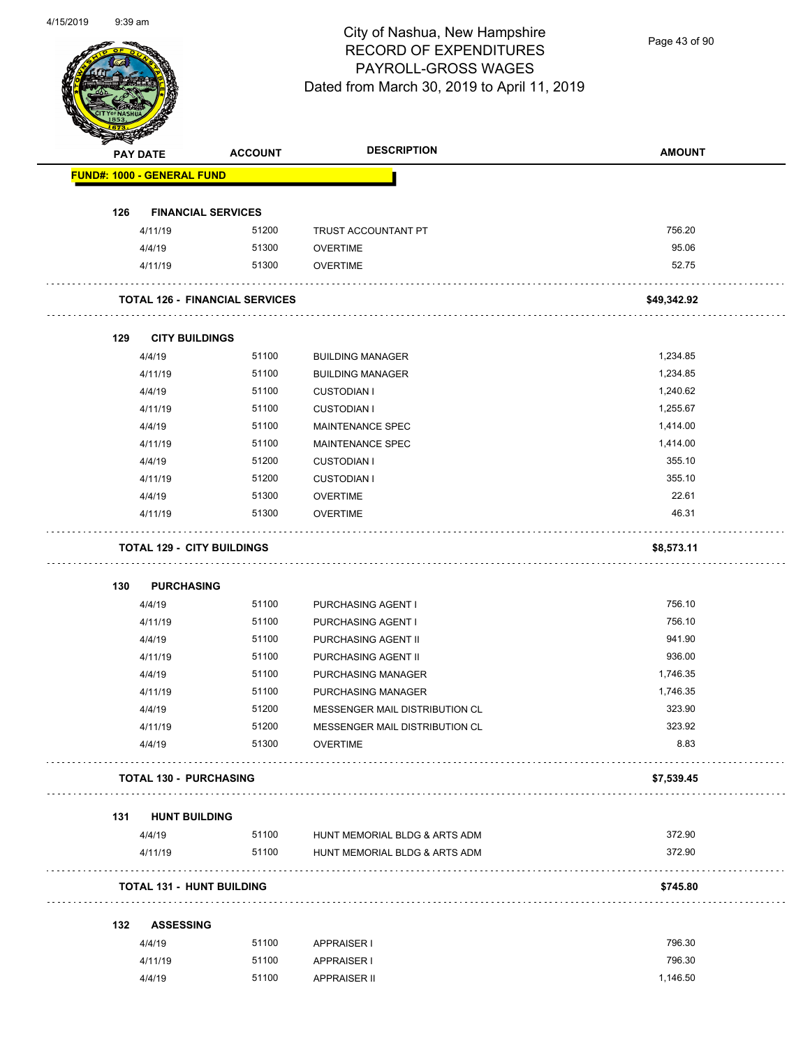# City of Nashua, New Hampshire
## RECORD OF EXPENDITURES
## PAYROLL-GROSS WAGES
## Dated from March 30, 2019 to April 11, 2019

| PAY DATE | ACCOUNT | DESCRIPTION | AMOUNT |
|---|---|---|---|
| **FUND#: 1000 - GENERAL FUND** | | | |
| **126 FINANCIAL SERVICES** | | | |
| 4/11/19 | 51200 | TRUST ACCOUNTANT PT | 756.20 |
| 4/4/19 | 51300 | OVERTIME | 95.06 |
| 4/11/19 | 51300 | OVERTIME | 52.75 |
| **TOTAL 126 - FINANCIAL SERVICES** | | | **$49,342.92** |
| **129 CITY BUILDINGS** | | | |
| 4/4/19 | 51100 | BUILDING MANAGER | 1,234.85 |
| 4/11/19 | 51100 | BUILDING MANAGER | 1,234.85 |
| 4/4/19 | 51100 | CUSTODIAN I | 1,240.62 |
| 4/11/19 | 51100 | CUSTODIAN I | 1,255.67 |
| 4/4/19 | 51100 | MAINTENANCE SPEC | 1,414.00 |
| 4/11/19 | 51100 | MAINTENANCE SPEC | 1,414.00 |
| 4/4/19 | 51200 | CUSTODIAN I | 355.10 |
| 4/11/19 | 51200 | CUSTODIAN I | 355.10 |
| 4/4/19 | 51300 | OVERTIME | 22.61 |
| 4/11/19 | 51300 | OVERTIME | 46.31 |
| **TOTAL 129 - CITY BUILDINGS** | | | **$8,573.11** |
| **130 PURCHASING** | | | |
| 4/4/19 | 51100 | PURCHASING AGENT I | 756.10 |
| 4/11/19 | 51100 | PURCHASING AGENT I | 756.10 |
| 4/4/19 | 51100 | PURCHASING AGENT II | 941.90 |
| 4/11/19 | 51100 | PURCHASING AGENT II | 936.00 |
| 4/4/19 | 51100 | PURCHASING MANAGER | 1,746.35 |
| 4/11/19 | 51100 | PURCHASING MANAGER | 1,746.35 |
| 4/4/19 | 51200 | MESSENGER MAIL DISTRIBUTION CL | 323.90 |
| 4/11/19 | 51200 | MESSENGER MAIL DISTRIBUTION CL | 323.92 |
| 4/4/19 | 51300 | OVERTIME | 8.83 |
| **TOTAL 130 - PURCHASING** | | | **$7,539.45** |
| **131 HUNT BUILDING** | | | |
| 4/4/19 | 51100 | HUNT MEMORIAL BLDG & ARTS ADM | 372.90 |
| 4/11/19 | 51100 | HUNT MEMORIAL BLDG & ARTS ADM | 372.90 |
| **TOTAL 131 - HUNT BUILDING** | | | **$745.80** |
| **132 ASSESSING** | | | |
| 4/4/19 | 51100 | APPRAISER I | 796.30 |
| 4/11/19 | 51100 | APPRAISER I | 796.30 |
| 4/4/19 | 51100 | APPRAISER II | 1,146.50 |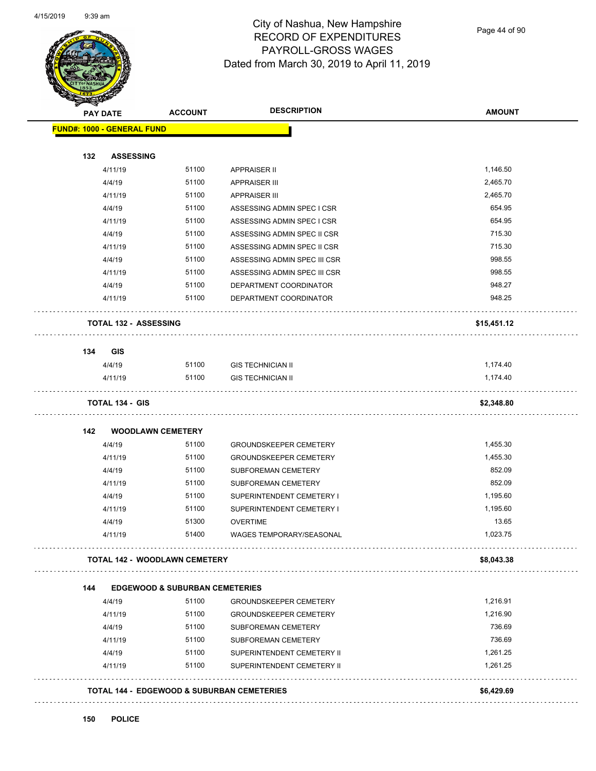# City of Nashua, New Hampshire
## RECORD OF EXPENDITURES
## PAYROLL-GROSS WAGES
## Dated from March 30, 2019 to April 11, 2019

| PAY DATE | ACCOUNT | DESCRIPTION | AMOUNT |
|---|---|---|---|
| **FUND#: 1000 - GENERAL FUND** | | | |
| **132 ASSESSING** | | | |
| 4/11/19 | 51100 | APPRAISER II | 1,146.50 |
| 4/4/19 | 51100 | APPRAISER III | 2,465.70 |
| 4/11/19 | 51100 | APPRAISER III | 2,465.70 |
| 4/4/19 | 51100 | ASSESSING ADMIN SPEC I CSR | 654.95 |
| 4/11/19 | 51100 | ASSESSING ADMIN SPEC I CSR | 654.95 |
| 4/4/19 | 51100 | ASSESSING ADMIN SPEC II CSR | 715.30 |
| 4/11/19 | 51100 | ASSESSING ADMIN SPEC II CSR | 715.30 |
| 4/4/19 | 51100 | ASSESSING ADMIN SPEC III CSR | 998.55 |
| 4/11/19 | 51100 | ASSESSING ADMIN SPEC III CSR | 998.55 |
| 4/4/19 | 51100 | DEPARTMENT COORDINATOR | 948.27 |
| 4/11/19 | 51100 | DEPARTMENT COORDINATOR | 948.25 |
| **TOTAL 132 - ASSESSING** | | | **$15,451.12** |
| **134 GIS** | | | |
| 4/4/19 | 51100 | GIS TECHNICIAN II | 1,174.40 |
| 4/11/19 | 51100 | GIS TECHNICIAN II | 1,174.40 |
| **TOTAL 134 - GIS** | | | **$2,348.80** |
| **142 WOODLAWN CEMETERY** | | | |
| 4/4/19 | 51100 | GROUNDSKEEPER CEMETERY | 1,455.30 |
| 4/11/19 | 51100 | GROUNDSKEEPER CEMETERY | 1,455.30 |
| 4/4/19 | 51100 | SUBFOREMAN CEMETERY | 852.09 |
| 4/11/19 | 51100 | SUBFOREMAN CEMETERY | 852.09 |
| 4/4/19 | 51100 | SUPERINTENDENT CEMETERY I | 1,195.60 |
| 4/11/19 | 51100 | SUPERINTENDENT CEMETERY I | 1,195.60 |
| 4/4/19 | 51300 | OVERTIME | 13.65 |
| 4/11/19 | 51400 | WAGES TEMPORARY/SEASONAL | 1,023.75 |
| **TOTAL 142 - WOODLAWN CEMETERY** | | | **$8,043.38** |
| **144 EDGEWOOD & SUBURBAN CEMETERIES** | | | |
| 4/4/19 | 51100 | GROUNDSKEEPER CEMETERY | 1,216.91 |
| 4/11/19 | 51100 | GROUNDSKEEPER CEMETERY | 1,216.90 |
| 4/4/19 | 51100 | SUBFOREMAN CEMETERY | 736.69 |
| 4/11/19 | 51100 | SUBFOREMAN CEMETERY | 736.69 |
| 4/4/19 | 51100 | SUPERINTENDENT CEMETERY II | 1,261.25 |
| 4/11/19 | 51100 | SUPERINTENDENT CEMETERY II | 1,261.25 |
| **TOTAL 144 - EDGEWOOD & SUBURBAN CEMETERIES** | | | **$6,429.69** |
| **150 POLICE** | | | |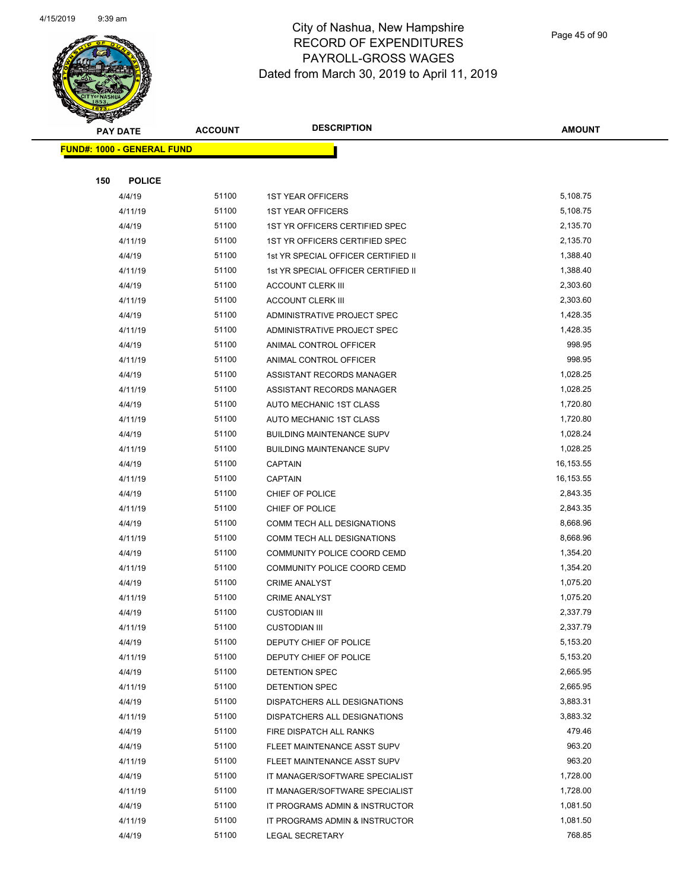# City of Nashua, New Hampshire
## RECORD OF EXPENDITURES
## PAYROLL-GROSS WAGES
## Dated from March 30, 2019 to April 11, 2019

**FUND#: 1000 - GENERAL FUND**

**150 POLICE**

| PAY DATE | ACCOUNT | DESCRIPTION | AMOUNT |
|---|---|---|---|
| 4/4/19 | 51100 | 1ST YEAR OFFICERS | 5,108.75 |
| 4/11/19 | 51100 | 1ST YEAR OFFICERS | 5,108.75 |
| 4/4/19 | 51100 | 1ST YR OFFICERS CERTIFIED SPEC | 2,135.70 |
| 4/11/19 | 51100 | 1ST YR OFFICERS CERTIFIED SPEC | 2,135.70 |
| 4/4/19 | 51100 | 1st YR SPECIAL OFFICER CERTIFIED II | 1,388.40 |
| 4/11/19 | 51100 | 1st YR SPECIAL OFFICER CERTIFIED II | 1,388.40 |
| 4/4/19 | 51100 | ACCOUNT CLERK III | 2,303.60 |
| 4/11/19 | 51100 | ACCOUNT CLERK III | 2,303.60 |
| 4/4/19 | 51100 | ADMINISTRATIVE PROJECT SPEC | 1,428.35 |
| 4/11/19 | 51100 | ADMINISTRATIVE PROJECT SPEC | 1,428.35 |
| 4/4/19 | 51100 | ANIMAL CONTROL OFFICER | 998.95 |
| 4/11/19 | 51100 | ANIMAL CONTROL OFFICER | 998.95 |
| 4/4/19 | 51100 | ASSISTANT RECORDS MANAGER | 1,028.25 |
| 4/11/19 | 51100 | ASSISTANT RECORDS MANAGER | 1,028.25 |
| 4/4/19 | 51100 | AUTO MECHANIC 1ST CLASS | 1,720.80 |
| 4/11/19 | 51100 | AUTO MECHANIC 1ST CLASS | 1,720.80 |
| 4/4/19 | 51100 | BUILDING MAINTENANCE SUPV | 1,028.24 |
| 4/11/19 | 51100 | BUILDING MAINTENANCE SUPV | 1,028.25 |
| 4/4/19 | 51100 | CAPTAIN | 16,153.55 |
| 4/11/19 | 51100 | CAPTAIN | 16,153.55 |
| 4/4/19 | 51100 | CHIEF OF POLICE | 2,843.35 |
| 4/11/19 | 51100 | CHIEF OF POLICE | 2,843.35 |
| 4/4/19 | 51100 | COMM TECH ALL DESIGNATIONS | 8,668.96 |
| 4/11/19 | 51100 | COMM TECH ALL DESIGNATIONS | 8,668.96 |
| 4/4/19 | 51100 | COMMUNITY POLICE COORD CEMD | 1,354.20 |
| 4/11/19 | 51100 | COMMUNITY POLICE COORD CEMD | 1,354.20 |
| 4/4/19 | 51100 | CRIME ANALYST | 1,075.20 |
| 4/11/19 | 51100 | CRIME ANALYST | 1,075.20 |
| 4/4/19 | 51100 | CUSTODIAN III | 2,337.79 |
| 4/11/19 | 51100 | CUSTODIAN III | 2,337.79 |
| 4/4/19 | 51100 | DEPUTY CHIEF OF POLICE | 5,153.20 |
| 4/11/19 | 51100 | DEPUTY CHIEF OF POLICE | 5,153.20 |
| 4/4/19 | 51100 | DETENTION SPEC | 2,665.95 |
| 4/11/19 | 51100 | DETENTION SPEC | 2,665.95 |
| 4/4/19 | 51100 | DISPATCHERS ALL DESIGNATIONS | 3,883.31 |
| 4/11/19 | 51100 | DISPATCHERS ALL DESIGNATIONS | 3,883.32 |
| 4/4/19 | 51100 | FIRE DISPATCH ALL RANKS | 479.46 |
| 4/4/19 | 51100 | FLEET MAINTENANCE ASST SUPV | 963.20 |
| 4/11/19 | 51100 | FLEET MAINTENANCE ASST SUPV | 963.20 |
| 4/4/19 | 51100 | IT MANAGER/SOFTWARE SPECIALIST | 1,728.00 |
| 4/11/19 | 51100 | IT MANAGER/SOFTWARE SPECIALIST | 1,728.00 |
| 4/4/19 | 51100 | IT PROGRAMS ADMIN & INSTRUCTOR | 1,081.50 |
| 4/11/19 | 51100 | IT PROGRAMS ADMIN & INSTRUCTOR | 1,081.50 |
| 4/4/19 | 51100 | LEGAL SECRETARY | 768.85 |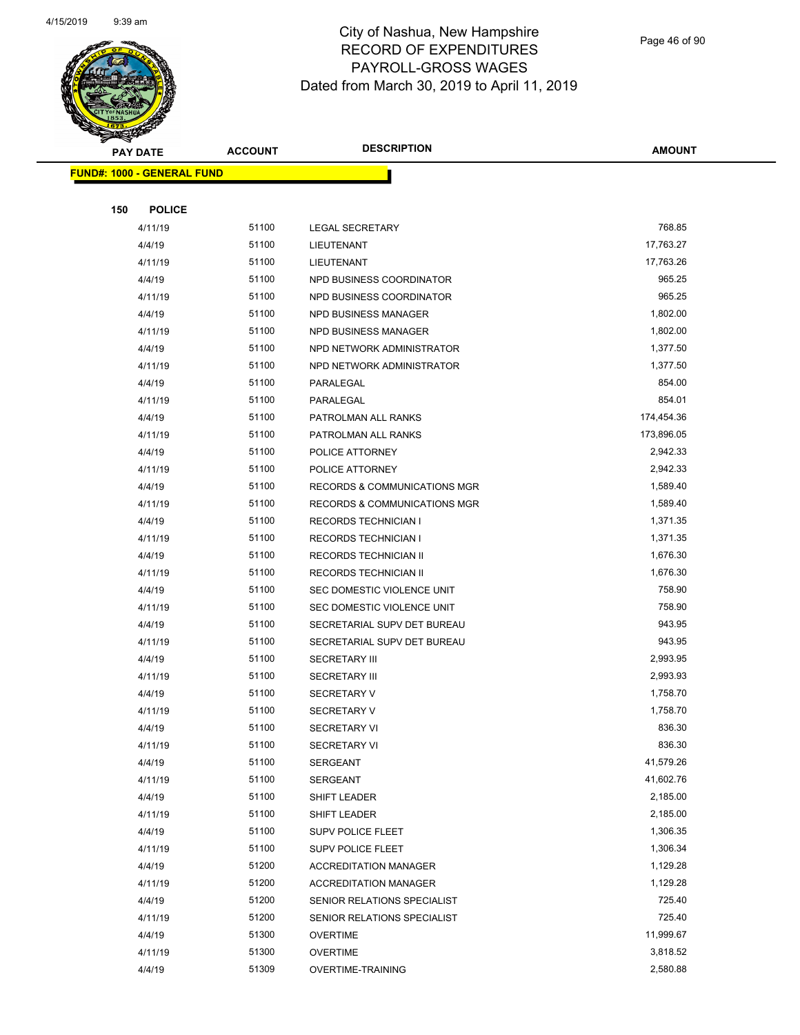# City of Nashua, New Hampshire
## RECORD OF EXPENDITURES
## PAYROLL-GROSS WAGES
## Dated from March 30, 2019 to April 11, 2019

| PAY DATE | ACCOUNT | DESCRIPTION | AMOUNT |
|---|---|---|---|

**FUND#: 1000 - GENERAL FUND**

**150 POLICE**

| PAY DATE | ACCOUNT | DESCRIPTION | AMOUNT |
|---|---|---|---|
| 4/11/19 | 51100 | LEGAL SECRETARY | 768.85 |
| 4/4/19 | 51100 | LIEUTENANT | 17,763.27 |
| 4/11/19 | 51100 | LIEUTENANT | 17,763.26 |
| 4/4/19 | 51100 | NPD BUSINESS COORDINATOR | 965.25 |
| 4/11/19 | 51100 | NPD BUSINESS COORDINATOR | 965.25 |
| 4/4/19 | 51100 | NPD BUSINESS MANAGER | 1,802.00 |
| 4/11/19 | 51100 | NPD BUSINESS MANAGER | 1,802.00 |
| 4/4/19 | 51100 | NPD NETWORK ADMINISTRATOR | 1,377.50 |
| 4/11/19 | 51100 | NPD NETWORK ADMINISTRATOR | 1,377.50 |
| 4/4/19 | 51100 | PARALEGAL | 854.00 |
| 4/11/19 | 51100 | PARALEGAL | 854.01 |
| 4/4/19 | 51100 | PATROLMAN ALL RANKS | 174,454.36 |
| 4/11/19 | 51100 | PATROLMAN ALL RANKS | 173,896.05 |
| 4/4/19 | 51100 | POLICE ATTORNEY | 2,942.33 |
| 4/11/19 | 51100 | POLICE ATTORNEY | 2,942.33 |
| 4/4/19 | 51100 | RECORDS & COMMUNICATIONS MGR | 1,589.40 |
| 4/11/19 | 51100 | RECORDS & COMMUNICATIONS MGR | 1,589.40 |
| 4/4/19 | 51100 | RECORDS TECHNICIAN I | 1,371.35 |
| 4/11/19 | 51100 | RECORDS TECHNICIAN I | 1,371.35 |
| 4/4/19 | 51100 | RECORDS TECHNICIAN II | 1,676.30 |
| 4/11/19 | 51100 | RECORDS TECHNICIAN II | 1,676.30 |
| 4/4/19 | 51100 | SEC DOMESTIC VIOLENCE UNIT | 758.90 |
| 4/11/19 | 51100 | SEC DOMESTIC VIOLENCE UNIT | 758.90 |
| 4/4/19 | 51100 | SECRETARIAL SUPV DET BUREAU | 943.95 |
| 4/11/19 | 51100 | SECRETARIAL SUPV DET BUREAU | 943.95 |
| 4/4/19 | 51100 | SECRETARY III | 2,993.95 |
| 4/11/19 | 51100 | SECRETARY III | 2,993.93 |
| 4/4/19 | 51100 | SECRETARY V | 1,758.70 |
| 4/11/19 | 51100 | SECRETARY V | 1,758.70 |
| 4/4/19 | 51100 | SECRETARY VI | 836.30 |
| 4/11/19 | 51100 | SECRETARY VI | 836.30 |
| 4/4/19 | 51100 | SERGEANT | 41,579.26 |
| 4/11/19 | 51100 | SERGEANT | 41,602.76 |
| 4/4/19 | 51100 | SHIFT LEADER | 2,185.00 |
| 4/11/19 | 51100 | SHIFT LEADER | 2,185.00 |
| 4/4/19 | 51100 | SUPV POLICE FLEET | 1,306.35 |
| 4/11/19 | 51100 | SUPV POLICE FLEET | 1,306.34 |
| 4/4/19 | 51200 | ACCREDITATION MANAGER | 1,129.28 |
| 4/11/19 | 51200 | ACCREDITATION MANAGER | 1,129.28 |
| 4/4/19 | 51200 | SENIOR RELATIONS SPECIALIST | 725.40 |
| 4/11/19 | 51200 | SENIOR RELATIONS SPECIALIST | 725.40 |
| 4/4/19 | 51300 | OVERTIME | 11,999.67 |
| 4/11/19 | 51300 | OVERTIME | 3,818.52 |
| 4/4/19 | 51309 | OVERTIME-TRAINING | 2,580.88 |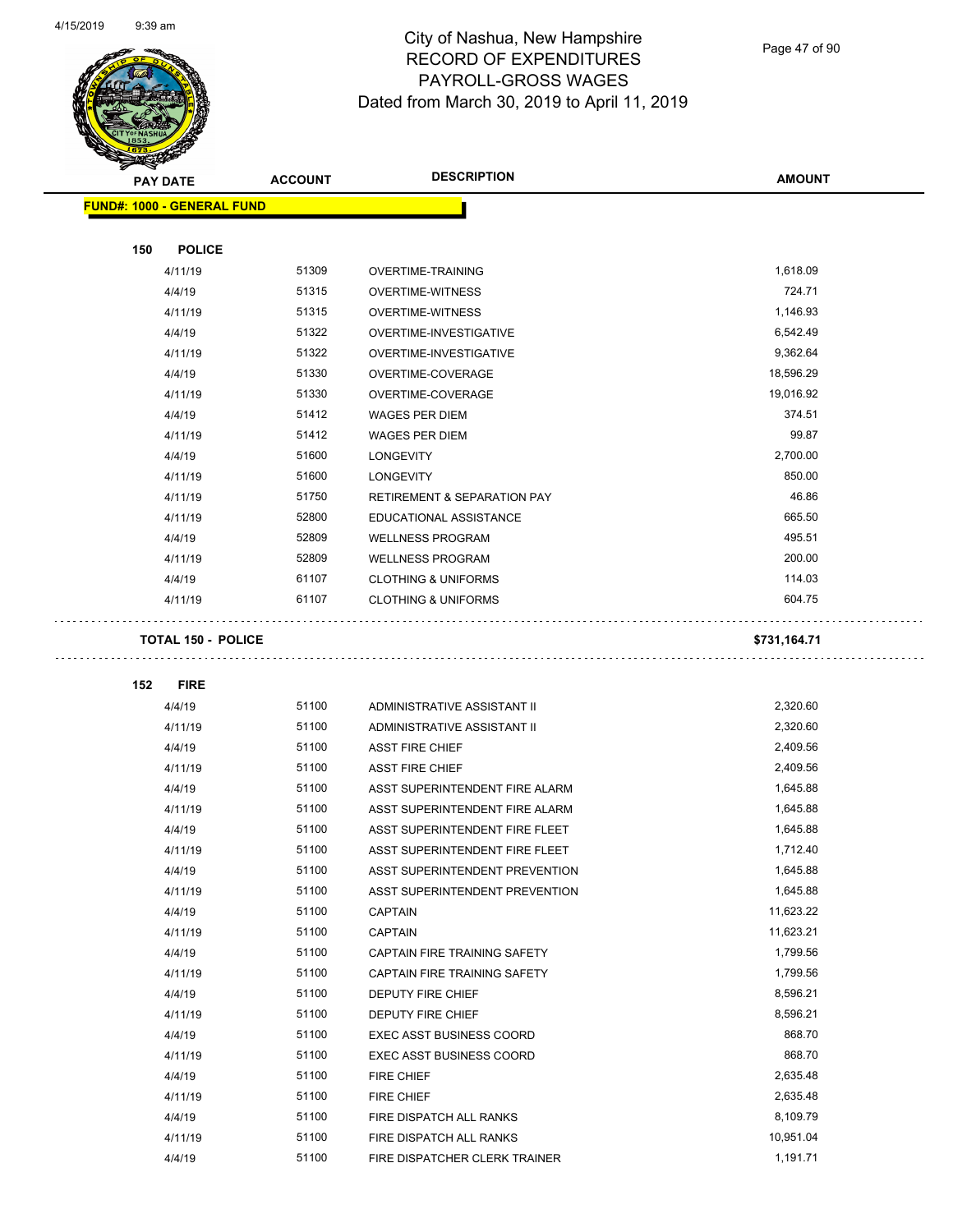# City of Nashua, New Hampshire
## RECORD OF EXPENDITURES
## PAYROLL-GROSS WAGES
## Dated from March 30, 2019 to April 11, 2019

| PAY DATE | ACCOUNT | DESCRIPTION | AMOUNT |
|---|---|---|---|
| **FUND#: 1000 - GENERAL FUND** | | | |
| **150 POLICE** | | | |
| 4/11/19 | 51309 | OVERTIME-TRAINING | 1,618.09 |
| 4/4/19 | 51315 | OVERTIME-WITNESS | 724.71 |
| 4/11/19 | 51315 | OVERTIME-WITNESS | 1,146.93 |
| 4/4/19 | 51322 | OVERTIME-INVESTIGATIVE | 6,542.49 |
| 4/11/19 | 51322 | OVERTIME-INVESTIGATIVE | 9,362.64 |
| 4/4/19 | 51330 | OVERTIME-COVERAGE | 18,596.29 |
| 4/11/19 | 51330 | OVERTIME-COVERAGE | 19,016.92 |
| 4/4/19 | 51412 | WAGES PER DIEM | 374.51 |
| 4/11/19 | 51412 | WAGES PER DIEM | 99.87 |
| 4/4/19 | 51600 | LONGEVITY | 2,700.00 |
| 4/11/19 | 51600 | LONGEVITY | 850.00 |
| 4/11/19 | 51750 | RETIREMENT & SEPARATION PAY | 46.86 |
| 4/11/19 | 52800 | EDUCATIONAL ASSISTANCE | 665.50 |
| 4/4/19 | 52809 | WELLNESS PROGRAM | 495.51 |
| 4/11/19 | 52809 | WELLNESS PROGRAM | 200.00 |
| 4/4/19 | 61107 | CLOTHING & UNIFORMS | 114.03 |
| 4/11/19 | 61107 | CLOTHING & UNIFORMS | 604.75 |
| **TOTAL 150 - POLICE** | | | **$731,164.71** |
| **152 FIRE** | | | |
| 4/4/19 | 51100 | ADMINISTRATIVE ASSISTANT II | 2,320.60 |
| 4/11/19 | 51100 | ADMINISTRATIVE ASSISTANT II | 2,320.60 |
| 4/4/19 | 51100 | ASST FIRE CHIEF | 2,409.56 |
| 4/11/19 | 51100 | ASST FIRE CHIEF | 2,409.56 |
| 4/4/19 | 51100 | ASST SUPERINTENDENT FIRE ALARM | 1,645.88 |
| 4/11/19 | 51100 | ASST SUPERINTENDENT FIRE ALARM | 1,645.88 |
| 4/4/19 | 51100 | ASST SUPERINTENDENT FIRE FLEET | 1,645.88 |
| 4/11/19 | 51100 | ASST SUPERINTENDENT FIRE FLEET | 1,712.40 |
| 4/4/19 | 51100 | ASST SUPERINTENDENT PREVENTION | 1,645.88 |
| 4/11/19 | 51100 | ASST SUPERINTENDENT PREVENTION | 1,645.88 |
| 4/4/19 | 51100 | CAPTAIN | 11,623.22 |
| 4/11/19 | 51100 | CAPTAIN | 11,623.21 |
| 4/4/19 | 51100 | CAPTAIN FIRE TRAINING SAFETY | 1,799.56 |
| 4/11/19 | 51100 | CAPTAIN FIRE TRAINING SAFETY | 1,799.56 |
| 4/4/19 | 51100 | DEPUTY FIRE CHIEF | 8,596.21 |
| 4/11/19 | 51100 | DEPUTY FIRE CHIEF | 8,596.21 |
| 4/4/19 | 51100 | EXEC ASST BUSINESS COORD | 868.70 |
| 4/11/19 | 51100 | EXEC ASST BUSINESS COORD | 868.70 |
| 4/4/19 | 51100 | FIRE CHIEF | 2,635.48 |
| 4/11/19 | 51100 | FIRE CHIEF | 2,635.48 |
| 4/4/19 | 51100 | FIRE DISPATCH ALL RANKS | 8,109.79 |
| 4/11/19 | 51100 | FIRE DISPATCH ALL RANKS | 10,951.04 |
| 4/4/19 | 51100 | FIRE DISPATCHER CLERK TRAINER | 1,191.71 |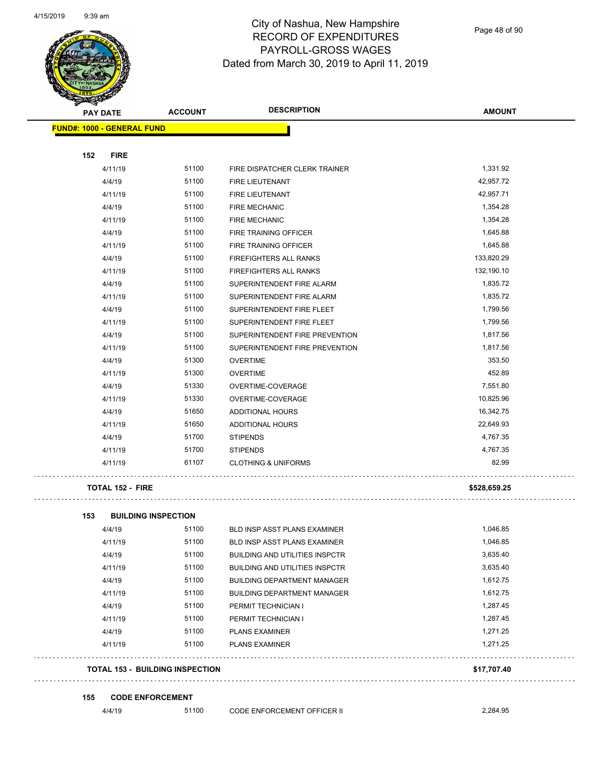# City of Nashua, New Hampshire
## RECORD OF EXPENDITURES
## PAYROLL-GROSS WAGES
## Dated from March 30, 2019 to April 11, 2019

| PAY DATE | ACCOUNT | DESCRIPTION | AMOUNT |
|---|---|---|---|
| **FUND#: 1000 - GENERAL FUND** | | | |
| **152 FIRE** | | | |
| 4/11/19 | 51100 | FIRE DISPATCHER CLERK TRAINER | 1,331.92 |
| 4/4/19 | 51100 | FIRE LIEUTENANT | 42,957.72 |
| 4/11/19 | 51100 | FIRE LIEUTENANT | 42,957.71 |
| 4/4/19 | 51100 | FIRE MECHANIC | 1,354.28 |
| 4/11/19 | 51100 | FIRE MECHANIC | 1,354.28 |
| 4/4/19 | 51100 | FIRE TRAINING OFFICER | 1,645.88 |
| 4/11/19 | 51100 | FIRE TRAINING OFFICER | 1,645.88 |
| 4/4/19 | 51100 | FIREFIGHTERS ALL RANKS | 133,820.29 |
| 4/11/19 | 51100 | FIREFIGHTERS ALL RANKS | 132,190.10 |
| 4/4/19 | 51100 | SUPERINTENDENT FIRE ALARM | 1,835.72 |
| 4/11/19 | 51100 | SUPERINTENDENT FIRE ALARM | 1,835.72 |
| 4/4/19 | 51100 | SUPERINTENDENT FIRE FLEET | 1,799.56 |
| 4/11/19 | 51100 | SUPERINTENDENT FIRE FLEET | 1,799.56 |
| 4/4/19 | 51100 | SUPERINTENDENT FIRE PREVENTION | 1,817.56 |
| 4/11/19 | 51100 | SUPERINTENDENT FIRE PREVENTION | 1,817.56 |
| 4/4/19 | 51300 | OVERTIME | 353.50 |
| 4/11/19 | 51300 | OVERTIME | 452.89 |
| 4/4/19 | 51330 | OVERTIME-COVERAGE | 7,551.80 |
| 4/11/19 | 51330 | OVERTIME-COVERAGE | 10,825.96 |
| 4/4/19 | 51650 | ADDITIONAL HOURS | 16,342.75 |
| 4/11/19 | 51650 | ADDITIONAL HOURS | 22,649.93 |
| 4/4/19 | 51700 | STIPENDS | 4,767.35 |
| 4/11/19 | 51700 | STIPENDS | 4,767.35 |
| 4/11/19 | 61107 | CLOTHING & UNIFORMS | 82.99 |
| **TOTAL 152 - FIRE** | | | **$528,659.25** |
| **153 BUILDING INSPECTION** | | | |
| 4/4/19 | 51100 | BLD INSP ASST PLANS EXAMINER | 1,046.85 |
| 4/11/19 | 51100 | BLD INSP ASST PLANS EXAMINER | 1,046.85 |
| 4/4/19 | 51100 | BUILDING AND UTILITIES INSPCTR | 3,635.40 |
| 4/11/19 | 51100 | BUILDING AND UTILITIES INSPCTR | 3,635.40 |
| 4/4/19 | 51100 | BUILDING DEPARTMENT MANAGER | 1,612.75 |
| 4/11/19 | 51100 | BUILDING DEPARTMENT MANAGER | 1,612.75 |
| 4/4/19 | 51100 | PERMIT TECHNICIAN I | 1,287.45 |
| 4/11/19 | 51100 | PERMIT TECHNICIAN I | 1,287.45 |
| 4/4/19 | 51100 | PLANS EXAMINER | 1,271.25 |
| 4/11/19 | 51100 | PLANS EXAMINER | 1,271.25 |
| **TOTAL 153 - BUILDING INSPECTION** | | | **$17,707.40** |
| **155 CODE ENFORCEMENT** | | | |
| 4/4/19 | 51100 | CODE ENFORCEMENT OFFICER II | 2,284.95 |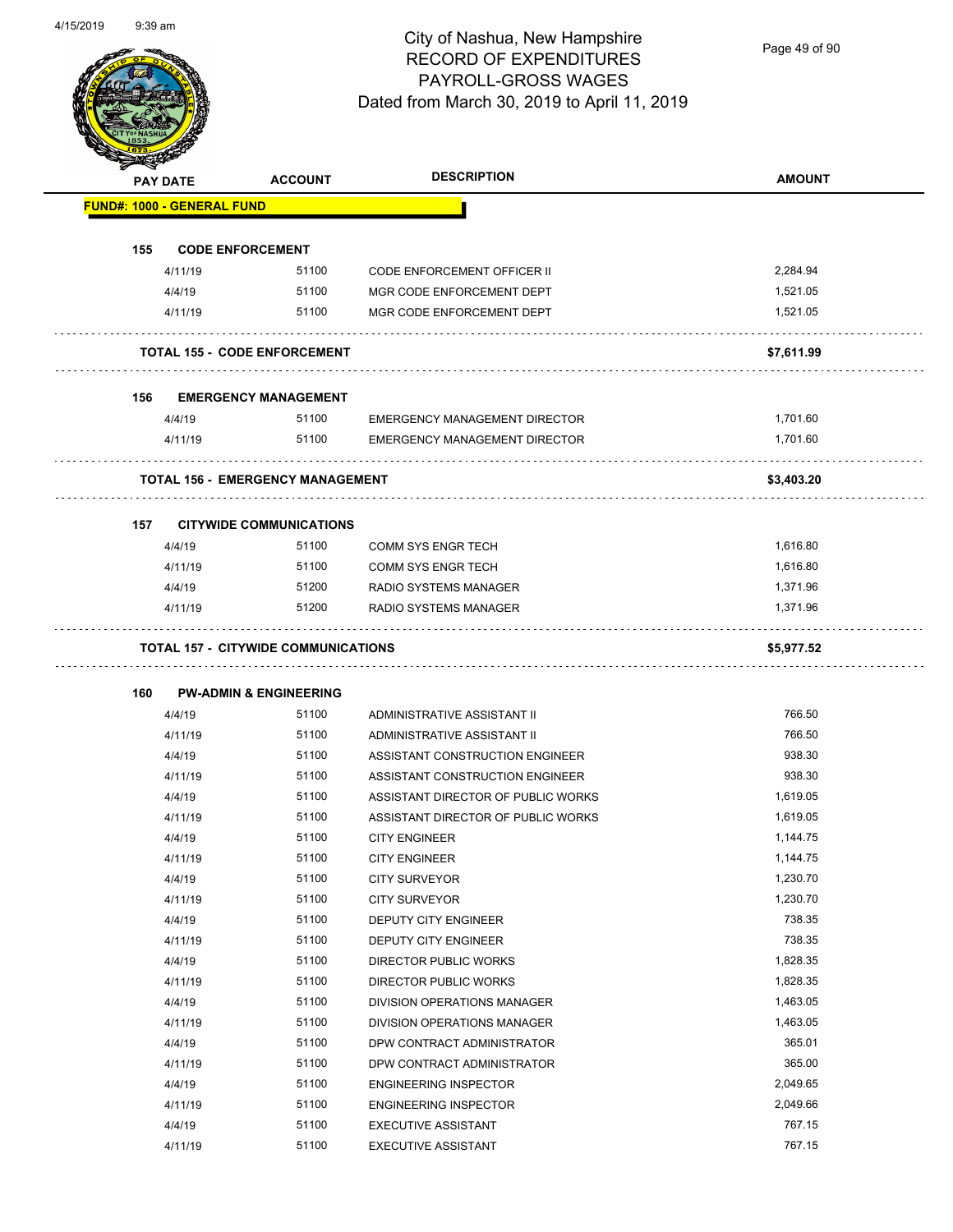# City of Nashua, New Hampshire
## RECORD OF EXPENDITURES
## PAYROLL-GROSS WAGES
### Dated from March 30, 2019 to April 11, 2019

| PAY DATE | ACCOUNT | DESCRIPTION | AMOUNT |
|---|---|---|---|
| **FUND#: 1000 - GENERAL FUND** | | | |
| **155 CODE ENFORCEMENT** | | | |
| 4/11/19 | 51100 | CODE ENFORCEMENT OFFICER II | 2,284.94 |
| 4/4/19 | 51100 | MGR CODE ENFORCEMENT DEPT | 1,521.05 |
| 4/11/19 | 51100 | MGR CODE ENFORCEMENT DEPT | 1,521.05 |
| **TOTAL 155 - CODE ENFORCEMENT** | | | **$7,611.99** |
| **156 EMERGENCY MANAGEMENT** | | | |
| 4/4/19 | 51100 | EMERGENCY MANAGEMENT DIRECTOR | 1,701.60 |
| 4/11/19 | 51100 | EMERGENCY MANAGEMENT DIRECTOR | 1,701.60 |
| **TOTAL 156 - EMERGENCY MANAGEMENT** | | | **$3,403.20** |
| **157 CITYWIDE COMMUNICATIONS** | | | |
| 4/4/19 | 51100 | COMM SYS ENGR TECH | 1,616.80 |
| 4/11/19 | 51100 | COMM SYS ENGR TECH | 1,616.80 |
| 4/4/19 | 51200 | RADIO SYSTEMS MANAGER | 1,371.96 |
| 4/11/19 | 51200 | RADIO SYSTEMS MANAGER | 1,371.96 |
| **TOTAL 157 - CITYWIDE COMMUNICATIONS** | | | **$5,977.52** |
| **160 PW-ADMIN & ENGINEERING** | | | |
| 4/4/19 | 51100 | ADMINISTRATIVE ASSISTANT II | 766.50 |
| 4/11/19 | 51100 | ADMINISTRATIVE ASSISTANT II | 766.50 |
| 4/4/19 | 51100 | ASSISTANT CONSTRUCTION ENGINEER | 938.30 |
| 4/11/19 | 51100 | ASSISTANT CONSTRUCTION ENGINEER | 938.30 |
| 4/4/19 | 51100 | ASSISTANT DIRECTOR OF PUBLIC WORKS | 1,619.05 |
| 4/11/19 | 51100 | ASSISTANT DIRECTOR OF PUBLIC WORKS | 1,619.05 |
| 4/4/19 | 51100 | CITY ENGINEER | 1,144.75 |
| 4/11/19 | 51100 | CITY ENGINEER | 1,144.75 |
| 4/4/19 | 51100 | CITY SURVEYOR | 1,230.70 |
| 4/11/19 | 51100 | CITY SURVEYOR | 1,230.70 |
| 4/4/19 | 51100 | DEPUTY CITY ENGINEER | 738.35 |
| 4/11/19 | 51100 | DEPUTY CITY ENGINEER | 738.35 |
| 4/4/19 | 51100 | DIRECTOR PUBLIC WORKS | 1,828.35 |
| 4/11/19 | 51100 | DIRECTOR PUBLIC WORKS | 1,828.35 |
| 4/4/19 | 51100 | DIVISION OPERATIONS MANAGER | 1,463.05 |
| 4/11/19 | 51100 | DIVISION OPERATIONS MANAGER | 1,463.05 |
| 4/4/19 | 51100 | DPW CONTRACT ADMINISTRATOR | 365.01 |
| 4/11/19 | 51100 | DPW CONTRACT ADMINISTRATOR | 365.00 |
| 4/4/19 | 51100 | ENGINEERING INSPECTOR | 2,049.65 |
| 4/11/19 | 51100 | ENGINEERING INSPECTOR | 2,049.66 |
| 4/4/19 | 51100 | EXECUTIVE ASSISTANT | 767.15 |
| 4/11/19 | 51100 | EXECUTIVE ASSISTANT | 767.15 |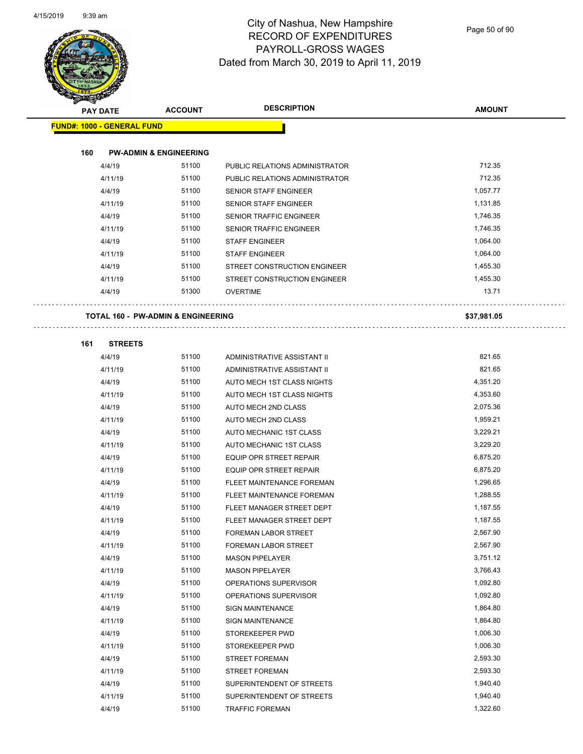# City of Nashua, New Hampshire
## RECORD OF EXPENDITURES
## PAYROLL-GROSS WAGES
## Dated from March 30, 2019 to April 11, 2019

| PAY DATE | ACCOUNT | DESCRIPTION | AMOUNT |
|---|---|---|---|
| **FUND#: 1000 - GENERAL FUND** | | | |
| **160 PW-ADMIN & ENGINEERING** | | | |
| 4/4/19 | 51100 | PUBLIC RELATIONS ADMINISTRATOR | 712.35 |
| 4/11/19 | 51100 | PUBLIC RELATIONS ADMINISTRATOR | 712.35 |
| 4/4/19 | 51100 | SENIOR STAFF ENGINEER | 1,057.77 |
| 4/11/19 | 51100 | SENIOR STAFF ENGINEER | 1,131.85 |
| 4/4/19 | 51100 | SENIOR TRAFFIC ENGINEER | 1,746.35 |
| 4/11/19 | 51100 | SENIOR TRAFFIC ENGINEER | 1,746.35 |
| 4/4/19 | 51100 | STAFF ENGINEER | 1,064.00 |
| 4/11/19 | 51100 | STAFF ENGINEER | 1,064.00 |
| 4/4/19 | 51100 | STREET CONSTRUCTION ENGINEER | 1,455.30 |
| 4/11/19 | 51100 | STREET CONSTRUCTION ENGINEER | 1,455.30 |
| 4/4/19 | 51300 | OVERTIME | 13.71 |
| **TOTAL 160 - PW-ADMIN & ENGINEERING** | | | **$37,981.05** |
| **161 STREETS** | | | |
| 4/4/19 | 51100 | ADMINISTRATIVE ASSISTANT II | 821.65 |
| 4/11/19 | 51100 | ADMINISTRATIVE ASSISTANT II | 821.65 |
| 4/4/19 | 51100 | AUTO MECH 1ST CLASS NIGHTS | 4,351.20 |
| 4/11/19 | 51100 | AUTO MECH 1ST CLASS NIGHTS | 4,353.60 |
| 4/4/19 | 51100 | AUTO MECH 2ND CLASS | 2,075.36 |
| 4/11/19 | 51100 | AUTO MECH 2ND CLASS | 1,959.21 |
| 4/4/19 | 51100 | AUTO MECHANIC 1ST CLASS | 3,229.21 |
| 4/11/19 | 51100 | AUTO MECHANIC 1ST CLASS | 3,229.20 |
| 4/4/19 | 51100 | EQUIP OPR STREET REPAIR | 6,875.20 |
| 4/11/19 | 51100 | EQUIP OPR STREET REPAIR | 6,875.20 |
| 4/4/19 | 51100 | FLEET MAINTENANCE FOREMAN | 1,296.65 |
| 4/11/19 | 51100 | FLEET MAINTENANCE FOREMAN | 1,288.55 |
| 4/4/19 | 51100 | FLEET MANAGER STREET DEPT | 1,187.55 |
| 4/11/19 | 51100 | FLEET MANAGER STREET DEPT | 1,187.55 |
| 4/4/19 | 51100 | FOREMAN LABOR STREET | 2,567.90 |
| 4/11/19 | 51100 | FOREMAN LABOR STREET | 2,567.90 |
| 4/4/19 | 51100 | MASON PIPELAYER | 3,751.12 |
| 4/11/19 | 51100 | MASON PIPELAYER | 3,766.43 |
| 4/4/19 | 51100 | OPERATIONS SUPERVISOR | 1,092.80 |
| 4/11/19 | 51100 | OPERATIONS SUPERVISOR | 1,092.80 |
| 4/4/19 | 51100 | SIGN MAINTENANCE | 1,864.80 |
| 4/11/19 | 51100 | SIGN MAINTENANCE | 1,864.80 |
| 4/4/19 | 51100 | STOREKEEPER PWD | 1,006.30 |
| 4/11/19 | 51100 | STOREKEEPER PWD | 1,006.30 |
| 4/4/19 | 51100 | STREET FOREMAN | 2,593.30 |
| 4/11/19 | 51100 | STREET FOREMAN | 2,593.30 |
| 4/4/19 | 51100 | SUPERINTENDENT OF STREETS | 1,940.40 |
| 4/11/19 | 51100 | SUPERINTENDENT OF STREETS | 1,940.40 |
| 4/4/19 | 51100 | TRAFFIC FOREMAN | 1,322.60 |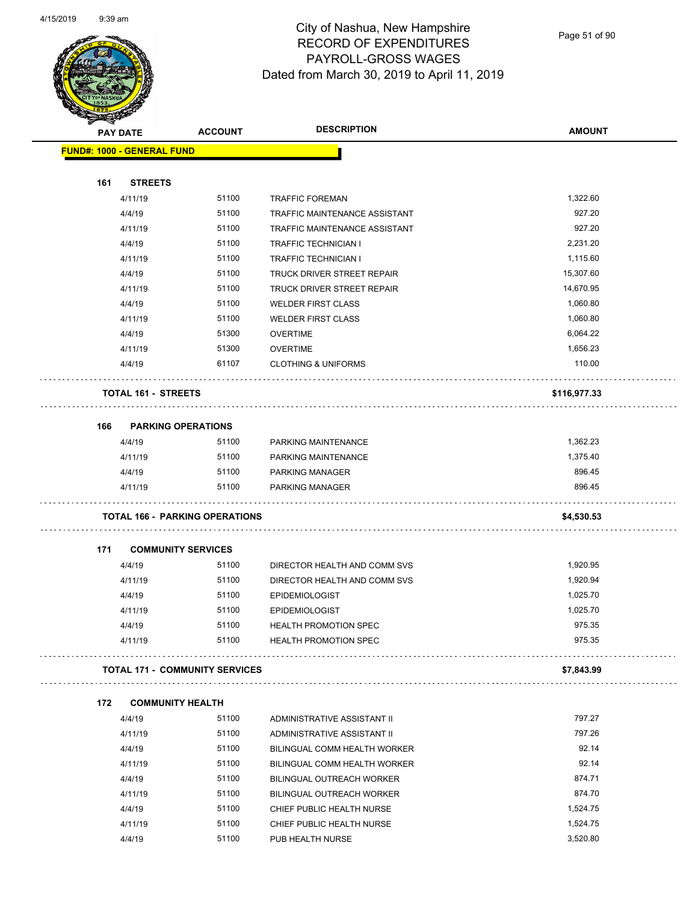# City of Nashua, New Hampshire
## RECORD OF EXPENDITURES
## PAYROLL-GROSS WAGES
## Dated from March 30, 2019 to April 11, 2019

| PAY DATE | ACCOUNT | DESCRIPTION | AMOUNT |
|---|---|---|---|
| **FUND#: 1000 - GENERAL FUND** | | | |
| **161 STREETS** | | | |
| 4/11/19 | 51100 | TRAFFIC FOREMAN | 1,322.60 |
| 4/4/19 | 51100 | TRAFFIC MAINTENANCE ASSISTANT | 927.20 |
| 4/11/19 | 51100 | TRAFFIC MAINTENANCE ASSISTANT | 927.20 |
| 4/4/19 | 51100 | TRAFFIC TECHNICIAN I | 2,231.20 |
| 4/11/19 | 51100 | TRAFFIC TECHNICIAN I | 1,115.60 |
| 4/4/19 | 51100 | TRUCK DRIVER STREET REPAIR | 15,307.60 |
| 4/11/19 | 51100 | TRUCK DRIVER STREET REPAIR | 14,670.95 |
| 4/4/19 | 51100 | WELDER FIRST CLASS | 1,060.80 |
| 4/11/19 | 51100 | WELDER FIRST CLASS | 1,060.80 |
| 4/4/19 | 51300 | OVERTIME | 6,064.22 |
| 4/11/19 | 51300 | OVERTIME | 1,656.23 |
| 4/4/19 | 61107 | CLOTHING & UNIFORMS | 110.00 |
| **TOTAL 161 - STREETS** | | | **$116,977.33** |
| **166 PARKING OPERATIONS** | | | |
| 4/4/19 | 51100 | PARKING MAINTENANCE | 1,362.23 |
| 4/11/19 | 51100 | PARKING MAINTENANCE | 1,375.40 |
| 4/4/19 | 51100 | PARKING MANAGER | 896.45 |
| 4/11/19 | 51100 | PARKING MANAGER | 896.45 |
| **TOTAL 166 - PARKING OPERATIONS** | | | **$4,530.53** |
| **171 COMMUNITY SERVICES** | | | |
| 4/4/19 | 51100 | DIRECTOR HEALTH AND COMM SVS | 1,920.95 |
| 4/11/19 | 51100 | DIRECTOR HEALTH AND COMM SVS | 1,920.94 |
| 4/4/19 | 51100 | EPIDEMIOLOGIST | 1,025.70 |
| 4/11/19 | 51100 | EPIDEMIOLOGIST | 1,025.70 |
| 4/4/19 | 51100 | HEALTH PROMOTION SPEC | 975.35 |
| 4/11/19 | 51100 | HEALTH PROMOTION SPEC | 975.35 |
| **TOTAL 171 - COMMUNITY SERVICES** | | | **$7,843.99** |
| **172 COMMUNITY HEALTH** | | | |
| 4/4/19 | 51100 | ADMINISTRATIVE ASSISTANT II | 797.27 |
| 4/11/19 | 51100 | ADMINISTRATIVE ASSISTANT II | 797.26 |
| 4/4/19 | 51100 | BILINGUAL COMM HEALTH WORKER | 92.14 |
| 4/11/19 | 51100 | BILINGUAL COMM HEALTH WORKER | 92.14 |
| 4/4/19 | 51100 | BILINGUAL OUTREACH WORKER | 874.71 |
| 4/11/19 | 51100 | BILINGUAL OUTREACH WORKER | 874.70 |
| 4/4/19 | 51100 | CHIEF PUBLIC HEALTH NURSE | 1,524.75 |
| 4/11/19 | 51100 | CHIEF PUBLIC HEALTH NURSE | 1,524.75 |
| 4/4/19 | 51100 | PUB HEALTH NURSE | 3,520.80 |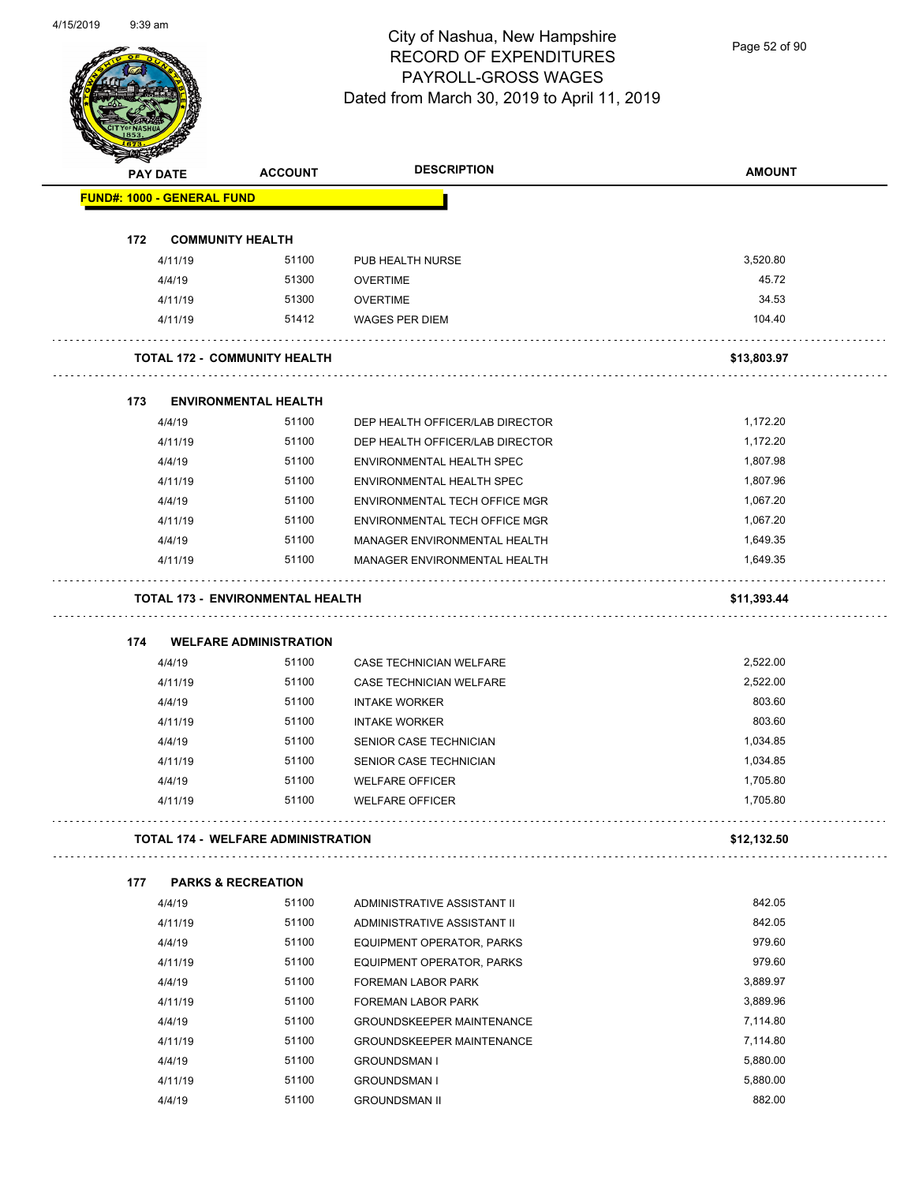# City of Nashua, New Hampshire
## RECORD OF EXPENDITURES
## PAYROLL-GROSS WAGES
## Dated from March 30, 2019 to April 11, 2019

| PAY DATE | ACCOUNT | DESCRIPTION | AMOUNT |
|---|---|---|---|
| **FUND#: 1000 - GENERAL FUND** | | | |
| **172 COMMUNITY HEALTH** | | | |
| 4/11/19 | 51100 | PUB HEALTH NURSE | 3,520.80 |
| 4/4/19 | 51300 | OVERTIME | 45.72 |
| 4/11/19 | 51300 | OVERTIME | 34.53 |
| 4/11/19 | 51412 | WAGES PER DIEM | 104.40 |
| **TOTAL 172 - COMMUNITY HEALTH** | | | **$13,803.97** |
| **173 ENVIRONMENTAL HEALTH** | | | |
| 4/4/19 | 51100 | DEP HEALTH OFFICER/LAB DIRECTOR | 1,172.20 |
| 4/11/19 | 51100 | DEP HEALTH OFFICER/LAB DIRECTOR | 1,172.20 |
| 4/4/19 | 51100 | ENVIRONMENTAL HEALTH SPEC | 1,807.98 |
| 4/11/19 | 51100 | ENVIRONMENTAL HEALTH SPEC | 1,807.96 |
| 4/4/19 | 51100 | ENVIRONMENTAL TECH OFFICE MGR | 1,067.20 |
| 4/11/19 | 51100 | ENVIRONMENTAL TECH OFFICE MGR | 1,067.20 |
| 4/4/19 | 51100 | MANAGER ENVIRONMENTAL HEALTH | 1,649.35 |
| 4/11/19 | 51100 | MANAGER ENVIRONMENTAL HEALTH | 1,649.35 |
| **TOTAL 173 - ENVIRONMENTAL HEALTH** | | | **$11,393.44** |
| **174 WELFARE ADMINISTRATION** | | | |
| 4/4/19 | 51100 | CASE TECHNICIAN WELFARE | 2,522.00 |
| 4/11/19 | 51100 | CASE TECHNICIAN WELFARE | 2,522.00 |
| 4/4/19 | 51100 | INTAKE WORKER | 803.60 |
| 4/11/19 | 51100 | INTAKE WORKER | 803.60 |
| 4/4/19 | 51100 | SENIOR CASE TECHNICIAN | 1,034.85 |
| 4/11/19 | 51100 | SENIOR CASE TECHNICIAN | 1,034.85 |
| 4/4/19 | 51100 | WELFARE OFFICER | 1,705.80 |
| 4/11/19 | 51100 | WELFARE OFFICER | 1,705.80 |
| **TOTAL 174 - WELFARE ADMINISTRATION** | | | **$12,132.50** |
| **177 PARKS & RECREATION** | | | |
| 4/4/19 | 51100 | ADMINISTRATIVE ASSISTANT II | 842.05 |
| 4/11/19 | 51100 | ADMINISTRATIVE ASSISTANT II | 842.05 |
| 4/4/19 | 51100 | EQUIPMENT OPERATOR, PARKS | 979.60 |
| 4/11/19 | 51100 | EQUIPMENT OPERATOR, PARKS | 979.60 |
| 4/4/19 | 51100 | FOREMAN LABOR PARK | 3,889.97 |
| 4/11/19 | 51100 | FOREMAN LABOR PARK | 3,889.96 |
| 4/4/19 | 51100 | GROUNDSKEEPER MAINTENANCE | 7,114.80 |
| 4/11/19 | 51100 | GROUNDSKEEPER MAINTENANCE | 7,114.80 |
| 4/4/19 | 51100 | GROUNDSMAN I | 5,880.00 |
| 4/11/19 | 51100 | GROUNDSMAN I | 5,880.00 |
| 4/4/19 | 51100 | GROUNDSMAN II | 882.00 |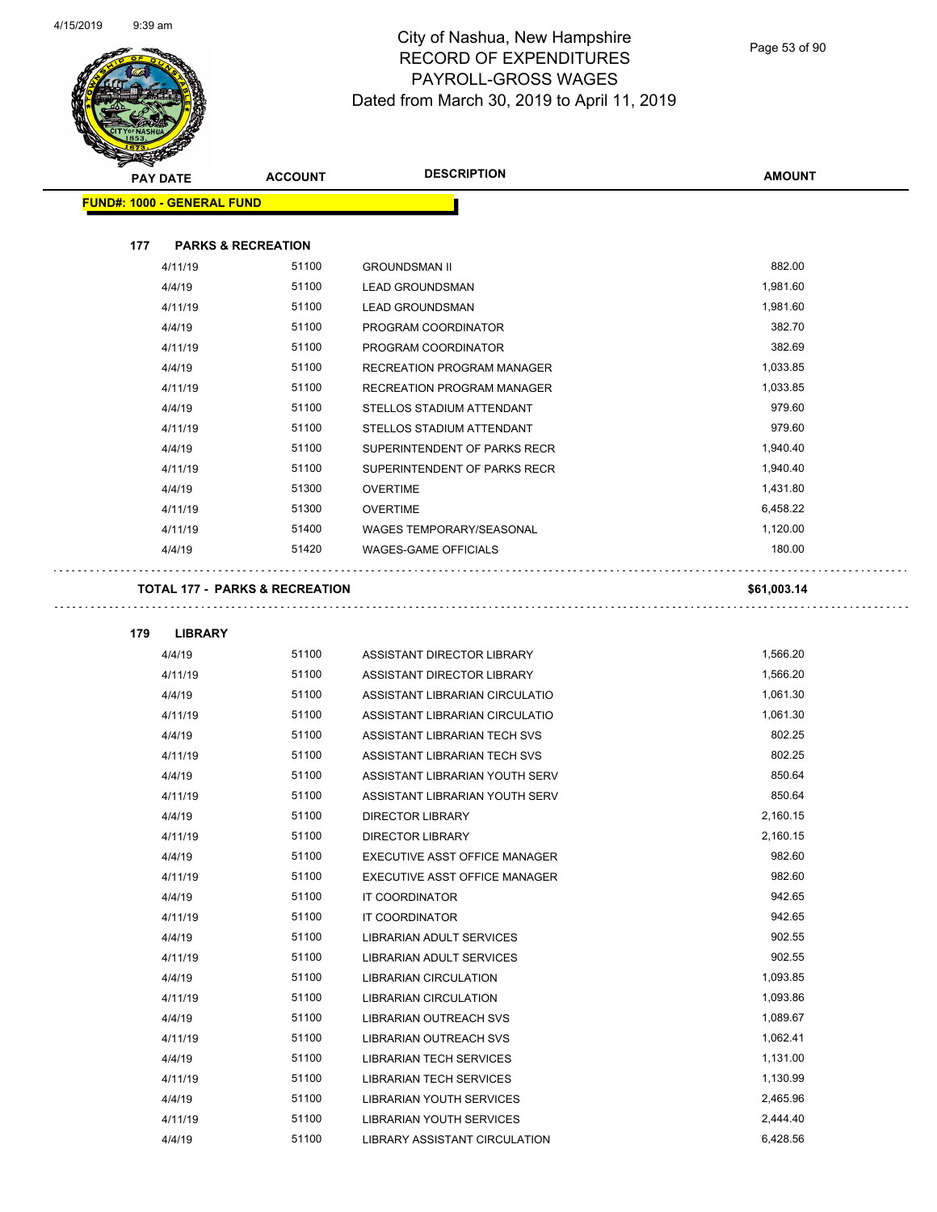# City of Nashua, New Hampshire
# RECORD OF EXPENDITURES
# PAYROLL-GROSS WAGES
# Dated from March 30, 2019 to April 11, 2019

| PAY DATE | ACCOUNT | DESCRIPTION | AMOUNT |
|---|---|---|---|

**FUND#: 1000 - GENERAL FUND**

**177 PARKS & RECREATION**

| PAY DATE | ACCOUNT | DESCRIPTION | AMOUNT |
|---|---|---|---|
| 4/11/19 | 51100 | GROUNDSMAN II | 882.00 |
| 4/4/19 | 51100 | LEAD GROUNDSMAN | 1,981.60 |
| 4/11/19 | 51100 | LEAD GROUNDSMAN | 1,981.60 |
| 4/4/19 | 51100 | PROGRAM COORDINATOR | 382.70 |
| 4/11/19 | 51100 | PROGRAM COORDINATOR | 382.69 |
| 4/4/19 | 51100 | RECREATION PROGRAM MANAGER | 1,033.85 |
| 4/11/19 | 51100 | RECREATION PROGRAM MANAGER | 1,033.85 |
| 4/4/19 | 51100 | STELLOS STADIUM ATTENDANT | 979.60 |
| 4/11/19 | 51100 | STELLOS STADIUM ATTENDANT | 979.60 |
| 4/4/19 | 51100 | SUPERINTENDENT OF PARKS RECR | 1,940.40 |
| 4/11/19 | 51100 | SUPERINTENDENT OF PARKS RECR | 1,940.40 |
| 4/4/19 | 51300 | OVERTIME | 1,431.80 |
| 4/11/19 | 51300 | OVERTIME | 6,458.22 |
| 4/11/19 | 51400 | WAGES TEMPORARY/SEASONAL | 1,120.00 |
| 4/4/19 | 51420 | WAGES-GAME OFFICIALS | 180.00 |

**TOTAL 177 - PARKS & RECREATION** **$61,003.14**

**179 LIBRARY**

| PAY DATE | ACCOUNT | DESCRIPTION | AMOUNT |
|---|---|---|---|
| 4/4/19 | 51100 | ASSISTANT DIRECTOR LIBRARY | 1,566.20 |
| 4/11/19 | 51100 | ASSISTANT DIRECTOR LIBRARY | 1,566.20 |
| 4/4/19 | 51100 | ASSISTANT LIBRARIAN CIRCULATIO | 1,061.30 |
| 4/11/19 | 51100 | ASSISTANT LIBRARIAN CIRCULATIO | 1,061.30 |
| 4/4/19 | 51100 | ASSISTANT LIBRARIAN TECH SVS | 802.25 |
| 4/11/19 | 51100 | ASSISTANT LIBRARIAN TECH SVS | 802.25 |
| 4/4/19 | 51100 | ASSISTANT LIBRARIAN YOUTH SERV | 850.64 |
| 4/11/19 | 51100 | ASSISTANT LIBRARIAN YOUTH SERV | 850.64 |
| 4/4/19 | 51100 | DIRECTOR LIBRARY | 2,160.15 |
| 4/11/19 | 51100 | DIRECTOR LIBRARY | 2,160.15 |
| 4/4/19 | 51100 | EXECUTIVE ASST OFFICE MANAGER | 982.60 |
| 4/11/19 | 51100 | EXECUTIVE ASST OFFICE MANAGER | 982.60 |
| 4/4/19 | 51100 | IT COORDINATOR | 942.65 |
| 4/11/19 | 51100 | IT COORDINATOR | 942.65 |
| 4/4/19 | 51100 | LIBRARIAN ADULT SERVICES | 902.55 |
| 4/11/19 | 51100 | LIBRARIAN ADULT SERVICES | 902.55 |
| 4/4/19 | 51100 | LIBRARIAN CIRCULATION | 1,093.85 |
| 4/11/19 | 51100 | LIBRARIAN CIRCULATION | 1,093.86 |
| 4/4/19 | 51100 | LIBRARIAN OUTREACH SVS | 1,089.67 |
| 4/11/19 | 51100 | LIBRARIAN OUTREACH SVS | 1,062.41 |
| 4/4/19 | 51100 | LIBRARIAN TECH SERVICES | 1,131.00 |
| 4/11/19 | 51100 | LIBRARIAN TECH SERVICES | 1,130.99 |
| 4/4/19 | 51100 | LIBRARIAN YOUTH SERVICES | 2,465.96 |
| 4/11/19 | 51100 | LIBRARIAN YOUTH SERVICES | 2,444.40 |
| 4/4/19 | 51100 | LIBRARY ASSISTANT CIRCULATION | 6,428.56 |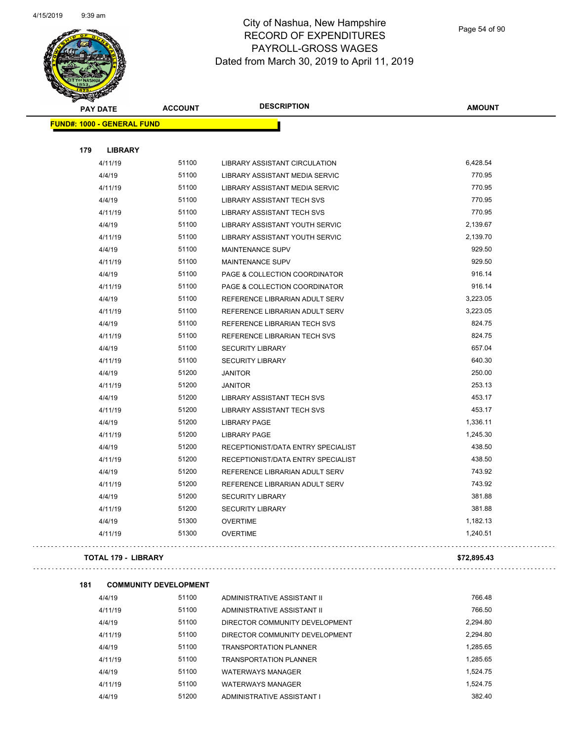City of Nashua, New Hampshire
RECORD OF EXPENDITURES
PAYROLL-GROSS WAGES
Dated from March 30, 2019 to April 11, 2019

| PAY DATE | ACCOUNT | DESCRIPTION | AMOUNT |
|---|---|---|---|
| **FUND#: 1000 - GENERAL FUND** | | | |
| **179 LIBRARY** | | | |
| 4/11/19 | 51100 | LIBRARY ASSISTANT CIRCULATION | 6,428.54 |
| 4/4/19 | 51100 | LIBRARY ASSISTANT MEDIA SERVIC | 770.95 |
| 4/11/19 | 51100 | LIBRARY ASSISTANT MEDIA SERVIC | 770.95 |
| 4/4/19 | 51100 | LIBRARY ASSISTANT TECH SVS | 770.95 |
| 4/11/19 | 51100 | LIBRARY ASSISTANT TECH SVS | 770.95 |
| 4/4/19 | 51100 | LIBRARY ASSISTANT YOUTH SERVIC | 2,139.67 |
| 4/11/19 | 51100 | LIBRARY ASSISTANT YOUTH SERVIC | 2,139.70 |
| 4/4/19 | 51100 | MAINTENANCE SUPV | 929.50 |
| 4/11/19 | 51100 | MAINTENANCE SUPV | 929.50 |
| 4/4/19 | 51100 | PAGE & COLLECTION COORDINATOR | 916.14 |
| 4/11/19 | 51100 | PAGE & COLLECTION COORDINATOR | 916.14 |
| 4/4/19 | 51100 | REFERENCE LIBRARIAN ADULT SERV | 3,223.05 |
| 4/11/19 | 51100 | REFERENCE LIBRARIAN ADULT SERV | 3,223.05 |
| 4/4/19 | 51100 | REFERENCE LIBRARIAN TECH SVS | 824.75 |
| 4/11/19 | 51100 | REFERENCE LIBRARIAN TECH SVS | 824.75 |
| 4/4/19 | 51100 | SECURITY LIBRARY | 657.04 |
| 4/11/19 | 51100 | SECURITY LIBRARY | 640.30 |
| 4/4/19 | 51200 | JANITOR | 250.00 |
| 4/11/19 | 51200 | JANITOR | 253.13 |
| 4/4/19 | 51200 | LIBRARY ASSISTANT TECH SVS | 453.17 |
| 4/11/19 | 51200 | LIBRARY ASSISTANT TECH SVS | 453.17 |
| 4/4/19 | 51200 | LIBRARY PAGE | 1,336.11 |
| 4/11/19 | 51200 | LIBRARY PAGE | 1,245.30 |
| 4/4/19 | 51200 | RECEPTIONIST/DATA ENTRY SPECIALIST | 438.50 |
| 4/11/19 | 51200 | RECEPTIONIST/DATA ENTRY SPECIALIST | 438.50 |
| 4/4/19 | 51200 | REFERENCE LIBRARIAN ADULT SERV | 743.92 |
| 4/11/19 | 51200 | REFERENCE LIBRARIAN ADULT SERV | 743.92 |
| 4/4/19 | 51200 | SECURITY LIBRARY | 381.88 |
| 4/11/19 | 51200 | SECURITY LIBRARY | 381.88 |
| 4/4/19 | 51300 | OVERTIME | 1,182.13 |
| 4/11/19 | 51300 | OVERTIME | 1,240.51 |
| **TOTAL 179 - LIBRARY** | | | **$72,895.43** |
| **181 COMMUNITY DEVELOPMENT** | | | |
| 4/4/19 | 51100 | ADMINISTRATIVE ASSISTANT II | 766.48 |
| 4/11/19 | 51100 | ADMINISTRATIVE ASSISTANT II | 766.50 |
| 4/4/19 | 51100 | DIRECTOR COMMUNITY DEVELOPMENT | 2,294.80 |
| 4/11/19 | 51100 | DIRECTOR COMMUNITY DEVELOPMENT | 2,294.80 |
| 4/4/19 | 51100 | TRANSPORTATION PLANNER | 1,285.65 |
| 4/11/19 | 51100 | TRANSPORTATION PLANNER | 1,285.65 |
| 4/4/19 | 51100 | WATERWAYS MANAGER | 1,524.75 |
| 4/11/19 | 51100 | WATERWAYS MANAGER | 1,524.75 |
| 4/4/19 | 51200 | ADMINISTRATIVE ASSISTANT I | 382.40 |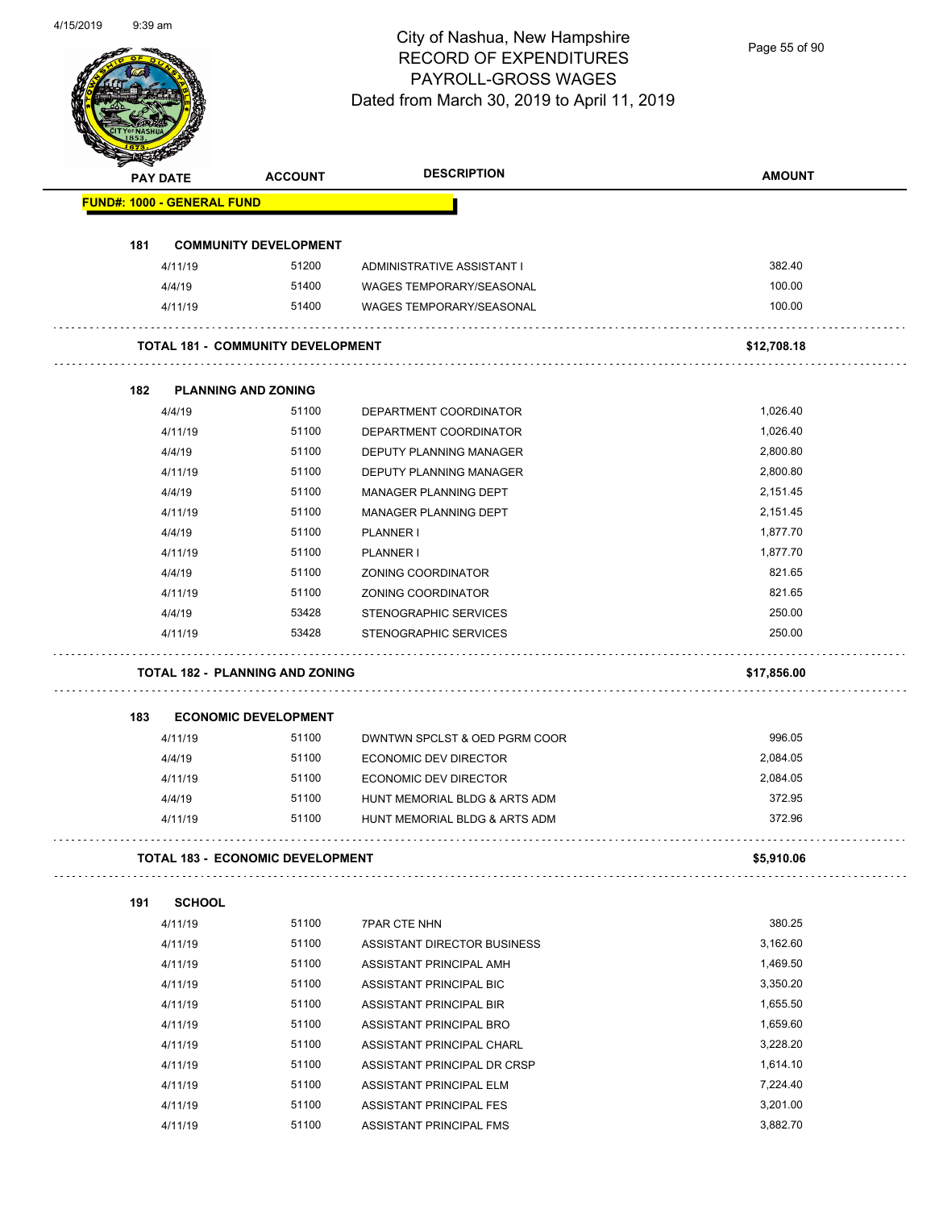# City of Nashua, New Hampshire
## RECORD OF EXPENDITURES
## PAYROLL-GROSS WAGES
## Dated from March 30, 2019 to April 11, 2019

| PAY DATE | ACCOUNT | DESCRIPTION | AMOUNT |
|---|---|---|---|
| **FUND#: 1000 - GENERAL FUND** | | | |
| **181 COMMUNITY DEVELOPMENT** | | | |
| 4/11/19 | 51200 | ADMINISTRATIVE ASSISTANT I | 382.40 |
| 4/4/19 | 51400 | WAGES TEMPORARY/SEASONAL | 100.00 |
| 4/11/19 | 51400 | WAGES TEMPORARY/SEASONAL | 100.00 |
| **TOTAL 181 - COMMUNITY DEVELOPMENT** | | | **$12,708.18** |
| **182 PLANNING AND ZONING** | | | |
| 4/4/19 | 51100 | DEPARTMENT COORDINATOR | 1,026.40 |
| 4/11/19 | 51100 | DEPARTMENT COORDINATOR | 1,026.40 |
| 4/4/19 | 51100 | DEPUTY PLANNING MANAGER | 2,800.80 |
| 4/11/19 | 51100 | DEPUTY PLANNING MANAGER | 2,800.80 |
| 4/4/19 | 51100 | MANAGER PLANNING DEPT | 2,151.45 |
| 4/11/19 | 51100 | MANAGER PLANNING DEPT | 2,151.45 |
| 4/4/19 | 51100 | PLANNER I | 1,877.70 |
| 4/11/19 | 51100 | PLANNER I | 1,877.70 |
| 4/4/19 | 51100 | ZONING COORDINATOR | 821.65 |
| 4/11/19 | 51100 | ZONING COORDINATOR | 821.65 |
| 4/4/19 | 53428 | STENOGRAPHIC SERVICES | 250.00 |
| 4/11/19 | 53428 | STENOGRAPHIC SERVICES | 250.00 |
| **TOTAL 182 - PLANNING AND ZONING** | | | **$17,856.00** |
| **183 ECONOMIC DEVELOPMENT** | | | |
| 4/11/19 | 51100 | DWNTWN SPCLST & OED PGRM COOR | 996.05 |
| 4/4/19 | 51100 | ECONOMIC DEV DIRECTOR | 2,084.05 |
| 4/11/19 | 51100 | ECONOMIC DEV DIRECTOR | 2,084.05 |
| 4/4/19 | 51100 | HUNT MEMORIAL BLDG & ARTS ADM | 372.95 |
| 4/11/19 | 51100 | HUNT MEMORIAL BLDG & ARTS ADM | 372.96 |
| **TOTAL 183 - ECONOMIC DEVELOPMENT** | | | **$5,910.06** |
| **191 SCHOOL** | | | |
| 4/11/19 | 51100 | 7PAR CTE NHN | 380.25 |
| 4/11/19 | 51100 | ASSISTANT DIRECTOR BUSINESS | 3,162.60 |
| 4/11/19 | 51100 | ASSISTANT PRINCIPAL AMH | 1,469.50 |
| 4/11/19 | 51100 | ASSISTANT PRINCIPAL BIC | 3,350.20 |
| 4/11/19 | 51100 | ASSISTANT PRINCIPAL BIR | 1,655.50 |
| 4/11/19 | 51100 | ASSISTANT PRINCIPAL BRO | 1,659.60 |
| 4/11/19 | 51100 | ASSISTANT PRINCIPAL CHARL | 3,228.20 |
| 4/11/19 | 51100 | ASSISTANT PRINCIPAL DR CRSP | 1,614.10 |
| 4/11/19 | 51100 | ASSISTANT PRINCIPAL ELM | 7,224.40 |
| 4/11/19 | 51100 | ASSISTANT PRINCIPAL FES | 3,201.00 |
| 4/11/19 | 51100 | ASSISTANT PRINCIPAL FMS | 3,882.70 |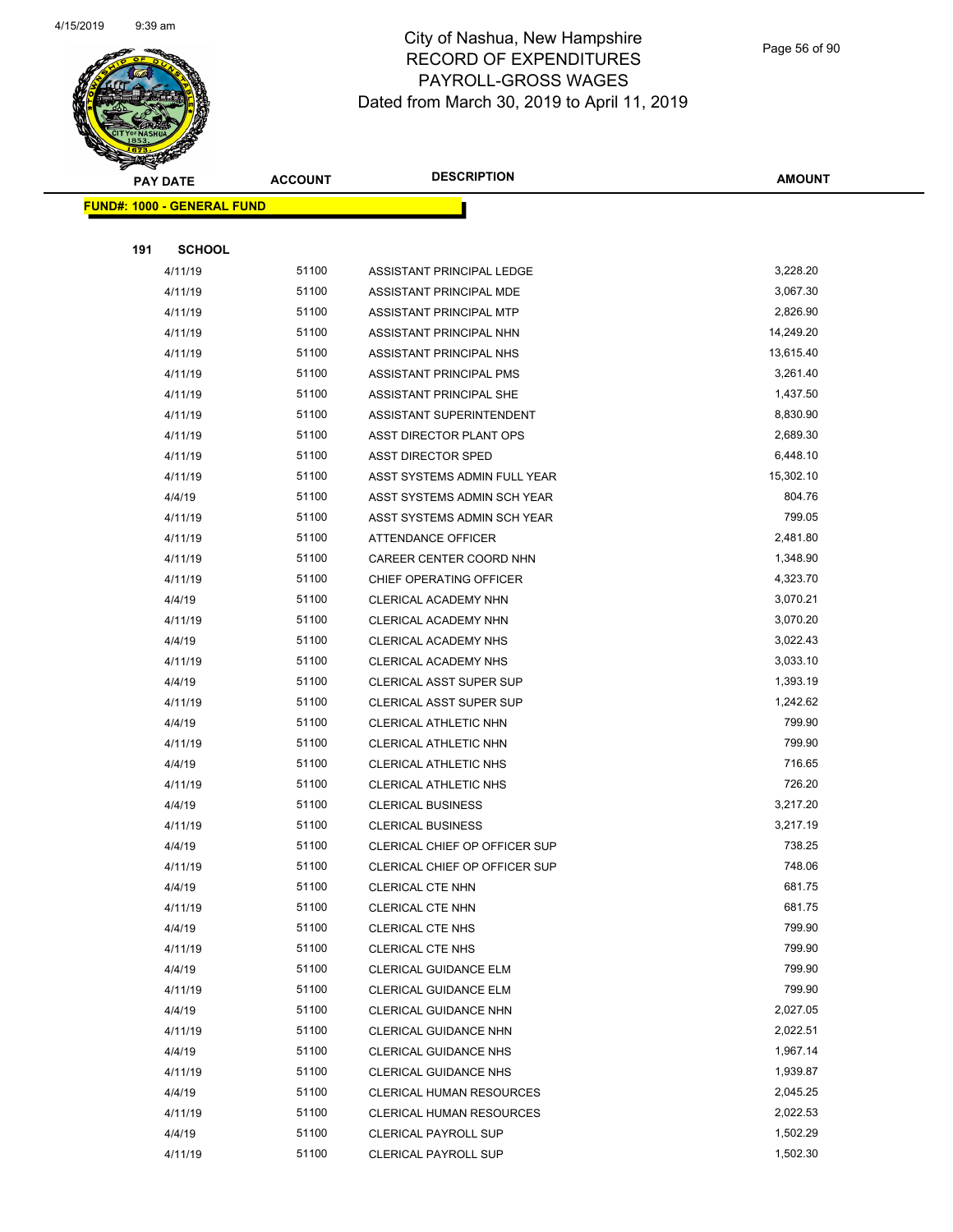# City of Nashua, New Hampshire
## RECORD OF EXPENDITURES
## PAYROLL-GROSS WAGES
## Dated from March 30, 2019 to April 11, 2019

**FUND#: 1000 - GENERAL FUND**

**191 SCHOOL**

| PAY DATE | ACCOUNT | DESCRIPTION | AMOUNT |
|---|---|---|---|
| 4/11/19 | 51100 | ASSISTANT PRINCIPAL LEDGE | 3,228.20 |
| 4/11/19 | 51100 | ASSISTANT PRINCIPAL MDE | 3,067.30 |
| 4/11/19 | 51100 | ASSISTANT PRINCIPAL MTP | 2,826.90 |
| 4/11/19 | 51100 | ASSISTANT PRINCIPAL NHN | 14,249.20 |
| 4/11/19 | 51100 | ASSISTANT PRINCIPAL NHS | 13,615.40 |
| 4/11/19 | 51100 | ASSISTANT PRINCIPAL PMS | 3,261.40 |
| 4/11/19 | 51100 | ASSISTANT PRINCIPAL SHE | 1,437.50 |
| 4/11/19 | 51100 | ASSISTANT SUPERINTENDENT | 8,830.90 |
| 4/11/19 | 51100 | ASST DIRECTOR PLANT OPS | 2,689.30 |
| 4/11/19 | 51100 | ASST DIRECTOR SPED | 6,448.10 |
| 4/11/19 | 51100 | ASST SYSTEMS ADMIN FULL YEAR | 15,302.10 |
| 4/4/19 | 51100 | ASST SYSTEMS ADMIN SCH YEAR | 804.76 |
| 4/11/19 | 51100 | ASST SYSTEMS ADMIN SCH YEAR | 799.05 |
| 4/11/19 | 51100 | ATTENDANCE OFFICER | 2,481.80 |
| 4/11/19 | 51100 | CAREER CENTER COORD NHN | 1,348.90 |
| 4/11/19 | 51100 | CHIEF OPERATING OFFICER | 4,323.70 |
| 4/4/19 | 51100 | CLERICAL ACADEMY NHN | 3,070.21 |
| 4/11/19 | 51100 | CLERICAL ACADEMY NHN | 3,070.20 |
| 4/4/19 | 51100 | CLERICAL ACADEMY NHS | 3,022.43 |
| 4/11/19 | 51100 | CLERICAL ACADEMY NHS | 3,033.10 |
| 4/4/19 | 51100 | CLERICAL ASST SUPER SUP | 1,393.19 |
| 4/11/19 | 51100 | CLERICAL ASST SUPER SUP | 1,242.62 |
| 4/4/19 | 51100 | CLERICAL ATHLETIC NHN | 799.90 |
| 4/11/19 | 51100 | CLERICAL ATHLETIC NHN | 799.90 |
| 4/4/19 | 51100 | CLERICAL ATHLETIC NHS | 716.65 |
| 4/11/19 | 51100 | CLERICAL ATHLETIC NHS | 726.20 |
| 4/4/19 | 51100 | CLERICAL BUSINESS | 3,217.20 |
| 4/11/19 | 51100 | CLERICAL BUSINESS | 3,217.19 |
| 4/4/19 | 51100 | CLERICAL CHIEF OP OFFICER SUP | 738.25 |
| 4/11/19 | 51100 | CLERICAL CHIEF OP OFFICER SUP | 748.06 |
| 4/4/19 | 51100 | CLERICAL CTE NHN | 681.75 |
| 4/11/19 | 51100 | CLERICAL CTE NHN | 681.75 |
| 4/4/19 | 51100 | CLERICAL CTE NHS | 799.90 |
| 4/11/19 | 51100 | CLERICAL CTE NHS | 799.90 |
| 4/4/19 | 51100 | CLERICAL GUIDANCE ELM | 799.90 |
| 4/11/19 | 51100 | CLERICAL GUIDANCE ELM | 799.90 |
| 4/4/19 | 51100 | CLERICAL GUIDANCE NHN | 2,027.05 |
| 4/11/19 | 51100 | CLERICAL GUIDANCE NHN | 2,022.51 |
| 4/4/19 | 51100 | CLERICAL GUIDANCE NHS | 1,967.14 |
| 4/11/19 | 51100 | CLERICAL GUIDANCE NHS | 1,939.87 |
| 4/4/19 | 51100 | CLERICAL HUMAN RESOURCES | 2,045.25 |
| 4/11/19 | 51100 | CLERICAL HUMAN RESOURCES | 2,022.53 |
| 4/4/19 | 51100 | CLERICAL PAYROLL SUP | 1,502.29 |
| 4/11/19 | 51100 | CLERICAL PAYROLL SUP | 1,502.30 |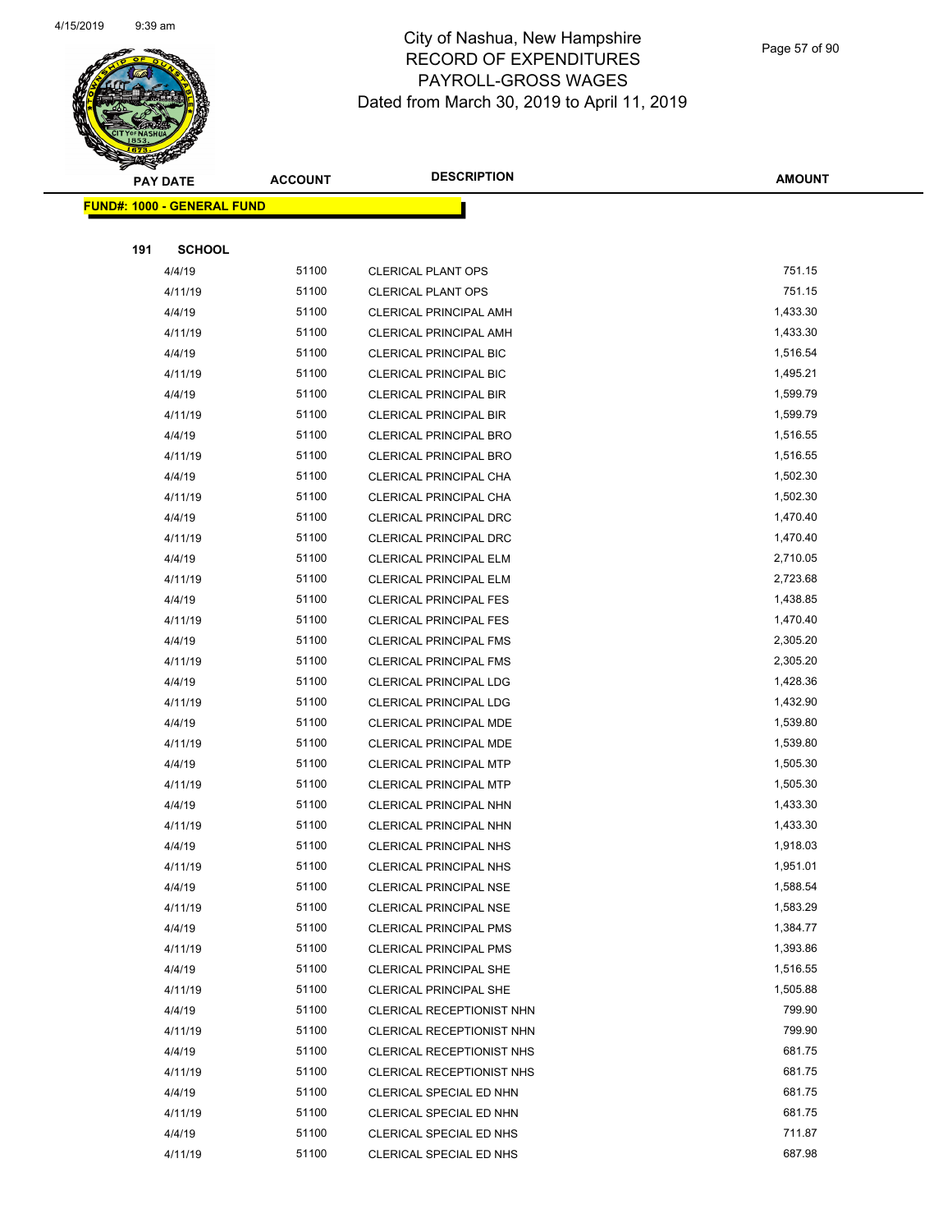# City of Nashua, New Hampshire
## RECORD OF EXPENDITURES
## PAYROLL-GROSS WAGES
## Dated from March 30, 2019 to April 11, 2019

**FUND#: 1000 - GENERAL FUND**

**191 SCHOOL**

| PAY DATE | ACCOUNT | DESCRIPTION | AMOUNT |
|---|---|---|---|
| 4/4/19 | 51100 | CLERICAL PLANT OPS | 751.15 |
| 4/11/19 | 51100 | CLERICAL PLANT OPS | 751.15 |
| 4/4/19 | 51100 | CLERICAL PRINCIPAL AMH | 1,433.30 |
| 4/11/19 | 51100 | CLERICAL PRINCIPAL AMH | 1,433.30 |
| 4/4/19 | 51100 | CLERICAL PRINCIPAL BIC | 1,516.54 |
| 4/11/19 | 51100 | CLERICAL PRINCIPAL BIC | 1,495.21 |
| 4/4/19 | 51100 | CLERICAL PRINCIPAL BIR | 1,599.79 |
| 4/11/19 | 51100 | CLERICAL PRINCIPAL BIR | 1,599.79 |
| 4/4/19 | 51100 | CLERICAL PRINCIPAL BRO | 1,516.55 |
| 4/11/19 | 51100 | CLERICAL PRINCIPAL BRO | 1,516.55 |
| 4/4/19 | 51100 | CLERICAL PRINCIPAL CHA | 1,502.30 |
| 4/11/19 | 51100 | CLERICAL PRINCIPAL CHA | 1,502.30 |
| 4/4/19 | 51100 | CLERICAL PRINCIPAL DRC | 1,470.40 |
| 4/11/19 | 51100 | CLERICAL PRINCIPAL DRC | 1,470.40 |
| 4/4/19 | 51100 | CLERICAL PRINCIPAL ELM | 2,710.05 |
| 4/11/19 | 51100 | CLERICAL PRINCIPAL ELM | 2,723.68 |
| 4/4/19 | 51100 | CLERICAL PRINCIPAL FES | 1,438.85 |
| 4/11/19 | 51100 | CLERICAL PRINCIPAL FES | 1,470.40 |
| 4/4/19 | 51100 | CLERICAL PRINCIPAL FMS | 2,305.20 |
| 4/11/19 | 51100 | CLERICAL PRINCIPAL FMS | 2,305.20 |
| 4/4/19 | 51100 | CLERICAL PRINCIPAL LDG | 1,428.36 |
| 4/11/19 | 51100 | CLERICAL PRINCIPAL LDG | 1,432.90 |
| 4/4/19 | 51100 | CLERICAL PRINCIPAL MDE | 1,539.80 |
| 4/11/19 | 51100 | CLERICAL PRINCIPAL MDE | 1,539.80 |
| 4/4/19 | 51100 | CLERICAL PRINCIPAL MTP | 1,505.30 |
| 4/11/19 | 51100 | CLERICAL PRINCIPAL MTP | 1,505.30 |
| 4/4/19 | 51100 | CLERICAL PRINCIPAL NHN | 1,433.30 |
| 4/11/19 | 51100 | CLERICAL PRINCIPAL NHN | 1,433.30 |
| 4/4/19 | 51100 | CLERICAL PRINCIPAL NHS | 1,918.03 |
| 4/11/19 | 51100 | CLERICAL PRINCIPAL NHS | 1,951.01 |
| 4/4/19 | 51100 | CLERICAL PRINCIPAL NSE | 1,588.54 |
| 4/11/19 | 51100 | CLERICAL PRINCIPAL NSE | 1,583.29 |
| 4/4/19 | 51100 | CLERICAL PRINCIPAL PMS | 1,384.77 |
| 4/11/19 | 51100 | CLERICAL PRINCIPAL PMS | 1,393.86 |
| 4/4/19 | 51100 | CLERICAL PRINCIPAL SHE | 1,516.55 |
| 4/11/19 | 51100 | CLERICAL PRINCIPAL SHE | 1,505.88 |
| 4/4/19 | 51100 | CLERICAL RECEPTIONIST NHN | 799.90 |
| 4/11/19 | 51100 | CLERICAL RECEPTIONIST NHN | 799.90 |
| 4/4/19 | 51100 | CLERICAL RECEPTIONIST NHS | 681.75 |
| 4/11/19 | 51100 | CLERICAL RECEPTIONIST NHS | 681.75 |
| 4/4/19 | 51100 | CLERICAL SPECIAL ED NHN | 681.75 |
| 4/11/19 | 51100 | CLERICAL SPECIAL ED NHN | 681.75 |
| 4/4/19 | 51100 | CLERICAL SPECIAL ED NHS | 711.87 |
| 4/11/19 | 51100 | CLERICAL SPECIAL ED NHS | 687.98 |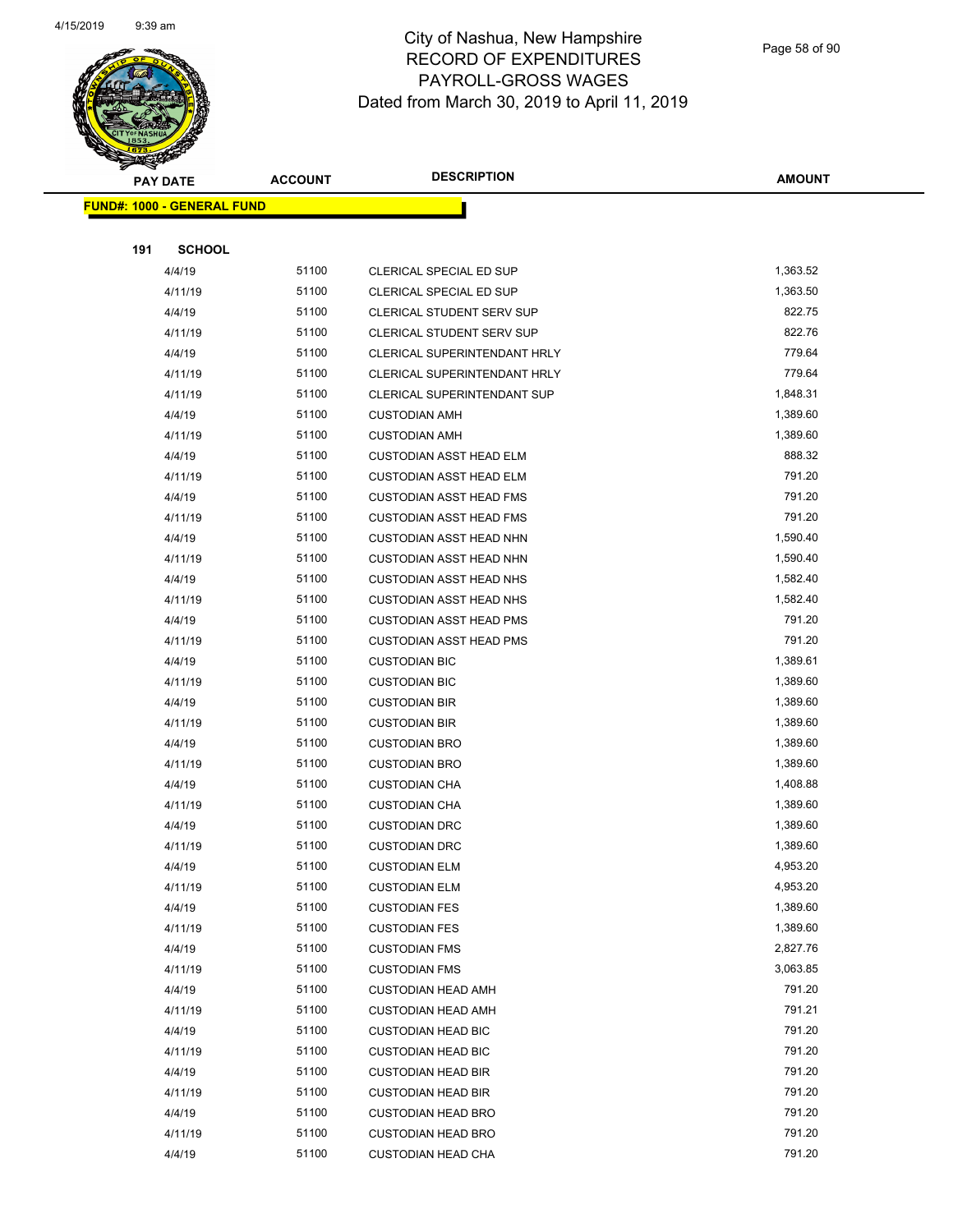# City of Nashua, New Hampshire
## RECORD OF EXPENDITURES
## PAYROLL-GROSS WAGES
## Dated from March 30, 2019 to April 11, 2019

| PAY DATE | ACCOUNT | DESCRIPTION | AMOUNT |
|---|---|---|---|
| **FUND#: 1000 - GENERAL FUND** | | | |
| **191 SCHOOL** | | | |
| 4/4/19 | 51100 | CLERICAL SPECIAL ED SUP | 1,363.52 |
| 4/11/19 | 51100 | CLERICAL SPECIAL ED SUP | 1,363.50 |
| 4/4/19 | 51100 | CLERICAL STUDENT SERV SUP | 822.75 |
| 4/11/19 | 51100 | CLERICAL STUDENT SERV SUP | 822.76 |
| 4/4/19 | 51100 | CLERICAL SUPERINTENDANT HRLY | 779.64 |
| 4/11/19 | 51100 | CLERICAL SUPERINTENDANT HRLY | 779.64 |
| 4/11/19 | 51100 | CLERICAL SUPERINTENDANT SUP | 1,848.31 |
| 4/4/19 | 51100 | CUSTODIAN AMH | 1,389.60 |
| 4/11/19 | 51100 | CUSTODIAN AMH | 1,389.60 |
| 4/4/19 | 51100 | CUSTODIAN ASST HEAD ELM | 888.32 |
| 4/11/19 | 51100 | CUSTODIAN ASST HEAD ELM | 791.20 |
| 4/4/19 | 51100 | CUSTODIAN ASST HEAD FMS | 791.20 |
| 4/11/19 | 51100 | CUSTODIAN ASST HEAD FMS | 791.20 |
| 4/4/19 | 51100 | CUSTODIAN ASST HEAD NHN | 1,590.40 |
| 4/11/19 | 51100 | CUSTODIAN ASST HEAD NHN | 1,590.40 |
| 4/4/19 | 51100 | CUSTODIAN ASST HEAD NHS | 1,582.40 |
| 4/11/19 | 51100 | CUSTODIAN ASST HEAD NHS | 1,582.40 |
| 4/4/19 | 51100 | CUSTODIAN ASST HEAD PMS | 791.20 |
| 4/11/19 | 51100 | CUSTODIAN ASST HEAD PMS | 791.20 |
| 4/4/19 | 51100 | CUSTODIAN BIC | 1,389.61 |
| 4/11/19 | 51100 | CUSTODIAN BIC | 1,389.60 |
| 4/4/19 | 51100 | CUSTODIAN BIR | 1,389.60 |
| 4/11/19 | 51100 | CUSTODIAN BIR | 1,389.60 |
| 4/4/19 | 51100 | CUSTODIAN BRO | 1,389.60 |
| 4/11/19 | 51100 | CUSTODIAN BRO | 1,389.60 |
| 4/4/19 | 51100 | CUSTODIAN CHA | 1,408.88 |
| 4/11/19 | 51100 | CUSTODIAN CHA | 1,389.60 |
| 4/4/19 | 51100 | CUSTODIAN DRC | 1,389.60 |
| 4/11/19 | 51100 | CUSTODIAN DRC | 1,389.60 |
| 4/4/19 | 51100 | CUSTODIAN ELM | 4,953.20 |
| 4/11/19 | 51100 | CUSTODIAN ELM | 4,953.20 |
| 4/4/19 | 51100 | CUSTODIAN FES | 1,389.60 |
| 4/11/19 | 51100 | CUSTODIAN FES | 1,389.60 |
| 4/4/19 | 51100 | CUSTODIAN FMS | 2,827.76 |
| 4/11/19 | 51100 | CUSTODIAN FMS | 3,063.85 |
| 4/4/19 | 51100 | CUSTODIAN HEAD AMH | 791.20 |
| 4/11/19 | 51100 | CUSTODIAN HEAD AMH | 791.21 |
| 4/4/19 | 51100 | CUSTODIAN HEAD BIC | 791.20 |
| 4/11/19 | 51100 | CUSTODIAN HEAD BIC | 791.20 |
| 4/4/19 | 51100 | CUSTODIAN HEAD BIR | 791.20 |
| 4/11/19 | 51100 | CUSTODIAN HEAD BIR | 791.20 |
| 4/4/19 | 51100 | CUSTODIAN HEAD BRO | 791.20 |
| 4/11/19 | 51100 | CUSTODIAN HEAD BRO | 791.20 |
| 4/4/19 | 51100 | CUSTODIAN HEAD CHA | 791.20 |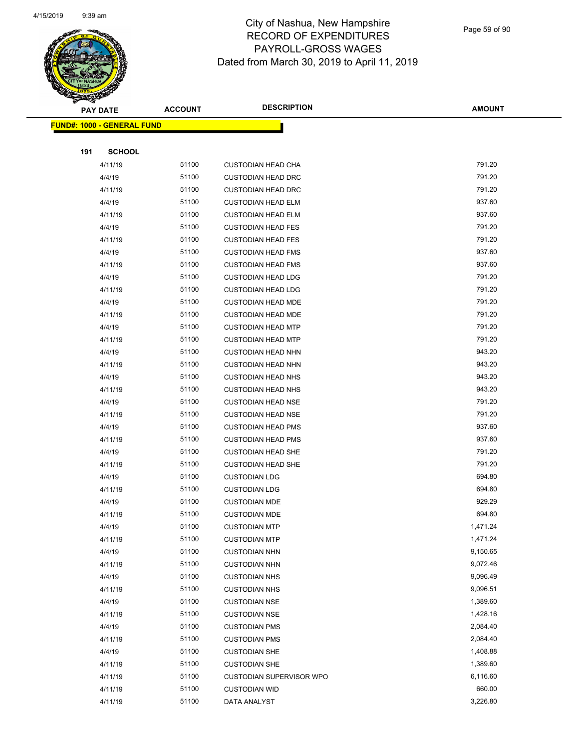# City of Nashua, New Hampshire
## RECORD OF EXPENDITURES
## PAYROLL-GROSS WAGES
## Dated from March 30, 2019 to April 11, 2019

| PAY DATE | ACCOUNT | DESCRIPTION | AMOUNT |
|---|---|---|---|
| **FUND#: 1000 - GENERAL FUND** | | | |
| **191 SCHOOL** | | | |
| 4/11/19 | 51100 | CUSTODIAN HEAD CHA | 791.20 |
| 4/4/19 | 51100 | CUSTODIAN HEAD DRC | 791.20 |
| 4/11/19 | 51100 | CUSTODIAN HEAD DRC | 791.20 |
| 4/4/19 | 51100 | CUSTODIAN HEAD ELM | 937.60 |
| 4/11/19 | 51100 | CUSTODIAN HEAD ELM | 937.60 |
| 4/4/19 | 51100 | CUSTODIAN HEAD FES | 791.20 |
| 4/11/19 | 51100 | CUSTODIAN HEAD FES | 791.20 |
| 4/4/19 | 51100 | CUSTODIAN HEAD FMS | 937.60 |
| 4/11/19 | 51100 | CUSTODIAN HEAD FMS | 937.60 |
| 4/4/19 | 51100 | CUSTODIAN HEAD LDG | 791.20 |
| 4/11/19 | 51100 | CUSTODIAN HEAD LDG | 791.20 |
| 4/4/19 | 51100 | CUSTODIAN HEAD MDE | 791.20 |
| 4/11/19 | 51100 | CUSTODIAN HEAD MDE | 791.20 |
| 4/4/19 | 51100 | CUSTODIAN HEAD MTP | 791.20 |
| 4/11/19 | 51100 | CUSTODIAN HEAD MTP | 791.20 |
| 4/4/19 | 51100 | CUSTODIAN HEAD NHN | 943.20 |
| 4/11/19 | 51100 | CUSTODIAN HEAD NHN | 943.20 |
| 4/4/19 | 51100 | CUSTODIAN HEAD NHS | 943.20 |
| 4/11/19 | 51100 | CUSTODIAN HEAD NHS | 943.20 |
| 4/4/19 | 51100 | CUSTODIAN HEAD NSE | 791.20 |
| 4/11/19 | 51100 | CUSTODIAN HEAD NSE | 791.20 |
| 4/4/19 | 51100 | CUSTODIAN HEAD PMS | 937.60 |
| 4/11/19 | 51100 | CUSTODIAN HEAD PMS | 937.60 |
| 4/4/19 | 51100 | CUSTODIAN HEAD SHE | 791.20 |
| 4/11/19 | 51100 | CUSTODIAN HEAD SHE | 791.20 |
| 4/4/19 | 51100 | CUSTODIAN LDG | 694.80 |
| 4/11/19 | 51100 | CUSTODIAN LDG | 694.80 |
| 4/4/19 | 51100 | CUSTODIAN MDE | 929.29 |
| 4/11/19 | 51100 | CUSTODIAN MDE | 694.80 |
| 4/4/19 | 51100 | CUSTODIAN MTP | 1,471.24 |
| 4/11/19 | 51100 | CUSTODIAN MTP | 1,471.24 |
| 4/4/19 | 51100 | CUSTODIAN NHN | 9,150.65 |
| 4/11/19 | 51100 | CUSTODIAN NHN | 9,072.46 |
| 4/4/19 | 51100 | CUSTODIAN NHS | 9,096.49 |
| 4/11/19 | 51100 | CUSTODIAN NHS | 9,096.51 |
| 4/4/19 | 51100 | CUSTODIAN NSE | 1,389.60 |
| 4/11/19 | 51100 | CUSTODIAN NSE | 1,428.16 |
| 4/4/19 | 51100 | CUSTODIAN PMS | 2,084.40 |
| 4/11/19 | 51100 | CUSTODIAN PMS | 2,084.40 |
| 4/4/19 | 51100 | CUSTODIAN SHE | 1,408.88 |
| 4/11/19 | 51100 | CUSTODIAN SHE | 1,389.60 |
| 4/11/19 | 51100 | CUSTODIAN SUPERVISOR WPO | 6,116.60 |
| 4/11/19 | 51100 | CUSTODIAN WID | 660.00 |
| 4/11/19 | 51100 | DATA ANALYST | 3,226.80 |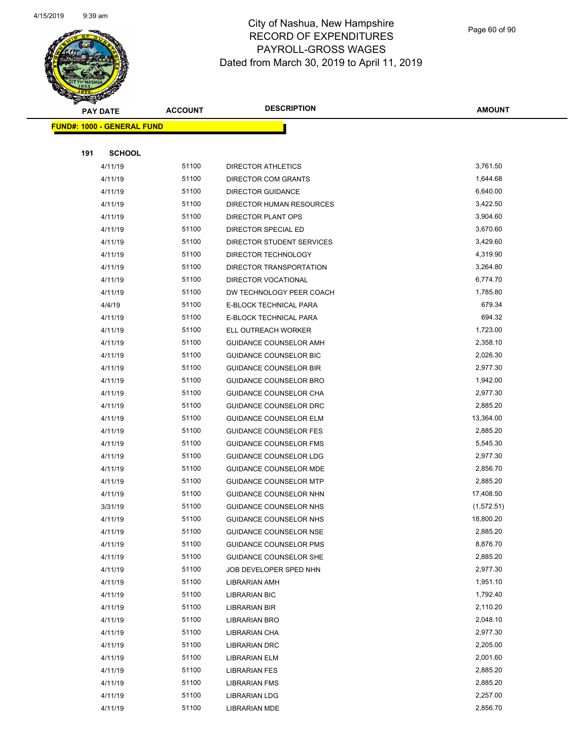# City of Nashua, New Hampshire
## RECORD OF EXPENDITURES
## PAYROLL-GROSS WAGES
## Dated from March 30, 2019 to April 11, 2019

| PAY DATE | ACCOUNT | DESCRIPTION | AMOUNT |
|---|---|---|---|
| **FUND#: 1000 - GENERAL FUND** | | | |
| **191 SCHOOL** | | | |
| 4/11/19 | 51100 | DIRECTOR ATHLETICS | 3,761.50 |
| 4/11/19 | 51100 | DIRECTOR COM GRANTS | 1,644.68 |
| 4/11/19 | 51100 | DIRECTOR GUIDANCE | 6,640.00 |
| 4/11/19 | 51100 | DIRECTOR HUMAN RESOURCES | 3,422.50 |
| 4/11/19 | 51100 | DIRECTOR PLANT OPS | 3,904.60 |
| 4/11/19 | 51100 | DIRECTOR SPECIAL ED | 3,670.60 |
| 4/11/19 | 51100 | DIRECTOR STUDENT SERVICES | 3,429.60 |
| 4/11/19 | 51100 | DIRECTOR TECHNOLOGY | 4,319.90 |
| 4/11/19 | 51100 | DIRECTOR TRANSPORTATION | 3,264.80 |
| 4/11/19 | 51100 | DIRECTOR VOCATIONAL | 6,774.70 |
| 4/11/19 | 51100 | DW TECHNOLOGY PEER COACH | 1,785.80 |
| 4/4/19 | 51100 | E-BLOCK TECHNICAL PARA | 679.34 |
| 4/11/19 | 51100 | E-BLOCK TECHNICAL PARA | 694.32 |
| 4/11/19 | 51100 | ELL OUTREACH WORKER | 1,723.00 |
| 4/11/19 | 51100 | GUIDANCE COUNSELOR AMH | 2,358.10 |
| 4/11/19 | 51100 | GUIDANCE COUNSELOR BIC | 2,026.30 |
| 4/11/19 | 51100 | GUIDANCE COUNSELOR BIR | 2,977.30 |
| 4/11/19 | 51100 | GUIDANCE COUNSELOR BRO | 1,942.00 |
| 4/11/19 | 51100 | GUIDANCE COUNSELOR CHA | 2,977.30 |
| 4/11/19 | 51100 | GUIDANCE COUNSELOR DRC | 2,885.20 |
| 4/11/19 | 51100 | GUIDANCE COUNSELOR ELM | 13,364.00 |
| 4/11/19 | 51100 | GUIDANCE COUNSELOR FES | 2,885.20 |
| 4/11/19 | 51100 | GUIDANCE COUNSELOR FMS | 5,545.30 |
| 4/11/19 | 51100 | GUIDANCE COUNSELOR LDG | 2,977.30 |
| 4/11/19 | 51100 | GUIDANCE COUNSELOR MDE | 2,856.70 |
| 4/11/19 | 51100 | GUIDANCE COUNSELOR MTP | 2,885.20 |
| 4/11/19 | 51100 | GUIDANCE COUNSELOR NHN | 17,408.50 |
| 3/31/19 | 51100 | GUIDANCE COUNSELOR NHS | (1,572.51) |
| 4/11/19 | 51100 | GUIDANCE COUNSELOR NHS | 18,800.20 |
| 4/11/19 | 51100 | GUIDANCE COUNSELOR NSE | 2,885.20 |
| 4/11/19 | 51100 | GUIDANCE COUNSELOR PMS | 8,876.70 |
| 4/11/19 | 51100 | GUIDANCE COUNSELOR SHE | 2,885.20 |
| 4/11/19 | 51100 | JOB DEVELOPER SPED NHN | 2,977.30 |
| 4/11/19 | 51100 | LIBRARIAN AMH | 1,951.10 |
| 4/11/19 | 51100 | LIBRARIAN BIC | 1,792.40 |
| 4/11/19 | 51100 | LIBRARIAN BIR | 2,110.20 |
| 4/11/19 | 51100 | LIBRARIAN BRO | 2,048.10 |
| 4/11/19 | 51100 | LIBRARIAN CHA | 2,977.30 |
| 4/11/19 | 51100 | LIBRARIAN DRC | 2,205.00 |
| 4/11/19 | 51100 | LIBRARIAN ELM | 2,001.60 |
| 4/11/19 | 51100 | LIBRARIAN FES | 2,885.20 |
| 4/11/19 | 51100 | LIBRARIAN FMS | 2,885.20 |
| 4/11/19 | 51100 | LIBRARIAN LDG | 2,257.00 |
| 4/11/19 | 51100 | LIBRARIAN MDE | 2,856.70 |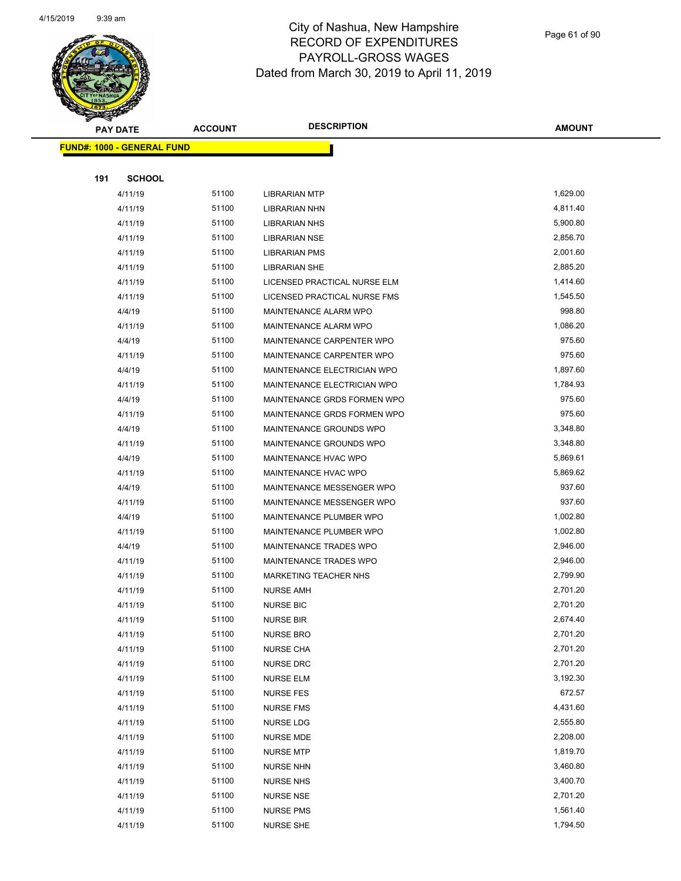# City of Nashua, New Hampshire
## RECORD OF EXPENDITURES
## PAYROLL-GROSS WAGES
## Dated from March 30, 2019 to April 11, 2019

**FUND#: 1000 - GENERAL FUND**

**191 SCHOOL**

| PAY DATE | ACCOUNT | DESCRIPTION | AMOUNT |
|---|---|---|---|
| 4/11/19 | 51100 | LIBRARIAN MTP | 1,629.00 |
| 4/11/19 | 51100 | LIBRARIAN NHN | 4,811.40 |
| 4/11/19 | 51100 | LIBRARIAN NHS | 5,900.80 |
| 4/11/19 | 51100 | LIBRARIAN NSE | 2,856.70 |
| 4/11/19 | 51100 | LIBRARIAN PMS | 2,001.60 |
| 4/11/19 | 51100 | LIBRARIAN SHE | 2,885.20 |
| 4/11/19 | 51100 | LICENSED PRACTICAL NURSE ELM | 1,414.60 |
| 4/11/19 | 51100 | LICENSED PRACTICAL NURSE FMS | 1,545.50 |
| 4/4/19 | 51100 | MAINTENANCE ALARM WPO | 998.80 |
| 4/11/19 | 51100 | MAINTENANCE ALARM WPO | 1,086.20 |
| 4/4/19 | 51100 | MAINTENANCE CARPENTER WPO | 975.60 |
| 4/11/19 | 51100 | MAINTENANCE CARPENTER WPO | 975.60 |
| 4/4/19 | 51100 | MAINTENANCE ELECTRICIAN WPO | 1,897.60 |
| 4/11/19 | 51100 | MAINTENANCE ELECTRICIAN WPO | 1,784.93 |
| 4/4/19 | 51100 | MAINTENANCE GRDS FORMEN WPO | 975.60 |
| 4/11/19 | 51100 | MAINTENANCE GRDS FORMEN WPO | 975.60 |
| 4/4/19 | 51100 | MAINTENANCE GROUNDS WPO | 3,348.80 |
| 4/11/19 | 51100 | MAINTENANCE GROUNDS WPO | 3,348.80 |
| 4/4/19 | 51100 | MAINTENANCE HVAC WPO | 5,869.61 |
| 4/11/19 | 51100 | MAINTENANCE HVAC WPO | 5,869.62 |
| 4/4/19 | 51100 | MAINTENANCE MESSENGER WPO | 937.60 |
| 4/11/19 | 51100 | MAINTENANCE MESSENGER WPO | 937.60 |
| 4/4/19 | 51100 | MAINTENANCE PLUMBER WPO | 1,002.80 |
| 4/11/19 | 51100 | MAINTENANCE PLUMBER WPO | 1,002.80 |
| 4/4/19 | 51100 | MAINTENANCE TRADES WPO | 2,946.00 |
| 4/11/19 | 51100 | MAINTENANCE TRADES WPO | 2,946.00 |
| 4/11/19 | 51100 | MARKETING TEACHER NHS | 2,799.90 |
| 4/11/19 | 51100 | NURSE AMH | 2,701.20 |
| 4/11/19 | 51100 | NURSE BIC | 2,701.20 |
| 4/11/19 | 51100 | NURSE BIR | 2,674.40 |
| 4/11/19 | 51100 | NURSE BRO | 2,701.20 |
| 4/11/19 | 51100 | NURSE CHA | 2,701.20 |
| 4/11/19 | 51100 | NURSE DRC | 2,701.20 |
| 4/11/19 | 51100 | NURSE ELM | 3,192.30 |
| 4/11/19 | 51100 | NURSE FES | 672.57 |
| 4/11/19 | 51100 | NURSE FMS | 4,431.60 |
| 4/11/19 | 51100 | NURSE LDG | 2,555.80 |
| 4/11/19 | 51100 | NURSE MDE | 2,208.00 |
| 4/11/19 | 51100 | NURSE MTP | 1,819.70 |
| 4/11/19 | 51100 | NURSE NHN | 3,460.80 |
| 4/11/19 | 51100 | NURSE NHS | 3,400.70 |
| 4/11/19 | 51100 | NURSE NSE | 2,701.20 |
| 4/11/19 | 51100 | NURSE PMS | 1,561.40 |
| 4/11/19 | 51100 | NURSE SHE | 1,794.50 |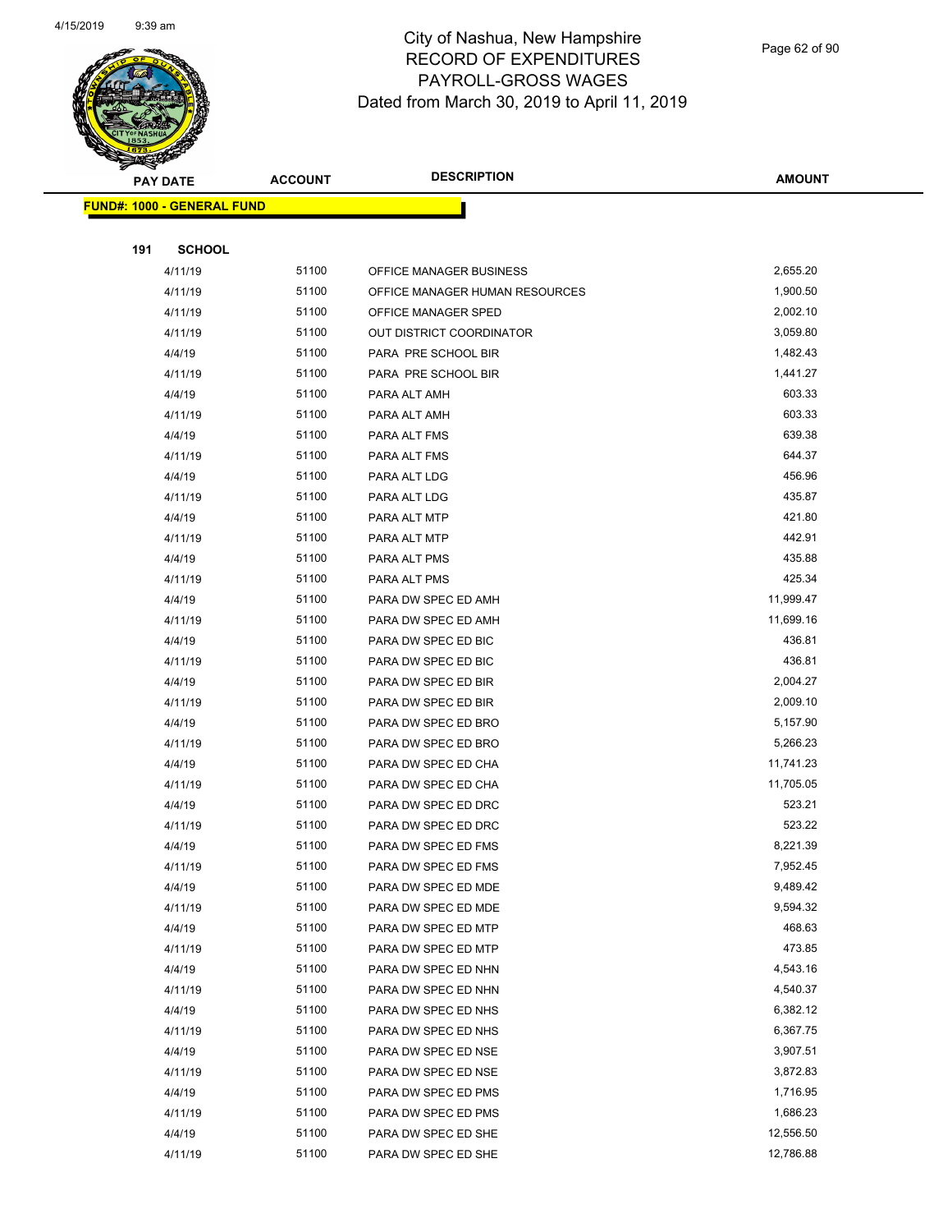# City of Nashua, New Hampshire
## RECORD OF EXPENDITURES
## PAYROLL-GROSS WAGES
## Dated from March 30, 2019 to April 11, 2019

| PAY DATE | ACCOUNT | DESCRIPTION | AMOUNT |
|---|---|---|---|
| **FUND#: 1000 - GENERAL FUND** | | | |
| **191 SCHOOL** | | | |
| 4/11/19 | 51100 | OFFICE MANAGER BUSINESS | 2,655.20 |
| 4/11/19 | 51100 | OFFICE MANAGER HUMAN RESOURCES | 1,900.50 |
| 4/11/19 | 51100 | OFFICE MANAGER SPED | 2,002.10 |
| 4/11/19 | 51100 | OUT DISTRICT COORDINATOR | 3,059.80 |
| 4/4/19 | 51100 | PARA PRE SCHOOL BIR | 1,482.43 |
| 4/11/19 | 51100 | PARA PRE SCHOOL BIR | 1,441.27 |
| 4/4/19 | 51100 | PARA ALT AMH | 603.33 |
| 4/11/19 | 51100 | PARA ALT AMH | 603.33 |
| 4/4/19 | 51100 | PARA ALT FMS | 639.38 |
| 4/11/19 | 51100 | PARA ALT FMS | 644.37 |
| 4/4/19 | 51100 | PARA ALT LDG | 456.96 |
| 4/11/19 | 51100 | PARA ALT LDG | 435.87 |
| 4/4/19 | 51100 | PARA ALT MTP | 421.80 |
| 4/11/19 | 51100 | PARA ALT MTP | 442.91 |
| 4/4/19 | 51100 | PARA ALT PMS | 435.88 |
| 4/11/19 | 51100 | PARA ALT PMS | 425.34 |
| 4/4/19 | 51100 | PARA DW SPEC ED AMH | 11,999.47 |
| 4/11/19 | 51100 | PARA DW SPEC ED AMH | 11,699.16 |
| 4/4/19 | 51100 | PARA DW SPEC ED BIC | 436.81 |
| 4/11/19 | 51100 | PARA DW SPEC ED BIC | 436.81 |
| 4/4/19 | 51100 | PARA DW SPEC ED BIR | 2,004.27 |
| 4/11/19 | 51100 | PARA DW SPEC ED BIR | 2,009.10 |
| 4/4/19 | 51100 | PARA DW SPEC ED BRO | 5,157.90 |
| 4/11/19 | 51100 | PARA DW SPEC ED BRO | 5,266.23 |
| 4/4/19 | 51100 | PARA DW SPEC ED CHA | 11,741.23 |
| 4/11/19 | 51100 | PARA DW SPEC ED CHA | 11,705.05 |
| 4/4/19 | 51100 | PARA DW SPEC ED DRC | 523.21 |
| 4/11/19 | 51100 | PARA DW SPEC ED DRC | 523.22 |
| 4/4/19 | 51100 | PARA DW SPEC ED FMS | 8,221.39 |
| 4/11/19 | 51100 | PARA DW SPEC ED FMS | 7,952.45 |
| 4/4/19 | 51100 | PARA DW SPEC ED MDE | 9,489.42 |
| 4/11/19 | 51100 | PARA DW SPEC ED MDE | 9,594.32 |
| 4/4/19 | 51100 | PARA DW SPEC ED MTP | 468.63 |
| 4/11/19 | 51100 | PARA DW SPEC ED MTP | 473.85 |
| 4/4/19 | 51100 | PARA DW SPEC ED NHN | 4,543.16 |
| 4/11/19 | 51100 | PARA DW SPEC ED NHN | 4,540.37 |
| 4/4/19 | 51100 | PARA DW SPEC ED NHS | 6,382.12 |
| 4/11/19 | 51100 | PARA DW SPEC ED NHS | 6,367.75 |
| 4/4/19 | 51100 | PARA DW SPEC ED NSE | 3,907.51 |
| 4/11/19 | 51100 | PARA DW SPEC ED NSE | 3,872.83 |
| 4/4/19 | 51100 | PARA DW SPEC ED PMS | 1,716.95 |
| 4/11/19 | 51100 | PARA DW SPEC ED PMS | 1,686.23 |
| 4/4/19 | 51100 | PARA DW SPEC ED SHE | 12,556.50 |
| 4/11/19 | 51100 | PARA DW SPEC ED SHE | 12,786.88 |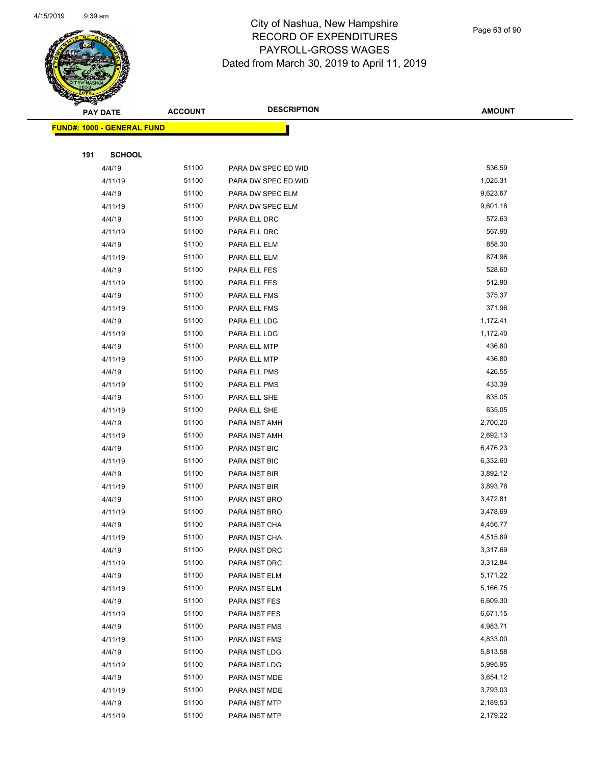# City of Nashua, New Hampshire
## RECORD OF EXPENDITURES
## PAYROLL-GROSS WAGES
## Dated from March 30, 2019 to April 11, 2019

| PAY DATE | ACCOUNT | DESCRIPTION | AMOUNT |
|---|---|---|---|
| **FUND#: 1000 - GENERAL FUND** | | | |
| **191 SCHOOL** | | | |
| 4/4/19 | 51100 | PARA DW SPEC ED WID | 536.59 |
| 4/11/19 | 51100 | PARA DW SPEC ED WID | 1,025.31 |
| 4/4/19 | 51100 | PARA DW SPEC ELM | 9,623.67 |
| 4/11/19 | 51100 | PARA DW SPEC ELM | 9,601.18 |
| 4/4/19 | 51100 | PARA ELL DRC | 572.63 |
| 4/11/19 | 51100 | PARA ELL DRC | 567.90 |
| 4/4/19 | 51100 | PARA ELL ELM | 858.30 |
| 4/11/19 | 51100 | PARA ELL ELM | 874.96 |
| 4/4/19 | 51100 | PARA ELL FES | 528.60 |
| 4/11/19 | 51100 | PARA ELL FES | 512.90 |
| 4/4/19 | 51100 | PARA ELL FMS | 375.37 |
| 4/11/19 | 51100 | PARA ELL FMS | 371.96 |
| 4/4/19 | 51100 | PARA ELL LDG | 1,172.41 |
| 4/11/19 | 51100 | PARA ELL LDG | 1,172.40 |
| 4/4/19 | 51100 | PARA ELL MTP | 436.80 |
| 4/11/19 | 51100 | PARA ELL MTP | 436.80 |
| 4/4/19 | 51100 | PARA ELL PMS | 426.55 |
| 4/11/19 | 51100 | PARA ELL PMS | 433.39 |
| 4/4/19 | 51100 | PARA ELL SHE | 635.05 |
| 4/11/19 | 51100 | PARA ELL SHE | 635.05 |
| 4/4/19 | 51100 | PARA INST AMH | 2,700.20 |
| 4/11/19 | 51100 | PARA INST AMH | 2,692.13 |
| 4/4/19 | 51100 | PARA INST BIC | 6,476.23 |
| 4/11/19 | 51100 | PARA INST BIC | 6,332.60 |
| 4/4/19 | 51100 | PARA INST BIR | 3,892.12 |
| 4/11/19 | 51100 | PARA INST BIR | 3,893.76 |
| 4/4/19 | 51100 | PARA INST BRO | 3,472.81 |
| 4/11/19 | 51100 | PARA INST BRO | 3,478.69 |
| 4/4/19 | 51100 | PARA INST CHA | 4,456.77 |
| 4/11/19 | 51100 | PARA INST CHA | 4,515.89 |
| 4/4/19 | 51100 | PARA INST DRC | 3,317.69 |
| 4/11/19 | 51100 | PARA INST DRC | 3,312.84 |
| 4/4/19 | 51100 | PARA INST ELM | 5,171.22 |
| 4/11/19 | 51100 | PARA INST ELM | 5,166.75 |
| 4/4/19 | 51100 | PARA INST FES | 6,609.30 |
| 4/11/19 | 51100 | PARA INST FES | 6,671.15 |
| 4/4/19 | 51100 | PARA INST FMS | 4,983.71 |
| 4/11/19 | 51100 | PARA INST FMS | 4,833.00 |
| 4/4/19 | 51100 | PARA INST LDG | 5,813.58 |
| 4/11/19 | 51100 | PARA INST LDG | 5,995.95 |
| 4/4/19 | 51100 | PARA INST MDE | 3,654.12 |
| 4/11/19 | 51100 | PARA INST MDE | 3,793.03 |
| 4/4/19 | 51100 | PARA INST MTP | 2,189.53 |
| 4/11/19 | 51100 | PARA INST MTP | 2,179.22 |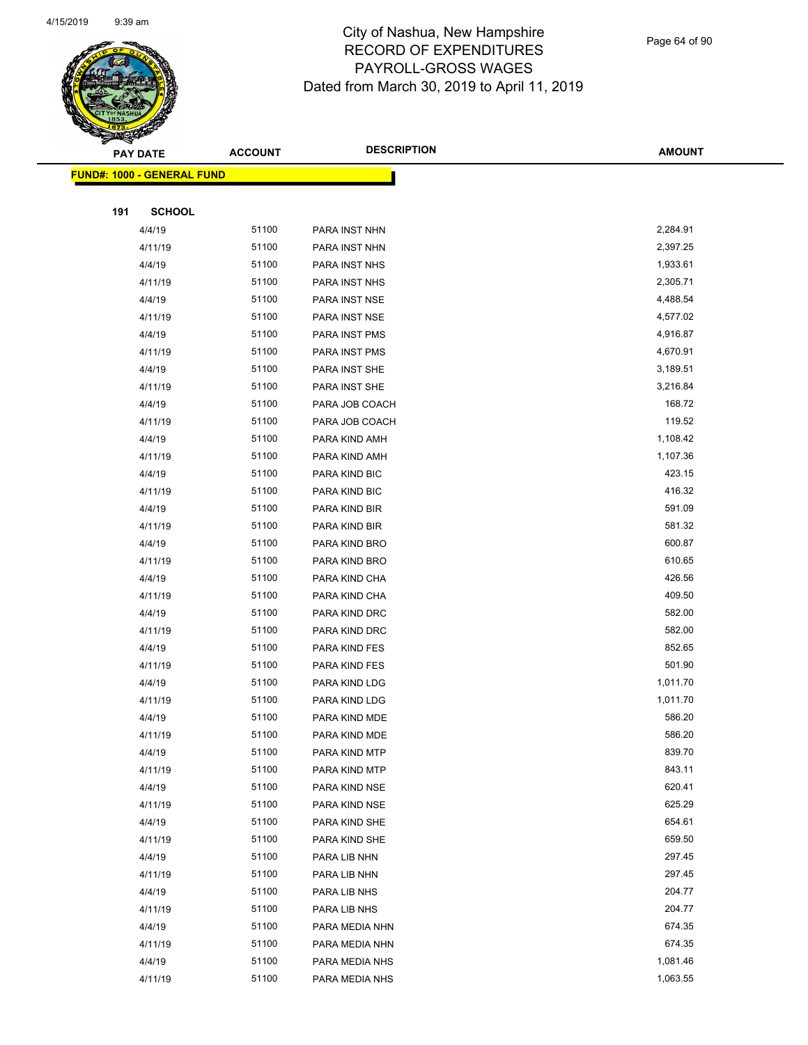City of Nashua, New Hampshire
RECORD OF EXPENDITURES
PAYROLL-GROSS WAGES
Dated from March 30, 2019 to April 11, 2019

| PAY DATE | ACCOUNT | DESCRIPTION | AMOUNT |
|---|---|---|---|
| **FUND#: 1000 - GENERAL FUND** | | | |
| **191 SCHOOL** | | | |
| 4/4/19 | 51100 | PARA INST NHN | 2,284.91 |
| 4/11/19 | 51100 | PARA INST NHN | 2,397.25 |
| 4/4/19 | 51100 | PARA INST NHS | 1,933.61 |
| 4/11/19 | 51100 | PARA INST NHS | 2,305.71 |
| 4/4/19 | 51100 | PARA INST NSE | 4,488.54 |
| 4/11/19 | 51100 | PARA INST NSE | 4,577.02 |
| 4/4/19 | 51100 | PARA INST PMS | 4,916.87 |
| 4/11/19 | 51100 | PARA INST PMS | 4,670.91 |
| 4/4/19 | 51100 | PARA INST SHE | 3,189.51 |
| 4/11/19 | 51100 | PARA INST SHE | 3,216.84 |
| 4/4/19 | 51100 | PARA JOB COACH | 168.72 |
| 4/11/19 | 51100 | PARA JOB COACH | 119.52 |
| 4/4/19 | 51100 | PARA KIND AMH | 1,108.42 |
| 4/11/19 | 51100 | PARA KIND AMH | 1,107.36 |
| 4/4/19 | 51100 | PARA KIND BIC | 423.15 |
| 4/11/19 | 51100 | PARA KIND BIC | 416.32 |
| 4/4/19 | 51100 | PARA KIND BIR | 591.09 |
| 4/11/19 | 51100 | PARA KIND BIR | 581.32 |
| 4/4/19 | 51100 | PARA KIND BRO | 600.87 |
| 4/11/19 | 51100 | PARA KIND BRO | 610.65 |
| 4/4/19 | 51100 | PARA KIND CHA | 426.56 |
| 4/11/19 | 51100 | PARA KIND CHA | 409.50 |
| 4/4/19 | 51100 | PARA KIND DRC | 582.00 |
| 4/11/19 | 51100 | PARA KIND DRC | 582.00 |
| 4/4/19 | 51100 | PARA KIND FES | 852.65 |
| 4/11/19 | 51100 | PARA KIND FES | 501.90 |
| 4/4/19 | 51100 | PARA KIND LDG | 1,011.70 |
| 4/11/19 | 51100 | PARA KIND LDG | 1,011.70 |
| 4/4/19 | 51100 | PARA KIND MDE | 586.20 |
| 4/11/19 | 51100 | PARA KIND MDE | 586.20 |
| 4/4/19 | 51100 | PARA KIND MTP | 839.70 |
| 4/11/19 | 51100 | PARA KIND MTP | 843.11 |
| 4/4/19 | 51100 | PARA KIND NSE | 620.41 |
| 4/11/19 | 51100 | PARA KIND NSE | 625.29 |
| 4/4/19 | 51100 | PARA KIND SHE | 654.61 |
| 4/11/19 | 51100 | PARA KIND SHE | 659.50 |
| 4/4/19 | 51100 | PARA LIB NHN | 297.45 |
| 4/11/19 | 51100 | PARA LIB NHN | 297.45 |
| 4/4/19 | 51100 | PARA LIB NHS | 204.77 |
| 4/11/19 | 51100 | PARA LIB NHS | 204.77 |
| 4/4/19 | 51100 | PARA MEDIA NHN | 674.35 |
| 4/11/19 | 51100 | PARA MEDIA NHN | 674.35 |
| 4/4/19 | 51100 | PARA MEDIA NHS | 1,081.46 |
| 4/11/19 | 51100 | PARA MEDIA NHS | 1,063.55 |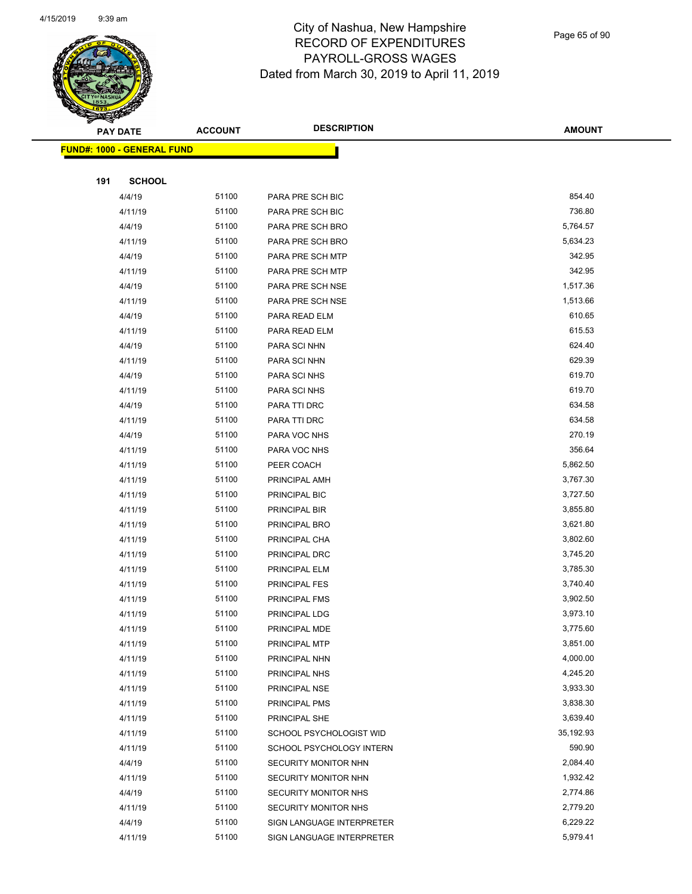# City of Nashua, New Hampshire
## RECORD OF EXPENDITURES
## PAYROLL-GROSS WAGES
## Dated from March 30, 2019 to April 11, 2019

| PAY DATE | ACCOUNT | DESCRIPTION | AMOUNT |
|---|---|---|---|
| **FUND#: 1000 - GENERAL FUND** | | | |
| **191 SCHOOL** | | | |
| 4/4/19 | 51100 | PARA PRE SCH BIC | 854.40 |
| 4/11/19 | 51100 | PARA PRE SCH BIC | 736.80 |
| 4/4/19 | 51100 | PARA PRE SCH BRO | 5,764.57 |
| 4/11/19 | 51100 | PARA PRE SCH BRO | 5,634.23 |
| 4/4/19 | 51100 | PARA PRE SCH MTP | 342.95 |
| 4/11/19 | 51100 | PARA PRE SCH MTP | 342.95 |
| 4/4/19 | 51100 | PARA PRE SCH NSE | 1,517.36 |
| 4/11/19 | 51100 | PARA PRE SCH NSE | 1,513.66 |
| 4/4/19 | 51100 | PARA READ ELM | 610.65 |
| 4/11/19 | 51100 | PARA READ ELM | 615.53 |
| 4/4/19 | 51100 | PARA SCI NHN | 624.40 |
| 4/11/19 | 51100 | PARA SCI NHN | 629.39 |
| 4/4/19 | 51100 | PARA SCI NHS | 619.70 |
| 4/11/19 | 51100 | PARA SCI NHS | 619.70 |
| 4/4/19 | 51100 | PARA TTI DRC | 634.58 |
| 4/11/19 | 51100 | PARA TTI DRC | 634.58 |
| 4/4/19 | 51100 | PARA VOC NHS | 270.19 |
| 4/11/19 | 51100 | PARA VOC NHS | 356.64 |
| 4/11/19 | 51100 | PEER COACH | 5,862.50 |
| 4/11/19 | 51100 | PRINCIPAL AMH | 3,767.30 |
| 4/11/19 | 51100 | PRINCIPAL BIC | 3,727.50 |
| 4/11/19 | 51100 | PRINCIPAL BIR | 3,855.80 |
| 4/11/19 | 51100 | PRINCIPAL BRO | 3,621.80 |
| 4/11/19 | 51100 | PRINCIPAL CHA | 3,802.60 |
| 4/11/19 | 51100 | PRINCIPAL DRC | 3,745.20 |
| 4/11/19 | 51100 | PRINCIPAL ELM | 3,785.30 |
| 4/11/19 | 51100 | PRINCIPAL FES | 3,740.40 |
| 4/11/19 | 51100 | PRINCIPAL FMS | 3,902.50 |
| 4/11/19 | 51100 | PRINCIPAL LDG | 3,973.10 |
| 4/11/19 | 51100 | PRINCIPAL MDE | 3,775.60 |
| 4/11/19 | 51100 | PRINCIPAL MTP | 3,851.00 |
| 4/11/19 | 51100 | PRINCIPAL NHN | 4,000.00 |
| 4/11/19 | 51100 | PRINCIPAL NHS | 4,245.20 |
| 4/11/19 | 51100 | PRINCIPAL NSE | 3,933.30 |
| 4/11/19 | 51100 | PRINCIPAL PMS | 3,838.30 |
| 4/11/19 | 51100 | PRINCIPAL SHE | 3,639.40 |
| 4/11/19 | 51100 | SCHOOL PSYCHOLOGIST WID | 35,192.93 |
| 4/11/19 | 51100 | SCHOOL PSYCHOLOGY INTERN | 590.90 |
| 4/4/19 | 51100 | SECURITY MONITOR NHN | 2,084.40 |
| 4/11/19 | 51100 | SECURITY MONITOR NHN | 1,932.42 |
| 4/4/19 | 51100 | SECURITY MONITOR NHS | 2,774.86 |
| 4/11/19 | 51100 | SECURITY MONITOR NHS | 2,779.20 |
| 4/4/19 | 51100 | SIGN LANGUAGE INTERPRETER | 6,229.22 |
| 4/11/19 | 51100 | SIGN LANGUAGE INTERPRETER | 5,979.41 |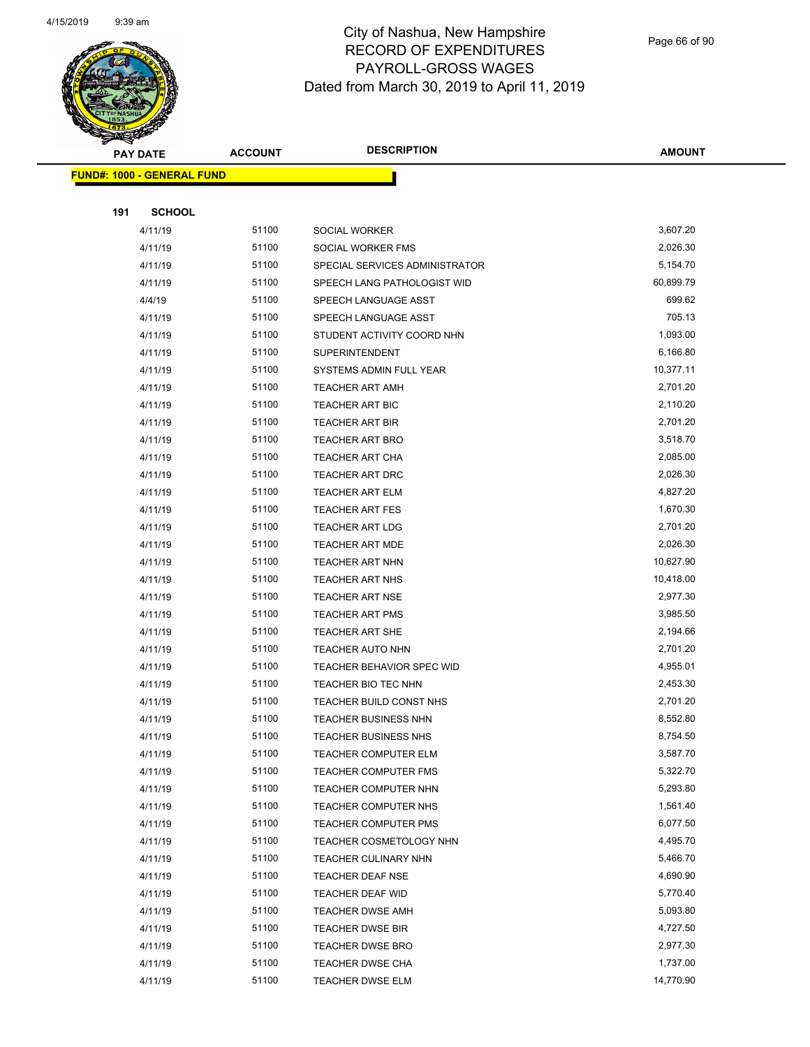# City of Nashua, New Hampshire
## RECORD OF EXPENDITURES
## PAYROLL-GROSS WAGES
## Dated from March 30, 2019 to April 11, 2019

| PAY DATE | ACCOUNT | DESCRIPTION | AMOUNT |
|---|---|---|---|

**FUND#: 1000 - GENERAL FUND**

**191 SCHOOL**

| PAY DATE | ACCOUNT | DESCRIPTION | AMOUNT |
|---|---|---|---|
| 4/11/19 | 51100 | SOCIAL WORKER | 3,607.20 |
| 4/11/19 | 51100 | SOCIAL WORKER FMS | 2,026.30 |
| 4/11/19 | 51100 | SPECIAL SERVICES ADMINISTRATOR | 5,154.70 |
| 4/11/19 | 51100 | SPEECH LANG PATHOLOGIST WID | 60,899.79 |
| 4/4/19 | 51100 | SPEECH LANGUAGE ASST | 699.62 |
| 4/11/19 | 51100 | SPEECH LANGUAGE ASST | 705.13 |
| 4/11/19 | 51100 | STUDENT ACTIVITY COORD NHN | 1,093.00 |
| 4/11/19 | 51100 | SUPERINTENDENT | 6,166.80 |
| 4/11/19 | 51100 | SYSTEMS ADMIN FULL YEAR | 10,377.11 |
| 4/11/19 | 51100 | TEACHER ART AMH | 2,701.20 |
| 4/11/19 | 51100 | TEACHER ART BIC | 2,110.20 |
| 4/11/19 | 51100 | TEACHER ART BIR | 2,701.20 |
| 4/11/19 | 51100 | TEACHER ART BRO | 3,518.70 |
| 4/11/19 | 51100 | TEACHER ART CHA | 2,085.00 |
| 4/11/19 | 51100 | TEACHER ART DRC | 2,026.30 |
| 4/11/19 | 51100 | TEACHER ART ELM | 4,827.20 |
| 4/11/19 | 51100 | TEACHER ART FES | 1,670.30 |
| 4/11/19 | 51100 | TEACHER ART LDG | 2,701.20 |
| 4/11/19 | 51100 | TEACHER ART MDE | 2,026.30 |
| 4/11/19 | 51100 | TEACHER ART NHN | 10,627.90 |
| 4/11/19 | 51100 | TEACHER ART NHS | 10,418.00 |
| 4/11/19 | 51100 | TEACHER ART NSE | 2,977.30 |
| 4/11/19 | 51100 | TEACHER ART PMS | 3,985.50 |
| 4/11/19 | 51100 | TEACHER ART SHE | 2,194.66 |
| 4/11/19 | 51100 | TEACHER AUTO NHN | 2,701.20 |
| 4/11/19 | 51100 | TEACHER BEHAVIOR SPEC WID | 4,955.01 |
| 4/11/19 | 51100 | TEACHER BIO TEC NHN | 2,453.30 |
| 4/11/19 | 51100 | TEACHER BUILD CONST NHS | 2,701.20 |
| 4/11/19 | 51100 | TEACHER BUSINESS NHN | 8,552.80 |
| 4/11/19 | 51100 | TEACHER BUSINESS NHS | 8,754.50 |
| 4/11/19 | 51100 | TEACHER COMPUTER ELM | 3,587.70 |
| 4/11/19 | 51100 | TEACHER COMPUTER FMS | 5,322.70 |
| 4/11/19 | 51100 | TEACHER COMPUTER NHN | 5,293.80 |
| 4/11/19 | 51100 | TEACHER COMPUTER NHS | 1,561.40 |
| 4/11/19 | 51100 | TEACHER COMPUTER PMS | 6,077.50 |
| 4/11/19 | 51100 | TEACHER COSMETOLOGY NHN | 4,495.70 |
| 4/11/19 | 51100 | TEACHER CULINARY NHN | 5,466.70 |
| 4/11/19 | 51100 | TEACHER DEAF NSE | 4,690.90 |
| 4/11/19 | 51100 | TEACHER DEAF WID | 5,770.40 |
| 4/11/19 | 51100 | TEACHER DWSE AMH | 5,093.80 |
| 4/11/19 | 51100 | TEACHER DWSE BIR | 4,727.50 |
| 4/11/19 | 51100 | TEACHER DWSE BRO | 2,977.30 |
| 4/11/19 | 51100 | TEACHER DWSE CHA | 1,737.00 |
| 4/11/19 | 51100 | TEACHER DWSE ELM | 14,770.90 |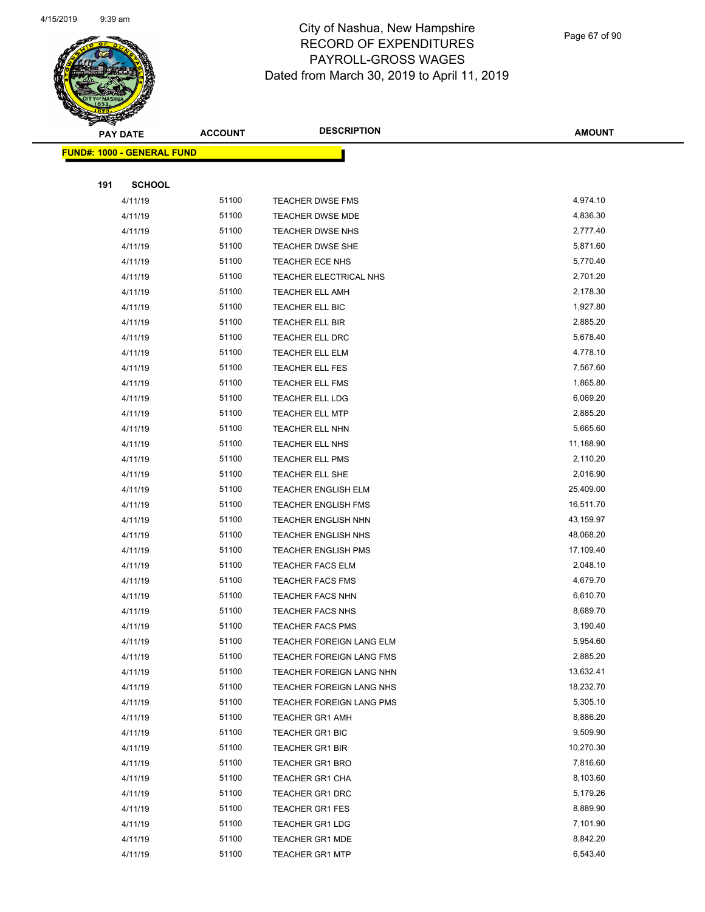# City of Nashua, New Hampshire
## RECORD OF EXPENDITURES
## PAYROLL-GROSS WAGES
## Dated from March 30, 2019 to April 11, 2019

**FUND#: 1000 - GENERAL FUND**

**191 SCHOOL**

| PAY DATE | ACCOUNT | DESCRIPTION | AMOUNT |
|---|---|---|---|
| 4/11/19 | 51100 | TEACHER DWSE FMS | 4,974.10 |
| 4/11/19 | 51100 | TEACHER DWSE MDE | 4,836.30 |
| 4/11/19 | 51100 | TEACHER DWSE NHS | 2,777.40 |
| 4/11/19 | 51100 | TEACHER DWSE SHE | 5,871.60 |
| 4/11/19 | 51100 | TEACHER ECE NHS | 5,770.40 |
| 4/11/19 | 51100 | TEACHER ELECTRICAL NHS | 2,701.20 |
| 4/11/19 | 51100 | TEACHER ELL AMH | 2,178.30 |
| 4/11/19 | 51100 | TEACHER ELL BIC | 1,927.80 |
| 4/11/19 | 51100 | TEACHER ELL BIR | 2,885.20 |
| 4/11/19 | 51100 | TEACHER ELL DRC | 5,678.40 |
| 4/11/19 | 51100 | TEACHER ELL ELM | 4,778.10 |
| 4/11/19 | 51100 | TEACHER ELL FES | 7,567.60 |
| 4/11/19 | 51100 | TEACHER ELL FMS | 1,865.80 |
| 4/11/19 | 51100 | TEACHER ELL LDG | 6,069.20 |
| 4/11/19 | 51100 | TEACHER ELL MTP | 2,885.20 |
| 4/11/19 | 51100 | TEACHER ELL NHN | 5,665.60 |
| 4/11/19 | 51100 | TEACHER ELL NHS | 11,188.90 |
| 4/11/19 | 51100 | TEACHER ELL PMS | 2,110.20 |
| 4/11/19 | 51100 | TEACHER ELL SHE | 2,016.90 |
| 4/11/19 | 51100 | TEACHER ENGLISH ELM | 25,409.00 |
| 4/11/19 | 51100 | TEACHER ENGLISH FMS | 16,511.70 |
| 4/11/19 | 51100 | TEACHER ENGLISH NHN | 43,159.97 |
| 4/11/19 | 51100 | TEACHER ENGLISH NHS | 48,068.20 |
| 4/11/19 | 51100 | TEACHER ENGLISH PMS | 17,109.40 |
| 4/11/19 | 51100 | TEACHER FACS ELM | 2,048.10 |
| 4/11/19 | 51100 | TEACHER FACS FMS | 4,679.70 |
| 4/11/19 | 51100 | TEACHER FACS NHN | 6,610.70 |
| 4/11/19 | 51100 | TEACHER FACS NHS | 8,689.70 |
| 4/11/19 | 51100 | TEACHER FACS PMS | 3,190.40 |
| 4/11/19 | 51100 | TEACHER FOREIGN LANG ELM | 5,954.60 |
| 4/11/19 | 51100 | TEACHER FOREIGN LANG FMS | 2,885.20 |
| 4/11/19 | 51100 | TEACHER FOREIGN LANG NHN | 13,632.41 |
| 4/11/19 | 51100 | TEACHER FOREIGN LANG NHS | 18,232.70 |
| 4/11/19 | 51100 | TEACHER FOREIGN LANG PMS | 5,305.10 |
| 4/11/19 | 51100 | TEACHER GR1 AMH | 8,886.20 |
| 4/11/19 | 51100 | TEACHER GR1 BIC | 9,509.90 |
| 4/11/19 | 51100 | TEACHER GR1 BIR | 10,270.30 |
| 4/11/19 | 51100 | TEACHER GR1 BRO | 7,816.60 |
| 4/11/19 | 51100 | TEACHER GR1 CHA | 8,103.60 |
| 4/11/19 | 51100 | TEACHER GR1 DRC | 5,179.26 |
| 4/11/19 | 51100 | TEACHER GR1 FES | 8,889.90 |
| 4/11/19 | 51100 | TEACHER GR1 LDG | 7,101.90 |
| 4/11/19 | 51100 | TEACHER GR1 MDE | 8,842.20 |
| 4/11/19 | 51100 | TEACHER GR1 MTP | 6,543.40 |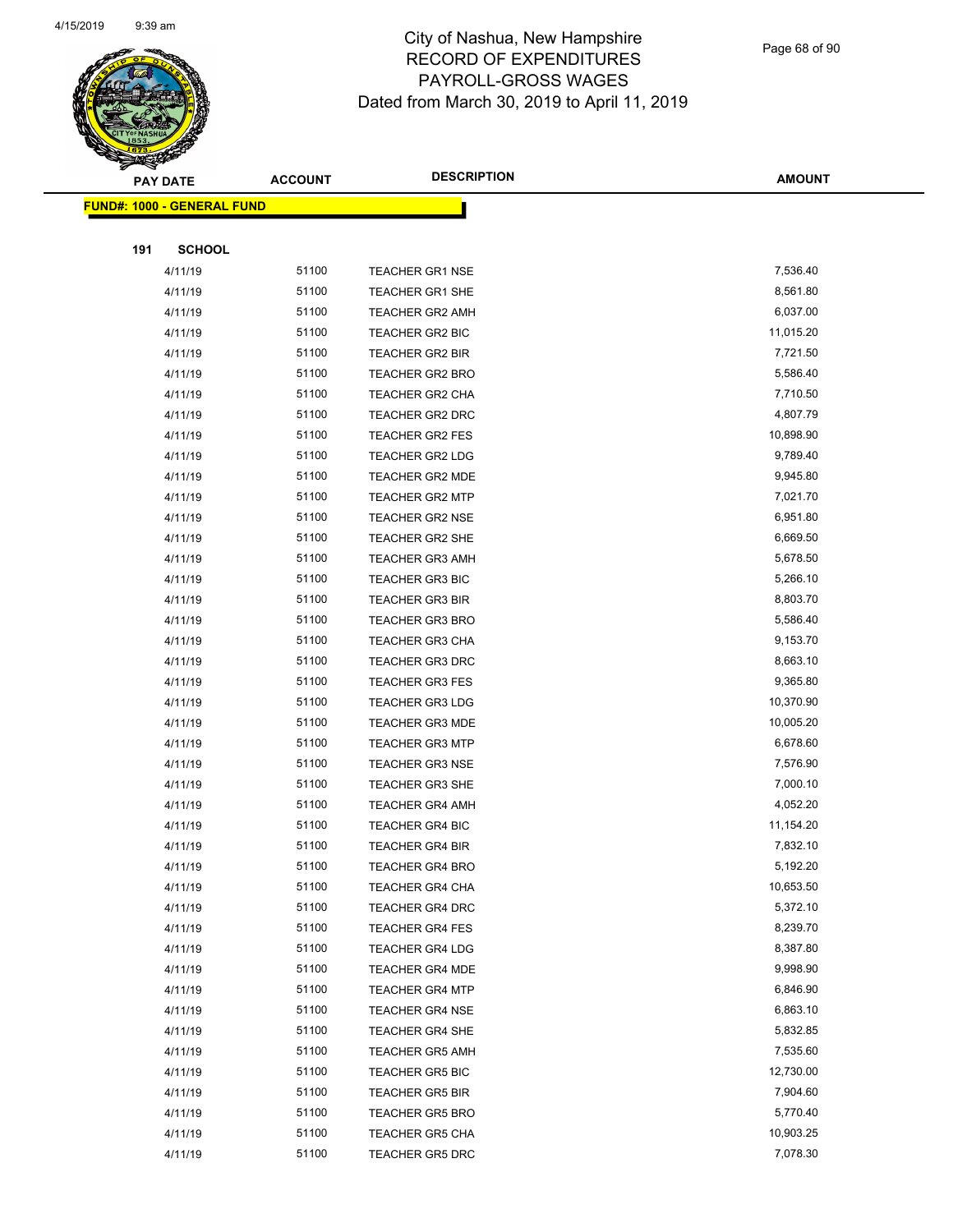# City of Nashua, New Hampshire
## RECORD OF EXPENDITURES
## PAYROLL-GROSS WAGES
## Dated from March 30, 2019 to April 11, 2019

| PAY DATE | ACCOUNT | DESCRIPTION | AMOUNT |
|---|---|---|---|

**FUND#: 1000 - GENERAL FUND**

**191 SCHOOL**

| PAY DATE | ACCOUNT | DESCRIPTION | AMOUNT |
|---|---|---|---|
| 4/11/19 | 51100 | TEACHER GR1 NSE | 7,536.40 |
| 4/11/19 | 51100 | TEACHER GR1 SHE | 8,561.80 |
| 4/11/19 | 51100 | TEACHER GR2 AMH | 6,037.00 |
| 4/11/19 | 51100 | TEACHER GR2 BIC | 11,015.20 |
| 4/11/19 | 51100 | TEACHER GR2 BIR | 7,721.50 |
| 4/11/19 | 51100 | TEACHER GR2 BRO | 5,586.40 |
| 4/11/19 | 51100 | TEACHER GR2 CHA | 7,710.50 |
| 4/11/19 | 51100 | TEACHER GR2 DRC | 4,807.79 |
| 4/11/19 | 51100 | TEACHER GR2 FES | 10,898.90 |
| 4/11/19 | 51100 | TEACHER GR2 LDG | 9,789.40 |
| 4/11/19 | 51100 | TEACHER GR2 MDE | 9,945.80 |
| 4/11/19 | 51100 | TEACHER GR2 MTP | 7,021.70 |
| 4/11/19 | 51100 | TEACHER GR2 NSE | 6,951.80 |
| 4/11/19 | 51100 | TEACHER GR2 SHE | 6,669.50 |
| 4/11/19 | 51100 | TEACHER GR3 AMH | 5,678.50 |
| 4/11/19 | 51100 | TEACHER GR3 BIC | 5,266.10 |
| 4/11/19 | 51100 | TEACHER GR3 BIR | 8,803.70 |
| 4/11/19 | 51100 | TEACHER GR3 BRO | 5,586.40 |
| 4/11/19 | 51100 | TEACHER GR3 CHA | 9,153.70 |
| 4/11/19 | 51100 | TEACHER GR3 DRC | 8,663.10 |
| 4/11/19 | 51100 | TEACHER GR3 FES | 9,365.80 |
| 4/11/19 | 51100 | TEACHER GR3 LDG | 10,370.90 |
| 4/11/19 | 51100 | TEACHER GR3 MDE | 10,005.20 |
| 4/11/19 | 51100 | TEACHER GR3 MTP | 6,678.60 |
| 4/11/19 | 51100 | TEACHER GR3 NSE | 7,576.90 |
| 4/11/19 | 51100 | TEACHER GR3 SHE | 7,000.10 |
| 4/11/19 | 51100 | TEACHER GR4 AMH | 4,052.20 |
| 4/11/19 | 51100 | TEACHER GR4 BIC | 11,154.20 |
| 4/11/19 | 51100 | TEACHER GR4 BIR | 7,832.10 |
| 4/11/19 | 51100 | TEACHER GR4 BRO | 5,192.20 |
| 4/11/19 | 51100 | TEACHER GR4 CHA | 10,653.50 |
| 4/11/19 | 51100 | TEACHER GR4 DRC | 5,372.10 |
| 4/11/19 | 51100 | TEACHER GR4 FES | 8,239.70 |
| 4/11/19 | 51100 | TEACHER GR4 LDG | 8,387.80 |
| 4/11/19 | 51100 | TEACHER GR4 MDE | 9,998.90 |
| 4/11/19 | 51100 | TEACHER GR4 MTP | 6,846.90 |
| 4/11/19 | 51100 | TEACHER GR4 NSE | 6,863.10 |
| 4/11/19 | 51100 | TEACHER GR4 SHE | 5,832.85 |
| 4/11/19 | 51100 | TEACHER GR5 AMH | 7,535.60 |
| 4/11/19 | 51100 | TEACHER GR5 BIC | 12,730.00 |
| 4/11/19 | 51100 | TEACHER GR5 BIR | 7,904.60 |
| 4/11/19 | 51100 | TEACHER GR5 BRO | 5,770.40 |
| 4/11/19 | 51100 | TEACHER GR5 CHA | 10,903.25 |
| 4/11/19 | 51100 | TEACHER GR5 DRC | 7,078.30 |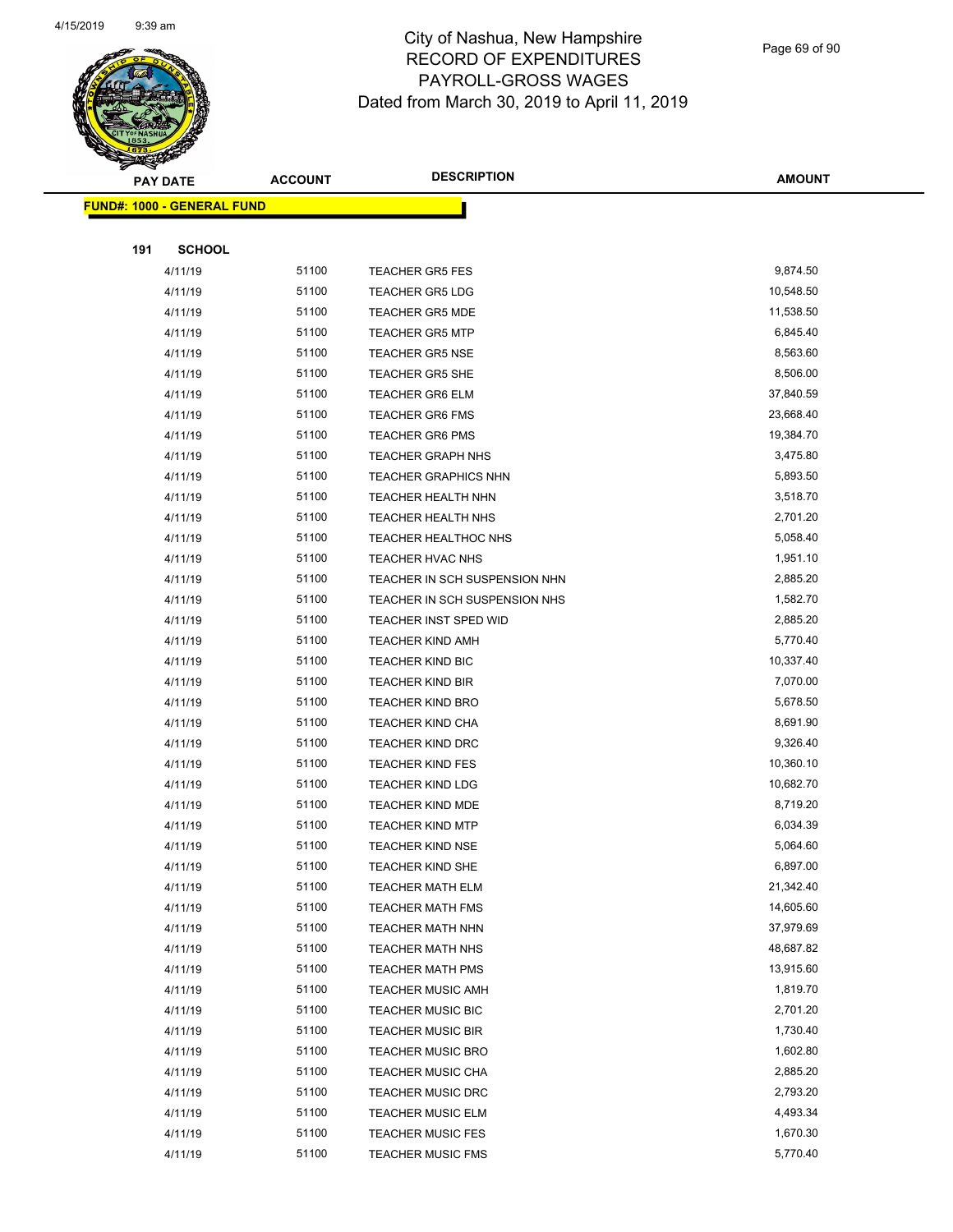# City of Nashua, New Hampshire
## RECORD OF EXPENDITURES
## PAYROLL-GROSS WAGES
## Dated from March 30, 2019 to April 11, 2019

**FUND#: 1000 - GENERAL FUND**

**191 SCHOOL**

| PAY DATE | ACCOUNT | DESCRIPTION | AMOUNT |
|---|---|---|---|
| 4/11/19 | 51100 | TEACHER GR5 FES | 9,874.50 |
| 4/11/19 | 51100 | TEACHER GR5 LDG | 10,548.50 |
| 4/11/19 | 51100 | TEACHER GR5 MDE | 11,538.50 |
| 4/11/19 | 51100 | TEACHER GR5 MTP | 6,845.40 |
| 4/11/19 | 51100 | TEACHER GR5 NSE | 8,563.60 |
| 4/11/19 | 51100 | TEACHER GR5 SHE | 8,506.00 |
| 4/11/19 | 51100 | TEACHER GR6 ELM | 37,840.59 |
| 4/11/19 | 51100 | TEACHER GR6 FMS | 23,668.40 |
| 4/11/19 | 51100 | TEACHER GR6 PMS | 19,384.70 |
| 4/11/19 | 51100 | TEACHER GRAPH NHS | 3,475.80 |
| 4/11/19 | 51100 | TEACHER GRAPHICS NHN | 5,893.50 |
| 4/11/19 | 51100 | TEACHER HEALTH NHN | 3,518.70 |
| 4/11/19 | 51100 | TEACHER HEALTH NHS | 2,701.20 |
| 4/11/19 | 51100 | TEACHER HEALTHOC NHS | 5,058.40 |
| 4/11/19 | 51100 | TEACHER HVAC NHS | 1,951.10 |
| 4/11/19 | 51100 | TEACHER IN SCH SUSPENSION NHN | 2,885.20 |
| 4/11/19 | 51100 | TEACHER IN SCH SUSPENSION NHS | 1,582.70 |
| 4/11/19 | 51100 | TEACHER INST SPED WID | 2,885.20 |
| 4/11/19 | 51100 | TEACHER KIND AMH | 5,770.40 |
| 4/11/19 | 51100 | TEACHER KIND BIC | 10,337.40 |
| 4/11/19 | 51100 | TEACHER KIND BIR | 7,070.00 |
| 4/11/19 | 51100 | TEACHER KIND BRO | 5,678.50 |
| 4/11/19 | 51100 | TEACHER KIND CHA | 8,691.90 |
| 4/11/19 | 51100 | TEACHER KIND DRC | 9,326.40 |
| 4/11/19 | 51100 | TEACHER KIND FES | 10,360.10 |
| 4/11/19 | 51100 | TEACHER KIND LDG | 10,682.70 |
| 4/11/19 | 51100 | TEACHER KIND MDE | 8,719.20 |
| 4/11/19 | 51100 | TEACHER KIND MTP | 6,034.39 |
| 4/11/19 | 51100 | TEACHER KIND NSE | 5,064.60 |
| 4/11/19 | 51100 | TEACHER KIND SHE | 6,897.00 |
| 4/11/19 | 51100 | TEACHER MATH ELM | 21,342.40 |
| 4/11/19 | 51100 | TEACHER MATH FMS | 14,605.60 |
| 4/11/19 | 51100 | TEACHER MATH NHN | 37,979.69 |
| 4/11/19 | 51100 | TEACHER MATH NHS | 48,687.82 |
| 4/11/19 | 51100 | TEACHER MATH PMS | 13,915.60 |
| 4/11/19 | 51100 | TEACHER MUSIC AMH | 1,819.70 |
| 4/11/19 | 51100 | TEACHER MUSIC BIC | 2,701.20 |
| 4/11/19 | 51100 | TEACHER MUSIC BIR | 1,730.40 |
| 4/11/19 | 51100 | TEACHER MUSIC BRO | 1,602.80 |
| 4/11/19 | 51100 | TEACHER MUSIC CHA | 2,885.20 |
| 4/11/19 | 51100 | TEACHER MUSIC DRC | 2,793.20 |
| 4/11/19 | 51100 | TEACHER MUSIC ELM | 4,493.34 |
| 4/11/19 | 51100 | TEACHER MUSIC FES | 1,670.30 |
| 4/11/19 | 51100 | TEACHER MUSIC FMS | 5,770.40 |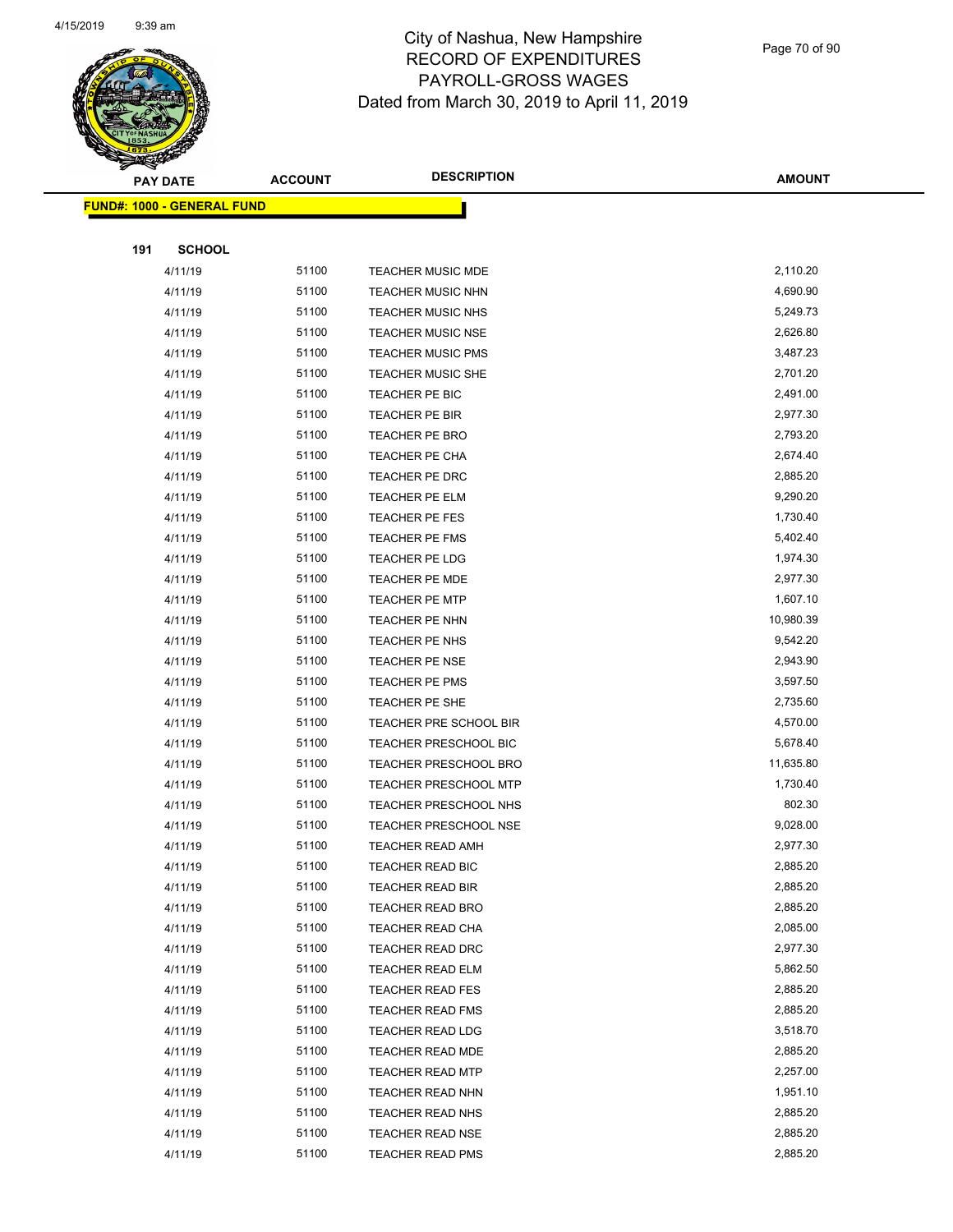# City of Nashua, New Hampshire
## RECORD OF EXPENDITURES
## PAYROLL-GROSS WAGES
## Dated from March 30, 2019 to April 11, 2019

| PAY DATE | ACCOUNT | DESCRIPTION | AMOUNT |
|---|---|---|---|
| **FUND#: 1000 - GENERAL FUND** | | | |
| **191 SCHOOL** | | | |
| 4/11/19 | 51100 | TEACHER MUSIC MDE | 2,110.20 |
| 4/11/19 | 51100 | TEACHER MUSIC NHN | 4,690.90 |
| 4/11/19 | 51100 | TEACHER MUSIC NHS | 5,249.73 |
| 4/11/19 | 51100 | TEACHER MUSIC NSE | 2,626.80 |
| 4/11/19 | 51100 | TEACHER MUSIC PMS | 3,487.23 |
| 4/11/19 | 51100 | TEACHER MUSIC SHE | 2,701.20 |
| 4/11/19 | 51100 | TEACHER PE BIC | 2,491.00 |
| 4/11/19 | 51100 | TEACHER PE BIR | 2,977.30 |
| 4/11/19 | 51100 | TEACHER PE BRO | 2,793.20 |
| 4/11/19 | 51100 | TEACHER PE CHA | 2,674.40 |
| 4/11/19 | 51100 | TEACHER PE DRC | 2,885.20 |
| 4/11/19 | 51100 | TEACHER PE ELM | 9,290.20 |
| 4/11/19 | 51100 | TEACHER PE FES | 1,730.40 |
| 4/11/19 | 51100 | TEACHER PE FMS | 5,402.40 |
| 4/11/19 | 51100 | TEACHER PE LDG | 1,974.30 |
| 4/11/19 | 51100 | TEACHER PE MDE | 2,977.30 |
| 4/11/19 | 51100 | TEACHER PE MTP | 1,607.10 |
| 4/11/19 | 51100 | TEACHER PE NHN | 10,980.39 |
| 4/11/19 | 51100 | TEACHER PE NHS | 9,542.20 |
| 4/11/19 | 51100 | TEACHER PE NSE | 2,943.90 |
| 4/11/19 | 51100 | TEACHER PE PMS | 3,597.50 |
| 4/11/19 | 51100 | TEACHER PE SHE | 2,735.60 |
| 4/11/19 | 51100 | TEACHER PRE SCHOOL BIR | 4,570.00 |
| 4/11/19 | 51100 | TEACHER PRESCHOOL BIC | 5,678.40 |
| 4/11/19 | 51100 | TEACHER PRESCHOOL BRO | 11,635.80 |
| 4/11/19 | 51100 | TEACHER PRESCHOOL MTP | 1,730.40 |
| 4/11/19 | 51100 | TEACHER PRESCHOOL NHS | 802.30 |
| 4/11/19 | 51100 | TEACHER PRESCHOOL NSE | 9,028.00 |
| 4/11/19 | 51100 | TEACHER READ AMH | 2,977.30 |
| 4/11/19 | 51100 | TEACHER READ BIC | 2,885.20 |
| 4/11/19 | 51100 | TEACHER READ BIR | 2,885.20 |
| 4/11/19 | 51100 | TEACHER READ BRO | 2,885.20 |
| 4/11/19 | 51100 | TEACHER READ CHA | 2,085.00 |
| 4/11/19 | 51100 | TEACHER READ DRC | 2,977.30 |
| 4/11/19 | 51100 | TEACHER READ ELM | 5,862.50 |
| 4/11/19 | 51100 | TEACHER READ FES | 2,885.20 |
| 4/11/19 | 51100 | TEACHER READ FMS | 2,885.20 |
| 4/11/19 | 51100 | TEACHER READ LDG | 3,518.70 |
| 4/11/19 | 51100 | TEACHER READ MDE | 2,885.20 |
| 4/11/19 | 51100 | TEACHER READ MTP | 2,257.00 |
| 4/11/19 | 51100 | TEACHER READ NHN | 1,951.10 |
| 4/11/19 | 51100 | TEACHER READ NHS | 2,885.20 |
| 4/11/19 | 51100 | TEACHER READ NSE | 2,885.20 |
| 4/11/19 | 51100 | TEACHER READ PMS | 2,885.20 |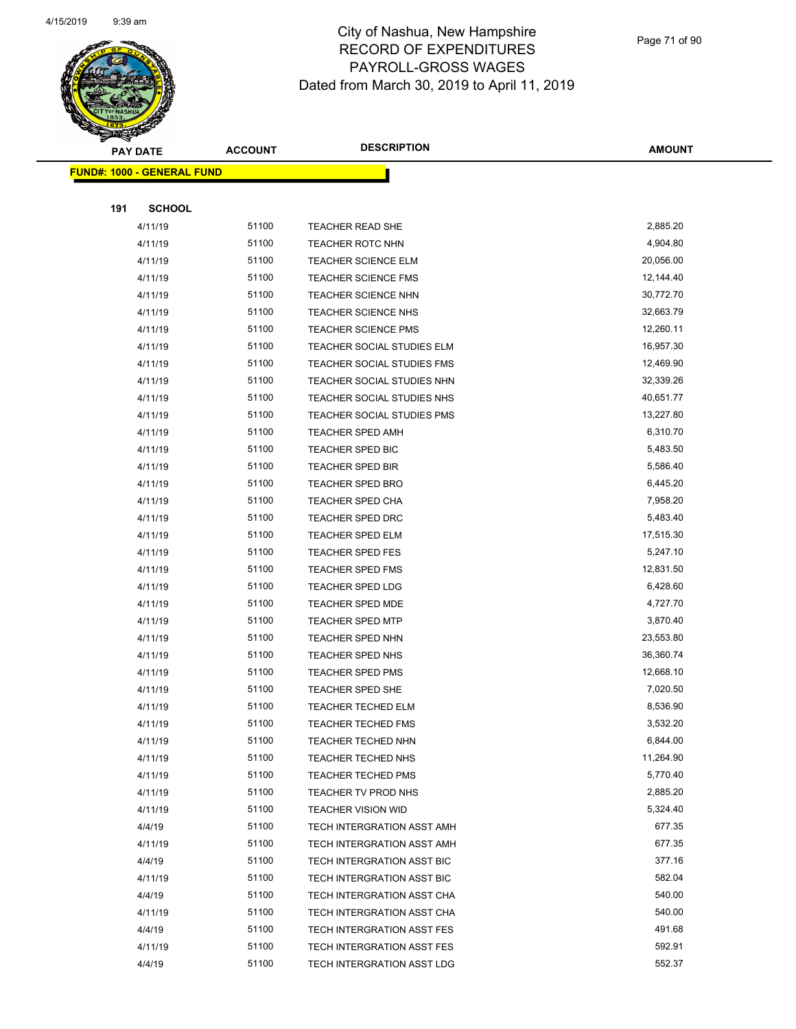# City of Nashua, New Hampshire
## RECORD OF EXPENDITURES
## PAYROLL-GROSS WAGES
## Dated from March 30, 2019 to April 11, 2019

| PAY DATE | ACCOUNT | DESCRIPTION | AMOUNT |
|---|---|---|---|

**FUND#: 1000 - GENERAL FUND**

**191 SCHOOL**

| PAY DATE | ACCOUNT | DESCRIPTION | AMOUNT |
|---|---|---|---|
| 4/11/19 | 51100 | TEACHER READ SHE | 2,885.20 |
| 4/11/19 | 51100 | TEACHER ROTC NHN | 4,904.80 |
| 4/11/19 | 51100 | TEACHER SCIENCE ELM | 20,056.00 |
| 4/11/19 | 51100 | TEACHER SCIENCE FMS | 12,144.40 |
| 4/11/19 | 51100 | TEACHER SCIENCE NHN | 30,772.70 |
| 4/11/19 | 51100 | TEACHER SCIENCE NHS | 32,663.79 |
| 4/11/19 | 51100 | TEACHER SCIENCE PMS | 12,260.11 |
| 4/11/19 | 51100 | TEACHER SOCIAL STUDIES ELM | 16,957.30 |
| 4/11/19 | 51100 | TEACHER SOCIAL STUDIES FMS | 12,469.90 |
| 4/11/19 | 51100 | TEACHER SOCIAL STUDIES NHN | 32,339.26 |
| 4/11/19 | 51100 | TEACHER SOCIAL STUDIES NHS | 40,651.77 |
| 4/11/19 | 51100 | TEACHER SOCIAL STUDIES PMS | 13,227.80 |
| 4/11/19 | 51100 | TEACHER SPED AMH | 6,310.70 |
| 4/11/19 | 51100 | TEACHER SPED BIC | 5,483.50 |
| 4/11/19 | 51100 | TEACHER SPED BIR | 5,586.40 |
| 4/11/19 | 51100 | TEACHER SPED BRO | 6,445.20 |
| 4/11/19 | 51100 | TEACHER SPED CHA | 7,958.20 |
| 4/11/19 | 51100 | TEACHER SPED DRC | 5,483.40 |
| 4/11/19 | 51100 | TEACHER SPED ELM | 17,515.30 |
| 4/11/19 | 51100 | TEACHER SPED FES | 5,247.10 |
| 4/11/19 | 51100 | TEACHER SPED FMS | 12,831.50 |
| 4/11/19 | 51100 | TEACHER SPED LDG | 6,428.60 |
| 4/11/19 | 51100 | TEACHER SPED MDE | 4,727.70 |
| 4/11/19 | 51100 | TEACHER SPED MTP | 3,870.40 |
| 4/11/19 | 51100 | TEACHER SPED NHN | 23,553.80 |
| 4/11/19 | 51100 | TEACHER SPED NHS | 36,360.74 |
| 4/11/19 | 51100 | TEACHER SPED PMS | 12,668.10 |
| 4/11/19 | 51100 | TEACHER SPED SHE | 7,020.50 |
| 4/11/19 | 51100 | TEACHER TECHED ELM | 8,536.90 |
| 4/11/19 | 51100 | TEACHER TECHED FMS | 3,532.20 |
| 4/11/19 | 51100 | TEACHER TECHED NHN | 6,844.00 |
| 4/11/19 | 51100 | TEACHER TECHED NHS | 11,264.90 |
| 4/11/19 | 51100 | TEACHER TECHED PMS | 5,770.40 |
| 4/11/19 | 51100 | TEACHER TV PROD NHS | 2,885.20 |
| 4/11/19 | 51100 | TEACHER VISION WID | 5,324.40 |
| 4/4/19 | 51100 | TECH INTERGRATION ASST AMH | 677.35 |
| 4/11/19 | 51100 | TECH INTERGRATION ASST AMH | 677.35 |
| 4/4/19 | 51100 | TECH INTERGRATION ASST BIC | 377.16 |
| 4/11/19 | 51100 | TECH INTERGRATION ASST BIC | 582.04 |
| 4/4/19 | 51100 | TECH INTERGRATION ASST CHA | 540.00 |
| 4/11/19 | 51100 | TECH INTERGRATION ASST CHA | 540.00 |
| 4/4/19 | 51100 | TECH INTERGRATION ASST FES | 491.68 |
| 4/11/19 | 51100 | TECH INTERGRATION ASST FES | 592.91 |
| 4/4/19 | 51100 | TECH INTERGRATION ASST LDG | 552.37 |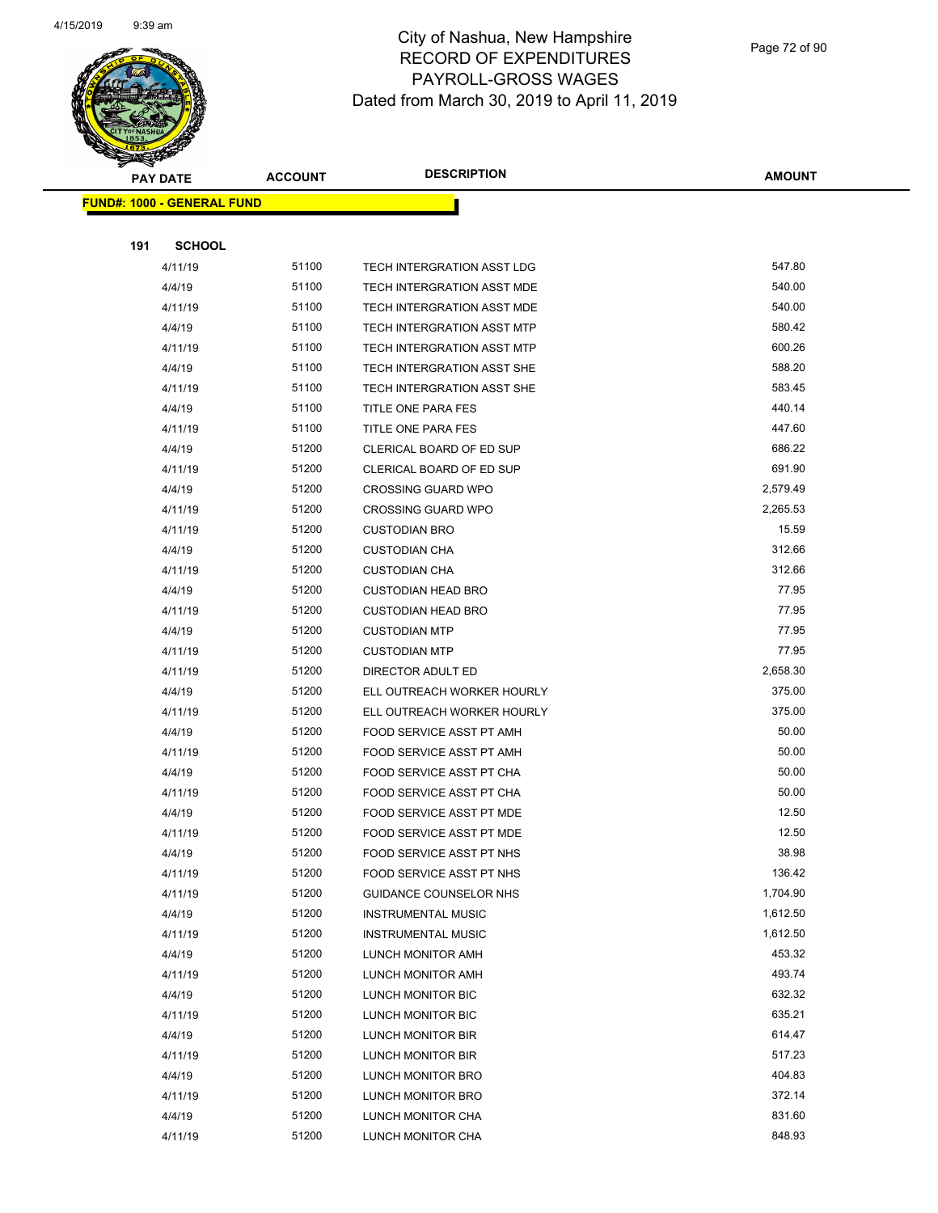# City of Nashua, New Hampshire
## RECORD OF EXPENDITURES
## PAYROLL-GROSS WAGES
## Dated from March 30, 2019 to April 11, 2019

**FUND#: 1000 - GENERAL FUND**

**191 SCHOOL**

| PAY DATE | ACCOUNT | DESCRIPTION | AMOUNT |
|---|---|---|---|
| 4/11/19 | 51100 | TECH INTERGRATION ASST LDG | 547.80 |
| 4/4/19 | 51100 | TECH INTERGRATION ASST MDE | 540.00 |
| 4/11/19 | 51100 | TECH INTERGRATION ASST MDE | 540.00 |
| 4/4/19 | 51100 | TECH INTERGRATION ASST MTP | 580.42 |
| 4/11/19 | 51100 | TECH INTERGRATION ASST MTP | 600.26 |
| 4/4/19 | 51100 | TECH INTERGRATION ASST SHE | 588.20 |
| 4/11/19 | 51100 | TECH INTERGRATION ASST SHE | 583.45 |
| 4/4/19 | 51100 | TITLE ONE PARA FES | 440.14 |
| 4/11/19 | 51100 | TITLE ONE PARA FES | 447.60 |
| 4/4/19 | 51200 | CLERICAL BOARD OF ED SUP | 686.22 |
| 4/11/19 | 51200 | CLERICAL BOARD OF ED SUP | 691.90 |
| 4/4/19 | 51200 | CROSSING GUARD WPO | 2,579.49 |
| 4/11/19 | 51200 | CROSSING GUARD WPO | 2,265.53 |
| 4/11/19 | 51200 | CUSTODIAN BRO | 15.59 |
| 4/4/19 | 51200 | CUSTODIAN CHA | 312.66 |
| 4/11/19 | 51200 | CUSTODIAN CHA | 312.66 |
| 4/4/19 | 51200 | CUSTODIAN HEAD BRO | 77.95 |
| 4/11/19 | 51200 | CUSTODIAN HEAD BRO | 77.95 |
| 4/4/19 | 51200 | CUSTODIAN MTP | 77.95 |
| 4/11/19 | 51200 | CUSTODIAN MTP | 77.95 |
| 4/11/19 | 51200 | DIRECTOR ADULT ED | 2,658.30 |
| 4/4/19 | 51200 | ELL OUTREACH WORKER HOURLY | 375.00 |
| 4/11/19 | 51200 | ELL OUTREACH WORKER HOURLY | 375.00 |
| 4/4/19 | 51200 | FOOD SERVICE ASST PT AMH | 50.00 |
| 4/11/19 | 51200 | FOOD SERVICE ASST PT AMH | 50.00 |
| 4/4/19 | 51200 | FOOD SERVICE ASST PT CHA | 50.00 |
| 4/11/19 | 51200 | FOOD SERVICE ASST PT CHA | 50.00 |
| 4/4/19 | 51200 | FOOD SERVICE ASST PT MDE | 12.50 |
| 4/11/19 | 51200 | FOOD SERVICE ASST PT MDE | 12.50 |
| 4/4/19 | 51200 | FOOD SERVICE ASST PT NHS | 38.98 |
| 4/11/19 | 51200 | FOOD SERVICE ASST PT NHS | 136.42 |
| 4/11/19 | 51200 | GUIDANCE COUNSELOR NHS | 1,704.90 |
| 4/4/19 | 51200 | INSTRUMENTAL MUSIC | 1,612.50 |
| 4/11/19 | 51200 | INSTRUMENTAL MUSIC | 1,612.50 |
| 4/4/19 | 51200 | LUNCH MONITOR AMH | 453.32 |
| 4/11/19 | 51200 | LUNCH MONITOR AMH | 493.74 |
| 4/4/19 | 51200 | LUNCH MONITOR BIC | 632.32 |
| 4/11/19 | 51200 | LUNCH MONITOR BIC | 635.21 |
| 4/4/19 | 51200 | LUNCH MONITOR BIR | 614.47 |
| 4/11/19 | 51200 | LUNCH MONITOR BIR | 517.23 |
| 4/4/19 | 51200 | LUNCH MONITOR BRO | 404.83 |
| 4/11/19 | 51200 | LUNCH MONITOR BRO | 372.14 |
| 4/4/19 | 51200 | LUNCH MONITOR CHA | 831.60 |
| 4/11/19 | 51200 | LUNCH MONITOR CHA | 848.93 |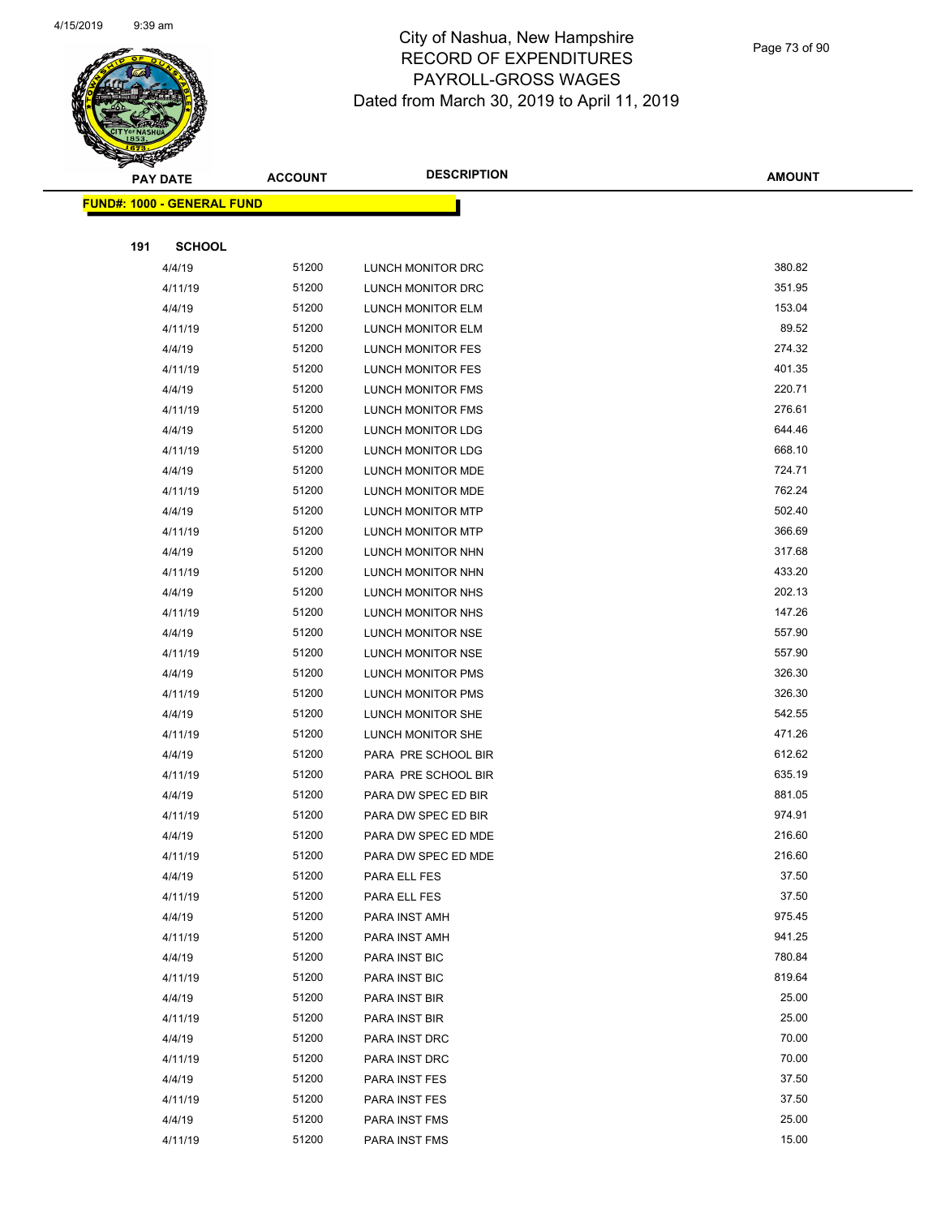# City of Nashua, New Hampshire
## RECORD OF EXPENDITURES
## PAYROLL-GROSS WAGES
## Dated from March 30, 2019 to April 11, 2019

**FUND#: 1000 - GENERAL FUND**

**191 SCHOOL**

| PAY DATE | ACCOUNT | DESCRIPTION | AMOUNT |
|---|---|---|---|
| 4/4/19 | 51200 | LUNCH MONITOR DRC | 380.82 |
| 4/11/19 | 51200 | LUNCH MONITOR DRC | 351.95 |
| 4/4/19 | 51200 | LUNCH MONITOR ELM | 153.04 |
| 4/11/19 | 51200 | LUNCH MONITOR ELM | 89.52 |
| 4/4/19 | 51200 | LUNCH MONITOR FES | 274.32 |
| 4/11/19 | 51200 | LUNCH MONITOR FES | 401.35 |
| 4/4/19 | 51200 | LUNCH MONITOR FMS | 220.71 |
| 4/11/19 | 51200 | LUNCH MONITOR FMS | 276.61 |
| 4/4/19 | 51200 | LUNCH MONITOR LDG | 644.46 |
| 4/11/19 | 51200 | LUNCH MONITOR LDG | 668.10 |
| 4/4/19 | 51200 | LUNCH MONITOR MDE | 724.71 |
| 4/11/19 | 51200 | LUNCH MONITOR MDE | 762.24 |
| 4/4/19 | 51200 | LUNCH MONITOR MTP | 502.40 |
| 4/11/19 | 51200 | LUNCH MONITOR MTP | 366.69 |
| 4/4/19 | 51200 | LUNCH MONITOR NHN | 317.68 |
| 4/11/19 | 51200 | LUNCH MONITOR NHN | 433.20 |
| 4/4/19 | 51200 | LUNCH MONITOR NHS | 202.13 |
| 4/11/19 | 51200 | LUNCH MONITOR NHS | 147.26 |
| 4/4/19 | 51200 | LUNCH MONITOR NSE | 557.90 |
| 4/11/19 | 51200 | LUNCH MONITOR NSE | 557.90 |
| 4/4/19 | 51200 | LUNCH MONITOR PMS | 326.30 |
| 4/11/19 | 51200 | LUNCH MONITOR PMS | 326.30 |
| 4/4/19 | 51200 | LUNCH MONITOR SHE | 542.55 |
| 4/11/19 | 51200 | LUNCH MONITOR SHE | 471.26 |
| 4/4/19 | 51200 | PARA PRE SCHOOL BIR | 612.62 |
| 4/11/19 | 51200 | PARA PRE SCHOOL BIR | 635.19 |
| 4/4/19 | 51200 | PARA DW SPEC ED BIR | 881.05 |
| 4/11/19 | 51200 | PARA DW SPEC ED BIR | 974.91 |
| 4/4/19 | 51200 | PARA DW SPEC ED MDE | 216.60 |
| 4/11/19 | 51200 | PARA DW SPEC ED MDE | 216.60 |
| 4/4/19 | 51200 | PARA ELL FES | 37.50 |
| 4/11/19 | 51200 | PARA ELL FES | 37.50 |
| 4/4/19 | 51200 | PARA INST AMH | 975.45 |
| 4/11/19 | 51200 | PARA INST AMH | 941.25 |
| 4/4/19 | 51200 | PARA INST BIC | 780.84 |
| 4/11/19 | 51200 | PARA INST BIC | 819.64 |
| 4/4/19 | 51200 | PARA INST BIR | 25.00 |
| 4/11/19 | 51200 | PARA INST BIR | 25.00 |
| 4/4/19 | 51200 | PARA INST DRC | 70.00 |
| 4/11/19 | 51200 | PARA INST DRC | 70.00 |
| 4/4/19 | 51200 | PARA INST FES | 37.50 |
| 4/11/19 | 51200 | PARA INST FES | 37.50 |
| 4/4/19 | 51200 | PARA INST FMS | 25.00 |
| 4/11/19 | 51200 | PARA INST FMS | 15.00 |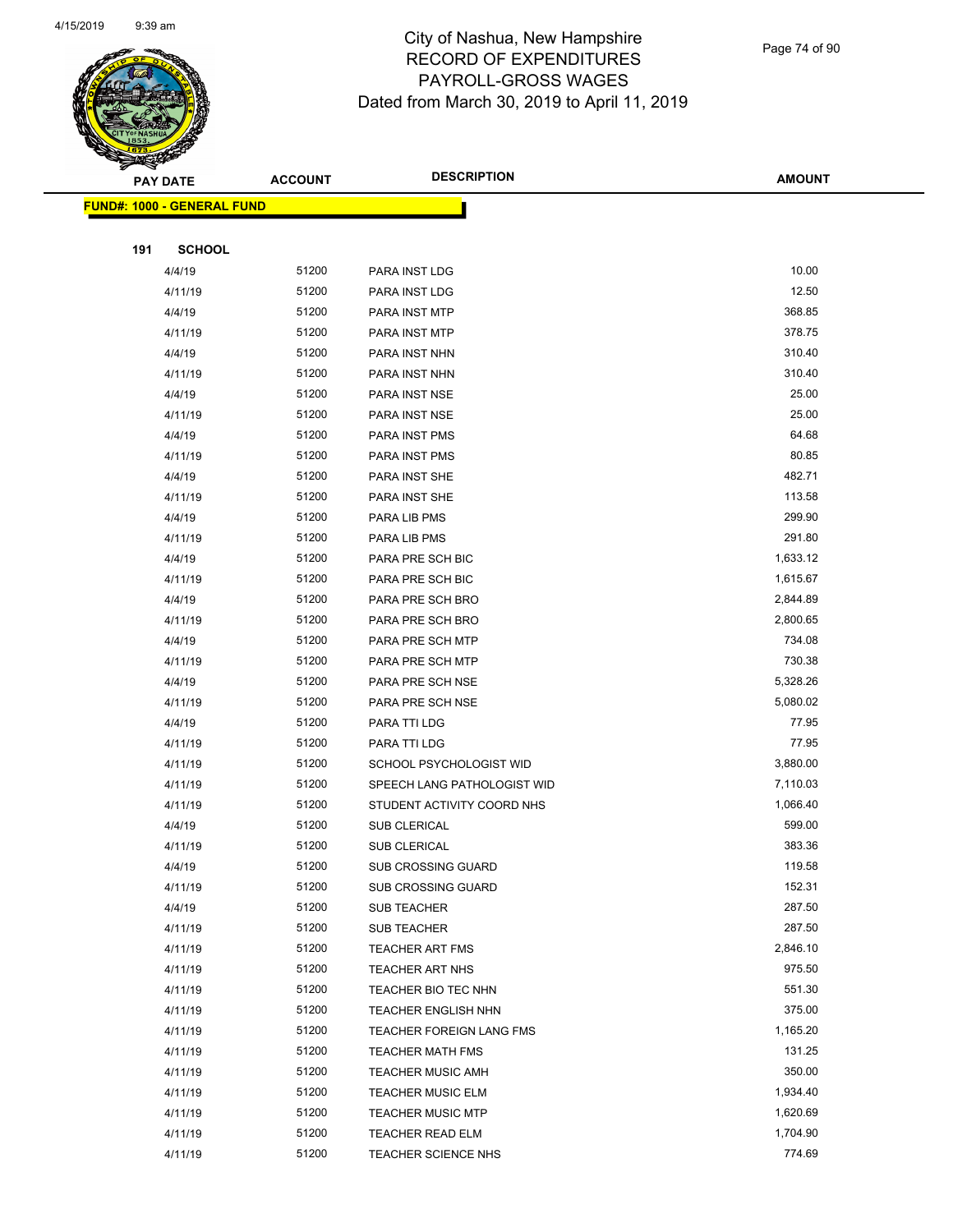# City of Nashua, New Hampshire
## RECORD OF EXPENDITURES
## PAYROLL-GROSS WAGES
## Dated from March 30, 2019 to April 11, 2019

**FUND#: 1000 - GENERAL FUND**

**191 SCHOOL**

| PAY DATE | ACCOUNT | DESCRIPTION | AMOUNT |
|---|---|---|---|
| 4/4/19 | 51200 | PARA INST LDG | 10.00 |
| 4/11/19 | 51200 | PARA INST LDG | 12.50 |
| 4/4/19 | 51200 | PARA INST MTP | 368.85 |
| 4/11/19 | 51200 | PARA INST MTP | 378.75 |
| 4/4/19 | 51200 | PARA INST NHN | 310.40 |
| 4/11/19 | 51200 | PARA INST NHN | 310.40 |
| 4/4/19 | 51200 | PARA INST NSE | 25.00 |
| 4/11/19 | 51200 | PARA INST NSE | 25.00 |
| 4/4/19 | 51200 | PARA INST PMS | 64.68 |
| 4/11/19 | 51200 | PARA INST PMS | 80.85 |
| 4/4/19 | 51200 | PARA INST SHE | 482.71 |
| 4/11/19 | 51200 | PARA INST SHE | 113.58 |
| 4/4/19 | 51200 | PARA LIB PMS | 299.90 |
| 4/11/19 | 51200 | PARA LIB PMS | 291.80 |
| 4/4/19 | 51200 | PARA PRE SCH BIC | 1,633.12 |
| 4/11/19 | 51200 | PARA PRE SCH BIC | 1,615.67 |
| 4/4/19 | 51200 | PARA PRE SCH BRO | 2,844.89 |
| 4/11/19 | 51200 | PARA PRE SCH BRO | 2,800.65 |
| 4/4/19 | 51200 | PARA PRE SCH MTP | 734.08 |
| 4/11/19 | 51200 | PARA PRE SCH MTP | 730.38 |
| 4/4/19 | 51200 | PARA PRE SCH NSE | 5,328.26 |
| 4/11/19 | 51200 | PARA PRE SCH NSE | 5,080.02 |
| 4/4/19 | 51200 | PARA TTI LDG | 77.95 |
| 4/11/19 | 51200 | PARA TTI LDG | 77.95 |
| 4/11/19 | 51200 | SCHOOL PSYCHOLOGIST WID | 3,880.00 |
| 4/11/19 | 51200 | SPEECH LANG PATHOLOGIST WID | 7,110.03 |
| 4/11/19 | 51200 | STUDENT ACTIVITY COORD NHS | 1,066.40 |
| 4/4/19 | 51200 | SUB CLERICAL | 599.00 |
| 4/11/19 | 51200 | SUB CLERICAL | 383.36 |
| 4/4/19 | 51200 | SUB CROSSING GUARD | 119.58 |
| 4/11/19 | 51200 | SUB CROSSING GUARD | 152.31 |
| 4/4/19 | 51200 | SUB TEACHER | 287.50 |
| 4/11/19 | 51200 | SUB TEACHER | 287.50 |
| 4/11/19 | 51200 | TEACHER ART FMS | 2,846.10 |
| 4/11/19 | 51200 | TEACHER ART NHS | 975.50 |
| 4/11/19 | 51200 | TEACHER BIO TEC NHN | 551.30 |
| 4/11/19 | 51200 | TEACHER ENGLISH NHN | 375.00 |
| 4/11/19 | 51200 | TEACHER FOREIGN LANG FMS | 1,165.20 |
| 4/11/19 | 51200 | TEACHER MATH FMS | 131.25 |
| 4/11/19 | 51200 | TEACHER MUSIC AMH | 350.00 |
| 4/11/19 | 51200 | TEACHER MUSIC ELM | 1,934.40 |
| 4/11/19 | 51200 | TEACHER MUSIC MTP | 1,620.69 |
| 4/11/19 | 51200 | TEACHER READ ELM | 1,704.90 |
| 4/11/19 | 51200 | TEACHER SCIENCE NHS | 774.69 |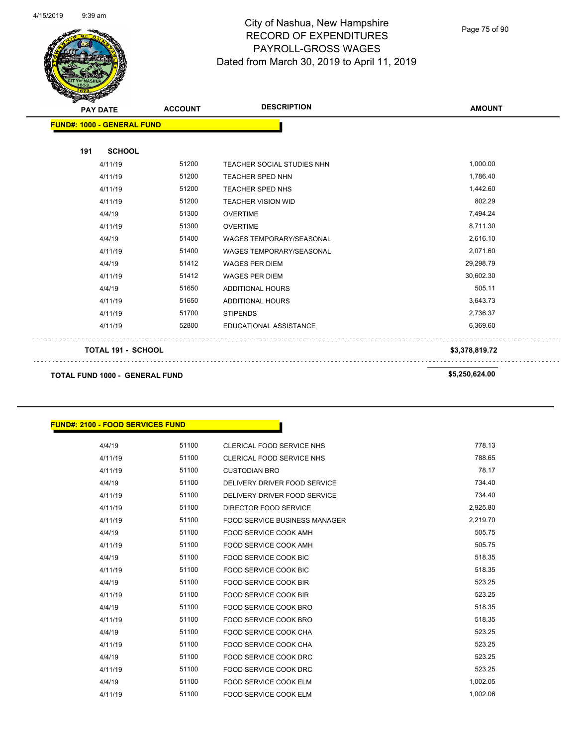City of Nashua, New Hampshire
RECORD OF EXPENDITURES
PAYROLL-GROSS WAGES
Dated from March 30, 2019 to April 11, 2019

| PAY DATE | ACCOUNT | DESCRIPTION | AMOUNT |
|---|---|---|---|
| **FUND#: 1000 - GENERAL FUND** | | | |
| **191 SCHOOL** | | | |
| 4/11/19 | 51200 | TEACHER SOCIAL STUDIES NHN | 1,000.00 |
| 4/11/19 | 51200 | TEACHER SPED NHN | 1,786.40 |
| 4/11/19 | 51200 | TEACHER SPED NHS | 1,442.60 |
| 4/11/19 | 51200 | TEACHER VISION WID | 802.29 |
| 4/4/19 | 51300 | OVERTIME | 7,494.24 |
| 4/11/19 | 51300 | OVERTIME | 8,711.30 |
| 4/4/19 | 51400 | WAGES TEMPORARY/SEASONAL | 2,616.10 |
| 4/11/19 | 51400 | WAGES TEMPORARY/SEASONAL | 2,071.60 |
| 4/4/19 | 51412 | WAGES PER DIEM | 29,298.79 |
| 4/11/19 | 51412 | WAGES PER DIEM | 30,602.30 |
| 4/4/19 | 51650 | ADDITIONAL HOURS | 505.11 |
| 4/11/19 | 51650 | ADDITIONAL HOURS | 3,643.73 |
| 4/11/19 | 51700 | STIPENDS | 2,736.37 |
| 4/11/19 | 52800 | EDUCATIONAL ASSISTANCE | 6,369.60 |
| **TOTAL 191 - SCHOOL** | | | **$3,378,819.72** |
| **TOTAL FUND 1000 - GENERAL FUND** | | | **$5,250,624.00** |

| PAY DATE | ACCOUNT | DESCRIPTION | AMOUNT |
|---|---|---|---|
| **FUND#: 2100 - FOOD SERVICES FUND** | | | |
| 4/4/19 | 51100 | CLERICAL FOOD SERVICE NHS | 778.13 |
| 4/11/19 | 51100 | CLERICAL FOOD SERVICE NHS | 788.65 |
| 4/11/19 | 51100 | CUSTODIAN BRO | 78.17 |
| 4/4/19 | 51100 | DELIVERY DRIVER FOOD SERVICE | 734.40 |
| 4/11/19 | 51100 | DELIVERY DRIVER FOOD SERVICE | 734.40 |
| 4/11/19 | 51100 | DIRECTOR FOOD SERVICE | 2,925.80 |
| 4/11/19 | 51100 | FOOD SERVICE BUSINESS MANAGER | 2,219.70 |
| 4/4/19 | 51100 | FOOD SERVICE COOK AMH | 505.75 |
| 4/11/19 | 51100 | FOOD SERVICE COOK AMH | 505.75 |
| 4/4/19 | 51100 | FOOD SERVICE COOK BIC | 518.35 |
| 4/11/19 | 51100 | FOOD SERVICE COOK BIC | 518.35 |
| 4/4/19 | 51100 | FOOD SERVICE COOK BIR | 523.25 |
| 4/11/19 | 51100 | FOOD SERVICE COOK BIR | 523.25 |
| 4/4/19 | 51100 | FOOD SERVICE COOK BRO | 518.35 |
| 4/11/19 | 51100 | FOOD SERVICE COOK BRO | 518.35 |
| 4/4/19 | 51100 | FOOD SERVICE COOK CHA | 523.25 |
| 4/11/19 | 51100 | FOOD SERVICE COOK CHA | 523.25 |
| 4/4/19 | 51100 | FOOD SERVICE COOK DRC | 523.25 |
| 4/11/19 | 51100 | FOOD SERVICE COOK DRC | 523.25 |
| 4/4/19 | 51100 | FOOD SERVICE COOK ELM | 1,002.05 |
| 4/11/19 | 51100 | FOOD SERVICE COOK ELM | 1,002.06 |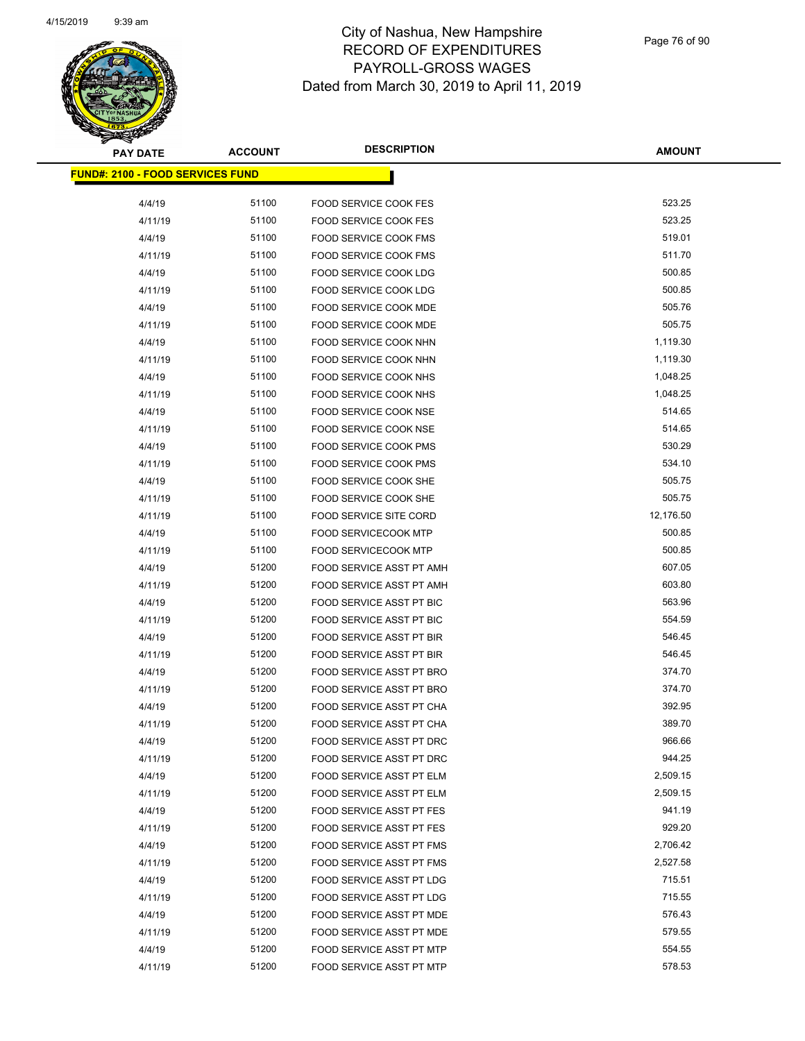# City of Nashua, New Hampshire
## RECORD OF EXPENDITURES
## PAYROLL-GROSS WAGES
## Dated from March 30, 2019 to April 11, 2019

**FUND#: 2100 - FOOD SERVICES FUND**

| PAY DATE | ACCOUNT | DESCRIPTION | AMOUNT |
|---|---|---|---|
| 4/4/19 | 51100 | FOOD SERVICE COOK FES | 523.25 |
| 4/11/19 | 51100 | FOOD SERVICE COOK FES | 523.25 |
| 4/4/19 | 51100 | FOOD SERVICE COOK FMS | 519.01 |
| 4/11/19 | 51100 | FOOD SERVICE COOK FMS | 511.70 |
| 4/4/19 | 51100 | FOOD SERVICE COOK LDG | 500.85 |
| 4/11/19 | 51100 | FOOD SERVICE COOK LDG | 500.85 |
| 4/4/19 | 51100 | FOOD SERVICE COOK MDE | 505.76 |
| 4/11/19 | 51100 | FOOD SERVICE COOK MDE | 505.75 |
| 4/4/19 | 51100 | FOOD SERVICE COOK NHN | 1,119.30 |
| 4/11/19 | 51100 | FOOD SERVICE COOK NHN | 1,119.30 |
| 4/4/19 | 51100 | FOOD SERVICE COOK NHS | 1,048.25 |
| 4/11/19 | 51100 | FOOD SERVICE COOK NHS | 1,048.25 |
| 4/4/19 | 51100 | FOOD SERVICE COOK NSE | 514.65 |
| 4/11/19 | 51100 | FOOD SERVICE COOK NSE | 514.65 |
| 4/4/19 | 51100 | FOOD SERVICE COOK PMS | 530.29 |
| 4/11/19 | 51100 | FOOD SERVICE COOK PMS | 534.10 |
| 4/4/19 | 51100 | FOOD SERVICE COOK SHE | 505.75 |
| 4/11/19 | 51100 | FOOD SERVICE COOK SHE | 505.75 |
| 4/11/19 | 51100 | FOOD SERVICE SITE CORD | 12,176.50 |
| 4/4/19 | 51100 | FOOD SERVICECOOK MTP | 500.85 |
| 4/11/19 | 51100 | FOOD SERVICECOOK MTP | 500.85 |
| 4/4/19 | 51200 | FOOD SERVICE ASST PT AMH | 607.05 |
| 4/11/19 | 51200 | FOOD SERVICE ASST PT AMH | 603.80 |
| 4/4/19 | 51200 | FOOD SERVICE ASST PT BIC | 563.96 |
| 4/11/19 | 51200 | FOOD SERVICE ASST PT BIC | 554.59 |
| 4/4/19 | 51200 | FOOD SERVICE ASST PT BIR | 546.45 |
| 4/11/19 | 51200 | FOOD SERVICE ASST PT BIR | 546.45 |
| 4/4/19 | 51200 | FOOD SERVICE ASST PT BRO | 374.70 |
| 4/11/19 | 51200 | FOOD SERVICE ASST PT BRO | 374.70 |
| 4/4/19 | 51200 | FOOD SERVICE ASST PT CHA | 392.95 |
| 4/11/19 | 51200 | FOOD SERVICE ASST PT CHA | 389.70 |
| 4/4/19 | 51200 | FOOD SERVICE ASST PT DRC | 966.66 |
| 4/11/19 | 51200 | FOOD SERVICE ASST PT DRC | 944.25 |
| 4/4/19 | 51200 | FOOD SERVICE ASST PT ELM | 2,509.15 |
| 4/11/19 | 51200 | FOOD SERVICE ASST PT ELM | 2,509.15 |
| 4/4/19 | 51200 | FOOD SERVICE ASST PT FES | 941.19 |
| 4/11/19 | 51200 | FOOD SERVICE ASST PT FES | 929.20 |
| 4/4/19 | 51200 | FOOD SERVICE ASST PT FMS | 2,706.42 |
| 4/11/19 | 51200 | FOOD SERVICE ASST PT FMS | 2,527.58 |
| 4/4/19 | 51200 | FOOD SERVICE ASST PT LDG | 715.51 |
| 4/11/19 | 51200 | FOOD SERVICE ASST PT LDG | 715.55 |
| 4/4/19 | 51200 | FOOD SERVICE ASST PT MDE | 576.43 |
| 4/11/19 | 51200 | FOOD SERVICE ASST PT MDE | 579.55 |
| 4/4/19 | 51200 | FOOD SERVICE ASST PT MTP | 554.55 |
| 4/11/19 | 51200 | FOOD SERVICE ASST PT MTP | 578.53 |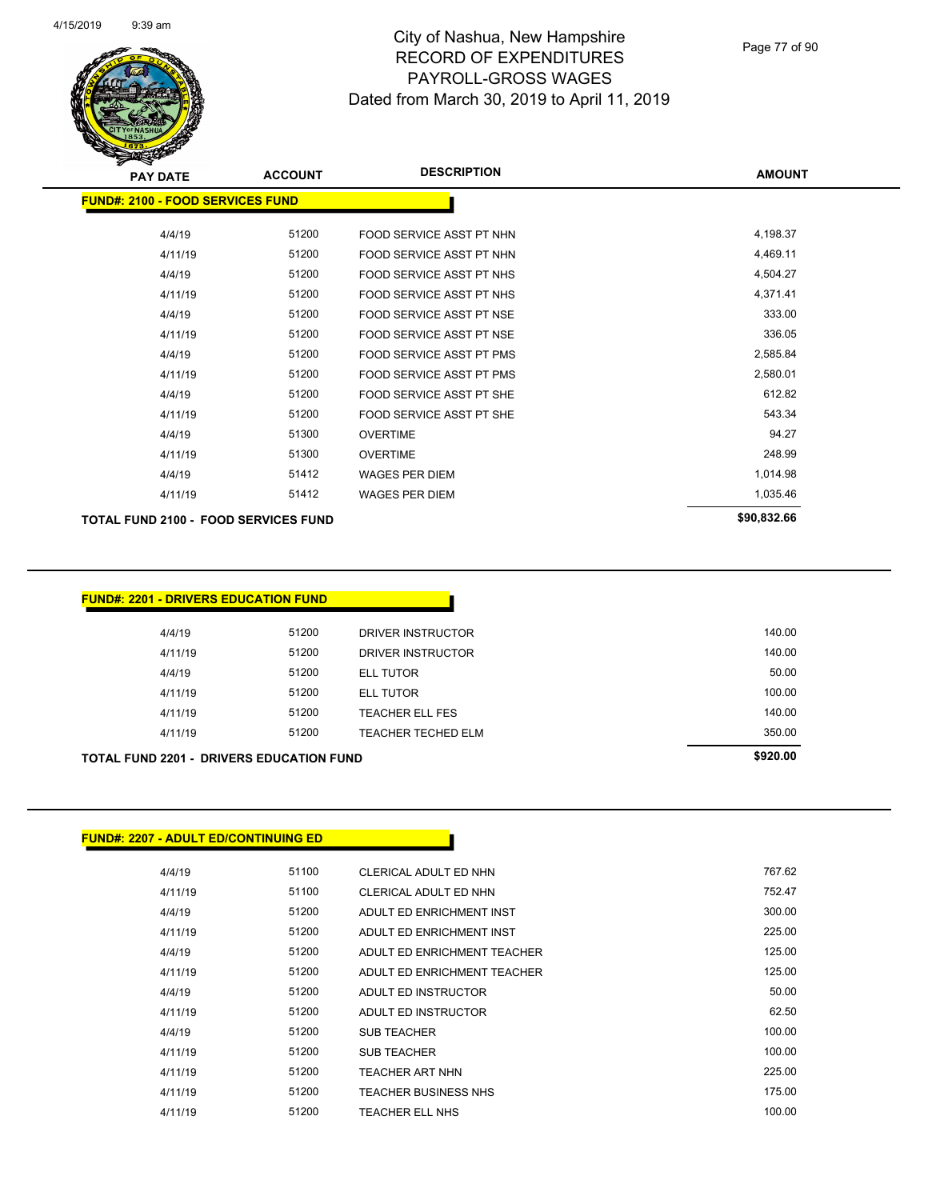| PAY DATE | ACCOUNT | DESCRIPTION | AMOUNT |
|---|---|---|---|
| **FUND#: 2100 - FOOD SERVICES FUND** | | | |
| 4/4/19 | 51200 | FOOD SERVICE ASST PT NHN | 4,198.37 |
| 4/11/19 | 51200 | FOOD SERVICE ASST PT NHN | 4,469.11 |
| 4/4/19 | 51200 | FOOD SERVICE ASST PT NHS | 4,504.27 |
| 4/11/19 | 51200 | FOOD SERVICE ASST PT NHS | 4,371.41 |
| 4/4/19 | 51200 | FOOD SERVICE ASST PT NSE | 333.00 |
| 4/11/19 | 51200 | FOOD SERVICE ASST PT NSE | 336.05 |
| 4/4/19 | 51200 | FOOD SERVICE ASST PT PMS | 2,585.84 |
| 4/11/19 | 51200 | FOOD SERVICE ASST PT PMS | 2,580.01 |
| 4/4/19 | 51200 | FOOD SERVICE ASST PT SHE | 612.82 |
| 4/11/19 | 51200 | FOOD SERVICE ASST PT SHE | 543.34 |
| 4/4/19 | 51300 | OVERTIME | 94.27 |
| 4/11/19 | 51300 | OVERTIME | 248.99 |
| 4/4/19 | 51412 | WAGES PER DIEM | 1,014.98 |
| 4/11/19 | 51412 | WAGES PER DIEM | 1,035.46 |
| **TOTAL FUND 2100 - FOOD SERVICES FUND** | | | **$90,832.66** |

| PAY DATE | ACCOUNT | DESCRIPTION | AMOUNT |
|---|---|---|---|
| **FUND#: 2201 - DRIVERS EDUCATION FUND** | | | |
| 4/4/19 | 51200 | DRIVER INSTRUCTOR | 140.00 |
| 4/11/19 | 51200 | DRIVER INSTRUCTOR | 140.00 |
| 4/4/19 | 51200 | ELL TUTOR | 50.00 |
| 4/11/19 | 51200 | ELL TUTOR | 100.00 |
| 4/11/19 | 51200 | TEACHER ELL FES | 140.00 |
| 4/11/19 | 51200 | TEACHER TECHED ELM | 350.00 |
| **TOTAL FUND 2201 - DRIVERS EDUCATION FUND** | | | **$920.00** |

| PAY DATE | ACCOUNT | DESCRIPTION | AMOUNT |
|---|---|---|---|
| **FUND#: 2207 - ADULT ED/CONTINUING ED** | | | |
| 4/4/19 | 51100 | CLERICAL ADULT ED NHN | 767.62 |
| 4/11/19 | 51100 | CLERICAL ADULT ED NHN | 752.47 |
| 4/4/19 | 51200 | ADULT ED ENRICHMENT INST | 300.00 |
| 4/11/19 | 51200 | ADULT ED ENRICHMENT INST | 225.00 |
| 4/4/19 | 51200 | ADULT ED ENRICHMENT TEACHER | 125.00 |
| 4/11/19 | 51200 | ADULT ED ENRICHMENT TEACHER | 125.00 |
| 4/4/19 | 51200 | ADULT ED INSTRUCTOR | 50.00 |
| 4/11/19 | 51200 | ADULT ED INSTRUCTOR | 62.50 |
| 4/4/19 | 51200 | SUB TEACHER | 100.00 |
| 4/11/19 | 51200 | SUB TEACHER | 100.00 |
| 4/11/19 | 51200 | TEACHER ART NHN | 225.00 |
| 4/11/19 | 51200 | TEACHER BUSINESS NHS | 175.00 |
| 4/11/19 | 51200 | TEACHER ELL NHS | 100.00 |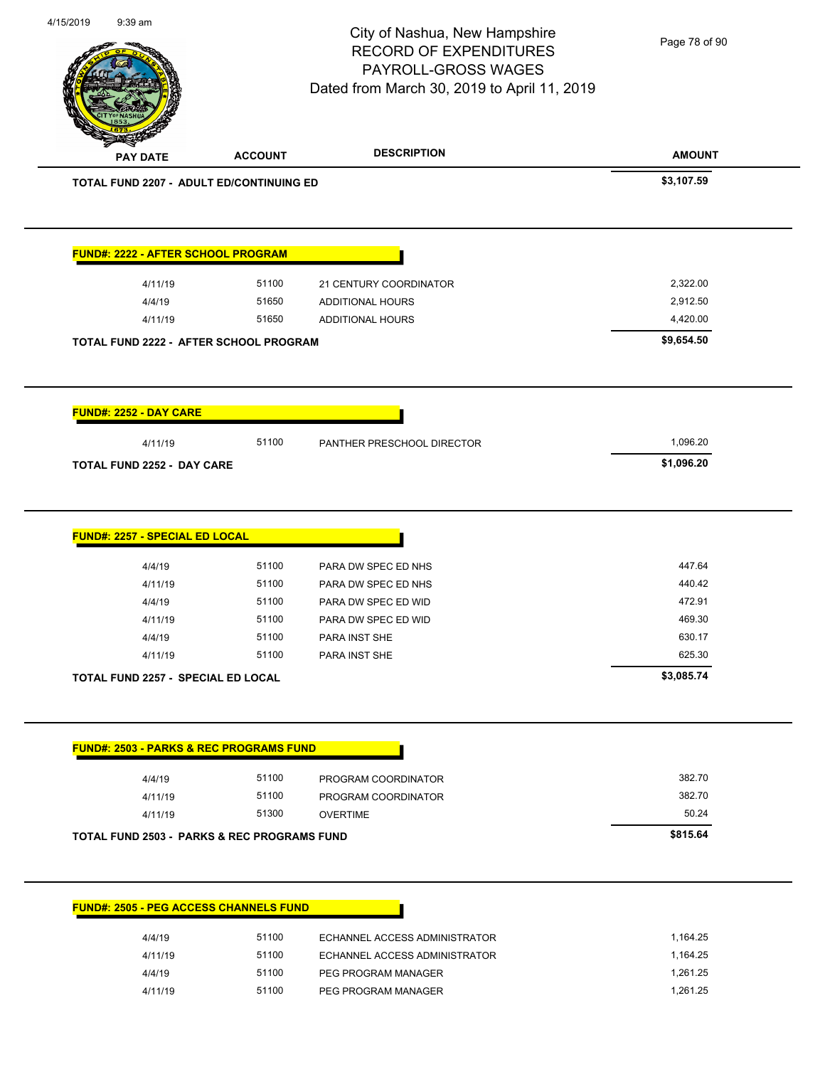# City of Nashua, New Hampshire
## RECORD OF EXPENDITURES
## PAYROLL-GROSS WAGES
### Dated from March 30, 2019 to April 11, 2019

| PAY DATE | ACCOUNT | DESCRIPTION | AMOUNT |
|---|---|---|---|
| **TOTAL FUND 2207 - ADULT ED/CONTINUING ED** | | | **$3,107.59** |

**FUND#: 2222 - AFTER SCHOOL PROGRAM**

| PAY DATE | ACCOUNT | DESCRIPTION | AMOUNT |
|---|---|---|---|
| 4/11/19 | 51100 | 21 CENTURY COORDINATOR | 2,322.00 |
| 4/4/19 | 51650 | ADDITIONAL HOURS | 2,912.50 |
| 4/11/19 | 51650 | ADDITIONAL HOURS | 4,420.00 |
| **TOTAL FUND 2222 - AFTER SCHOOL PROGRAM** | | | **$9,654.50** |

**FUND#: 2252 - DAY CARE**

| PAY DATE | ACCOUNT | DESCRIPTION | AMOUNT |
|---|---|---|---|
| 4/11/19 | 51100 | PANTHER PRESCHOOL DIRECTOR | 1,096.20 |
| **TOTAL FUND 2252 - DAY CARE** | | | **$1,096.20** |

**FUND#: 2257 - SPECIAL ED LOCAL**

| PAY DATE | ACCOUNT | DESCRIPTION | AMOUNT |
|---|---|---|---|
| 4/4/19 | 51100 | PARA DW SPEC ED NHS | 447.64 |
| 4/11/19 | 51100 | PARA DW SPEC ED NHS | 440.42 |
| 4/4/19 | 51100 | PARA DW SPEC ED WID | 472.91 |
| 4/11/19 | 51100 | PARA DW SPEC ED WID | 469.30 |
| 4/4/19 | 51100 | PARA INST SHE | 630.17 |
| 4/11/19 | 51100 | PARA INST SHE | 625.30 |
| **TOTAL FUND 2257 - SPECIAL ED LOCAL** | | | **$3,085.74** |

**FUND#: 2503 - PARKS & REC PROGRAMS FUND**

| PAY DATE | ACCOUNT | DESCRIPTION | AMOUNT |
|---|---|---|---|
| 4/4/19 | 51100 | PROGRAM COORDINATOR | 382.70 |
| 4/11/19 | 51100 | PROGRAM COORDINATOR | 382.70 |
| 4/11/19 | 51300 | OVERTIME | 50.24 |
| **TOTAL FUND 2503 - PARKS & REC PROGRAMS FUND** | | | **$815.64** |

**FUND#: 2505 - PEG ACCESS CHANNELS FUND**

| PAY DATE | ACCOUNT | DESCRIPTION | AMOUNT |
|---|---|---|---|
| 4/4/19 | 51100 | ECHANNEL ACCESS ADMINISTRATOR | 1,164.25 |
| 4/11/19 | 51100 | ECHANNEL ACCESS ADMINISTRATOR | 1,164.25 |
| 4/4/19 | 51100 | PEG PROGRAM MANAGER | 1,261.25 |
| 4/11/19 | 51100 | PEG PROGRAM MANAGER | 1,261.25 |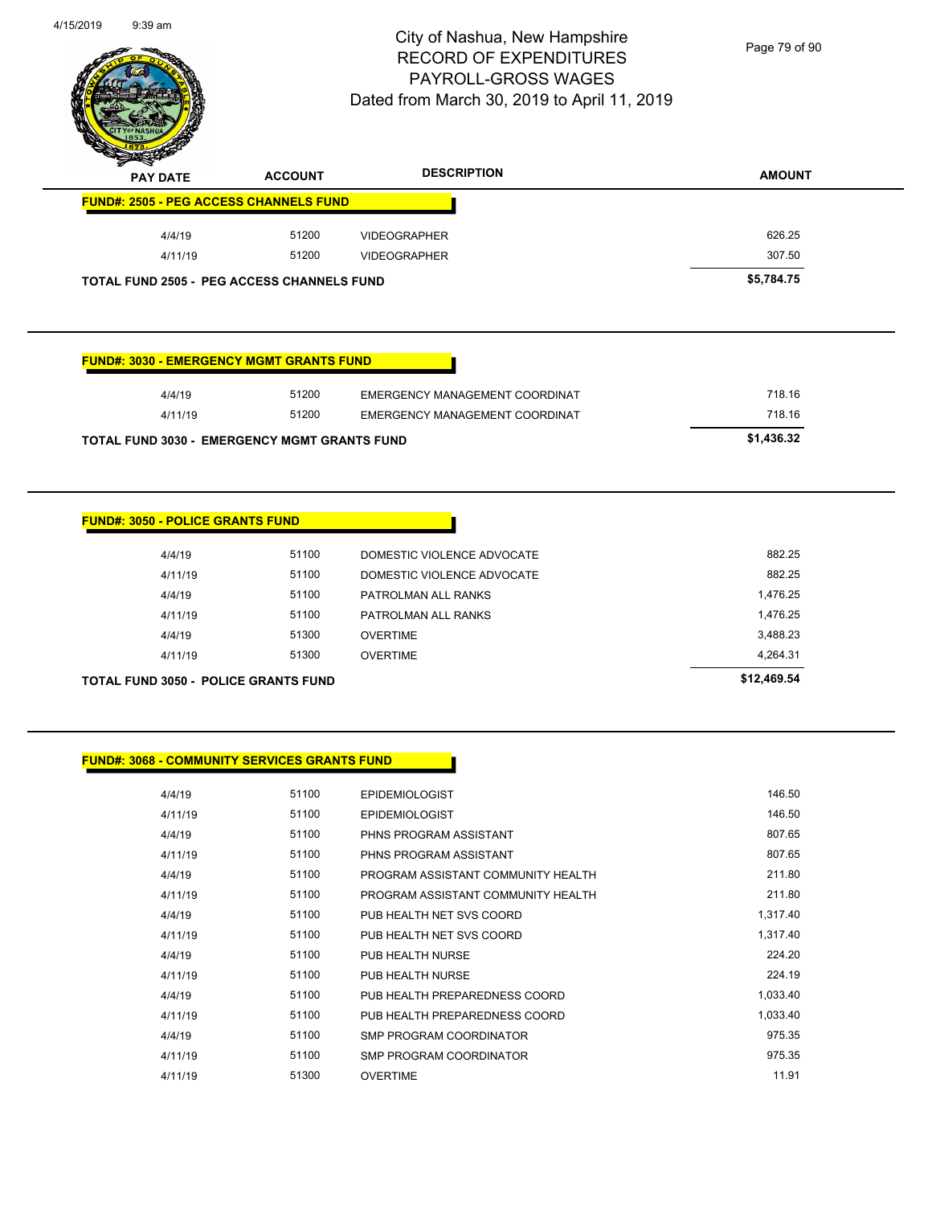# City of Nashua, New Hampshire
## RECORD OF EXPENDITURES
## PAYROLL-GROSS WAGES
## Dated from March 30, 2019 to April 11, 2019

| PAY DATE | ACCOUNT | DESCRIPTION | AMOUNT |
|---|---|---|---|
| **FUND#: 2505 - PEG ACCESS CHANNELS FUND** | | | |
| 4/4/19 | 51200 | VIDEOGRAPHER | 626.25 |
| 4/11/19 | 51200 | VIDEOGRAPHER | 307.50 |
| **TOTAL FUND 2505 - PEG ACCESS CHANNELS FUND** | | | **$5,784.75** |

| PAY DATE | ACCOUNT | DESCRIPTION | AMOUNT |
|---|---|---|---|
| **FUND#: 3030 - EMERGENCY MGMT GRANTS FUND** | | | |
| 4/4/19 | 51200 | EMERGENCY MANAGEMENT COORDINAT | 718.16 |
| 4/11/19 | 51200 | EMERGENCY MANAGEMENT COORDINAT | 718.16 |
| **TOTAL FUND 3030 - EMERGENCY MGMT GRANTS FUND** | | | **$1,436.32** |

| PAY DATE | ACCOUNT | DESCRIPTION | AMOUNT |
|---|---|---|---|
| **FUND#: 3050 - POLICE GRANTS FUND** | | | |
| 4/4/19 | 51100 | DOMESTIC VIOLENCE ADVOCATE | 882.25 |
| 4/11/19 | 51100 | DOMESTIC VIOLENCE ADVOCATE | 882.25 |
| 4/4/19 | 51100 | PATROLMAN ALL RANKS | 1,476.25 |
| 4/11/19 | 51100 | PATROLMAN ALL RANKS | 1,476.25 |
| 4/4/19 | 51300 | OVERTIME | 3,488.23 |
| 4/11/19 | 51300 | OVERTIME | 4,264.31 |
| **TOTAL FUND 3050 - POLICE GRANTS FUND** | | | **$12,469.54** |

| PAY DATE | ACCOUNT | DESCRIPTION | AMOUNT |
|---|---|---|---|
| **FUND#: 3068 - COMMUNITY SERVICES GRANTS FUND** | | | |
| 4/4/19 | 51100 | EPIDEMIOLOGIST | 146.50 |
| 4/11/19 | 51100 | EPIDEMIOLOGIST | 146.50 |
| 4/4/19 | 51100 | PHNS PROGRAM ASSISTANT | 807.65 |
| 4/11/19 | 51100 | PHNS PROGRAM ASSISTANT | 807.65 |
| 4/4/19 | 51100 | PROGRAM ASSISTANT COMMUNITY HEALTH | 211.80 |
| 4/11/19 | 51100 | PROGRAM ASSISTANT COMMUNITY HEALTH | 211.80 |
| 4/4/19 | 51100 | PUB HEALTH NET SVS COORD | 1,317.40 |
| 4/11/19 | 51100 | PUB HEALTH NET SVS COORD | 1,317.40 |
| 4/4/19 | 51100 | PUB HEALTH NURSE | 224.20 |
| 4/11/19 | 51100 | PUB HEALTH NURSE | 224.19 |
| 4/4/19 | 51100 | PUB HEALTH PREPAREDNESS COORD | 1,033.40 |
| 4/11/19 | 51100 | PUB HEALTH PREPAREDNESS COORD | 1,033.40 |
| 4/4/19 | 51100 | SMP PROGRAM COORDINATOR | 975.35 |
| 4/11/19 | 51100 | SMP PROGRAM COORDINATOR | 975.35 |
| 4/11/19 | 51300 | OVERTIME | 11.91 |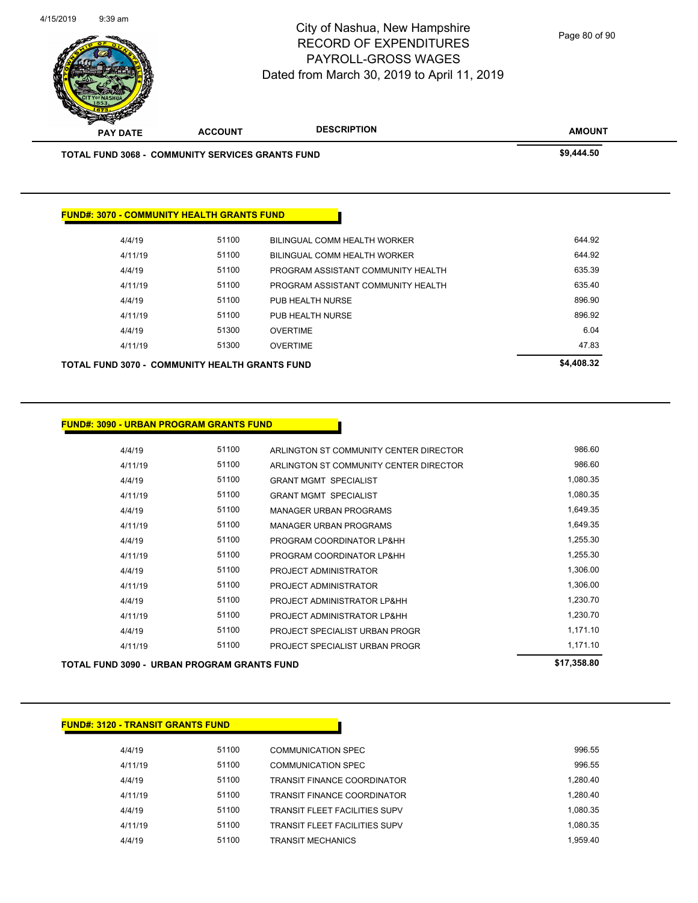| PAY DATE | ACCOUNT | DESCRIPTION | AMOUNT |
|---|---|---|---|
| **TOTAL FUND 3068 - COMMUNITY SERVICES GRANTS FUND** | | | **$9,444.50** |

**FUND#: 3070 - COMMUNITY HEALTH GRANTS FUND**

| PAY DATE | ACCOUNT | DESCRIPTION | AMOUNT |
|---|---|---|---|
| 4/4/19 | 51100 | BILINGUAL COMM HEALTH WORKER | 644.92 |
| 4/11/19 | 51100 | BILINGUAL COMM HEALTH WORKER | 644.92 |
| 4/4/19 | 51100 | PROGRAM ASSISTANT COMMUNITY HEALTH | 635.39 |
| 4/11/19 | 51100 | PROGRAM ASSISTANT COMMUNITY HEALTH | 635.40 |
| 4/4/19 | 51100 | PUB HEALTH NURSE | 896.90 |
| 4/11/19 | 51100 | PUB HEALTH NURSE | 896.92 |
| 4/4/19 | 51300 | OVERTIME | 6.04 |
| 4/11/19 | 51300 | OVERTIME | 47.83 |
| **TOTAL FUND 3070 - COMMUNITY HEALTH GRANTS FUND** | | | **$4,408.32** |

**FUND#: 3090 - URBAN PROGRAM GRANTS FUND**

| PAY DATE | ACCOUNT | DESCRIPTION | AMOUNT |
|---|---|---|---|
| 4/4/19 | 51100 | ARLINGTON ST COMMUNITY CENTER DIRECTOR | 986.60 |
| 4/11/19 | 51100 | ARLINGTON ST COMMUNITY CENTER DIRECTOR | 986.60 |
| 4/4/19 | 51100 | GRANT MGMT SPECIALIST | 1,080.35 |
| 4/11/19 | 51100 | GRANT MGMT SPECIALIST | 1,080.35 |
| 4/4/19 | 51100 | MANAGER URBAN PROGRAMS | 1,649.35 |
| 4/11/19 | 51100 | MANAGER URBAN PROGRAMS | 1,649.35 |
| 4/4/19 | 51100 | PROGRAM COORDINATOR LP&HH | 1,255.30 |
| 4/11/19 | 51100 | PROGRAM COORDINATOR LP&HH | 1,255.30 |
| 4/4/19 | 51100 | PROJECT ADMINISTRATOR | 1,306.00 |
| 4/11/19 | 51100 | PROJECT ADMINISTRATOR | 1,306.00 |
| 4/4/19 | 51100 | PROJECT ADMINISTRATOR LP&HH | 1,230.70 |
| 4/11/19 | 51100 | PROJECT ADMINISTRATOR LP&HH | 1,230.70 |
| 4/4/19 | 51100 | PROJECT SPECIALIST URBAN PROGR | 1,171.10 |
| 4/11/19 | 51100 | PROJECT SPECIALIST URBAN PROGR | 1,171.10 |
| **TOTAL FUND 3090 - URBAN PROGRAM GRANTS FUND** | | | **$17,358.80** |

**FUND#: 3120 - TRANSIT GRANTS FUND**

| PAY DATE | ACCOUNT | DESCRIPTION | AMOUNT |
|---|---|---|---|
| 4/4/19 | 51100 | COMMUNICATION SPEC | 996.55 |
| 4/11/19 | 51100 | COMMUNICATION SPEC | 996.55 |
| 4/4/19 | 51100 | TRANSIT FINANCE COORDINATOR | 1,280.40 |
| 4/11/19 | 51100 | TRANSIT FINANCE COORDINATOR | 1,280.40 |
| 4/4/19 | 51100 | TRANSIT FLEET FACILITIES SUPV | 1,080.35 |
| 4/11/19 | 51100 | TRANSIT FLEET FACILITIES SUPV | 1,080.35 |
| 4/4/19 | 51100 | TRANSIT MECHANICS | 1,959.40 |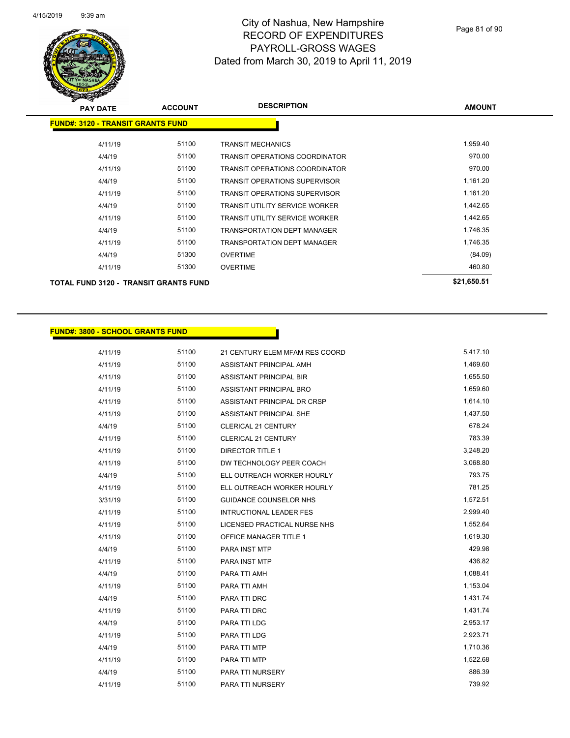City of Nashua, New Hampshire
RECORD OF EXPENDITURES
PAYROLL-GROSS WAGES
Dated from March 30, 2019 to April 11, 2019

| PAY DATE | ACCOUNT | DESCRIPTION | AMOUNT |
|---|---|---|---|
| **FUND#: 3120 - TRANSIT GRANTS FUND** | | | |
| 4/11/19 | 51100 | TRANSIT MECHANICS | 1,959.40 |
| 4/4/19 | 51100 | TRANSIT OPERATIONS COORDINATOR | 970.00 |
| 4/11/19 | 51100 | TRANSIT OPERATIONS COORDINATOR | 970.00 |
| 4/4/19 | 51100 | TRANSIT OPERATIONS SUPERVISOR | 1,161.20 |
| 4/11/19 | 51100 | TRANSIT OPERATIONS SUPERVISOR | 1,161.20 |
| 4/4/19 | 51100 | TRANSIT UTILITY SERVICE WORKER | 1,442.65 |
| 4/11/19 | 51100 | TRANSIT UTILITY SERVICE WORKER | 1,442.65 |
| 4/4/19 | 51100 | TRANSPORTATION DEPT MANAGER | 1,746.35 |
| 4/11/19 | 51100 | TRANSPORTATION DEPT MANAGER | 1,746.35 |
| 4/4/19 | 51300 | OVERTIME | (84.09) |
| 4/11/19 | 51300 | OVERTIME | 460.80 |
| **TOTAL FUND 3120 - TRANSIT GRANTS FUND** | | | **$21,650.51** |

| PAY DATE | ACCOUNT | DESCRIPTION | AMOUNT |
|---|---|---|---|
| **FUND#: 3800 - SCHOOL GRANTS FUND** | | | |
| 4/11/19 | 51100 | 21 CENTURY ELEM MFAM RES COORD | 5,417.10 |
| 4/11/19 | 51100 | ASSISTANT PRINCIPAL AMH | 1,469.60 |
| 4/11/19 | 51100 | ASSISTANT PRINCIPAL BIR | 1,655.50 |
| 4/11/19 | 51100 | ASSISTANT PRINCIPAL BRO | 1,659.60 |
| 4/11/19 | 51100 | ASSISTANT PRINCIPAL DR CRSP | 1,614.10 |
| 4/11/19 | 51100 | ASSISTANT PRINCIPAL SHE | 1,437.50 |
| 4/4/19 | 51100 | CLERICAL 21 CENTURY | 678.24 |
| 4/11/19 | 51100 | CLERICAL 21 CENTURY | 783.39 |
| 4/11/19 | 51100 | DIRECTOR TITLE 1 | 3,248.20 |
| 4/11/19 | 51100 | DW TECHNOLOGY PEER COACH | 3,068.80 |
| 4/4/19 | 51100 | ELL OUTREACH WORKER HOURLY | 793.75 |
| 4/11/19 | 51100 | ELL OUTREACH WORKER HOURLY | 781.25 |
| 3/31/19 | 51100 | GUIDANCE COUNSELOR NHS | 1,572.51 |
| 4/11/19 | 51100 | INTRUCTIONAL LEADER FES | 2,999.40 |
| 4/11/19 | 51100 | LICENSED PRACTICAL NURSE NHS | 1,552.64 |
| 4/11/19 | 51100 | OFFICE MANAGER TITLE 1 | 1,619.30 |
| 4/4/19 | 51100 | PARA INST MTP | 429.98 |
| 4/11/19 | 51100 | PARA INST MTP | 436.82 |
| 4/4/19 | 51100 | PARA TTI AMH | 1,088.41 |
| 4/11/19 | 51100 | PARA TTI AMH | 1,153.04 |
| 4/4/19 | 51100 | PARA TTI DRC | 1,431.74 |
| 4/11/19 | 51100 | PARA TTI DRC | 1,431.74 |
| 4/4/19 | 51100 | PARA TTI LDG | 2,953.17 |
| 4/11/19 | 51100 | PARA TTI LDG | 2,923.71 |
| 4/4/19 | 51100 | PARA TTI MTP | 1,710.36 |
| 4/11/19 | 51100 | PARA TTI MTP | 1,522.68 |
| 4/4/19 | 51100 | PARA TTI NURSERY | 886.39 |
| 4/11/19 | 51100 | PARA TTI NURSERY | 739.92 |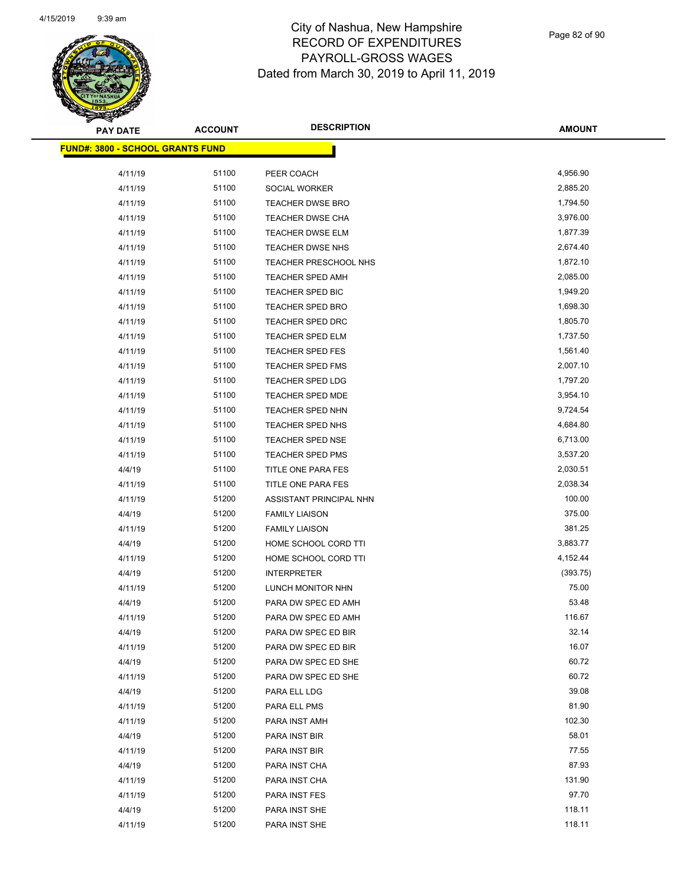# City of Nashua, New Hampshire
## RECORD OF EXPENDITURES
## PAYROLL-GROSS WAGES
## Dated from March 30, 2019 to April 11, 2019

**FUND#: 3800 - SCHOOL GRANTS FUND**

| PAY DATE | ACCOUNT | DESCRIPTION | AMOUNT |
|---|---|---|---|
| 4/11/19 | 51100 | PEER COACH | 4,956.90 |
| 4/11/19 | 51100 | SOCIAL WORKER | 2,885.20 |
| 4/11/19 | 51100 | TEACHER DWSE BRO | 1,794.50 |
| 4/11/19 | 51100 | TEACHER DWSE CHA | 3,976.00 |
| 4/11/19 | 51100 | TEACHER DWSE ELM | 1,877.39 |
| 4/11/19 | 51100 | TEACHER DWSE NHS | 2,674.40 |
| 4/11/19 | 51100 | TEACHER PRESCHOOL NHS | 1,872.10 |
| 4/11/19 | 51100 | TEACHER SPED AMH | 2,085.00 |
| 4/11/19 | 51100 | TEACHER SPED BIC | 1,949.20 |
| 4/11/19 | 51100 | TEACHER SPED BRO | 1,698.30 |
| 4/11/19 | 51100 | TEACHER SPED DRC | 1,805.70 |
| 4/11/19 | 51100 | TEACHER SPED ELM | 1,737.50 |
| 4/11/19 | 51100 | TEACHER SPED FES | 1,561.40 |
| 4/11/19 | 51100 | TEACHER SPED FMS | 2,007.10 |
| 4/11/19 | 51100 | TEACHER SPED LDG | 1,797.20 |
| 4/11/19 | 51100 | TEACHER SPED MDE | 3,954.10 |
| 4/11/19 | 51100 | TEACHER SPED NHN | 9,724.54 |
| 4/11/19 | 51100 | TEACHER SPED NHS | 4,684.80 |
| 4/11/19 | 51100 | TEACHER SPED NSE | 6,713.00 |
| 4/11/19 | 51100 | TEACHER SPED PMS | 3,537.20 |
| 4/4/19 | 51100 | TITLE ONE PARA FES | 2,030.51 |
| 4/11/19 | 51100 | TITLE ONE PARA FES | 2,038.34 |
| 4/11/19 | 51200 | ASSISTANT PRINCIPAL NHN | 100.00 |
| 4/4/19 | 51200 | FAMILY LIAISON | 375.00 |
| 4/11/19 | 51200 | FAMILY LIAISON | 381.25 |
| 4/4/19 | 51200 | HOME SCHOOL CORD TTI | 3,883.77 |
| 4/11/19 | 51200 | HOME SCHOOL CORD TTI | 4,152.44 |
| 4/4/19 | 51200 | INTERPRETER | (393.75) |
| 4/11/19 | 51200 | LUNCH MONITOR NHN | 75.00 |
| 4/4/19 | 51200 | PARA DW SPEC ED AMH | 53.48 |
| 4/11/19 | 51200 | PARA DW SPEC ED AMH | 116.67 |
| 4/4/19 | 51200 | PARA DW SPEC ED BIR | 32.14 |
| 4/11/19 | 51200 | PARA DW SPEC ED BIR | 16.07 |
| 4/4/19 | 51200 | PARA DW SPEC ED SHE | 60.72 |
| 4/11/19 | 51200 | PARA DW SPEC ED SHE | 60.72 |
| 4/4/19 | 51200 | PARA ELL LDG | 39.08 |
| 4/11/19 | 51200 | PARA ELL PMS | 81.90 |
| 4/11/19 | 51200 | PARA INST AMH | 102.30 |
| 4/4/19 | 51200 | PARA INST BIR | 58.01 |
| 4/11/19 | 51200 | PARA INST BIR | 77.55 |
| 4/4/19 | 51200 | PARA INST CHA | 87.93 |
| 4/11/19 | 51200 | PARA INST CHA | 131.90 |
| 4/11/19 | 51200 | PARA INST FES | 97.70 |
| 4/4/19 | 51200 | PARA INST SHE | 118.11 |
| 4/11/19 | 51200 | PARA INST SHE | 118.11 |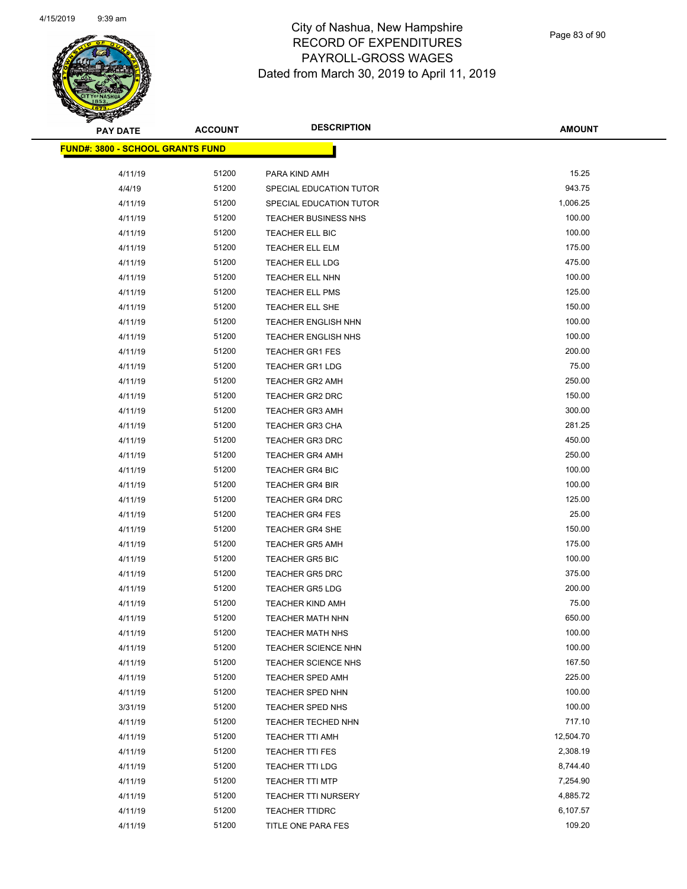# City of Nashua, New Hampshire
## RECORD OF EXPENDITURES
## PAYROLL-GROSS WAGES
## Dated from March 30, 2019 to April 11, 2019

**FUND#: 3800 - SCHOOL GRANTS FUND**

| PAY DATE | ACCOUNT | DESCRIPTION | AMOUNT |
|---|---|---|---|
| 4/11/19 | 51200 | PARA KIND AMH | 15.25 |
| 4/4/19 | 51200 | SPECIAL EDUCATION TUTOR | 943.75 |
| 4/11/19 | 51200 | SPECIAL EDUCATION TUTOR | 1,006.25 |
| 4/11/19 | 51200 | TEACHER BUSINESS NHS | 100.00 |
| 4/11/19 | 51200 | TEACHER ELL BIC | 100.00 |
| 4/11/19 | 51200 | TEACHER ELL ELM | 175.00 |
| 4/11/19 | 51200 | TEACHER ELL LDG | 475.00 |
| 4/11/19 | 51200 | TEACHER ELL NHN | 100.00 |
| 4/11/19 | 51200 | TEACHER ELL PMS | 125.00 |
| 4/11/19 | 51200 | TEACHER ELL SHE | 150.00 |
| 4/11/19 | 51200 | TEACHER ENGLISH NHN | 100.00 |
| 4/11/19 | 51200 | TEACHER ENGLISH NHS | 100.00 |
| 4/11/19 | 51200 | TEACHER GR1 FES | 200.00 |
| 4/11/19 | 51200 | TEACHER GR1 LDG | 75.00 |
| 4/11/19 | 51200 | TEACHER GR2 AMH | 250.00 |
| 4/11/19 | 51200 | TEACHER GR2 DRC | 150.00 |
| 4/11/19 | 51200 | TEACHER GR3 AMH | 300.00 |
| 4/11/19 | 51200 | TEACHER GR3 CHA | 281.25 |
| 4/11/19 | 51200 | TEACHER GR3 DRC | 450.00 |
| 4/11/19 | 51200 | TEACHER GR4 AMH | 250.00 |
| 4/11/19 | 51200 | TEACHER GR4 BIC | 100.00 |
| 4/11/19 | 51200 | TEACHER GR4 BIR | 100.00 |
| 4/11/19 | 51200 | TEACHER GR4 DRC | 125.00 |
| 4/11/19 | 51200 | TEACHER GR4 FES | 25.00 |
| 4/11/19 | 51200 | TEACHER GR4 SHE | 150.00 |
| 4/11/19 | 51200 | TEACHER GR5 AMH | 175.00 |
| 4/11/19 | 51200 | TEACHER GR5 BIC | 100.00 |
| 4/11/19 | 51200 | TEACHER GR5 DRC | 375.00 |
| 4/11/19 | 51200 | TEACHER GR5 LDG | 200.00 |
| 4/11/19 | 51200 | TEACHER KIND AMH | 75.00 |
| 4/11/19 | 51200 | TEACHER MATH NHN | 650.00 |
| 4/11/19 | 51200 | TEACHER MATH NHS | 100.00 |
| 4/11/19 | 51200 | TEACHER SCIENCE NHN | 100.00 |
| 4/11/19 | 51200 | TEACHER SCIENCE NHS | 167.50 |
| 4/11/19 | 51200 | TEACHER SPED AMH | 225.00 |
| 4/11/19 | 51200 | TEACHER SPED NHN | 100.00 |
| 3/31/19 | 51200 | TEACHER SPED NHS | 100.00 |
| 4/11/19 | 51200 | TEACHER TECHED NHN | 717.10 |
| 4/11/19 | 51200 | TEACHER TTI AMH | 12,504.70 |
| 4/11/19 | 51200 | TEACHER TTI FES | 2,308.19 |
| 4/11/19 | 51200 | TEACHER TTI LDG | 8,744.40 |
| 4/11/19 | 51200 | TEACHER TTI MTP | 7,254.90 |
| 4/11/19 | 51200 | TEACHER TTI NURSERY | 4,885.72 |
| 4/11/19 | 51200 | TEACHER TTIDRC | 6,107.57 |
| 4/11/19 | 51200 | TITLE ONE PARA FES | 109.20 |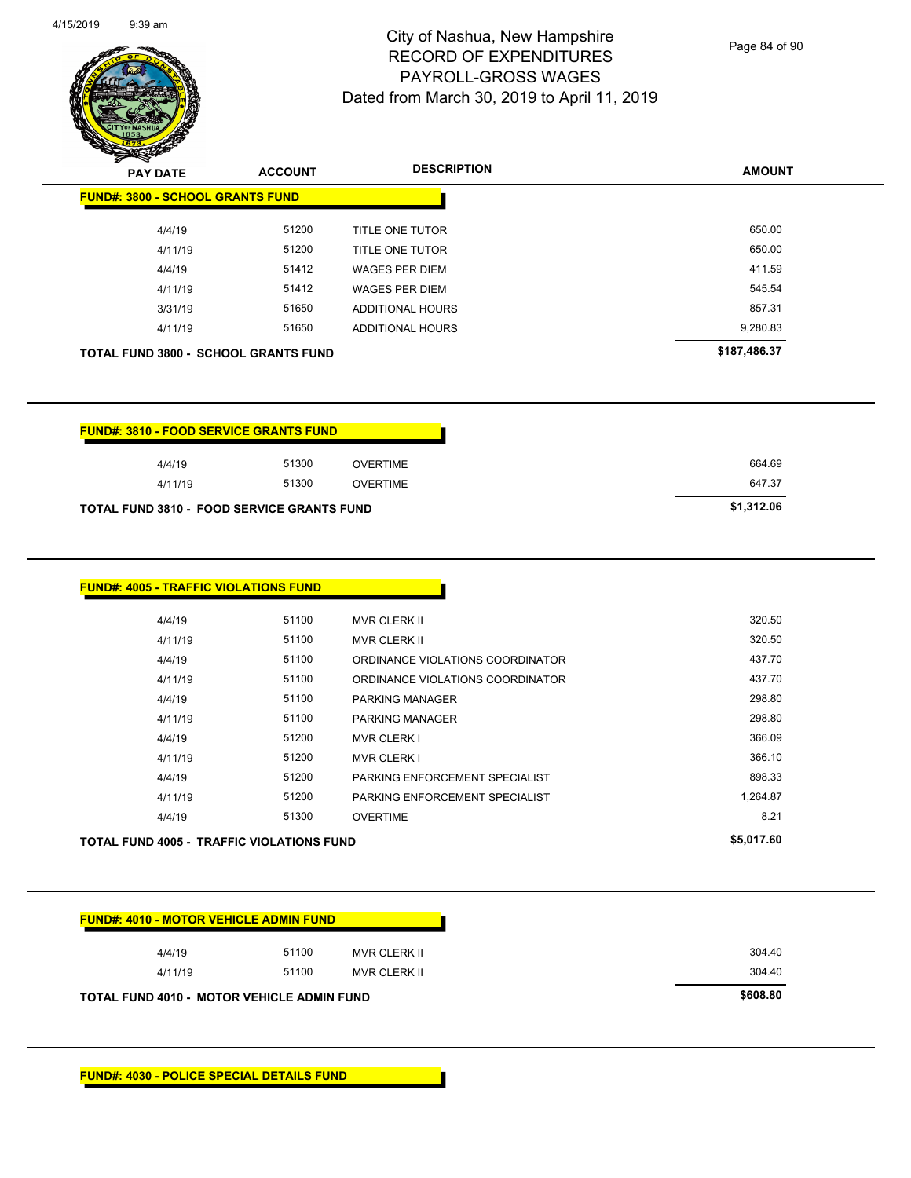# City of Nashua, New Hampshire
## RECORD OF EXPENDITURES
## PAYROLL-GROSS WAGES
## Dated from March 30, 2019 to April 11, 2019

| PAY DATE | ACCOUNT | DESCRIPTION | AMOUNT |
|---|---|---|---|
| **FUND#: 3800 - SCHOOL GRANTS FUND** | | | |
| 4/4/19 | 51200 | TITLE ONE TUTOR | 650.00 |
| 4/11/19 | 51200 | TITLE ONE TUTOR | 650.00 |
| 4/4/19 | 51412 | WAGES PER DIEM | 411.59 |
| 4/11/19 | 51412 | WAGES PER DIEM | 545.54 |
| 3/31/19 | 51650 | ADDITIONAL HOURS | 857.31 |
| 4/11/19 | 51650 | ADDITIONAL HOURS | 9,280.83 |
| **TOTAL FUND 3800 - SCHOOL GRANTS FUND** | | | **$187,486.37** |

| PAY DATE | ACCOUNT | DESCRIPTION | AMOUNT |
|---|---|---|---|
| **FUND#: 3810 - FOOD SERVICE GRANTS FUND** | | | |
| 4/4/19 | 51300 | OVERTIME | 664.69 |
| 4/11/19 | 51300 | OVERTIME | 647.37 |
| **TOTAL FUND 3810 - FOOD SERVICE GRANTS FUND** | | | **$1,312.06** |

| PAY DATE | ACCOUNT | DESCRIPTION | AMOUNT |
|---|---|---|---|
| **FUND#: 4005 - TRAFFIC VIOLATIONS FUND** | | | |
| 4/4/19 | 51100 | MVR CLERK II | 320.50 |
| 4/11/19 | 51100 | MVR CLERK II | 320.50 |
| 4/4/19 | 51100 | ORDINANCE VIOLATIONS COORDINATOR | 437.70 |
| 4/11/19 | 51100 | ORDINANCE VIOLATIONS COORDINATOR | 437.70 |
| 4/4/19 | 51100 | PARKING MANAGER | 298.80 |
| 4/11/19 | 51100 | PARKING MANAGER | 298.80 |
| 4/4/19 | 51200 | MVR CLERK I | 366.09 |
| 4/11/19 | 51200 | MVR CLERK I | 366.10 |
| 4/4/19 | 51200 | PARKING ENFORCEMENT SPECIALIST | 898.33 |
| 4/11/19 | 51200 | PARKING ENFORCEMENT SPECIALIST | 1,264.87 |
| 4/4/19 | 51300 | OVERTIME | 8.21 |
| **TOTAL FUND 4005 - TRAFFIC VIOLATIONS FUND** | | | **$5,017.60** |

| PAY DATE | ACCOUNT | DESCRIPTION | AMOUNT |
|---|---|---|---|
| **FUND#: 4010 - MOTOR VEHICLE ADMIN FUND** | | | |
| 4/4/19 | 51100 | MVR CLERK II | 304.40 |
| 4/11/19 | 51100 | MVR CLERK II | 304.40 |
| **TOTAL FUND 4010 - MOTOR VEHICLE ADMIN FUND** | | | **$608.80** |

**FUND#: 4030 - POLICE SPECIAL DETAILS FUND**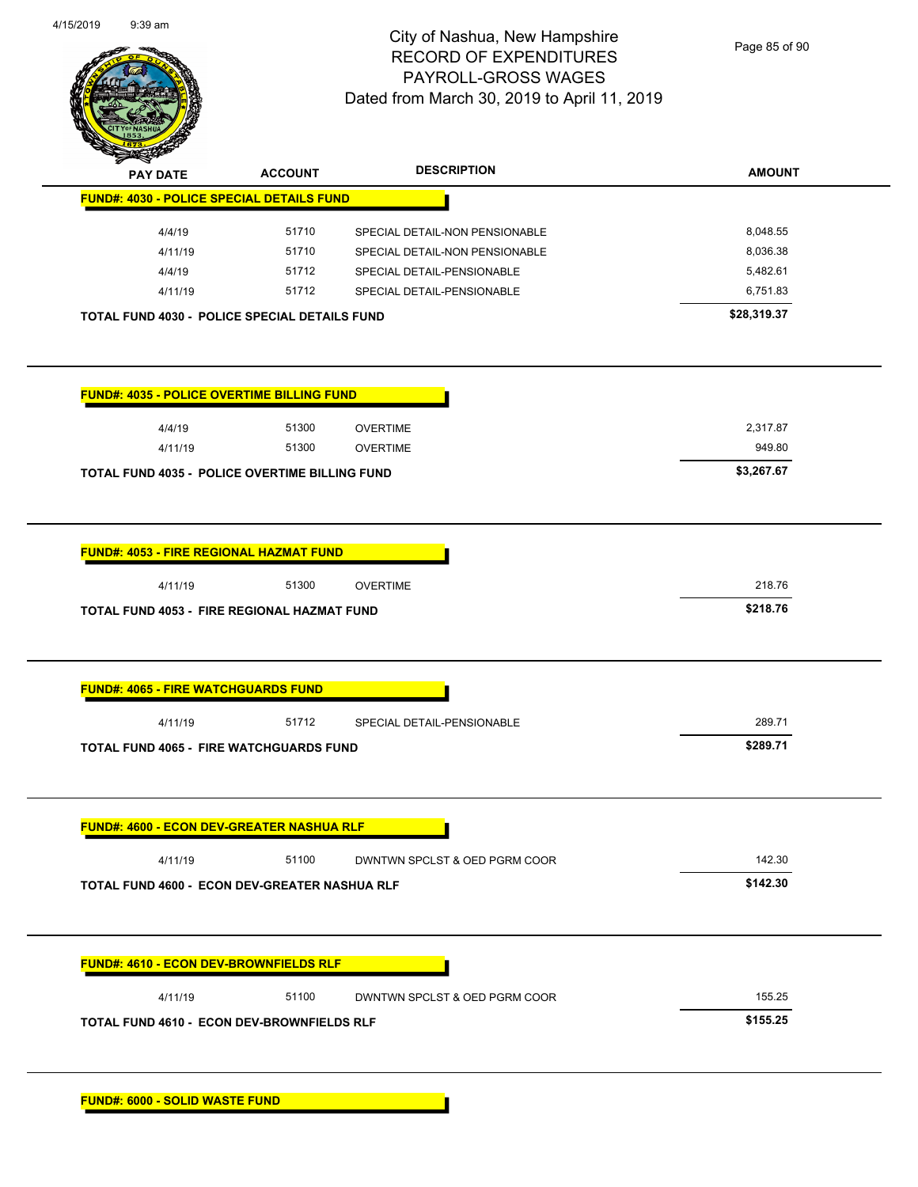| PAY DATE | ACCOUNT | DESCRIPTION | AMOUNT |
|---|---|---|---|

**FUND#: 4030 - POLICE SPECIAL DETAILS FUND**

| PAY DATE | ACCOUNT | DESCRIPTION | AMOUNT |
|---|---|---|---|
| 4/4/19 | 51710 | SPECIAL DETAIL-NON PENSIONABLE | 8,048.55 |
| 4/11/19 | 51710 | SPECIAL DETAIL-NON PENSIONABLE | 8,036.38 |
| 4/4/19 | 51712 | SPECIAL DETAIL-PENSIONABLE | 5,482.61 |
| 4/11/19 | 51712 | SPECIAL DETAIL-PENSIONABLE | 6,751.83 |

**TOTAL FUND 4030 - POLICE SPECIAL DETAILS FUND** **$28,319.37**

**FUND#: 4035 - POLICE OVERTIME BILLING FUND**

| PAY DATE | ACCOUNT | DESCRIPTION | AMOUNT |
|---|---|---|---|
| 4/4/19 | 51300 | OVERTIME | 2,317.87 |
| 4/11/19 | 51300 | OVERTIME | 949.80 |

**TOTAL FUND 4035 - POLICE OVERTIME BILLING FUND** **$3,267.67**

**FUND#: 4053 - FIRE REGIONAL HAZMAT FUND**

| PAY DATE | ACCOUNT | DESCRIPTION | AMOUNT |
|---|---|---|---|
| 4/11/19 | 51300 | OVERTIME | 218.76 |

**TOTAL FUND 4053 - FIRE REGIONAL HAZMAT FUND** **$218.76**

**FUND#: 4065 - FIRE WATCHGUARDS FUND**

| PAY DATE | ACCOUNT | DESCRIPTION | AMOUNT |
|---|---|---|---|
| 4/11/19 | 51712 | SPECIAL DETAIL-PENSIONABLE | 289.71 |

**TOTAL FUND 4065 - FIRE WATCHGUARDS FUND** **$289.71**

**FUND#: 4600 - ECON DEV-GREATER NASHUA RLF**

| PAY DATE | ACCOUNT | DESCRIPTION | AMOUNT |
|---|---|---|---|
| 4/11/19 | 51100 | DWNTWN SPCLST & OED PGRM COOR | 142.30 |

**TOTAL FUND 4600 - ECON DEV-GREATER NASHUA RLF** **$142.30**

**FUND#: 4610 - ECON DEV-BROWNFIELDS RLF**

| PAY DATE | ACCOUNT | DESCRIPTION | AMOUNT |
|---|---|---|---|
| 4/11/19 | 51100 | DWNTWN SPCLST & OED PGRM COOR | 155.25 |

**TOTAL FUND 4610 - ECON DEV-BROWNFIELDS RLF** **$155.25**

**FUND#: 6000 - SOLID WASTE FUND**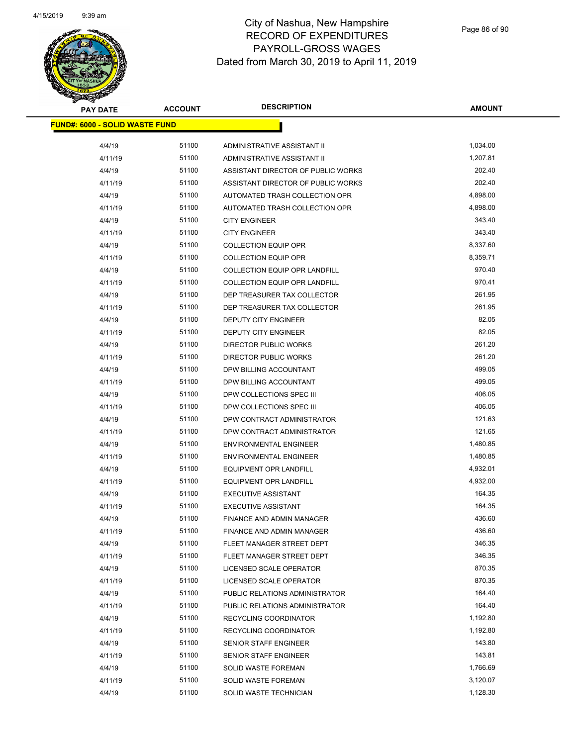# City of Nashua, New Hampshire
## RECORD OF EXPENDITURES
## PAYROLL-GROSS WAGES
### Dated from March 30, 2019 to April 11, 2019

| PAY DATE | ACCOUNT | DESCRIPTION | AMOUNT |
|---|---|---|---|
| **FUND#: 6000 - SOLID WASTE FUND** | | | |
| 4/4/19 | 51100 | ADMINISTRATIVE ASSISTANT II | 1,034.00 |
| 4/11/19 | 51100 | ADMINISTRATIVE ASSISTANT II | 1,207.81 |
| 4/4/19 | 51100 | ASSISTANT DIRECTOR OF PUBLIC WORKS | 202.40 |
| 4/11/19 | 51100 | ASSISTANT DIRECTOR OF PUBLIC WORKS | 202.40 |
| 4/4/19 | 51100 | AUTOMATED TRASH COLLECTION OPR | 4,898.00 |
| 4/11/19 | 51100 | AUTOMATED TRASH COLLECTION OPR | 4,898.00 |
| 4/4/19 | 51100 | CITY ENGINEER | 343.40 |
| 4/11/19 | 51100 | CITY ENGINEER | 343.40 |
| 4/4/19 | 51100 | COLLECTION EQUIP OPR | 8,337.60 |
| 4/11/19 | 51100 | COLLECTION EQUIP OPR | 8,359.71 |
| 4/4/19 | 51100 | COLLECTION EQUIP OPR LANDFILL | 970.40 |
| 4/11/19 | 51100 | COLLECTION EQUIP OPR LANDFILL | 970.41 |
| 4/4/19 | 51100 | DEP TREASURER TAX COLLECTOR | 261.95 |
| 4/11/19 | 51100 | DEP TREASURER TAX COLLECTOR | 261.95 |
| 4/4/19 | 51100 | DEPUTY CITY ENGINEER | 82.05 |
| 4/11/19 | 51100 | DEPUTY CITY ENGINEER | 82.05 |
| 4/4/19 | 51100 | DIRECTOR PUBLIC WORKS | 261.20 |
| 4/11/19 | 51100 | DIRECTOR PUBLIC WORKS | 261.20 |
| 4/4/19 | 51100 | DPW BILLING ACCOUNTANT | 499.05 |
| 4/11/19 | 51100 | DPW BILLING ACCOUNTANT | 499.05 |
| 4/4/19 | 51100 | DPW COLLECTIONS SPEC III | 406.05 |
| 4/11/19 | 51100 | DPW COLLECTIONS SPEC III | 406.05 |
| 4/4/19 | 51100 | DPW CONTRACT ADMINISTRATOR | 121.63 |
| 4/11/19 | 51100 | DPW CONTRACT ADMINISTRATOR | 121.65 |
| 4/4/19 | 51100 | ENVIRONMENTAL ENGINEER | 1,480.85 |
| 4/11/19 | 51100 | ENVIRONMENTAL ENGINEER | 1,480.85 |
| 4/4/19 | 51100 | EQUIPMENT OPR LANDFILL | 4,932.01 |
| 4/11/19 | 51100 | EQUIPMENT OPR LANDFILL | 4,932.00 |
| 4/4/19 | 51100 | EXECUTIVE ASSISTANT | 164.35 |
| 4/11/19 | 51100 | EXECUTIVE ASSISTANT | 164.35 |
| 4/4/19 | 51100 | FINANCE AND ADMIN MANAGER | 436.60 |
| 4/11/19 | 51100 | FINANCE AND ADMIN MANAGER | 436.60 |
| 4/4/19 | 51100 | FLEET MANAGER STREET DEPT | 346.35 |
| 4/11/19 | 51100 | FLEET MANAGER STREET DEPT | 346.35 |
| 4/4/19 | 51100 | LICENSED SCALE OPERATOR | 870.35 |
| 4/11/19 | 51100 | LICENSED SCALE OPERATOR | 870.35 |
| 4/4/19 | 51100 | PUBLIC RELATIONS ADMINISTRATOR | 164.40 |
| 4/11/19 | 51100 | PUBLIC RELATIONS ADMINISTRATOR | 164.40 |
| 4/4/19 | 51100 | RECYCLING COORDINATOR | 1,192.80 |
| 4/11/19 | 51100 | RECYCLING COORDINATOR | 1,192.80 |
| 4/4/19 | 51100 | SENIOR STAFF ENGINEER | 143.80 |
| 4/11/19 | 51100 | SENIOR STAFF ENGINEER | 143.81 |
| 4/4/19 | 51100 | SOLID WASTE FOREMAN | 1,766.69 |
| 4/11/19 | 51100 | SOLID WASTE FOREMAN | 3,120.07 |
| 4/4/19 | 51100 | SOLID WASTE TECHNICIAN | 1,128.30 |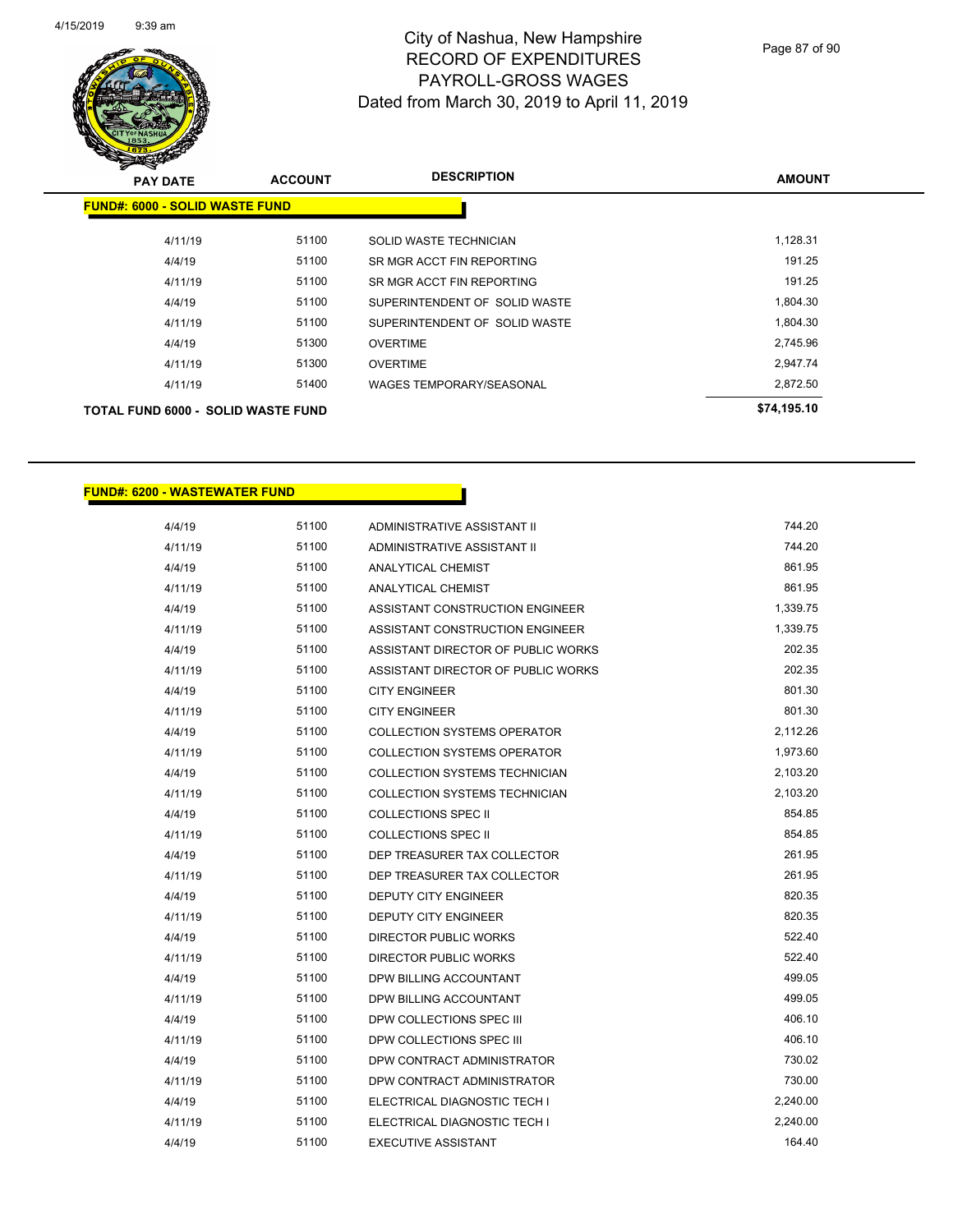# City of Nashua, New Hampshire
# RECORD OF EXPENDITURES
# PAYROLL-GROSS WAGES
## Dated from March 30, 2019 to April 11, 2019

| PAY DATE | ACCOUNT | DESCRIPTION | AMOUNT |
|---|---|---|---|
| **FUND#: 6000 - SOLID WASTE FUND** | | | |
| 4/11/19 | 51100 | SOLID WASTE TECHNICIAN | 1,128.31 |
| 4/4/19 | 51100 | SR MGR ACCT FIN REPORTING | 191.25 |
| 4/11/19 | 51100 | SR MGR ACCT FIN REPORTING | 191.25 |
| 4/4/19 | 51100 | SUPERINTENDENT OF SOLID WASTE | 1,804.30 |
| 4/11/19 | 51100 | SUPERINTENDENT OF SOLID WASTE | 1,804.30 |
| 4/4/19 | 51300 | OVERTIME | 2,745.96 |
| 4/11/19 | 51300 | OVERTIME | 2,947.74 |
| 4/11/19 | 51400 | WAGES TEMPORARY/SEASONAL | 2,872.50 |
| **TOTAL FUND 6000 - SOLID WASTE FUND** | | | **$74,195.10** |

| PAY DATE | ACCOUNT | DESCRIPTION | AMOUNT |
|---|---|---|---|
| **FUND#: 6200 - WASTEWATER FUND** | | | |
| 4/4/19 | 51100 | ADMINISTRATIVE ASSISTANT II | 744.20 |
| 4/11/19 | 51100 | ADMINISTRATIVE ASSISTANT II | 744.20 |
| 4/4/19 | 51100 | ANALYTICAL CHEMIST | 861.95 |
| 4/11/19 | 51100 | ANALYTICAL CHEMIST | 861.95 |
| 4/4/19 | 51100 | ASSISTANT CONSTRUCTION ENGINEER | 1,339.75 |
| 4/11/19 | 51100 | ASSISTANT CONSTRUCTION ENGINEER | 1,339.75 |
| 4/4/19 | 51100 | ASSISTANT DIRECTOR OF PUBLIC WORKS | 202.35 |
| 4/11/19 | 51100 | ASSISTANT DIRECTOR OF PUBLIC WORKS | 202.35 |
| 4/4/19 | 51100 | CITY ENGINEER | 801.30 |
| 4/11/19 | 51100 | CITY ENGINEER | 801.30 |
| 4/4/19 | 51100 | COLLECTION SYSTEMS OPERATOR | 2,112.26 |
| 4/11/19 | 51100 | COLLECTION SYSTEMS OPERATOR | 1,973.60 |
| 4/4/19 | 51100 | COLLECTION SYSTEMS TECHNICIAN | 2,103.20 |
| 4/11/19 | 51100 | COLLECTION SYSTEMS TECHNICIAN | 2,103.20 |
| 4/4/19 | 51100 | COLLECTIONS SPEC II | 854.85 |
| 4/11/19 | 51100 | COLLECTIONS SPEC II | 854.85 |
| 4/4/19 | 51100 | DEP TREASURER TAX COLLECTOR | 261.95 |
| 4/11/19 | 51100 | DEP TREASURER TAX COLLECTOR | 261.95 |
| 4/4/19 | 51100 | DEPUTY CITY ENGINEER | 820.35 |
| 4/11/19 | 51100 | DEPUTY CITY ENGINEER | 820.35 |
| 4/4/19 | 51100 | DIRECTOR PUBLIC WORKS | 522.40 |
| 4/11/19 | 51100 | DIRECTOR PUBLIC WORKS | 522.40 |
| 4/4/19 | 51100 | DPW BILLING ACCOUNTANT | 499.05 |
| 4/11/19 | 51100 | DPW BILLING ACCOUNTANT | 499.05 |
| 4/4/19 | 51100 | DPW COLLECTIONS SPEC III | 406.10 |
| 4/11/19 | 51100 | DPW COLLECTIONS SPEC III | 406.10 |
| 4/4/19 | 51100 | DPW CONTRACT ADMINISTRATOR | 730.02 |
| 4/11/19 | 51100 | DPW CONTRACT ADMINISTRATOR | 730.00 |
| 4/4/19 | 51100 | ELECTRICAL DIAGNOSTIC TECH I | 2,240.00 |
| 4/11/19 | 51100 | ELECTRICAL DIAGNOSTIC TECH I | 2,240.00 |
| 4/4/19 | 51100 | EXECUTIVE ASSISTANT | 164.40 |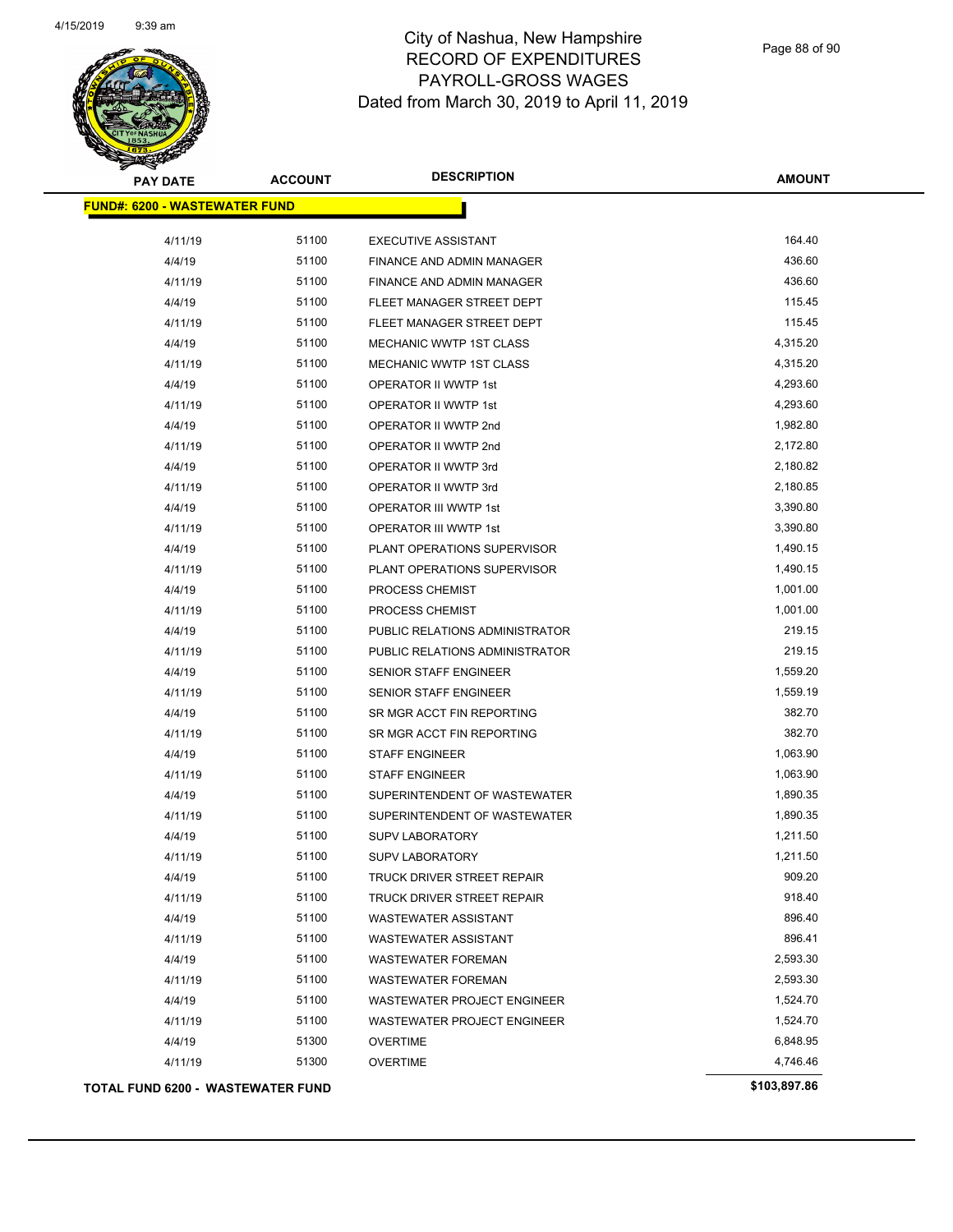# City of Nashua, New Hampshire
# RECORD OF EXPENDITURES
# PAYROLL-GROSS WAGES
# Dated from March 30, 2019 to April 11, 2019

| PAY DATE | ACCOUNT | DESCRIPTION | AMOUNT |
|---|---|---|---|
| **FUND#: 6200 - WASTEWATER FUND** | | | |
| 4/11/19 | 51100 | EXECUTIVE ASSISTANT | 164.40 |
| 4/4/19 | 51100 | FINANCE AND ADMIN MANAGER | 436.60 |
| 4/11/19 | 51100 | FINANCE AND ADMIN MANAGER | 436.60 |
| 4/4/19 | 51100 | FLEET MANAGER STREET DEPT | 115.45 |
| 4/11/19 | 51100 | FLEET MANAGER STREET DEPT | 115.45 |
| 4/4/19 | 51100 | MECHANIC WWTP 1ST CLASS | 4,315.20 |
| 4/11/19 | 51100 | MECHANIC WWTP 1ST CLASS | 4,315.20 |
| 4/4/19 | 51100 | OPERATOR II WWTP 1st | 4,293.60 |
| 4/11/19 | 51100 | OPERATOR II WWTP 1st | 4,293.60 |
| 4/4/19 | 51100 | OPERATOR II WWTP 2nd | 1,982.80 |
| 4/11/19 | 51100 | OPERATOR II WWTP 2nd | 2,172.80 |
| 4/4/19 | 51100 | OPERATOR II WWTP 3rd | 2,180.82 |
| 4/11/19 | 51100 | OPERATOR II WWTP 3rd | 2,180.85 |
| 4/4/19 | 51100 | OPERATOR III WWTP 1st | 3,390.80 |
| 4/11/19 | 51100 | OPERATOR III WWTP 1st | 3,390.80 |
| 4/4/19 | 51100 | PLANT OPERATIONS SUPERVISOR | 1,490.15 |
| 4/11/19 | 51100 | PLANT OPERATIONS SUPERVISOR | 1,490.15 |
| 4/4/19 | 51100 | PROCESS CHEMIST | 1,001.00 |
| 4/11/19 | 51100 | PROCESS CHEMIST | 1,001.00 |
| 4/4/19 | 51100 | PUBLIC RELATIONS ADMINISTRATOR | 219.15 |
| 4/11/19 | 51100 | PUBLIC RELATIONS ADMINISTRATOR | 219.15 |
| 4/4/19 | 51100 | SENIOR STAFF ENGINEER | 1,559.20 |
| 4/11/19 | 51100 | SENIOR STAFF ENGINEER | 1,559.19 |
| 4/4/19 | 51100 | SR MGR ACCT FIN REPORTING | 382.70 |
| 4/11/19 | 51100 | SR MGR ACCT FIN REPORTING | 382.70 |
| 4/4/19 | 51100 | STAFF ENGINEER | 1,063.90 |
| 4/11/19 | 51100 | STAFF ENGINEER | 1,063.90 |
| 4/4/19 | 51100 | SUPERINTENDENT OF WASTEWATER | 1,890.35 |
| 4/11/19 | 51100 | SUPERINTENDENT OF WASTEWATER | 1,890.35 |
| 4/4/19 | 51100 | SUPV LABORATORY | 1,211.50 |
| 4/11/19 | 51100 | SUPV LABORATORY | 1,211.50 |
| 4/4/19 | 51100 | TRUCK DRIVER STREET REPAIR | 909.20 |
| 4/11/19 | 51100 | TRUCK DRIVER STREET REPAIR | 918.40 |
| 4/4/19 | 51100 | WASTEWATER ASSISTANT | 896.40 |
| 4/11/19 | 51100 | WASTEWATER ASSISTANT | 896.41 |
| 4/4/19 | 51100 | WASTEWATER FOREMAN | 2,593.30 |
| 4/11/19 | 51100 | WASTEWATER FOREMAN | 2,593.30 |
| 4/4/19 | 51100 | WASTEWATER PROJECT ENGINEER | 1,524.70 |
| 4/11/19 | 51100 | WASTEWATER PROJECT ENGINEER | 1,524.70 |
| 4/4/19 | 51300 | OVERTIME | 6,848.95 |
| 4/11/19 | 51300 | OVERTIME | 4,746.46 |
| **TOTAL FUND 6200 - WASTEWATER FUND** | | | **$103,897.86** |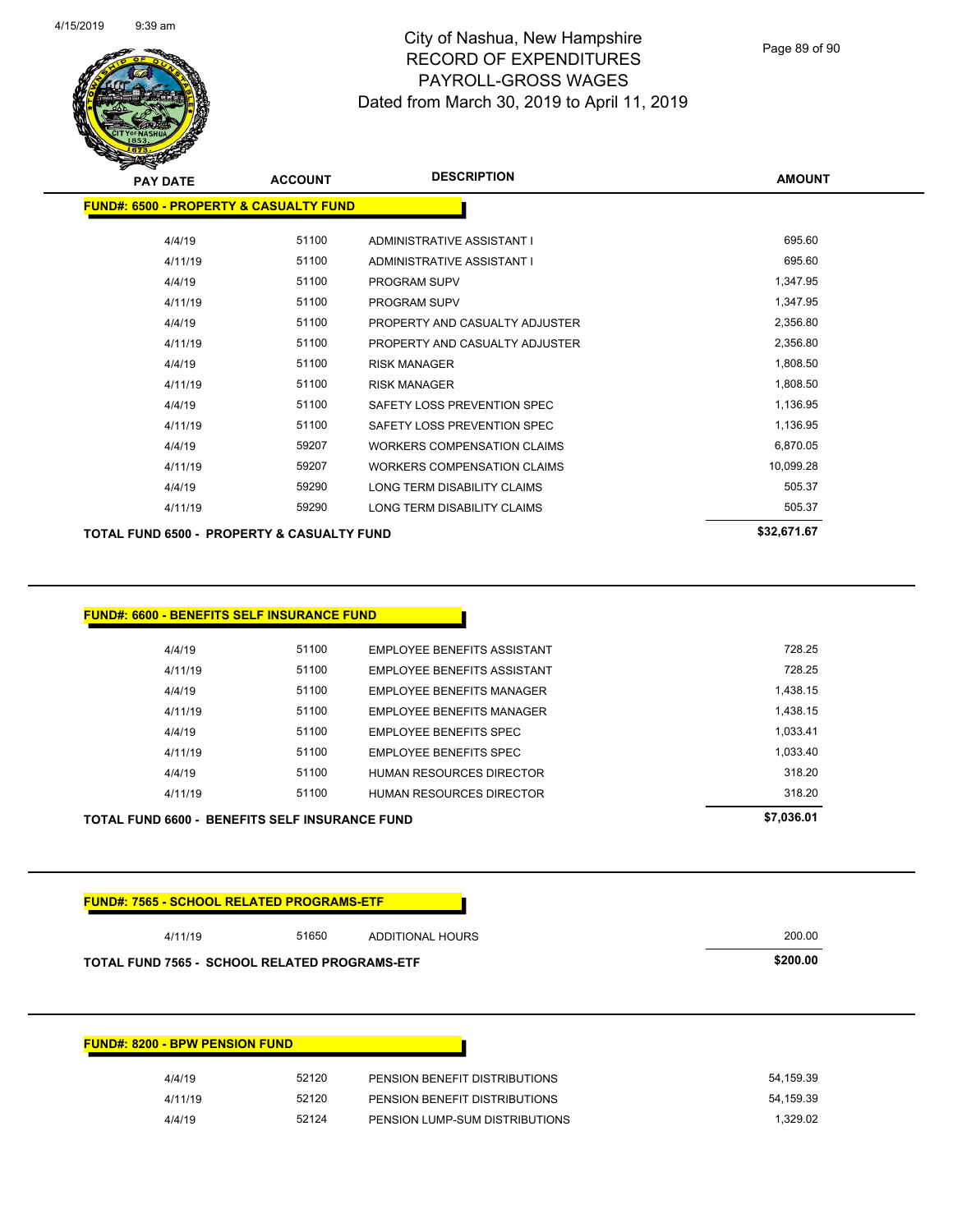# City of Nashua, New Hampshire
# RECORD OF EXPENDITURES
# PAYROLL-GROSS WAGES
# Dated from March 30, 2019 to April 11, 2019

| PAY DATE | ACCOUNT | DESCRIPTION | AMOUNT |
|---|---|---|---|
| **FUND#: 6500 - PROPERTY & CASUALTY FUND** | | | |
| 4/4/19 | 51100 | ADMINISTRATIVE ASSISTANT I | 695.60 |
| 4/11/19 | 51100 | ADMINISTRATIVE ASSISTANT I | 695.60 |
| 4/4/19 | 51100 | PROGRAM SUPV | 1,347.95 |
| 4/11/19 | 51100 | PROGRAM SUPV | 1,347.95 |
| 4/4/19 | 51100 | PROPERTY AND CASUALTY ADJUSTER | 2,356.80 |
| 4/11/19 | 51100 | PROPERTY AND CASUALTY ADJUSTER | 2,356.80 |
| 4/4/19 | 51100 | RISK MANAGER | 1,808.50 |
| 4/11/19 | 51100 | RISK MANAGER | 1,808.50 |
| 4/4/19 | 51100 | SAFETY LOSS PREVENTION SPEC | 1,136.95 |
| 4/11/19 | 51100 | SAFETY LOSS PREVENTION SPEC | 1,136.95 |
| 4/4/19 | 59207 | WORKERS COMPENSATION CLAIMS | 6,870.05 |
| 4/11/19 | 59207 | WORKERS COMPENSATION CLAIMS | 10,099.28 |
| 4/4/19 | 59290 | LONG TERM DISABILITY CLAIMS | 505.37 |
| 4/11/19 | 59290 | LONG TERM DISABILITY CLAIMS | 505.37 |
| **TOTAL FUND 6500 - PROPERTY & CASUALTY FUND** | | | **$32,671.67** |

| PAY DATE | ACCOUNT | DESCRIPTION | AMOUNT |
|---|---|---|---|
| **FUND#: 6600 - BENEFITS SELF INSURANCE FUND** | | | |
| 4/4/19 | 51100 | EMPLOYEE BENEFITS ASSISTANT | 728.25 |
| 4/11/19 | 51100 | EMPLOYEE BENEFITS ASSISTANT | 728.25 |
| 4/4/19 | 51100 | EMPLOYEE BENEFITS MANAGER | 1,438.15 |
| 4/11/19 | 51100 | EMPLOYEE BENEFITS MANAGER | 1,438.15 |
| 4/4/19 | 51100 | EMPLOYEE BENEFITS SPEC | 1,033.41 |
| 4/11/19 | 51100 | EMPLOYEE BENEFITS SPEC | 1,033.40 |
| 4/4/19 | 51100 | HUMAN RESOURCES DIRECTOR | 318.20 |
| 4/11/19 | 51100 | HUMAN RESOURCES DIRECTOR | 318.20 |
| **TOTAL FUND 6600 - BENEFITS SELF INSURANCE FUND** | | | **$7,036.01** |

| PAY DATE | ACCOUNT | DESCRIPTION | AMOUNT |
|---|---|---|---|
| **FUND#: 7565 - SCHOOL RELATED PROGRAMS-ETF** | | | |
| 4/11/19 | 51650 | ADDITIONAL HOURS | 200.00 |
| **TOTAL FUND 7565 - SCHOOL RELATED PROGRAMS-ETF** | | | **$200.00** |

| PAY DATE | ACCOUNT | DESCRIPTION | AMOUNT |
|---|---|---|---|
| **FUND#: 8200 - BPW PENSION FUND** | | | |
| 4/4/19 | 52120 | PENSION BENEFIT DISTRIBUTIONS | 54,159.39 |
| 4/11/19 | 52120 | PENSION BENEFIT DISTRIBUTIONS | 54,159.39 |
| 4/4/19 | 52124 | PENSION LUMP-SUM DISTRIBUTIONS | 1,329.02 |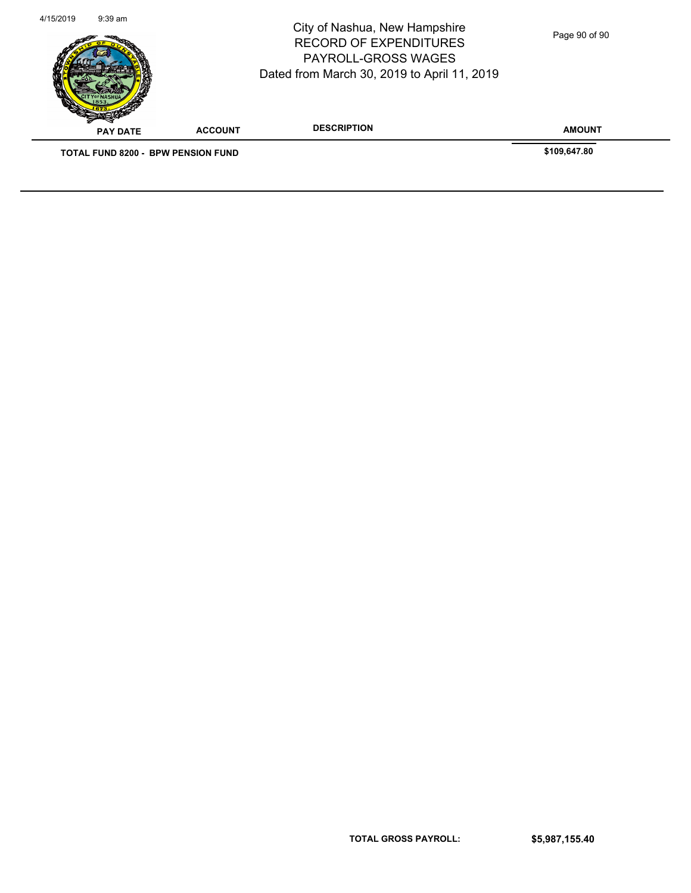| PAY DATE | ACCOUNT | DESCRIPTION | AMOUNT |
| --- | --- | --- | --- |
| **TOTAL FUND 8200 - BPW PENSION FUND** | | | **$109,647.80** |

**TOTAL GROSS PAYROLL:** **$5,987,155.40**